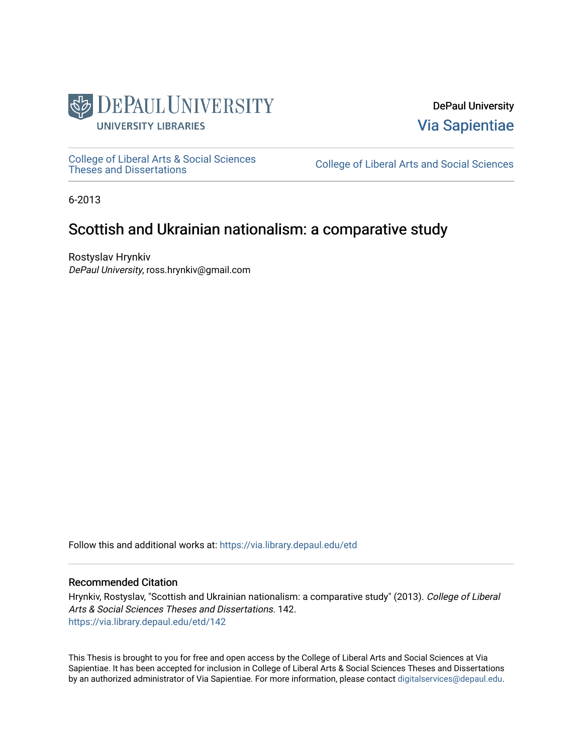DePaul University Libraries

DePaul University
Via Sapientiae

College of Liberal Arts & Social Sciences Theses and Dissertations

College of Liberal Arts and Social Sciences

6-2013

# Scottish and Ukrainian nationalism: a comparative study

Rostyslav Hrynkiv
*DePaul University*, ross.hrynkiv@gmail.com

Follow this and additional works at: https://via.library.depaul.edu/etd

## Recommended Citation

Hrynkiv, Rostyslav, "Scottish and Ukrainian nationalism: a comparative study" (2013). *College of Liberal Arts & Social Sciences Theses and Dissertations*. 142.
https://via.library.depaul.edu/etd/142

This Thesis is brought to you for free and open access by the College of Liberal Arts and Social Sciences at Via Sapientiae. It has been accepted for inclusion in College of Liberal Arts & Social Sciences Theses and Dissertations by an authorized administrator of Via Sapientiae. For more information, please contact digitalservices@depaul.edu.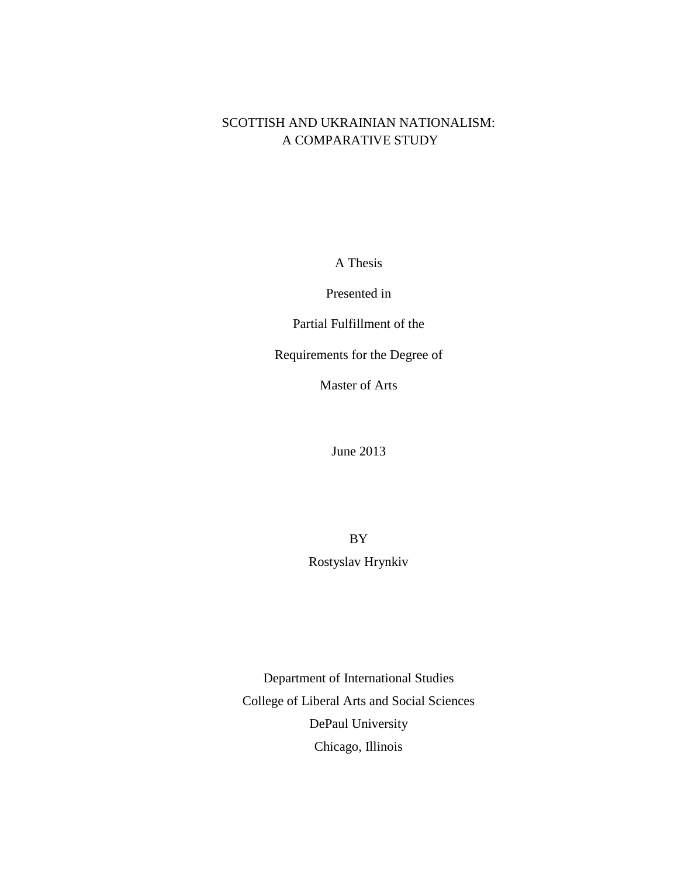# SCOTTISH AND UKRAINIAN NATIONALISM: A COMPARATIVE STUDY

A Thesis

Presented in

Partial Fulfillment of the

Requirements for the Degree of

Master of Arts

June 2013

BY

Rostyslav Hrynkiv

Department of International Studies

College of Liberal Arts and Social Sciences

DePaul University

Chicago, Illinois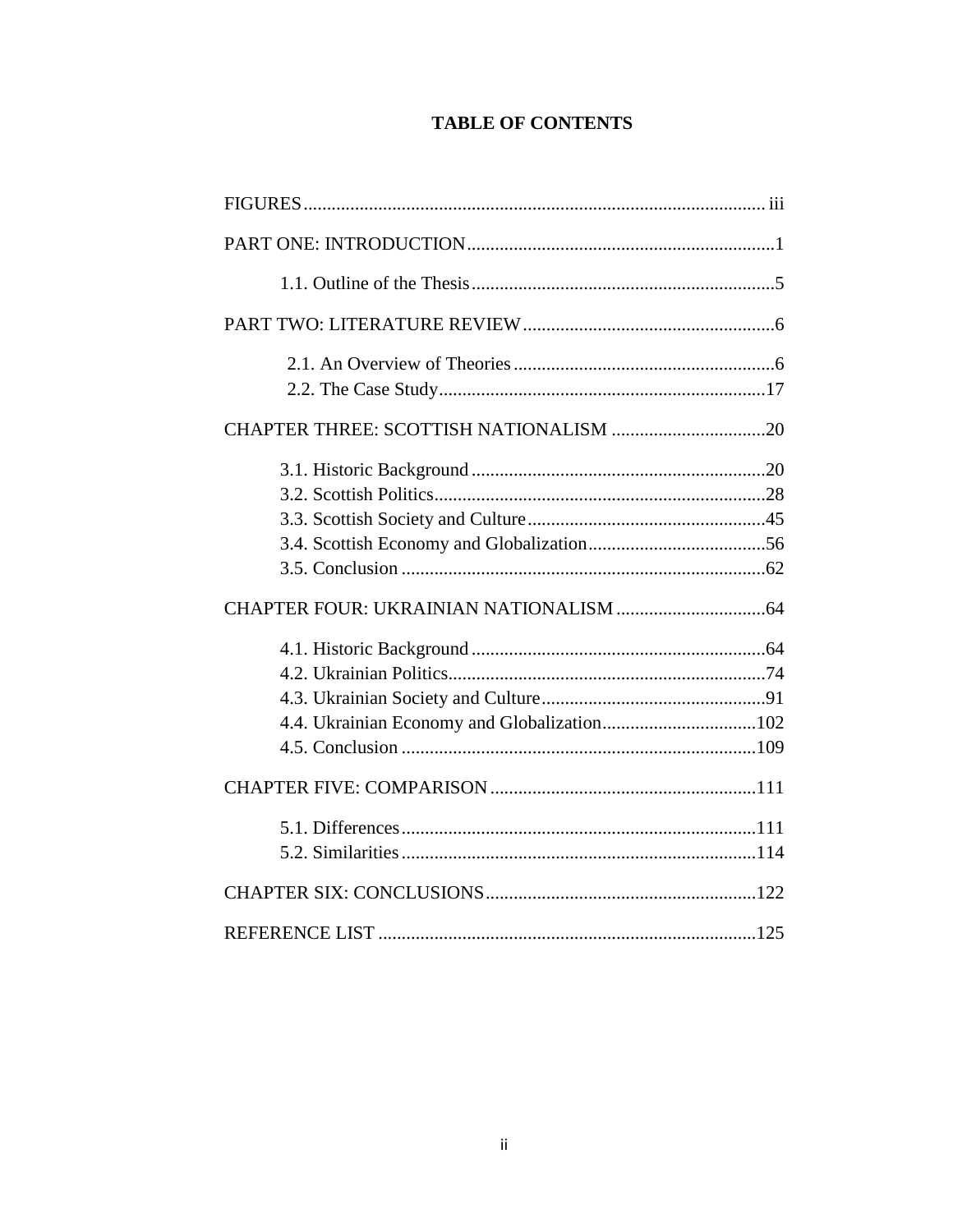## TABLE OF CONTENTS

FIGURES ........................................................ iii

PART ONE: INTRODUCTION ........................................................ 1

- 1.1. Outline of the Thesis ........................................................ 5

PART TWO: LITERATURE REVIEW ........................................................ 6

- 2.1. An Overview of Theories ........................................................ 6
- 2.2. The Case Study ........................................................ 17

CHAPTER THREE: SCOTTISH NATIONALISM ........................................................ 20

- 3.1. Historic Background ........................................................ 20
- 3.2. Scottish Politics ........................................................ 28
- 3.3. Scottish Society and Culture ........................................................ 45
- 3.4. Scottish Economy and Globalization ........................................................ 56
- 3.5. Conclusion ........................................................ 62

CHAPTER FOUR: UKRAINIAN NATIONALISM ........................................................ 64

- 4.1. Historic Background ........................................................ 64
- 4.2. Ukrainian Politics ........................................................ 74
- 4.3. Ukrainian Society and Culture ........................................................ 91
- 4.4. Ukrainian Economy and Globalization ........................................................ 102
- 4.5. Conclusion ........................................................ 109

CHAPTER FIVE: COMPARISON ........................................................ 111

- 5.1. Differences ........................................................ 111
- 5.2. Similarities ........................................................ 114

CHAPTER SIX: CONCLUSIONS ........................................................ 122

REFERENCE LIST ........................................................ 125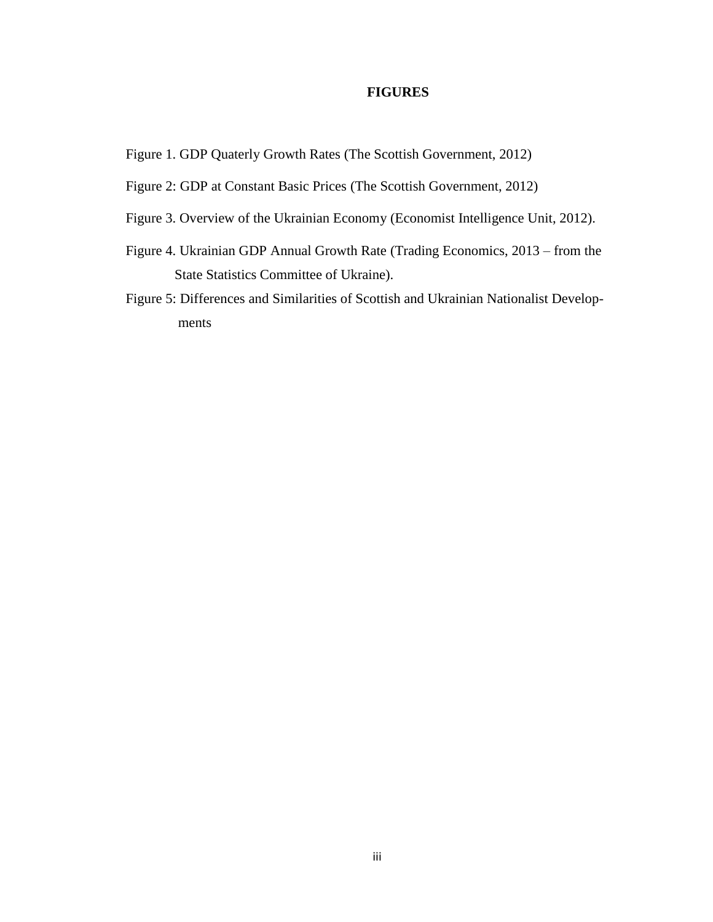# FIGURES

Figure 1. GDP Quaterly Growth Rates (The Scottish Government, 2012)

Figure 2: GDP at Constant Basic Prices (The Scottish Government, 2012)

Figure 3. Overview of the Ukrainian Economy (Economist Intelligence Unit, 2012).

Figure 4. Ukrainian GDP Annual Growth Rate (Trading Economics, 2013 – from the State Statistics Committee of Ukraine).

Figure 5: Differences and Similarities of Scottish and Ukrainian Nationalist Developments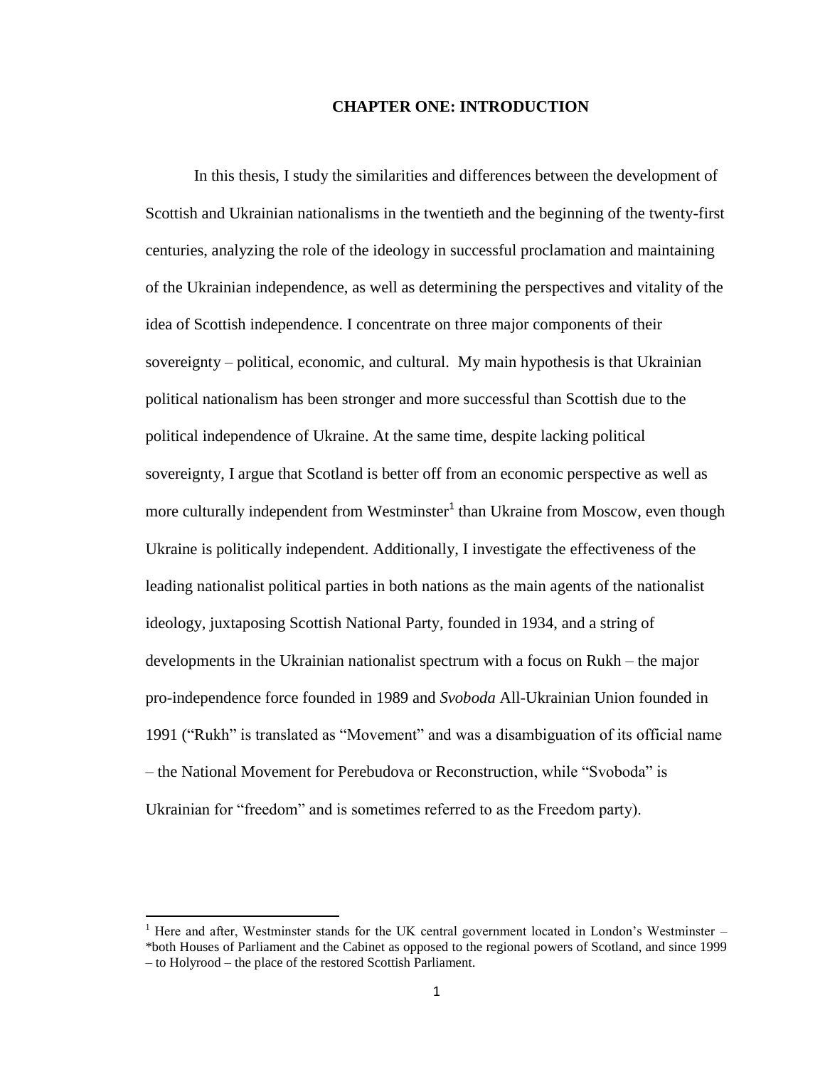# CHAPTER ONE: INTRODUCTION

In this thesis, I study the similarities and differences between the development of Scottish and Ukrainian nationalisms in the twentieth and the beginning of the twenty-first centuries, analyzing the role of the ideology in successful proclamation and maintaining of the Ukrainian independence, as well as determining the perspectives and vitality of the idea of Scottish independence. I concentrate on three major components of their sovereignty – political, economic, and cultural. My main hypothesis is that Ukrainian political nationalism has been stronger and more successful than Scottish due to the political independence of Ukraine. At the same time, despite lacking political sovereignty, I argue that Scotland is better off from an economic perspective as well as more culturally independent from Westminster[1] than Ukraine from Moscow, even though Ukraine is politically independent. Additionally, I investigate the effectiveness of the leading nationalist political parties in both nations as the main agents of the nationalist ideology, juxtaposing Scottish National Party, founded in 1934, and a string of developments in the Ukrainian nationalist spectrum with a focus on Rukh – the major pro-independence force founded in 1989 and *Svoboda* All-Ukrainian Union founded in 1991 ("Rukh" is translated as "Movement" and was a disambiguation of its official name – the National Movement for Perebudova or Reconstruction, while "Svoboda" is Ukrainian for "freedom" and is sometimes referred to as the Freedom party).

---

[1] Here and after, Westminster stands for the UK central government located in London's Westminster – *both Houses of Parliament and the Cabinet as opposed to the regional powers of Scotland, and since 1999 – to Holyrood – the place of the restored Scottish Parliament.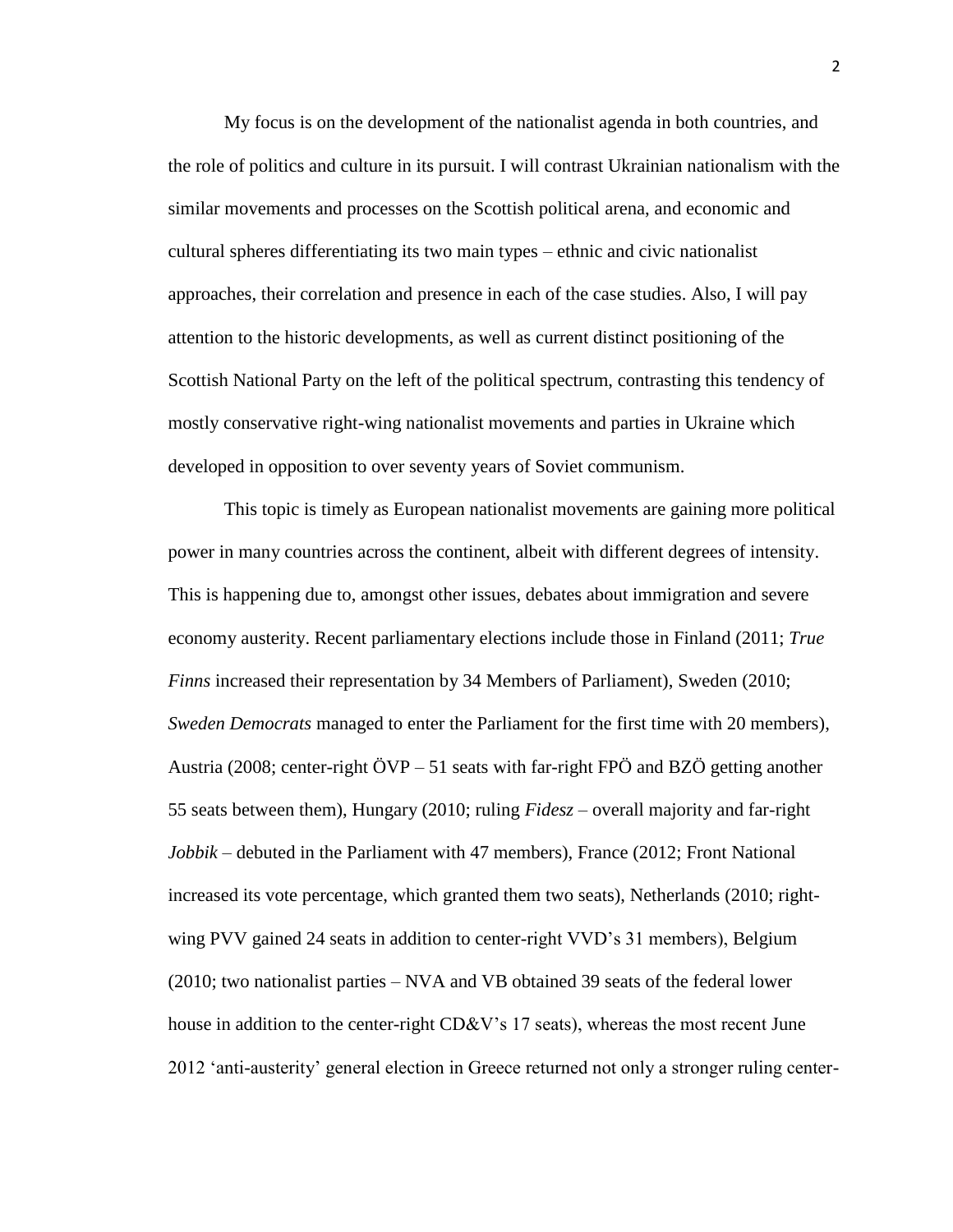My focus is on the development of the nationalist agenda in both countries, and the role of politics and culture in its pursuit. I will contrast Ukrainian nationalism with the similar movements and processes on the Scottish political arena, and economic and cultural spheres differentiating its two main types – ethnic and civic nationalist approaches, their correlation and presence in each of the case studies. Also, I will pay attention to the historic developments, as well as current distinct positioning of the Scottish National Party on the left of the political spectrum, contrasting this tendency of mostly conservative right-wing nationalist movements and parties in Ukraine which developed in opposition to over seventy years of Soviet communism.

This topic is timely as European nationalist movements are gaining more political power in many countries across the continent, albeit with different degrees of intensity. This is happening due to, amongst other issues, debates about immigration and severe economy austerity. Recent parliamentary elections include those in Finland (2011; *True Finns* increased their representation by 34 Members of Parliament), Sweden (2010; *Sweden Democrats* managed to enter the Parliament for the first time with 20 members), Austria (2008; center-right ÖVP – 51 seats with far-right FPÖ and BZÖ getting another 55 seats between them), Hungary (2010; ruling *Fidesz* – overall majority and far-right *Jobbik* – debuted in the Parliament with 47 members), France (2012; Front National increased its vote percentage, which granted them two seats), Netherlands (2010; right-wing PVV gained 24 seats in addition to center-right VVD's 31 members), Belgium (2010; two nationalist parties – NVA and VB obtained 39 seats of the federal lower house in addition to the center-right CD&V's 17 seats), whereas the most recent June 2012 'anti-austerity' general election in Greece returned not only a stronger ruling center-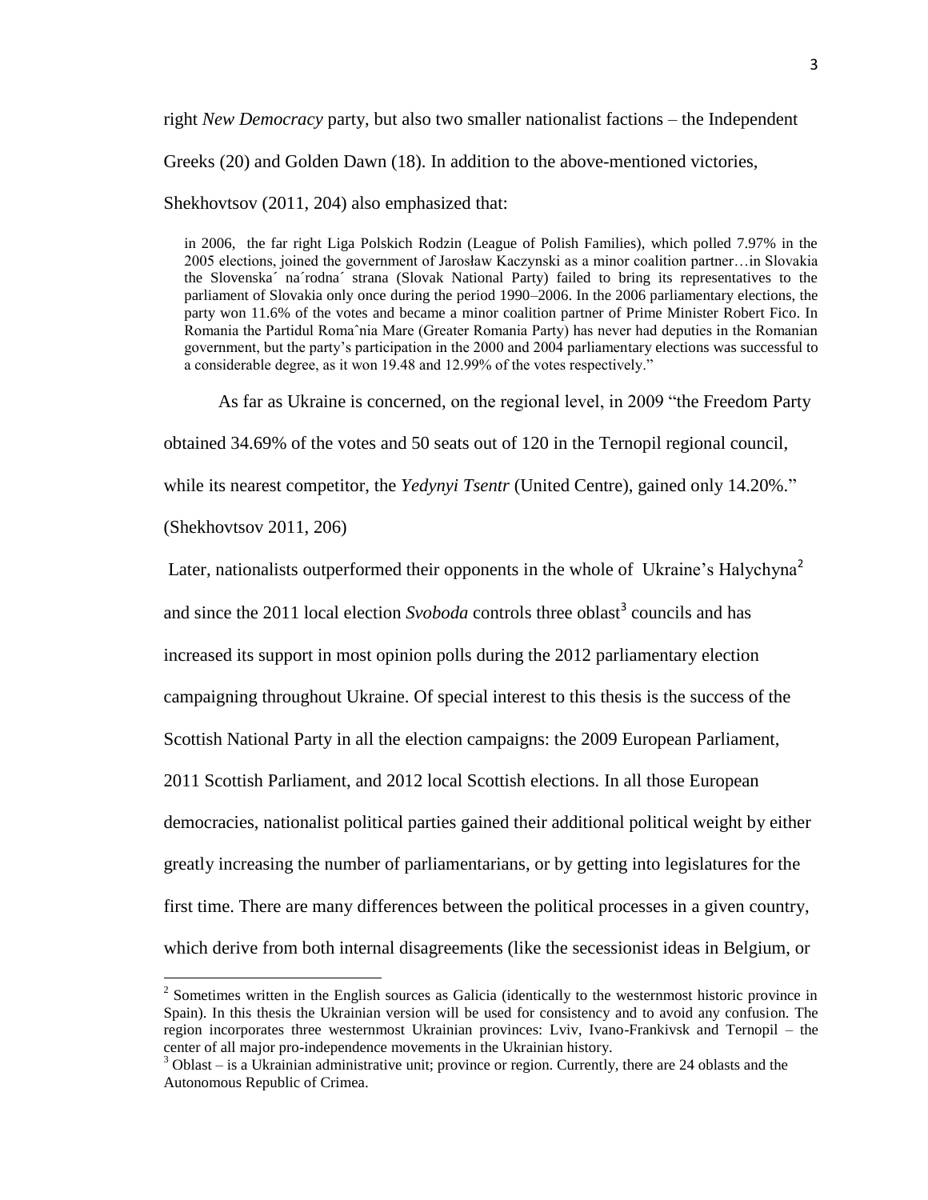right *New Democracy* party, but also two smaller nationalist factions – the Independent Greeks (20) and Golden Dawn (18). In addition to the above-mentioned victories, Shekhovtsov (2011, 204) also emphasized that:

> in 2006, the far right Liga Polskich Rodzin (League of Polish Families), which polled 7.97% in the 2005 elections, joined the government of Jarosław Kaczynski as a minor coalition partner…in Slovakia the Slovenska´ na´rodna´ strana (Slovak National Party) failed to bring its representatives to the parliament of Slovakia only once during the period 1990–2006. In the 2006 parliamentary elections, the party won 11.6% of the votes and became a minor coalition partner of Prime Minister Robert Fico. In Romania the Partidul Romaˆnia Mare (Greater Romania Party) has never had deputies in the Romanian government, but the party's participation in the 2000 and 2004 parliamentary elections was successful to a considerable degree, as it won 19.48 and 12.99% of the votes respectively."

As far as Ukraine is concerned, on the regional level, in 2009 "the Freedom Party obtained 34.69% of the votes and 50 seats out of 120 in the Ternopil regional council, while its nearest competitor, the *Yedynyi Tsentr* (United Centre), gained only 14.20%." (Shekhovtsov 2011, 206)

Later, nationalists outperformed their opponents in the whole of Ukraine's Halychyna[2] and since the 2011 local election *Svoboda* controls three oblast[3] councils and has increased its support in most opinion polls during the 2012 parliamentary election campaigning throughout Ukraine. Of special interest to this thesis is the success of the Scottish National Party in all the election campaigns: the 2009 European Parliament, 2011 Scottish Parliament, and 2012 local Scottish elections. In all those European democracies, nationalist political parties gained their additional political weight by either greatly increasing the number of parliamentarians, or by getting into legislatures for the first time. There are many differences between the political processes in a given country, which derive from both internal disagreements (like the secessionist ideas in Belgium, or

---

[2] Sometimes written in the English sources as Galicia (identically to the westernmost historic province in Spain). In this thesis the Ukrainian version will be used for consistency and to avoid any confusion. The region incorporates three westernmost Ukrainian provinces: Lviv, Ivano-Frankivsk and Ternopil – the center of all major pro-independence movements in the Ukrainian history.

[3] Oblast – is a Ukrainian administrative unit; province or region. Currently, there are 24 oblasts and the Autonomous Republic of Crimea.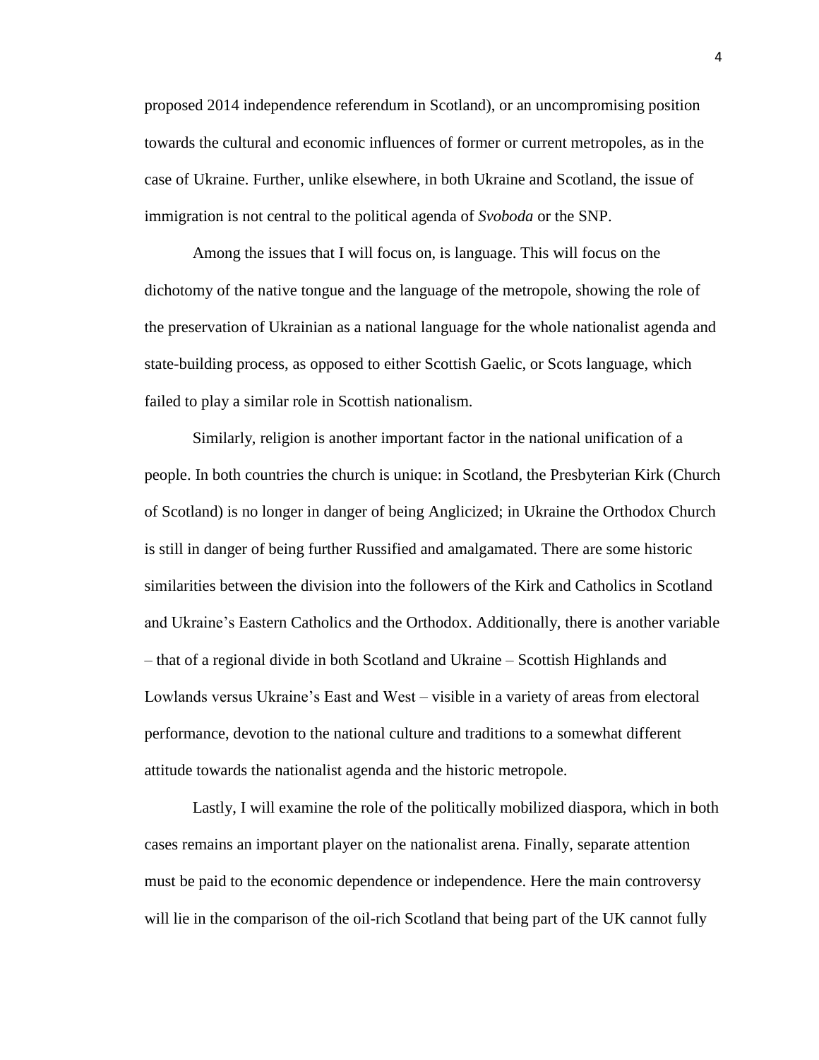proposed 2014 independence referendum in Scotland), or an uncompromising position towards the cultural and economic influences of former or current metropoles, as in the case of Ukraine. Further, unlike elsewhere, in both Ukraine and Scotland, the issue of immigration is not central to the political agenda of *Svoboda* or the SNP.

Among the issues that I will focus on, is language. This will focus on the dichotomy of the native tongue and the language of the metropole, showing the role of the preservation of Ukrainian as a national language for the whole nationalist agenda and state-building process, as opposed to either Scottish Gaelic, or Scots language, which failed to play a similar role in Scottish nationalism.

Similarly, religion is another important factor in the national unification of a people. In both countries the church is unique: in Scotland, the Presbyterian Kirk (Church of Scotland) is no longer in danger of being Anglicized; in Ukraine the Orthodox Church is still in danger of being further Russified and amalgamated. There are some historic similarities between the division into the followers of the Kirk and Catholics in Scotland and Ukraine's Eastern Catholics and the Orthodox. Additionally, there is another variable – that of a regional divide in both Scotland and Ukraine – Scottish Highlands and Lowlands versus Ukraine's East and West – visible in a variety of areas from electoral performance, devotion to the national culture and traditions to a somewhat different attitude towards the nationalist agenda and the historic metropole.

Lastly, I will examine the role of the politically mobilized diaspora, which in both cases remains an important player on the nationalist arena. Finally, separate attention must be paid to the economic dependence or independence. Here the main controversy will lie in the comparison of the oil-rich Scotland that being part of the UK cannot fully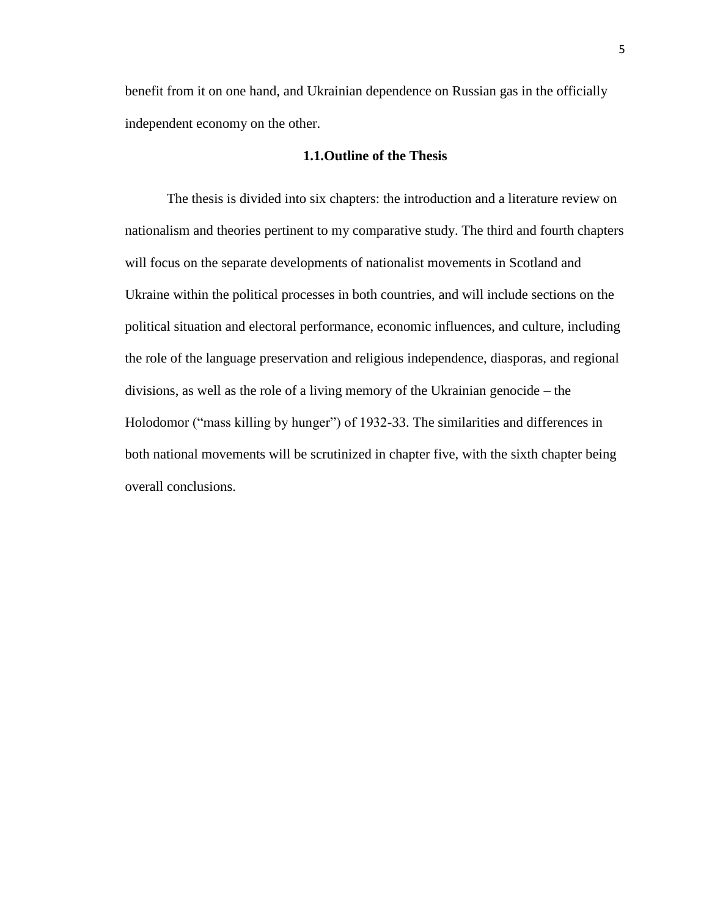benefit from it on one hand, and Ukrainian dependence on Russian gas in the officially independent economy on the other.

## 1.1. Outline of the Thesis

The thesis is divided into six chapters: the introduction and a literature review on nationalism and theories pertinent to my comparative study. The third and fourth chapters will focus on the separate developments of nationalist movements in Scotland and Ukraine within the political processes in both countries, and will include sections on the political situation and electoral performance, economic influences, and culture, including the role of the language preservation and religious independence, diasporas, and regional divisions, as well as the role of a living memory of the Ukrainian genocide – the Holodomor ("mass killing by hunger") of 1932-33. The similarities and differences in both national movements will be scrutinized in chapter five, with the sixth chapter being overall conclusions.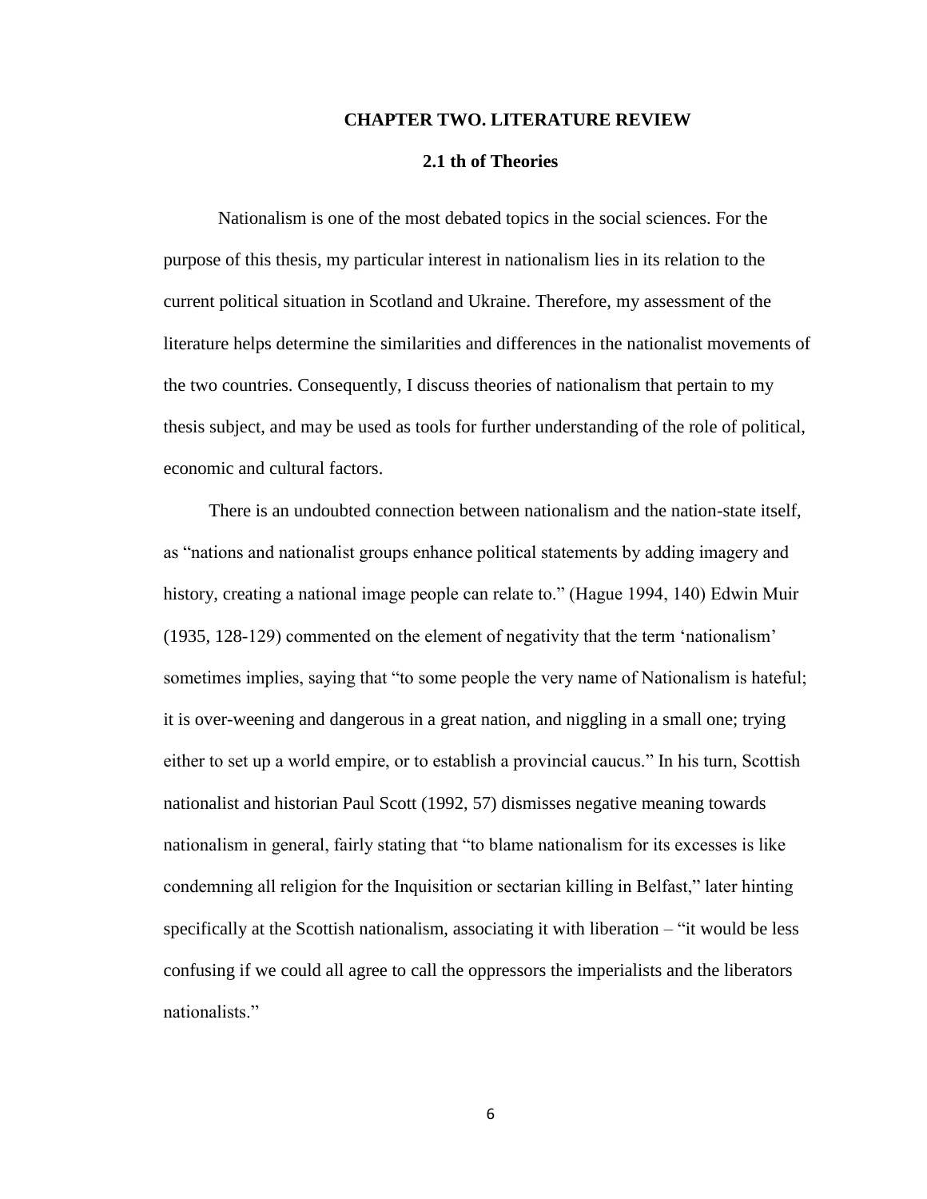# CHAPTER TWO. LITERATURE REVIEW

## 2.1 th of Theories

Nationalism is one of the most debated topics in the social sciences. For the purpose of this thesis, my particular interest in nationalism lies in its relation to the current political situation in Scotland and Ukraine. Therefore, my assessment of the literature helps determine the similarities and differences in the nationalist movements of the two countries. Consequently, I discuss theories of nationalism that pertain to my thesis subject, and may be used as tools for further understanding of the role of political, economic and cultural factors.

There is an undoubted connection between nationalism and the nation-state itself, as "nations and nationalist groups enhance political statements by adding imagery and history, creating a national image people can relate to." (Hague 1994, 140) Edwin Muir (1935, 128-129) commented on the element of negativity that the term 'nationalism' sometimes implies, saying that "to some people the very name of Nationalism is hateful; it is over-weening and dangerous in a great nation, and niggling in a small one; trying either to set up a world empire, or to establish a provincial caucus." In his turn, Scottish nationalist and historian Paul Scott (1992, 57) dismisses negative meaning towards nationalism in general, fairly stating that "to blame nationalism for its excesses is like condemning all religion for the Inquisition or sectarian killing in Belfast," later hinting specifically at the Scottish nationalism, associating it with liberation – "it would be less confusing if we could all agree to call the oppressors the imperialists and the liberators nationalists."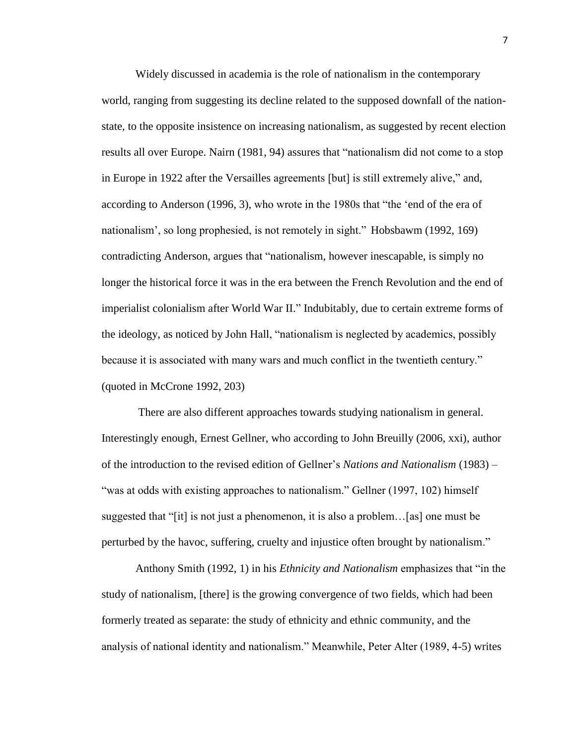Widely discussed in academia is the role of nationalism in the contemporary world, ranging from suggesting its decline related to the supposed downfall of the nation-state, to the opposite insistence on increasing nationalism, as suggested by recent election results all over Europe. Nairn (1981, 94) assures that "nationalism did not come to a stop in Europe in 1922 after the Versailles agreements [but] is still extremely alive," and, according to Anderson (1996, 3), who wrote in the 1980s that "the 'end of the era of nationalism', so long prophesied, is not remotely in sight." Hobsbawm (1992, 169) contradicting Anderson, argues that "nationalism, however inescapable, is simply no longer the historical force it was in the era between the French Revolution and the end of imperialist colonialism after World War II." Indubitably, due to certain extreme forms of the ideology, as noticed by John Hall, "nationalism is neglected by academics, possibly because it is associated with many wars and much conflict in the twentieth century." (quoted in McCrone 1992, 203)

There are also different approaches towards studying nationalism in general. Interestingly enough, Ernest Gellner, who according to John Breuilly (2006, xxi), author of the introduction to the revised edition of Gellner's *Nations and Nationalism* (1983) – "was at odds with existing approaches to nationalism." Gellner (1997, 102) himself suggested that "[it] is not just a phenomenon, it is also a problem…[as] one must be perturbed by the havoc, suffering, cruelty and injustice often brought by nationalism."

Anthony Smith (1992, 1) in his *Ethnicity and Nationalism* emphasizes that "in the study of nationalism, [there] is the growing convergence of two fields, which had been formerly treated as separate: the study of ethnicity and ethnic community, and the analysis of national identity and nationalism." Meanwhile, Peter Alter (1989, 4-5) writes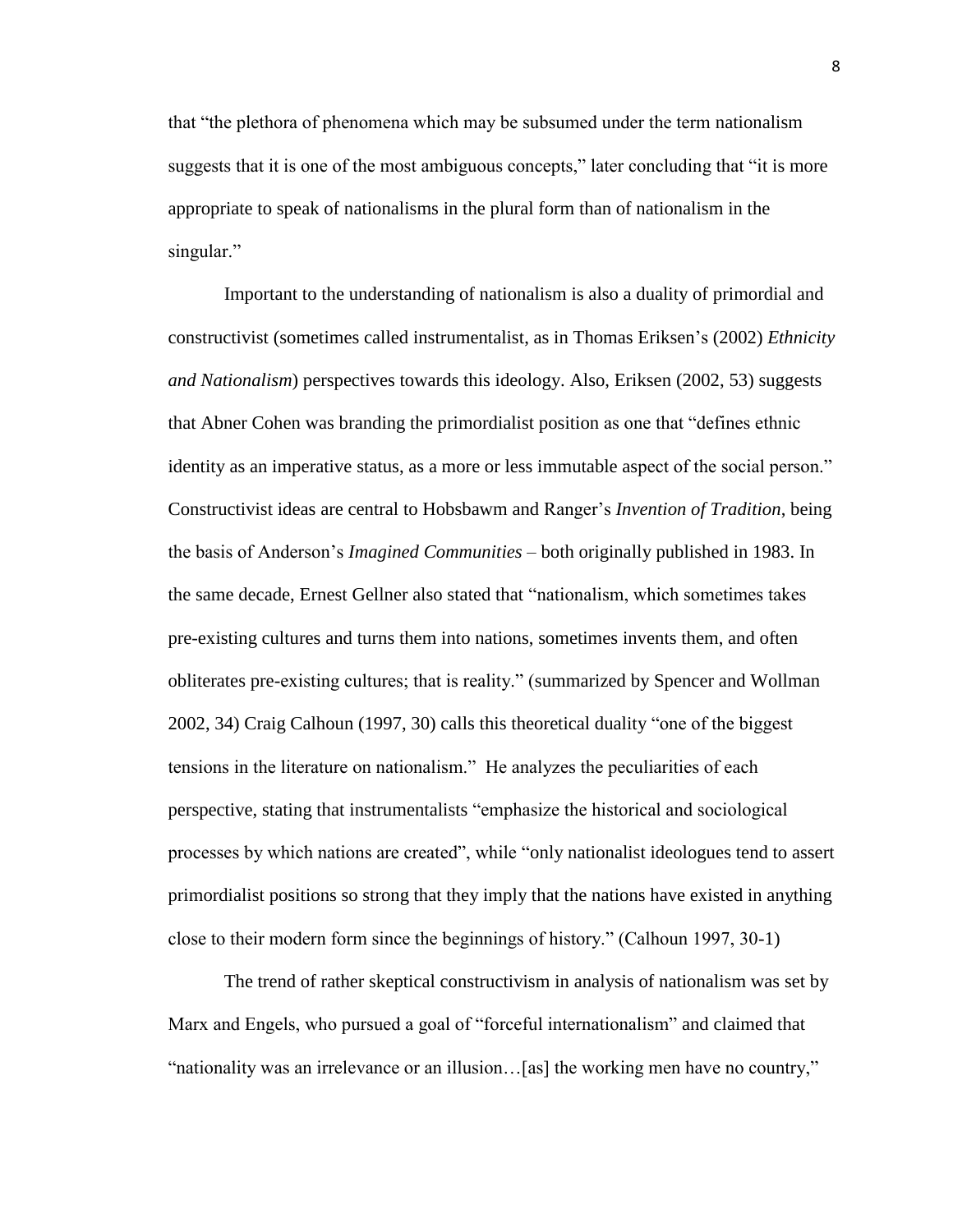that "the plethora of phenomena which may be subsumed under the term nationalism suggests that it is one of the most ambiguous concepts," later concluding that "it is more appropriate to speak of nationalisms in the plural form than of nationalism in the singular."

Important to the understanding of nationalism is also a duality of primordial and constructivist (sometimes called instrumentalist, as in Thomas Eriksen's (2002) *Ethnicity and Nationalism*) perspectives towards this ideology. Also, Eriksen (2002, 53) suggests that Abner Cohen was branding the primordialist position as one that "defines ethnic identity as an imperative status, as a more or less immutable aspect of the social person." Constructivist ideas are central to Hobsbawm and Ranger's *Invention of Tradition*, being the basis of Anderson's *Imagined Communities* – both originally published in 1983. In the same decade, Ernest Gellner also stated that "nationalism, which sometimes takes pre-existing cultures and turns them into nations, sometimes invents them, and often obliterates pre-existing cultures; that is reality." (summarized by Spencer and Wollman 2002, 34) Craig Calhoun (1997, 30) calls this theoretical duality "one of the biggest tensions in the literature on nationalism." He analyzes the peculiarities of each perspective, stating that instrumentalists "emphasize the historical and sociological processes by which nations are created", while "only nationalist ideologues tend to assert primordialist positions so strong that they imply that the nations have existed in anything close to their modern form since the beginnings of history." (Calhoun 1997, 30-1)

The trend of rather skeptical constructivism in analysis of nationalism was set by Marx and Engels, who pursued a goal of "forceful internationalism" and claimed that "nationality was an irrelevance or an illusion…[as] the working men have no country,"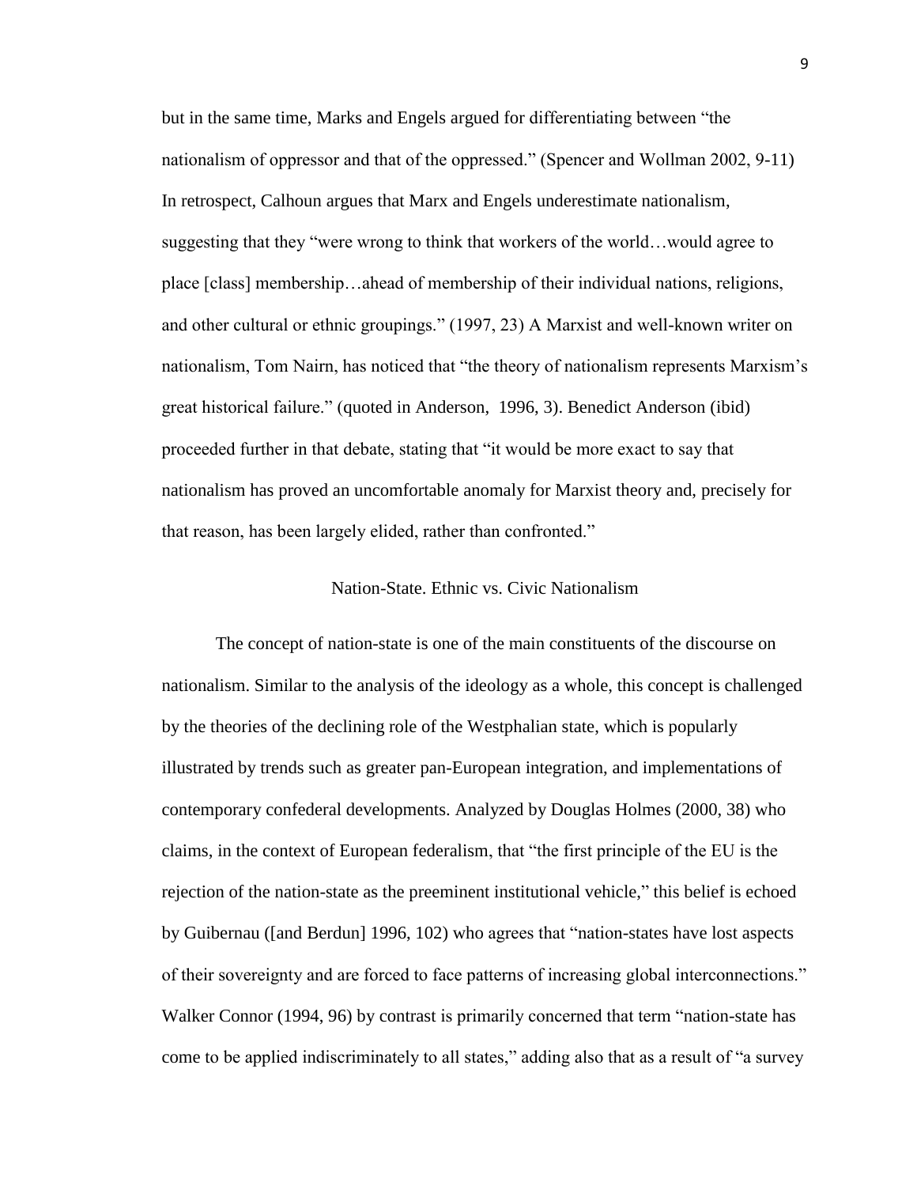but in the same time, Marks and Engels argued for differentiating between "the nationalism of oppressor and that of the oppressed." (Spencer and Wollman 2002, 9-11) In retrospect, Calhoun argues that Marx and Engels underestimate nationalism, suggesting that they "were wrong to think that workers of the world…would agree to place [class] membership…ahead of membership of their individual nations, religions, and other cultural or ethnic groupings." (1997, 23) A Marxist and well-known writer on nationalism, Tom Nairn, has noticed that "the theory of nationalism represents Marxism's great historical failure." (quoted in Anderson, 1996, 3). Benedict Anderson (ibid) proceeded further in that debate, stating that "it would be more exact to say that nationalism has proved an uncomfortable anomaly for Marxist theory and, precisely for that reason, has been largely elided, rather than confronted."

## Nation-State. Ethnic vs. Civic Nationalism

The concept of nation-state is one of the main constituents of the discourse on nationalism. Similar to the analysis of the ideology as a whole, this concept is challenged by the theories of the declining role of the Westphalian state, which is popularly illustrated by trends such as greater pan-European integration, and implementations of contemporary confederal developments. Analyzed by Douglas Holmes (2000, 38) who claims, in the context of European federalism, that "the first principle of the EU is the rejection of the nation-state as the preeminent institutional vehicle," this belief is echoed by Guibernau ([and Berdun] 1996, 102) who agrees that "nation-states have lost aspects of their sovereignty and are forced to face patterns of increasing global interconnections." Walker Connor (1994, 96) by contrast is primarily concerned that term "nation-state has come to be applied indiscriminately to all states," adding also that as a result of "a survey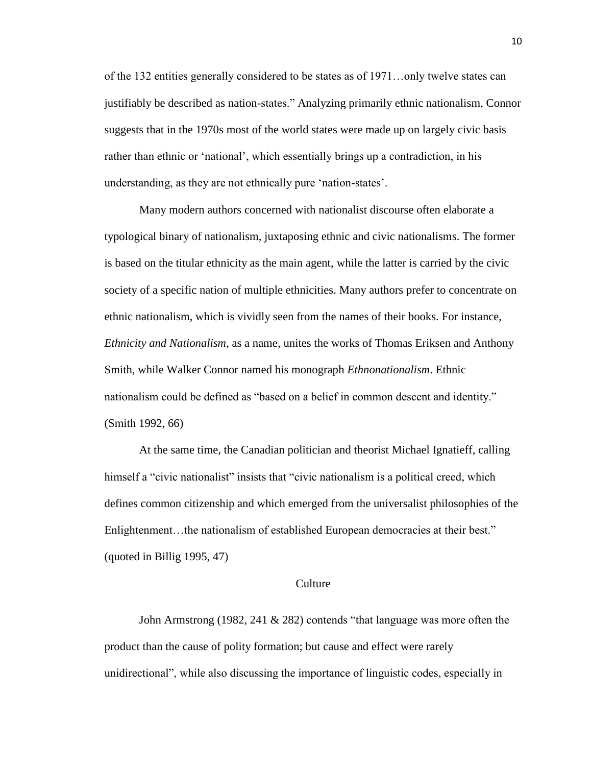of the 132 entities generally considered to be states as of 1971…only twelve states can justifiably be described as nation-states." Analyzing primarily ethnic nationalism, Connor suggests that in the 1970s most of the world states were made up on largely civic basis rather than ethnic or 'national', which essentially brings up a contradiction, in his understanding, as they are not ethnically pure 'nation-states'.

Many modern authors concerned with nationalist discourse often elaborate a typological binary of nationalism, juxtaposing ethnic and civic nationalisms. The former is based on the titular ethnicity as the main agent, while the latter is carried by the civic society of a specific nation of multiple ethnicities. Many authors prefer to concentrate on ethnic nationalism, which is vividly seen from the names of their books. For instance, *Ethnicity and Nationalism*, as a name, unites the works of Thomas Eriksen and Anthony Smith, while Walker Connor named his monograph *Ethnonationalism*. Ethnic nationalism could be defined as "based on a belief in common descent and identity." (Smith 1992, 66)

At the same time, the Canadian politician and theorist Michael Ignatieff, calling himself a "civic nationalist" insists that "civic nationalism is a political creed, which defines common citizenship and which emerged from the universalist philosophies of the Enlightenment…the nationalism of established European democracies at their best." (quoted in Billig 1995, 47)

## Culture

John Armstrong (1982, 241 & 282) contends "that language was more often the product than the cause of polity formation; but cause and effect were rarely unidirectional", while also discussing the importance of linguistic codes, especially in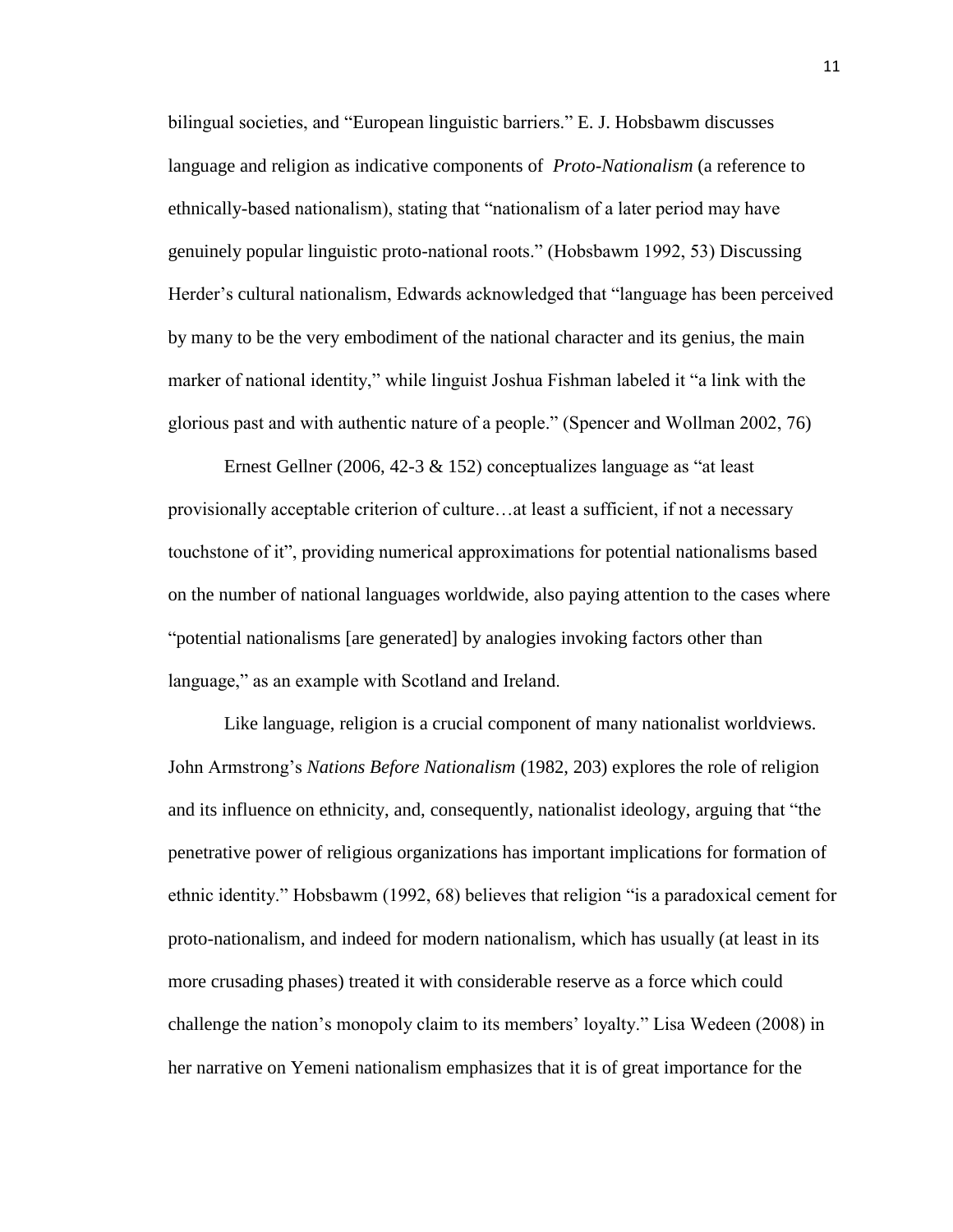bilingual societies, and "European linguistic barriers." E. J. Hobsbawm discusses language and religion as indicative components of *Proto-Nationalism* (a reference to ethnically-based nationalism), stating that "nationalism of a later period may have genuinely popular linguistic proto-national roots." (Hobsbawm 1992, 53) Discussing Herder's cultural nationalism, Edwards acknowledged that "language has been perceived by many to be the very embodiment of the national character and its genius, the main marker of national identity," while linguist Joshua Fishman labeled it "a link with the glorious past and with authentic nature of a people." (Spencer and Wollman 2002, 76)

Ernest Gellner (2006, 42-3 & 152) conceptualizes language as "at least provisionally acceptable criterion of culture…at least a sufficient, if not a necessary touchstone of it", providing numerical approximations for potential nationalisms based on the number of national languages worldwide, also paying attention to the cases where "potential nationalisms [are generated] by analogies invoking factors other than language," as an example with Scotland and Ireland.

Like language, religion is a crucial component of many nationalist worldviews. John Armstrong's *Nations Before Nationalism* (1982, 203) explores the role of religion and its influence on ethnicity, and, consequently, nationalist ideology, arguing that "the penetrative power of religious organizations has important implications for formation of ethnic identity." Hobsbawm (1992, 68) believes that religion "is a paradoxical cement for proto-nationalism, and indeed for modern nationalism, which has usually (at least in its more crusading phases) treated it with considerable reserve as a force which could challenge the nation's monopoly claim to its members' loyalty." Lisa Wedeen (2008) in her narrative on Yemeni nationalism emphasizes that it is of great importance for the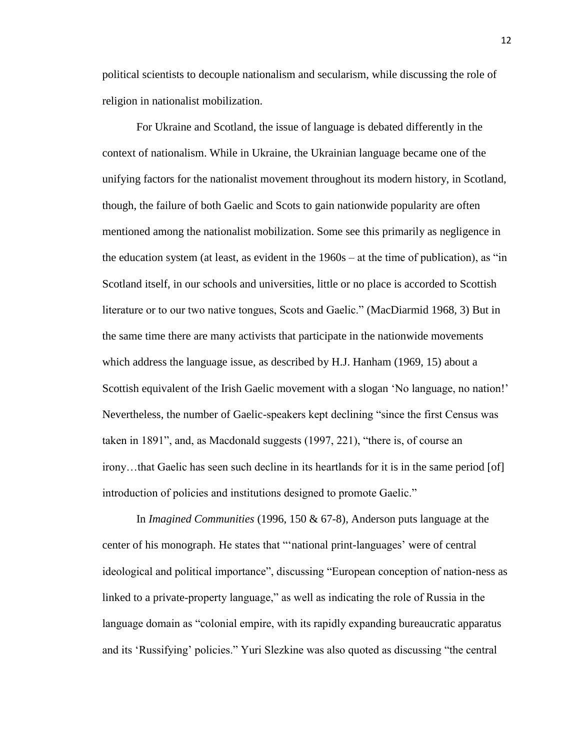political scientists to decouple nationalism and secularism, while discussing the role of religion in nationalist mobilization.

For Ukraine and Scotland, the issue of language is debated differently in the context of nationalism. While in Ukraine, the Ukrainian language became one of the unifying factors for the nationalist movement throughout its modern history, in Scotland, though, the failure of both Gaelic and Scots to gain nationwide popularity are often mentioned among the nationalist mobilization. Some see this primarily as negligence in the education system (at least, as evident in the 1960s – at the time of publication), as "in Scotland itself, in our schools and universities, little or no place is accorded to Scottish literature or to our two native tongues, Scots and Gaelic." (MacDiarmid 1968, 3) But in the same time there are many activists that participate in the nationwide movements which address the language issue, as described by H.J. Hanham (1969, 15) about a Scottish equivalent of the Irish Gaelic movement with a slogan 'No language, no nation!' Nevertheless, the number of Gaelic-speakers kept declining "since the first Census was taken in 1891", and, as Macdonald suggests (1997, 221), "there is, of course an irony…that Gaelic has seen such decline in its heartlands for it is in the same period [of] introduction of policies and institutions designed to promote Gaelic."

In *Imagined Communities* (1996, 150 & 67-8), Anderson puts language at the center of his monograph. He states that "'national print-languages' were of central ideological and political importance", discussing "European conception of nation-ness as linked to a private-property language," as well as indicating the role of Russia in the language domain as "colonial empire, with its rapidly expanding bureaucratic apparatus and its 'Russifying' policies." Yuri Slezkine was also quoted as discussing "the central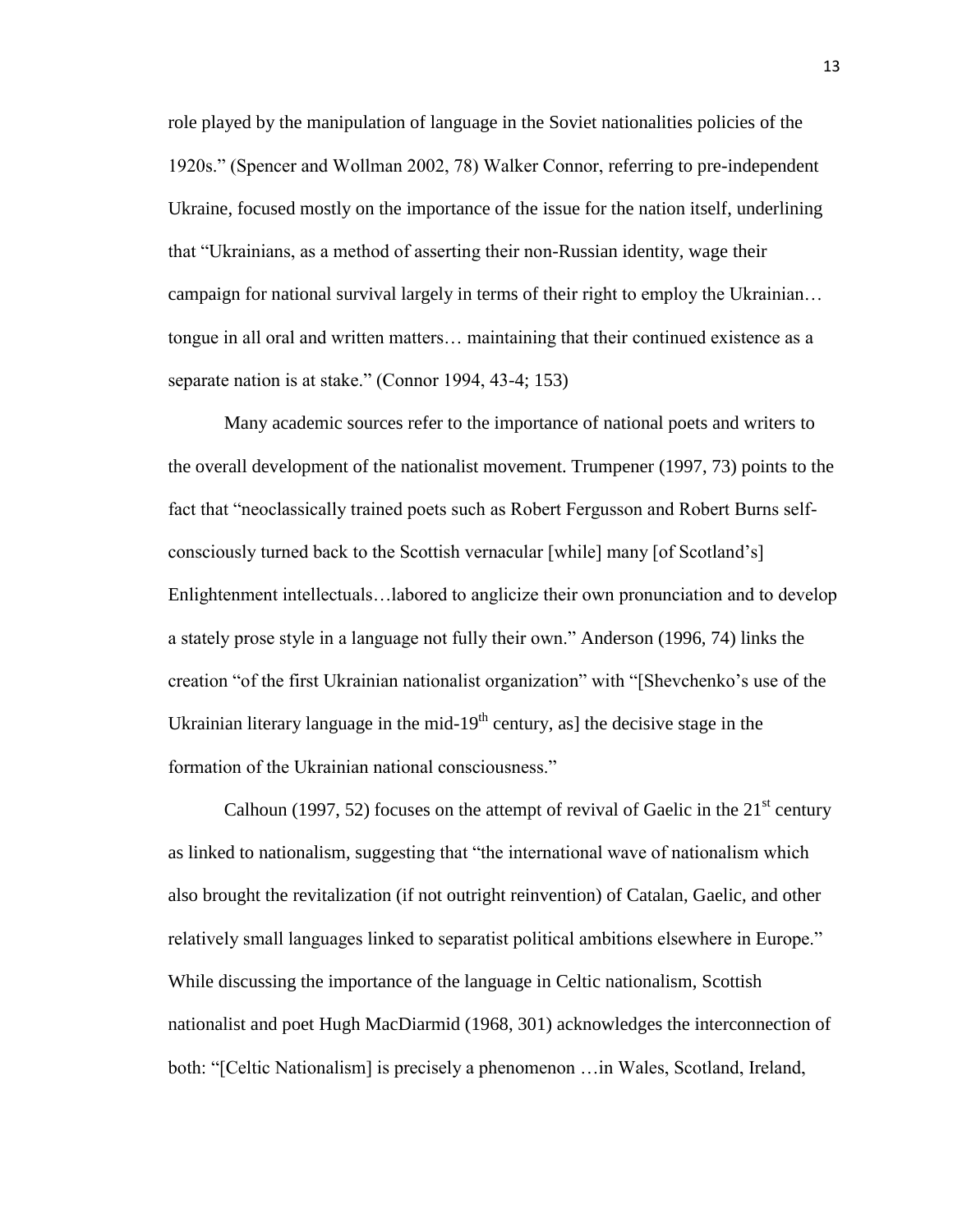role played by the manipulation of language in the Soviet nationalities policies of the 1920s." (Spencer and Wollman 2002, 78) Walker Connor, referring to pre-independent Ukraine, focused mostly on the importance of the issue for the nation itself, underlining that "Ukrainians, as a method of asserting their non-Russian identity, wage their campaign for national survival largely in terms of their right to employ the Ukrainian… tongue in all oral and written matters… maintaining that their continued existence as a separate nation is at stake." (Connor 1994, 43-4; 153)

Many academic sources refer to the importance of national poets and writers to the overall development of the nationalist movement. Trumpener (1997, 73) points to the fact that "neoclassically trained poets such as Robert Fergusson and Robert Burns self-consciously turned back to the Scottish vernacular [while] many [of Scotland's] Enlightenment intellectuals…labored to anglicize their own pronunciation and to develop a stately prose style in a language not fully their own." Anderson (1996, 74) links the creation "of the first Ukrainian nationalist organization" with "[Shevchenko's use of the Ukrainian literary language in the mid-19th century, as] the decisive stage in the formation of the Ukrainian national consciousness."

Calhoun (1997, 52) focuses on the attempt of revival of Gaelic in the 21st century as linked to nationalism, suggesting that "the international wave of nationalism which also brought the revitalization (if not outright reinvention) of Catalan, Gaelic, and other relatively small languages linked to separatist political ambitions elsewhere in Europe." While discussing the importance of the language in Celtic nationalism, Scottish nationalist and poet Hugh MacDiarmid (1968, 301) acknowledges the interconnection of both: "[Celtic Nationalism] is precisely a phenomenon …in Wales, Scotland, Ireland,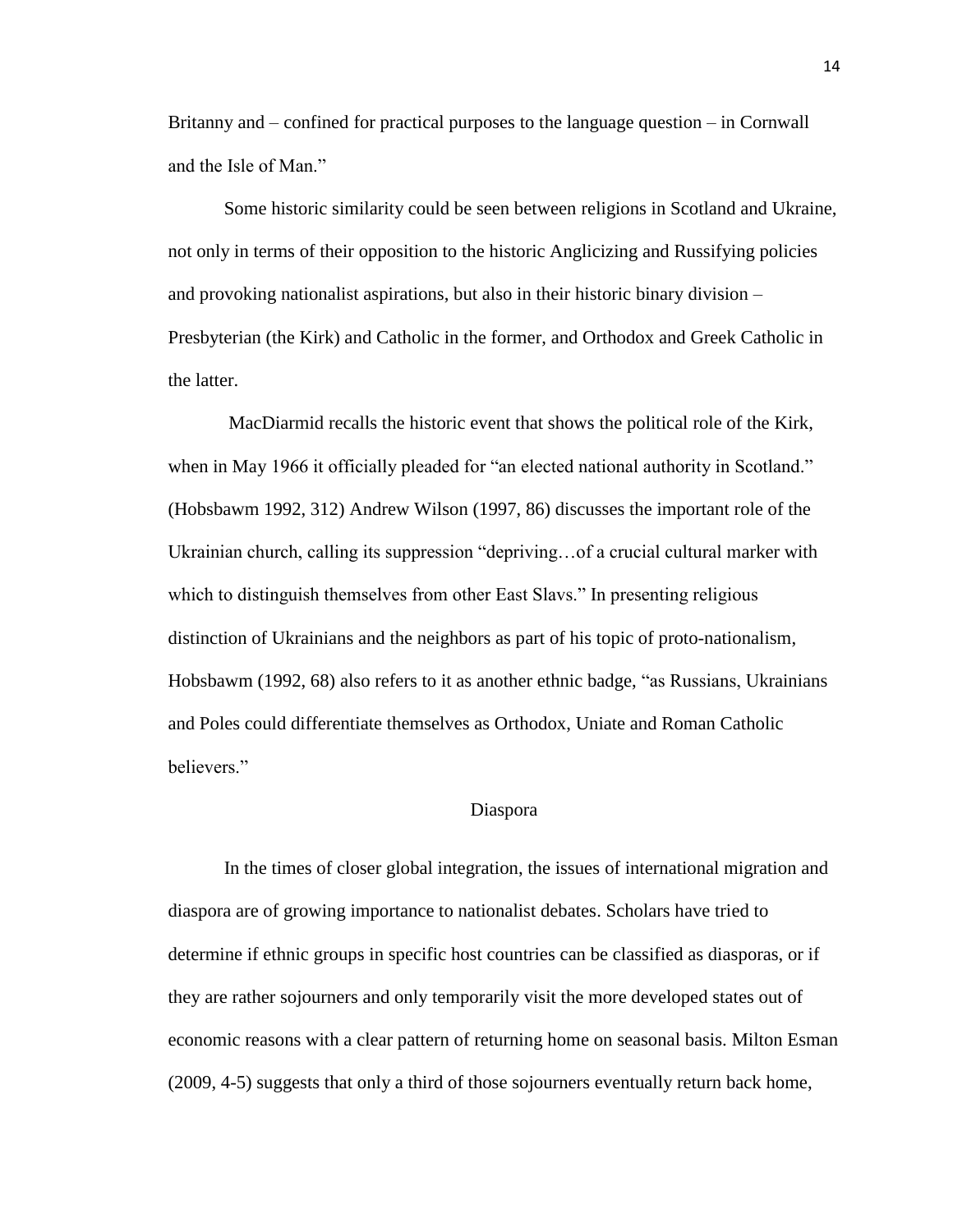Britanny and – confined for practical purposes to the language question – in Cornwall and the Isle of Man."

Some historic similarity could be seen between religions in Scotland and Ukraine, not only in terms of their opposition to the historic Anglicizing and Russifying policies and provoking nationalist aspirations, but also in their historic binary division – Presbyterian (the Kirk) and Catholic in the former, and Orthodox and Greek Catholic in the latter.

MacDiarmid recalls the historic event that shows the political role of the Kirk, when in May 1966 it officially pleaded for "an elected national authority in Scotland." (Hobsbawm 1992, 312) Andrew Wilson (1997, 86) discusses the important role of the Ukrainian church, calling its suppression "depriving…of a crucial cultural marker with which to distinguish themselves from other East Slavs." In presenting religious distinction of Ukrainians and the neighbors as part of his topic of proto-nationalism, Hobsbawm (1992, 68) also refers to it as another ethnic badge, "as Russians, Ukrainians and Poles could differentiate themselves as Orthodox, Uniate and Roman Catholic believers."

## Diaspora

In the times of closer global integration, the issues of international migration and diaspora are of growing importance to nationalist debates. Scholars have tried to determine if ethnic groups in specific host countries can be classified as diasporas, or if they are rather sojourners and only temporarily visit the more developed states out of economic reasons with a clear pattern of returning home on seasonal basis. Milton Esman (2009, 4-5) suggests that only a third of those sojourners eventually return back home,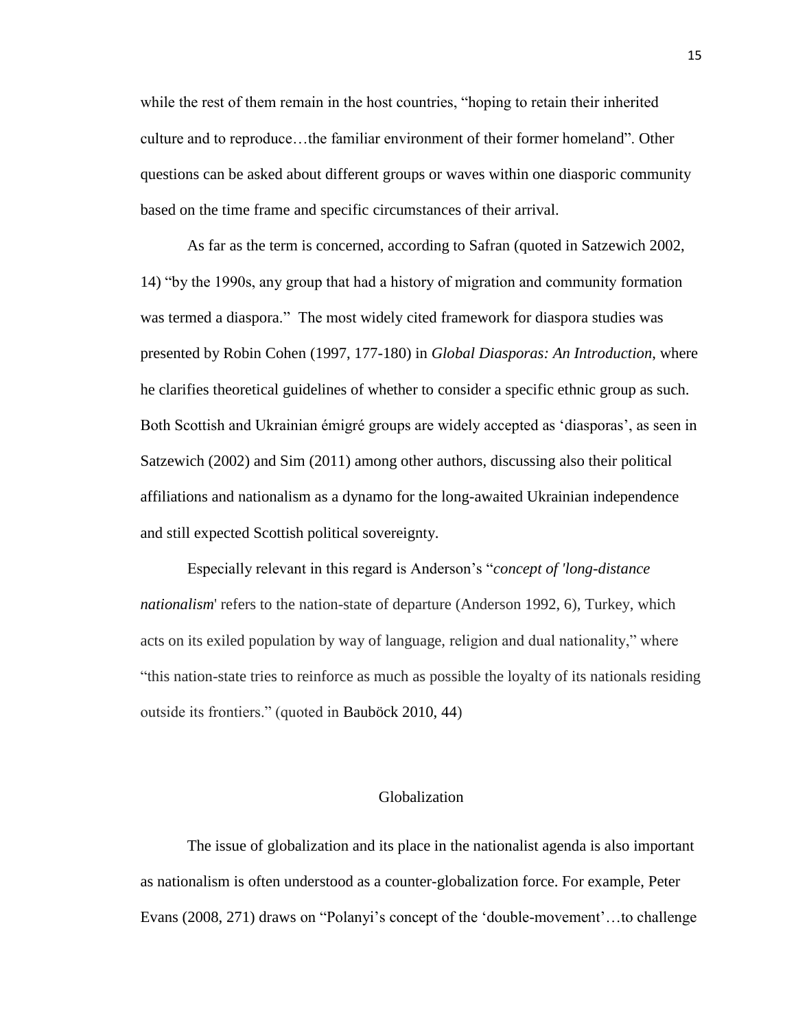while the rest of them remain in the host countries, "hoping to retain their inherited culture and to reproduce…the familiar environment of their former homeland". Other questions can be asked about different groups or waves within one diasporic community based on the time frame and specific circumstances of their arrival.

As far as the term is concerned, according to Safran (quoted in Satzewich 2002, 14) "by the 1990s, any group that had a history of migration and community formation was termed a diaspora." The most widely cited framework for diaspora studies was presented by Robin Cohen (1997, 177-180) in *Global Diasporas: An Introduction*, where he clarifies theoretical guidelines of whether to consider a specific ethnic group as such. Both Scottish and Ukrainian émigré groups are widely accepted as 'diasporas', as seen in Satzewich (2002) and Sim (2011) among other authors, discussing also their political affiliations and nationalism as a dynamo for the long-awaited Ukrainian independence and still expected Scottish political sovereignty.

Especially relevant in this regard is Anderson's "*concept of 'long-distance nationalism*' refers to the nation-state of departure (Anderson 1992, 6), Turkey, which acts on its exiled population by way of language, religion and dual nationality," where "this nation-state tries to reinforce as much as possible the loyalty of its nationals residing outside its frontiers." (quoted in Bauböck 2010, 44)

## Globalization

The issue of globalization and its place in the nationalist agenda is also important as nationalism is often understood as a counter-globalization force. For example, Peter Evans (2008, 271) draws on "Polanyi's concept of the 'double-movement'…to challenge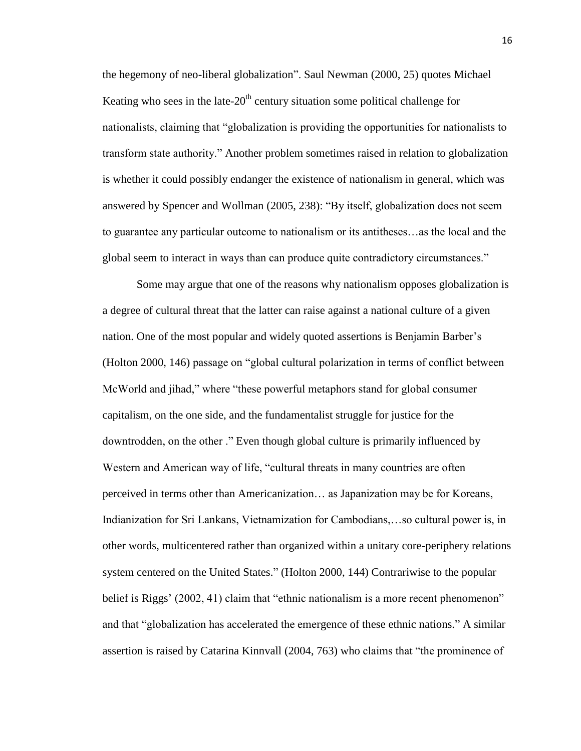the hegemony of neo-liberal globalization". Saul Newman (2000, 25) quotes Michael Keating who sees in the late-20th century situation some political challenge for nationalists, claiming that "globalization is providing the opportunities for nationalists to transform state authority." Another problem sometimes raised in relation to globalization is whether it could possibly endanger the existence of nationalism in general, which was answered by Spencer and Wollman (2005, 238): "By itself, globalization does not seem to guarantee any particular outcome to nationalism or its antitheses…as the local and the global seem to interact in ways than can produce quite contradictory circumstances."

Some may argue that one of the reasons why nationalism opposes globalization is a degree of cultural threat that the latter can raise against a national culture of a given nation. One of the most popular and widely quoted assertions is Benjamin Barber's (Holton 2000, 146) passage on "global cultural polarization in terms of conflict between McWorld and jihad," where "these powerful metaphors stand for global consumer capitalism, on the one side, and the fundamentalist struggle for justice for the downtrodden, on the other ." Even though global culture is primarily influenced by Western and American way of life, "cultural threats in many countries are often perceived in terms other than Americanization… as Japanization may be for Koreans, Indianization for Sri Lankans, Vietnamization for Cambodians,…so cultural power is, in other words, multicentered rather than organized within a unitary core-periphery relations system centered on the United States." (Holton 2000, 144) Contrariwise to the popular belief is Riggs' (2002, 41) claim that "ethnic nationalism is a more recent phenomenon" and that "globalization has accelerated the emergence of these ethnic nations." A similar assertion is raised by Catarina Kinnvall (2004, 763) who claims that "the prominence of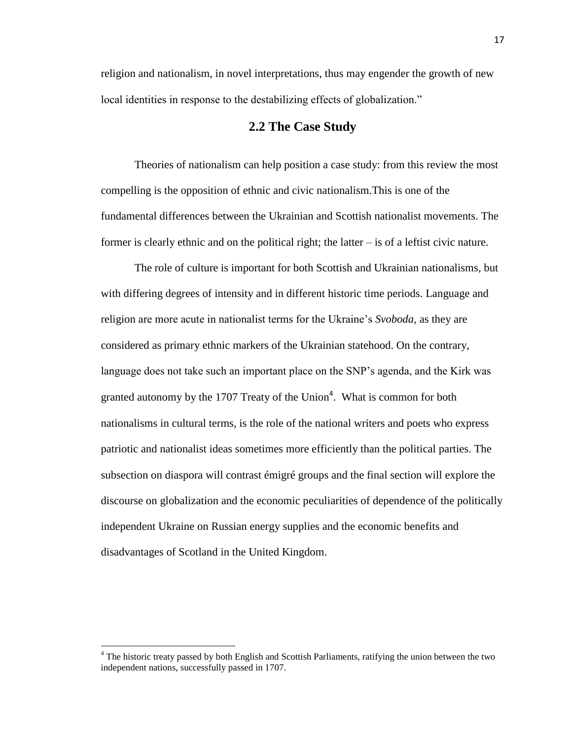religion and nationalism, in novel interpretations, thus may engender the growth of new local identities in response to the destabilizing effects of globalization."

## 2.2 The Case Study

Theories of nationalism can help position a case study: from this review the most compelling is the opposition of ethnic and civic nationalism.This is one of the fundamental differences between the Ukrainian and Scottish nationalist movements. The former is clearly ethnic and on the political right; the latter – is of a leftist civic nature.

The role of culture is important for both Scottish and Ukrainian nationalisms, but with differing degrees of intensity and in different historic time periods. Language and religion are more acute in nationalist terms for the Ukraine's *Svoboda*, as they are considered as primary ethnic markers of the Ukrainian statehood. On the contrary, language does not take such an important place on the SNP's agenda, and the Kirk was granted autonomy by the 1707 Treaty of the Union[4]. What is common for both nationalisms in cultural terms, is the role of the national writers and poets who express patriotic and nationalist ideas sometimes more efficiently than the political parties. The subsection on diaspora will contrast émigré groups and the final section will explore the discourse on globalization and the economic peculiarities of dependence of the politically independent Ukraine on Russian energy supplies and the economic benefits and disadvantages of Scotland in the United Kingdom.

---

[4] The historic treaty passed by both English and Scottish Parliaments, ratifying the union between the two independent nations, successfully passed in 1707.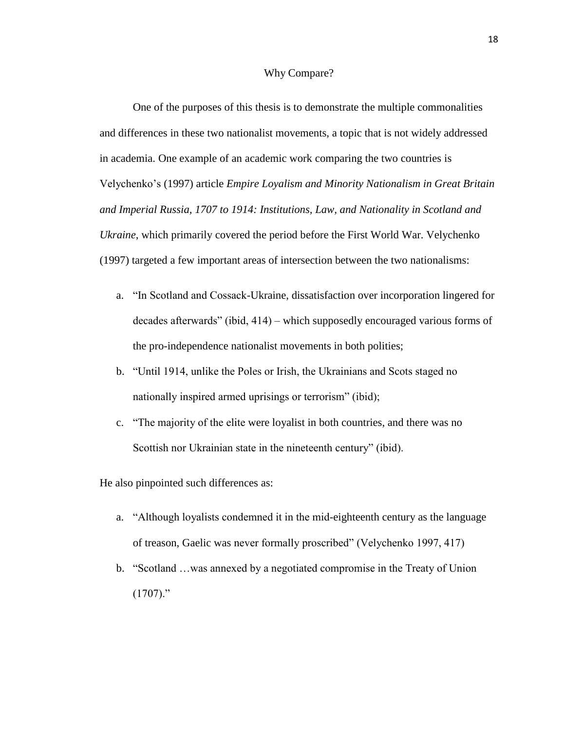## Why Compare?

One of the purposes of this thesis is to demonstrate the multiple commonalities and differences in these two nationalist movements, a topic that is not widely addressed in academia. One example of an academic work comparing the two countries is Velychenko's (1997) article *Empire Loyalism and Minority Nationalism in Great Britain and Imperial Russia, 1707 to 1914: Institutions, Law, and Nationality in Scotland and Ukraine*, which primarily covered the period before the First World War. Velychenko (1997) targeted a few important areas of intersection between the two nationalisms:

a. "In Scotland and Cossack-Ukraine, dissatisfaction over incorporation lingered for decades afterwards" (ibid, 414) – which supposedly encouraged various forms of the pro-independence nationalist movements in both polities;

b. "Until 1914, unlike the Poles or Irish, the Ukrainians and Scots staged no nationally inspired armed uprisings or terrorism" (ibid);

c. "The majority of the elite were loyalist in both countries, and there was no Scottish nor Ukrainian state in the nineteenth century" (ibid).

He also pinpointed such differences as:

a. "Although loyalists condemned it in the mid-eighteenth century as the language of treason, Gaelic was never formally proscribed" (Velychenko 1997, 417)

b. "Scotland …was annexed by a negotiated compromise in the Treaty of Union (1707)."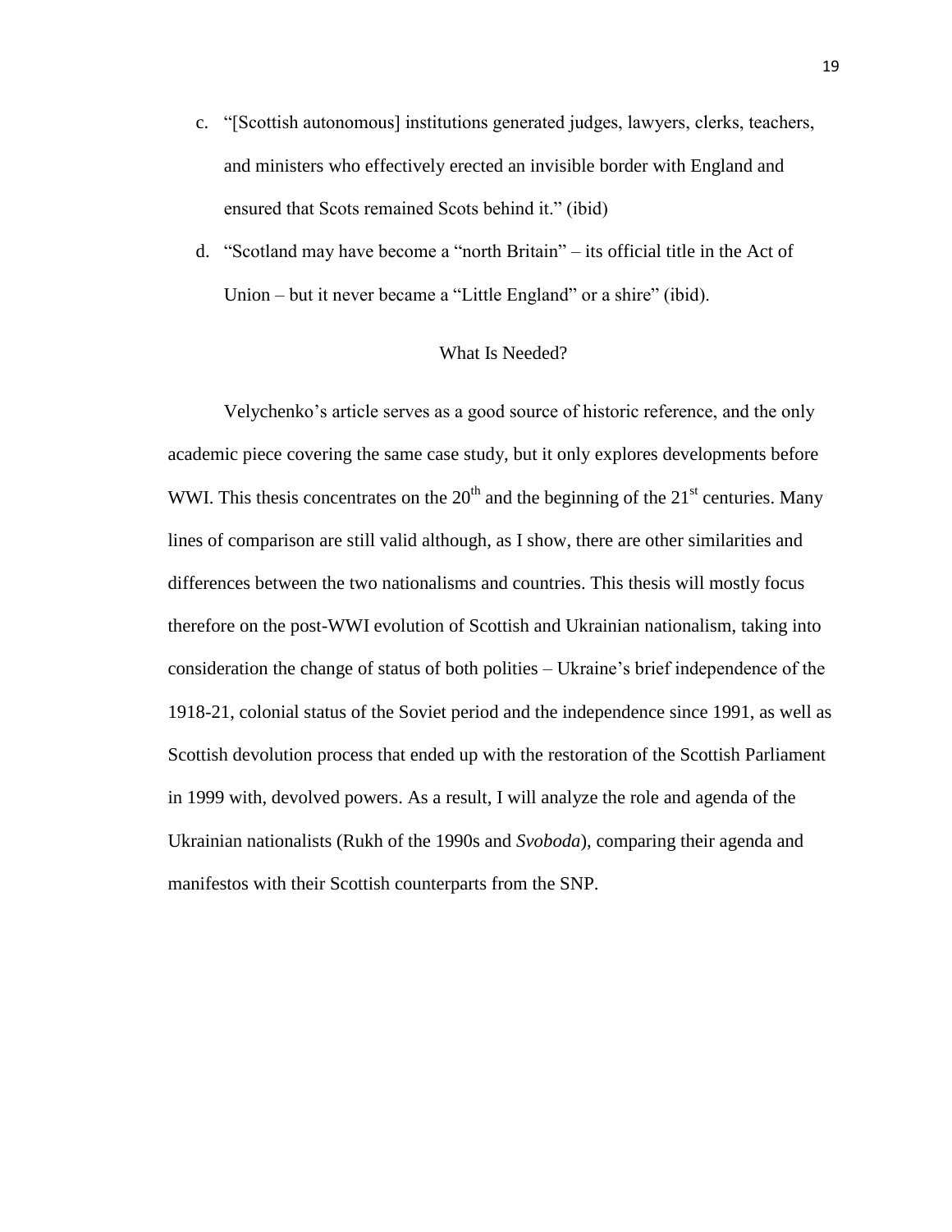c. "[Scottish autonomous] institutions generated judges, lawyers, clerks, teachers, and ministers who effectively erected an invisible border with England and ensured that Scots remained Scots behind it." (ibid)

d. "Scotland may have become a "north Britain" – its official title in the Act of Union – but it never became a "Little England" or a shire" (ibid).

## What Is Needed?

Velychenko's article serves as a good source of historic reference, and the only academic piece covering the same case study, but it only explores developments before WWI. This thesis concentrates on the 20th and the beginning of the 21st centuries. Many lines of comparison are still valid although, as I show, there are other similarities and differences between the two nationalisms and countries. This thesis will mostly focus therefore on the post-WWI evolution of Scottish and Ukrainian nationalism, taking into consideration the change of status of both polities – Ukraine's brief independence of the 1918-21, colonial status of the Soviet period and the independence since 1991, as well as Scottish devolution process that ended up with the restoration of the Scottish Parliament in 1999 with, devolved powers. As a result, I will analyze the role and agenda of the Ukrainian nationalists (Rukh of the 1990s and *Svoboda*), comparing their agenda and manifestos with their Scottish counterparts from the SNP.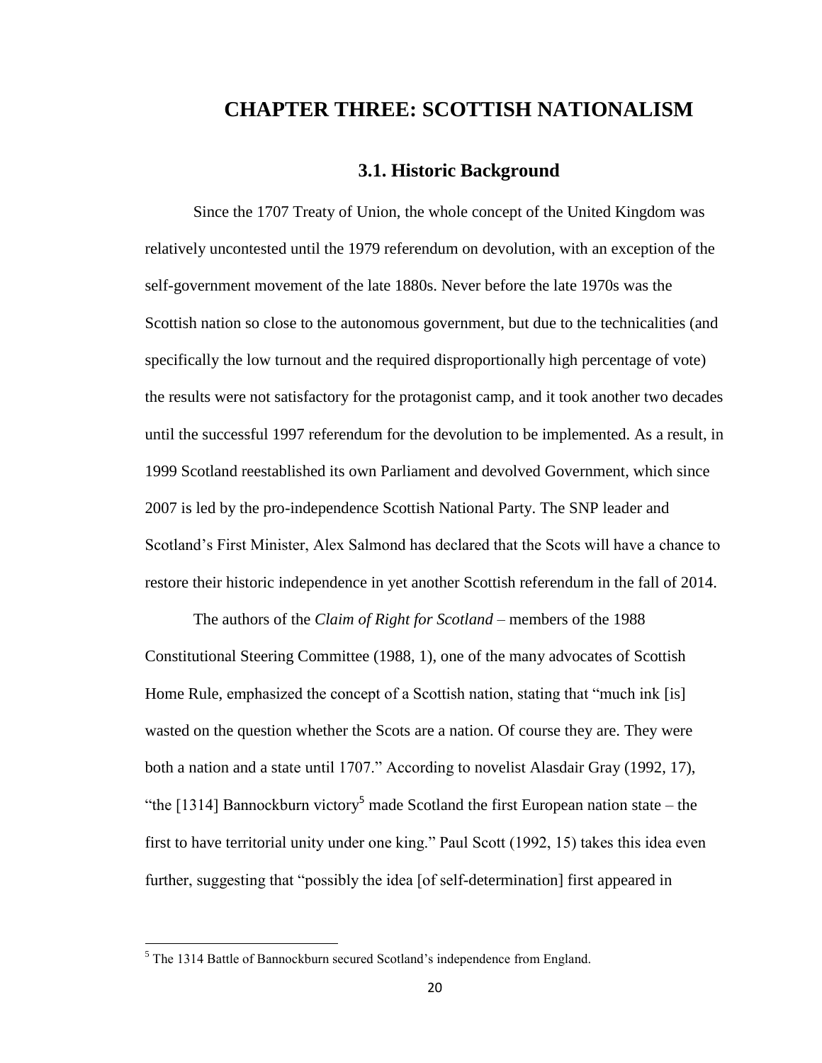# CHAPTER THREE: SCOTTISH NATIONALISM

## 3.1. Historic Background

Since the 1707 Treaty of Union, the whole concept of the United Kingdom was relatively uncontested until the 1979 referendum on devolution, with an exception of the self-government movement of the late 1880s. Never before the late 1970s was the Scottish nation so close to the autonomous government, but due to the technicalities (and specifically the low turnout and the required disproportionally high percentage of vote) the results were not satisfactory for the protagonist camp, and it took another two decades until the successful 1997 referendum for the devolution to be implemented. As a result, in 1999 Scotland reestablished its own Parliament and devolved Government, which since 2007 is led by the pro-independence Scottish National Party. The SNP leader and Scotland's First Minister, Alex Salmond has declared that the Scots will have a chance to restore their historic independence in yet another Scottish referendum in the fall of 2014.

The authors of the *Claim of Right for Scotland* – members of the 1988 Constitutional Steering Committee (1988, 1), one of the many advocates of Scottish Home Rule, emphasized the concept of a Scottish nation, stating that "much ink [is] wasted on the question whether the Scots are a nation. Of course they are. They were both a nation and a state until 1707." According to novelist Alasdair Gray (1992, 17), "the [1314] Bannockburn victory[5] made Scotland the first European nation state – the first to have territorial unity under one king." Paul Scott (1992, 15) takes this idea even further, suggesting that "possibly the idea [of self-determination] first appeared in

[5] The 1314 Battle of Bannockburn secured Scotland's independence from England.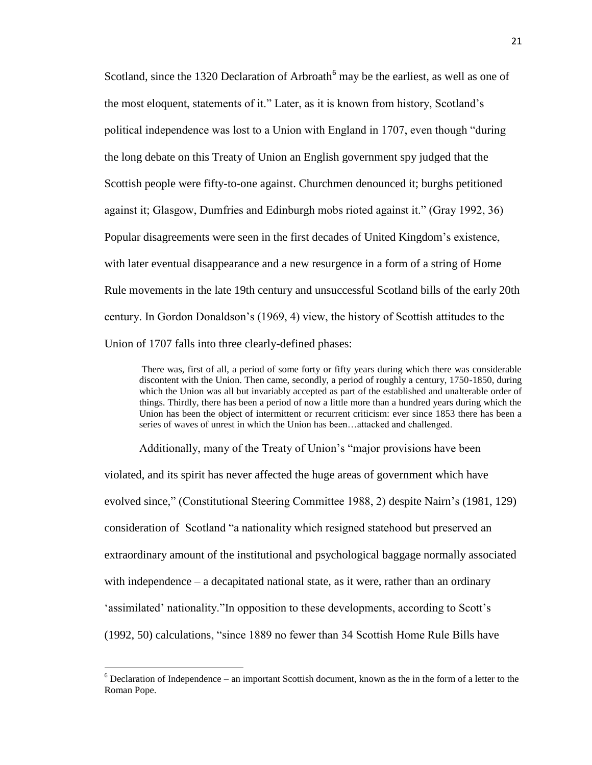Scotland, since the 1320 Declaration of Arbroath[6] may be the earliest, as well as one of the most eloquent, statements of it." Later, as it is known from history, Scotland's political independence was lost to a Union with England in 1707, even though "during the long debate on this Treaty of Union an English government spy judged that the Scottish people were fifty-to-one against. Churchmen denounced it; burghs petitioned against it; Glasgow, Dumfries and Edinburgh mobs rioted against it." (Gray 1992, 36) Popular disagreements were seen in the first decades of United Kingdom's existence, with later eventual disappearance and a new resurgence in a form of a string of Home Rule movements in the late 19th century and unsuccessful Scotland bills of the early 20th century. In Gordon Donaldson's (1969, 4) view, the history of Scottish attitudes to the Union of 1707 falls into three clearly-defined phases:

> There was, first of all, a period of some forty or fifty years during which there was considerable discontent with the Union. Then came, secondly, a period of roughly a century, 1750-1850, during which the Union was all but invariably accepted as part of the established and unalterable order of things. Thirdly, there has been a period of now a little more than a hundred years during which the Union has been the object of intermittent or recurrent criticism: ever since 1853 there has been a series of waves of unrest in which the Union has been…attacked and challenged.

Additionally, many of the Treaty of Union's "major provisions have been violated, and its spirit has never affected the huge areas of government which have evolved since," (Constitutional Steering Committee 1988, 2) despite Nairn's (1981, 129) consideration of Scotland "a nationality which resigned statehood but preserved an extraordinary amount of the institutional and psychological baggage normally associated with independence – a decapitated national state, as it were, rather than an ordinary 'assimilated' nationality."In opposition to these developments, according to Scott's (1992, 50) calculations, "since 1889 no fewer than 34 Scottish Home Rule Bills have

---

[6] Declaration of Independence – an important Scottish document, known as the in the form of a letter to the Roman Pope.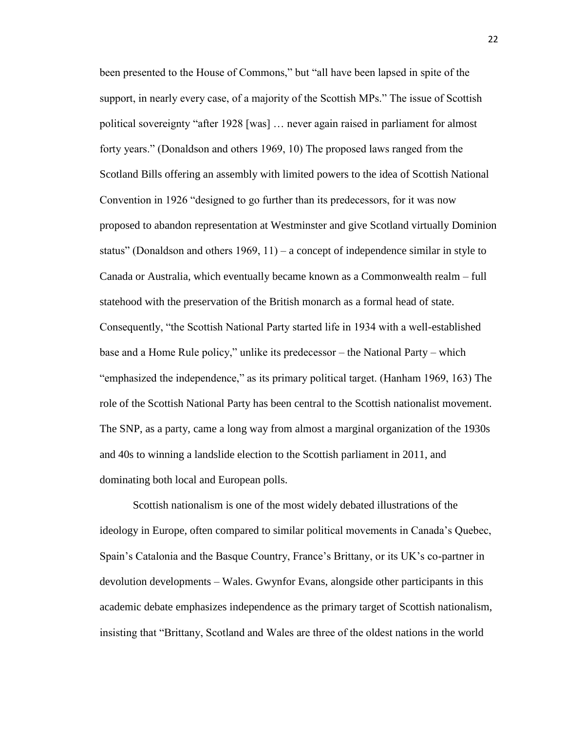been presented to the House of Commons," but "all have been lapsed in spite of the support, in nearly every case, of a majority of the Scottish MPs." The issue of Scottish political sovereignty "after 1928 [was] … never again raised in parliament for almost forty years." (Donaldson and others 1969, 10) The proposed laws ranged from the Scotland Bills offering an assembly with limited powers to the idea of Scottish National Convention in 1926 "designed to go further than its predecessors, for it was now proposed to abandon representation at Westminster and give Scotland virtually Dominion status" (Donaldson and others 1969, 11) – a concept of independence similar in style to Canada or Australia, which eventually became known as a Commonwealth realm – full statehood with the preservation of the British monarch as a formal head of state. Consequently, "the Scottish National Party started life in 1934 with a well-established base and a Home Rule policy," unlike its predecessor – the National Party – which "emphasized the independence," as its primary political target. (Hanham 1969, 163) The role of the Scottish National Party has been central to the Scottish nationalist movement. The SNP, as a party, came a long way from almost a marginal organization of the 1930s and 40s to winning a landslide election to the Scottish parliament in 2011, and dominating both local and European polls.

Scottish nationalism is one of the most widely debated illustrations of the ideology in Europe, often compared to similar political movements in Canada's Quebec, Spain's Catalonia and the Basque Country, France's Brittany, or its UK's co-partner in devolution developments – Wales. Gwynfor Evans, alongside other participants in this academic debate emphasizes independence as the primary target of Scottish nationalism, insisting that "Brittany, Scotland and Wales are three of the oldest nations in the world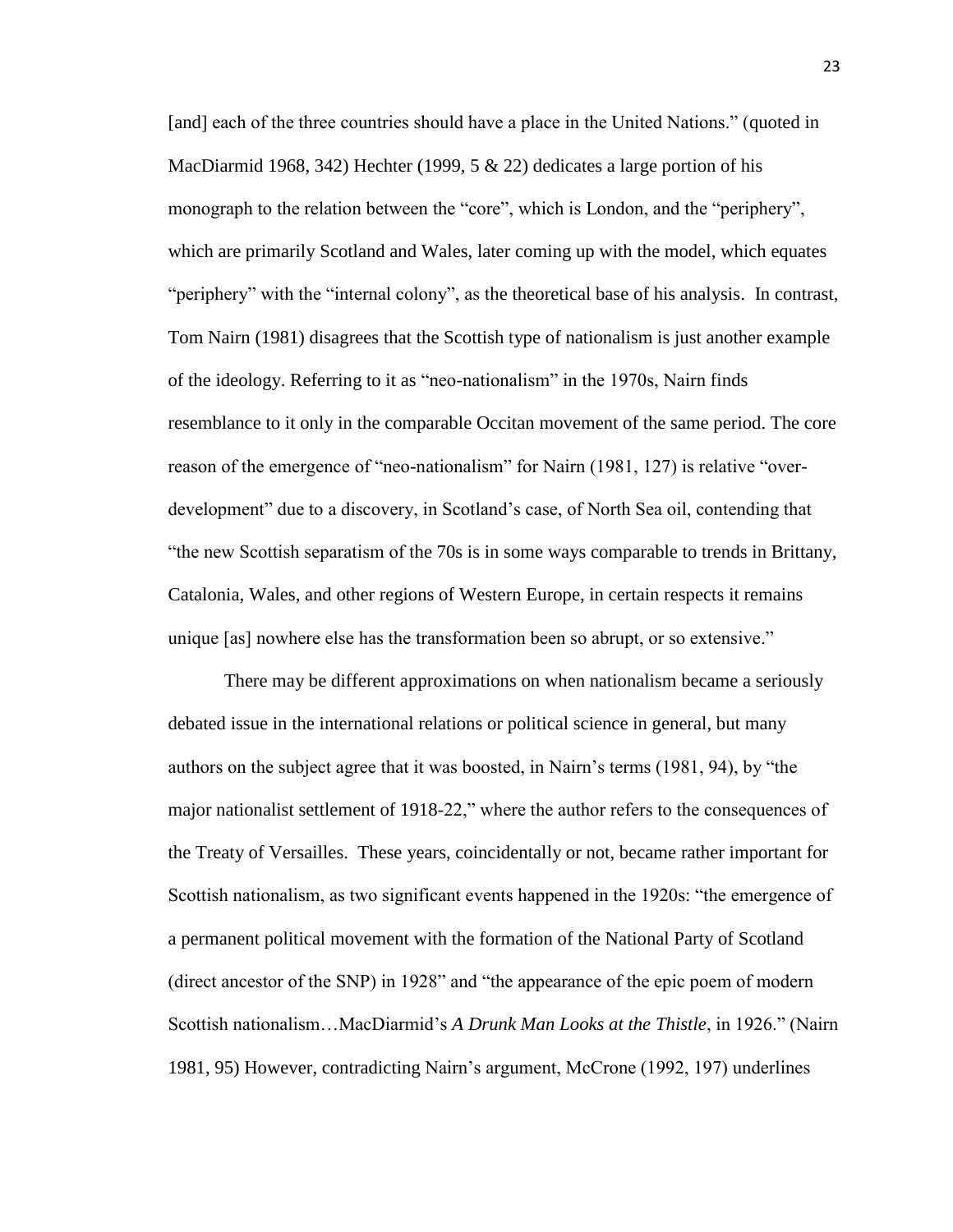[and] each of the three countries should have a place in the United Nations." (quoted in MacDiarmid 1968, 342) Hechter (1999, 5 & 22) dedicates a large portion of his monograph to the relation between the "core", which is London, and the "periphery", which are primarily Scotland and Wales, later coming up with the model, which equates "periphery" with the "internal colony", as the theoretical base of his analysis. In contrast, Tom Nairn (1981) disagrees that the Scottish type of nationalism is just another example of the ideology. Referring to it as "neo-nationalism" in the 1970s, Nairn finds resemblance to it only in the comparable Occitan movement of the same period. The core reason of the emergence of "neo-nationalism" for Nairn (1981, 127) is relative "over-development" due to a discovery, in Scotland's case, of North Sea oil, contending that "the new Scottish separatism of the 70s is in some ways comparable to trends in Brittany, Catalonia, Wales, and other regions of Western Europe, in certain respects it remains unique [as] nowhere else has the transformation been so abrupt, or so extensive."

There may be different approximations on when nationalism became a seriously debated issue in the international relations or political science in general, but many authors on the subject agree that it was boosted, in Nairn's terms (1981, 94), by "the major nationalist settlement of 1918-22," where the author refers to the consequences of the Treaty of Versailles. These years, coincidentally or not, became rather important for Scottish nationalism, as two significant events happened in the 1920s: "the emergence of a permanent political movement with the formation of the National Party of Scotland (direct ancestor of the SNP) in 1928" and "the appearance of the epic poem of modern Scottish nationalism…MacDiarmid's *A Drunk Man Looks at the Thistle*, in 1926." (Nairn 1981, 95) However, contradicting Nairn's argument, McCrone (1992, 197) underlines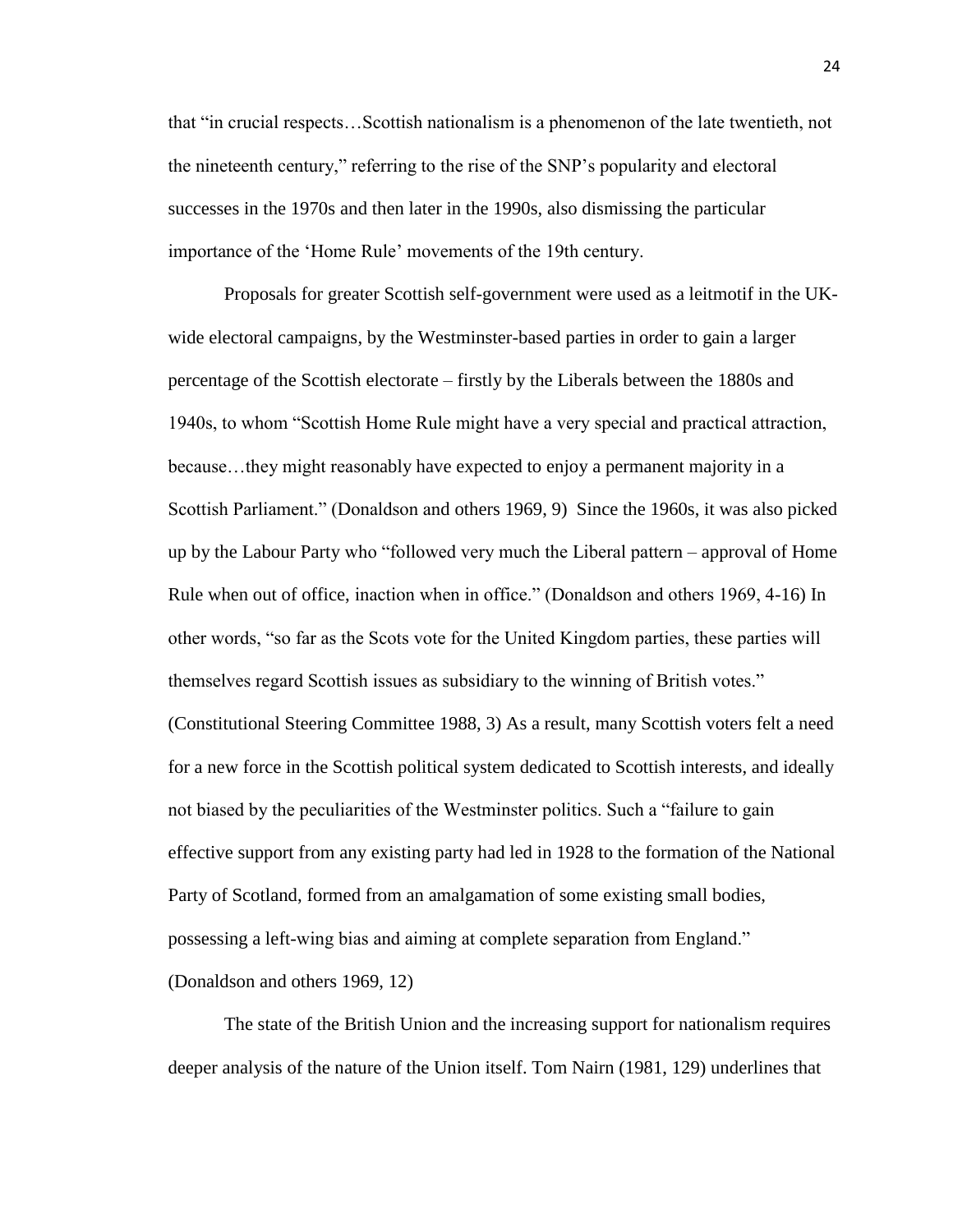that "in crucial respects…Scottish nationalism is a phenomenon of the late twentieth, not the nineteenth century," referring to the rise of the SNP's popularity and electoral successes in the 1970s and then later in the 1990s, also dismissing the particular importance of the 'Home Rule' movements of the 19th century.

Proposals for greater Scottish self-government were used as a leitmotif in the UK-wide electoral campaigns, by the Westminster-based parties in order to gain a larger percentage of the Scottish electorate – firstly by the Liberals between the 1880s and 1940s, to whom "Scottish Home Rule might have a very special and practical attraction, because…they might reasonably have expected to enjoy a permanent majority in a Scottish Parliament." (Donaldson and others 1969, 9) Since the 1960s, it was also picked up by the Labour Party who "followed very much the Liberal pattern – approval of Home Rule when out of office, inaction when in office." (Donaldson and others 1969, 4-16) In other words, "so far as the Scots vote for the United Kingdom parties, these parties will themselves regard Scottish issues as subsidiary to the winning of British votes." (Constitutional Steering Committee 1988, 3) As a result, many Scottish voters felt a need for a new force in the Scottish political system dedicated to Scottish interests, and ideally not biased by the peculiarities of the Westminster politics. Such a "failure to gain effective support from any existing party had led in 1928 to the formation of the National Party of Scotland, formed from an amalgamation of some existing small bodies, possessing a left-wing bias and aiming at complete separation from England." (Donaldson and others 1969, 12)

The state of the British Union and the increasing support for nationalism requires deeper analysis of the nature of the Union itself. Tom Nairn (1981, 129) underlines that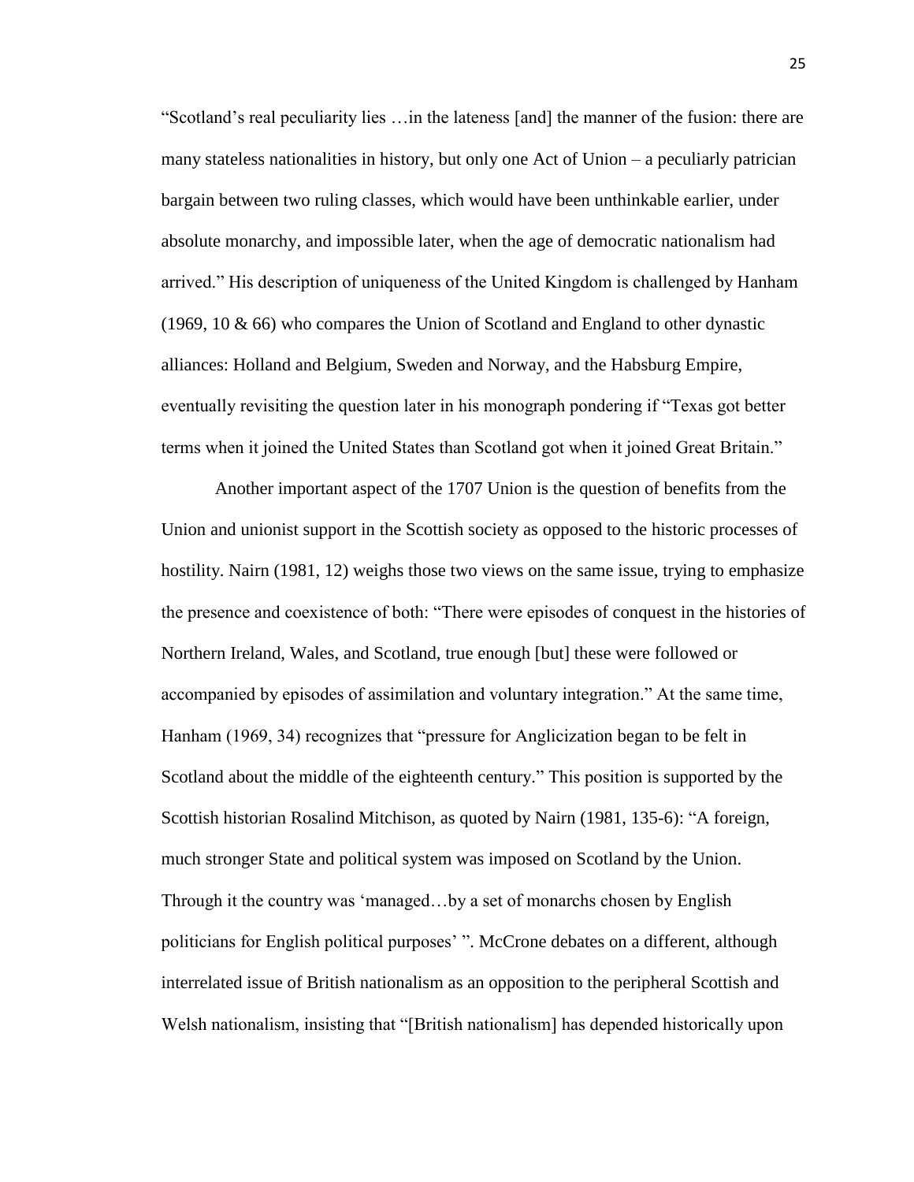"Scotland's real peculiarity lies …in the lateness [and] the manner of the fusion: there are many stateless nationalities in history, but only one Act of Union – a peculiarly patrician bargain between two ruling classes, which would have been unthinkable earlier, under absolute monarchy, and impossible later, when the age of democratic nationalism had arrived." His description of uniqueness of the United Kingdom is challenged by Hanham (1969, 10 & 66) who compares the Union of Scotland and England to other dynastic alliances: Holland and Belgium, Sweden and Norway, and the Habsburg Empire, eventually revisiting the question later in his monograph pondering if "Texas got better terms when it joined the United States than Scotland got when it joined Great Britain."

Another important aspect of the 1707 Union is the question of benefits from the Union and unionist support in the Scottish society as opposed to the historic processes of hostility. Nairn (1981, 12) weighs those two views on the same issue, trying to emphasize the presence and coexistence of both: "There were episodes of conquest in the histories of Northern Ireland, Wales, and Scotland, true enough [but] these were followed or accompanied by episodes of assimilation and voluntary integration." At the same time, Hanham (1969, 34) recognizes that "pressure for Anglicization began to be felt in Scotland about the middle of the eighteenth century." This position is supported by the Scottish historian Rosalind Mitchison, as quoted by Nairn (1981, 135-6): "A foreign, much stronger State and political system was imposed on Scotland by the Union. Through it the country was 'managed…by a set of monarchs chosen by English politicians for English political purposes' ". McCrone debates on a different, although interrelated issue of British nationalism as an opposition to the peripheral Scottish and Welsh nationalism, insisting that "[British nationalism] has depended historically upon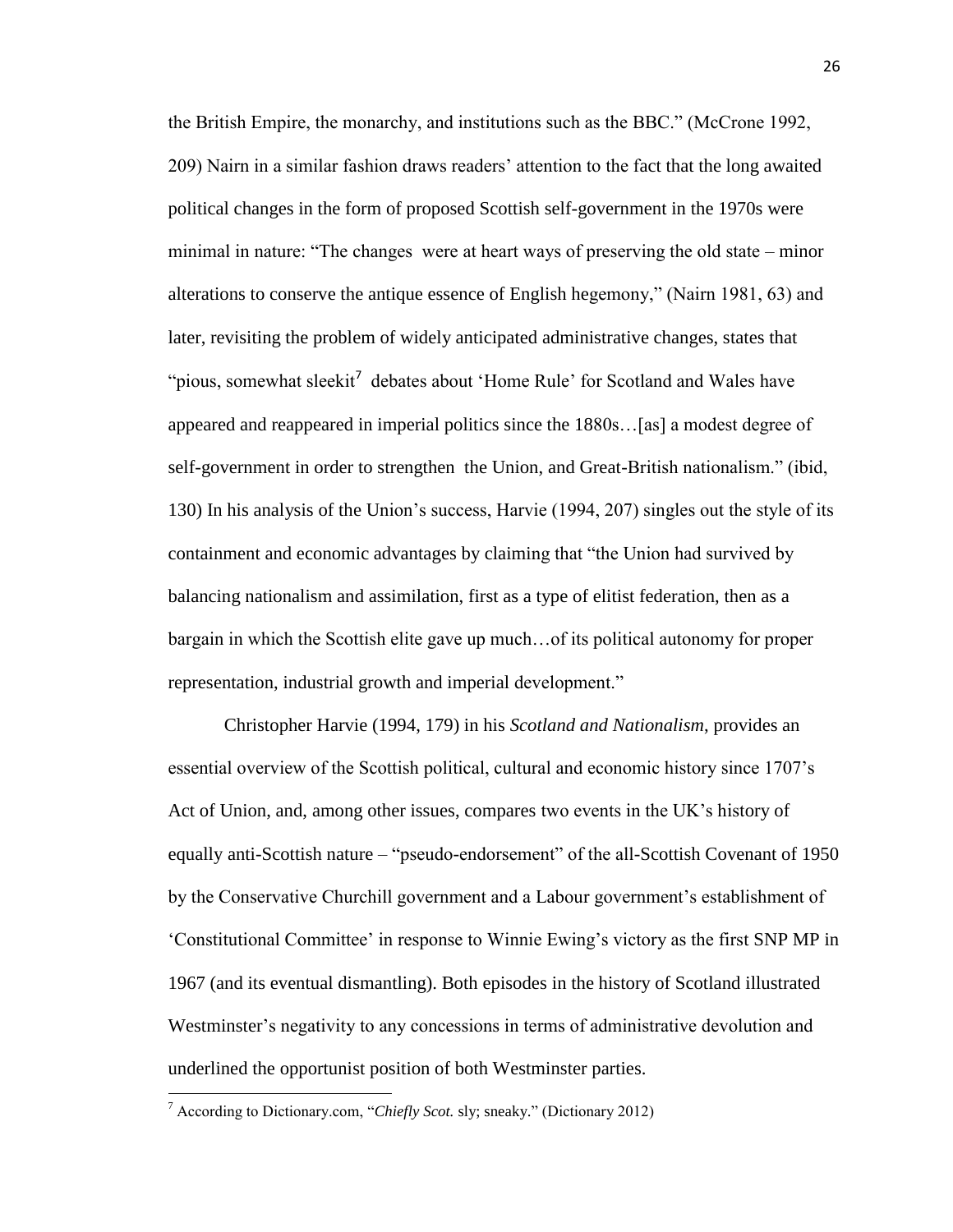the British Empire, the monarchy, and institutions such as the BBC." (McCrone 1992, 209) Nairn in a similar fashion draws readers' attention to the fact that the long awaited political changes in the form of proposed Scottish self-government in the 1970s were minimal in nature: "The changes were at heart ways of preserving the old state – minor alterations to conserve the antique essence of English hegemony," (Nairn 1981, 63) and later, revisiting the problem of widely anticipated administrative changes, states that "pious, somewhat sleekit[7] debates about 'Home Rule' for Scotland and Wales have appeared and reappeared in imperial politics since the 1880s…[as] a modest degree of self-government in order to strengthen the Union, and Great-British nationalism." (ibid, 130) In his analysis of the Union's success, Harvie (1994, 207) singles out the style of its containment and economic advantages by claiming that "the Union had survived by balancing nationalism and assimilation, first as a type of elitist federation, then as a bargain in which the Scottish elite gave up much…of its political autonomy for proper representation, industrial growth and imperial development."

Christopher Harvie (1994, 179) in his *Scotland and Nationalism*, provides an essential overview of the Scottish political, cultural and economic history since 1707's Act of Union, and, among other issues, compares two events in the UK's history of equally anti-Scottish nature – "pseudo-endorsement" of the all-Scottish Covenant of 1950 by the Conservative Churchill government and a Labour government's establishment of 'Constitutional Committee' in response to Winnie Ewing's victory as the first SNP MP in 1967 (and its eventual dismantling). Both episodes in the history of Scotland illustrated Westminster's negativity to any concessions in terms of administrative devolution and underlined the opportunist position of both Westminster parties.

---

[7] According to Dictionary.com, "*Chiefly Scot.* sly; sneaky." (Dictionary 2012)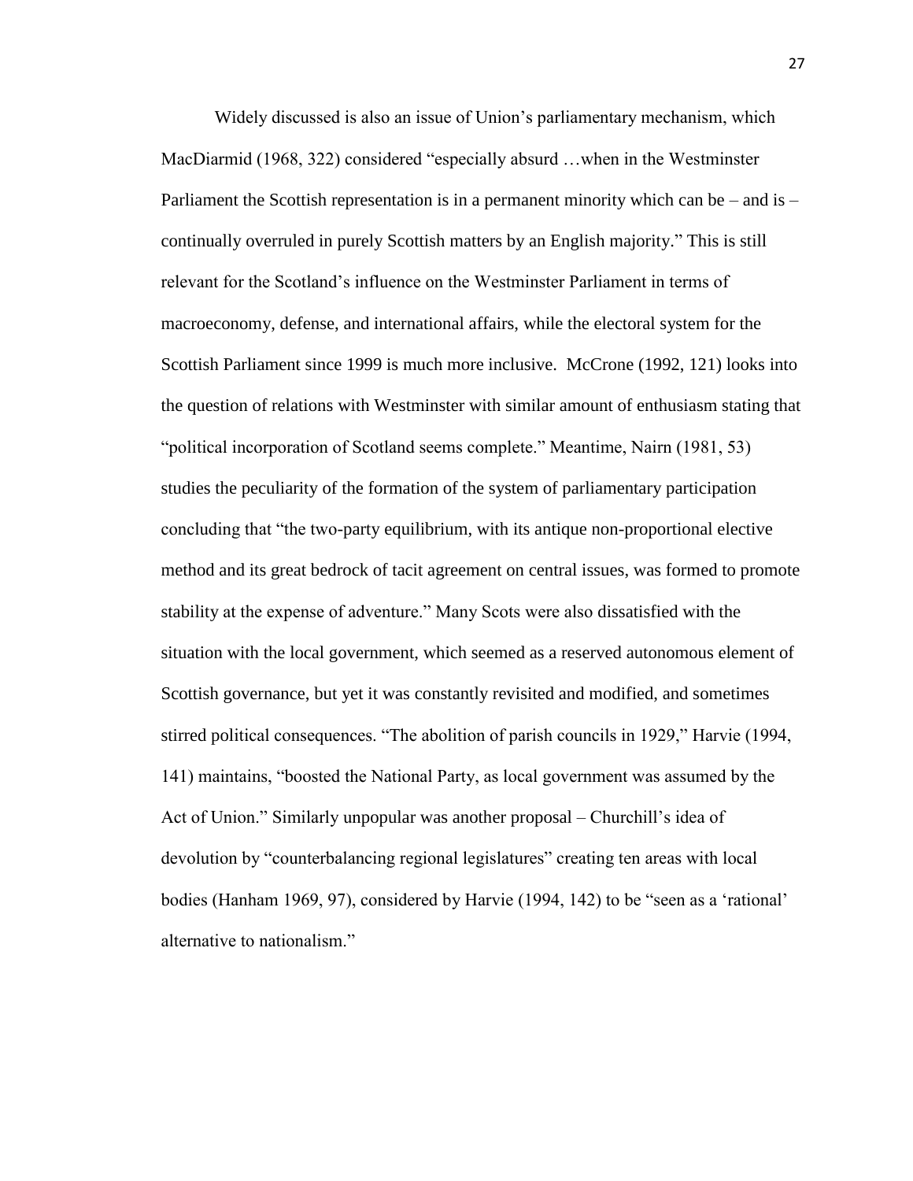Widely discussed is also an issue of Union's parliamentary mechanism, which MacDiarmid (1968, 322) considered "especially absurd …when in the Westminster Parliament the Scottish representation is in a permanent minority which can be – and is – continually overruled in purely Scottish matters by an English majority." This is still relevant for the Scotland's influence on the Westminster Parliament in terms of macroeconomy, defense, and international affairs, while the electoral system for the Scottish Parliament since 1999 is much more inclusive. McCrone (1992, 121) looks into the question of relations with Westminster with similar amount of enthusiasm stating that "political incorporation of Scotland seems complete." Meantime, Nairn (1981, 53) studies the peculiarity of the formation of the system of parliamentary participation concluding that "the two-party equilibrium, with its antique non-proportional elective method and its great bedrock of tacit agreement on central issues, was formed to promote stability at the expense of adventure." Many Scots were also dissatisfied with the situation with the local government, which seemed as a reserved autonomous element of Scottish governance, but yet it was constantly revisited and modified, and sometimes stirred political consequences. "The abolition of parish councils in 1929," Harvie (1994, 141) maintains, "boosted the National Party, as local government was assumed by the Act of Union." Similarly unpopular was another proposal – Churchill's idea of devolution by "counterbalancing regional legislatures" creating ten areas with local bodies (Hanham 1969, 97), considered by Harvie (1994, 142) to be "seen as a 'rational' alternative to nationalism."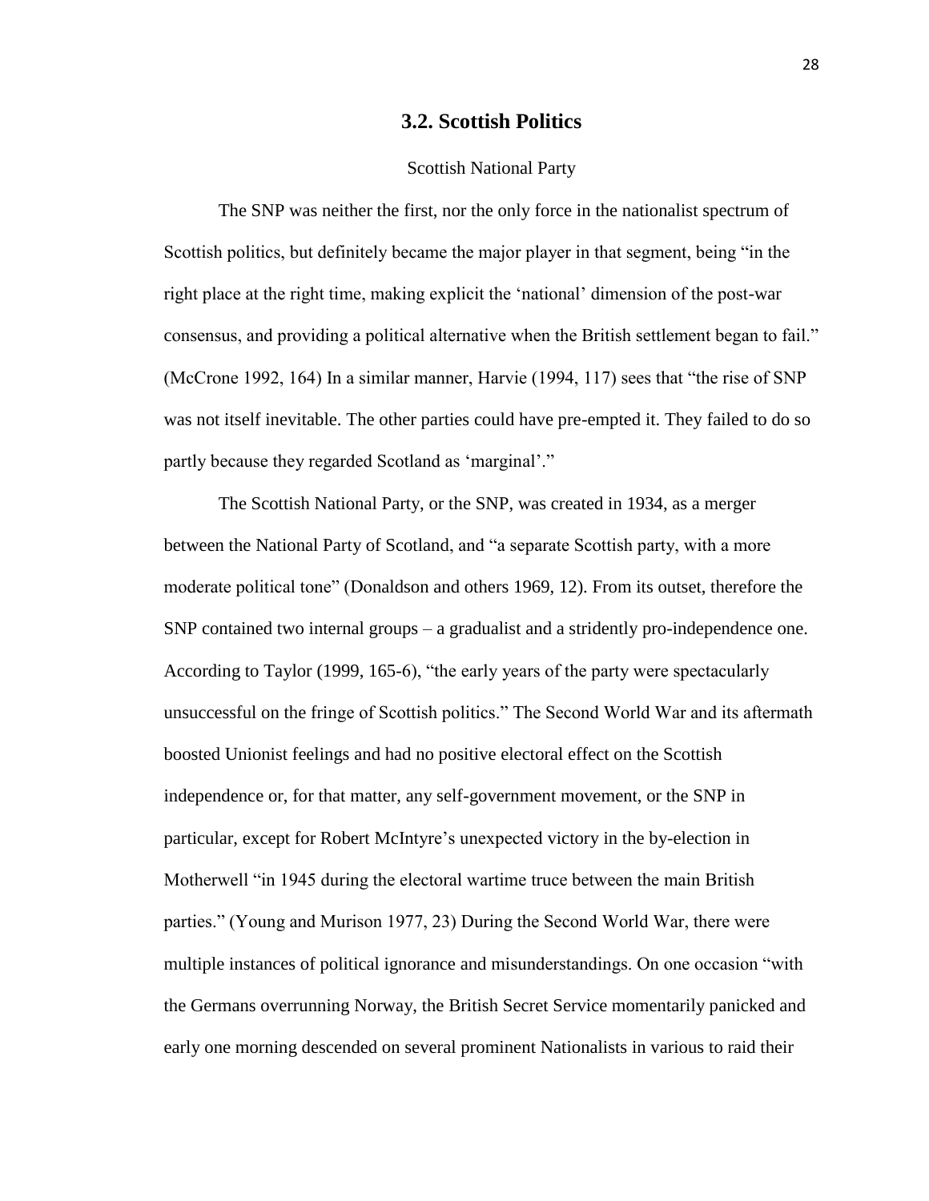## 3.2. Scottish Politics

Scottish National Party

The SNP was neither the first, nor the only force in the nationalist spectrum of Scottish politics, but definitely became the major player in that segment, being "in the right place at the right time, making explicit the 'national' dimension of the post-war consensus, and providing a political alternative when the British settlement began to fail." (McCrone 1992, 164) In a similar manner, Harvie (1994, 117) sees that "the rise of SNP was not itself inevitable. The other parties could have pre-empted it. They failed to do so partly because they regarded Scotland as 'marginal'."

The Scottish National Party, or the SNP, was created in 1934, as a merger between the National Party of Scotland, and "a separate Scottish party, with a more moderate political tone" (Donaldson and others 1969, 12). From its outset, therefore the SNP contained two internal groups – a gradualist and a stridently pro-independence one. According to Taylor (1999, 165-6), "the early years of the party were spectacularly unsuccessful on the fringe of Scottish politics." The Second World War and its aftermath boosted Unionist feelings and had no positive electoral effect on the Scottish independence or, for that matter, any self-government movement, or the SNP in particular, except for Robert McIntyre's unexpected victory in the by-election in Motherwell "in 1945 during the electoral wartime truce between the main British parties." (Young and Murison 1977, 23) During the Second World War, there were multiple instances of political ignorance and misunderstandings. On one occasion "with the Germans overrunning Norway, the British Secret Service momentarily panicked and early one morning descended on several prominent Nationalists in various to raid their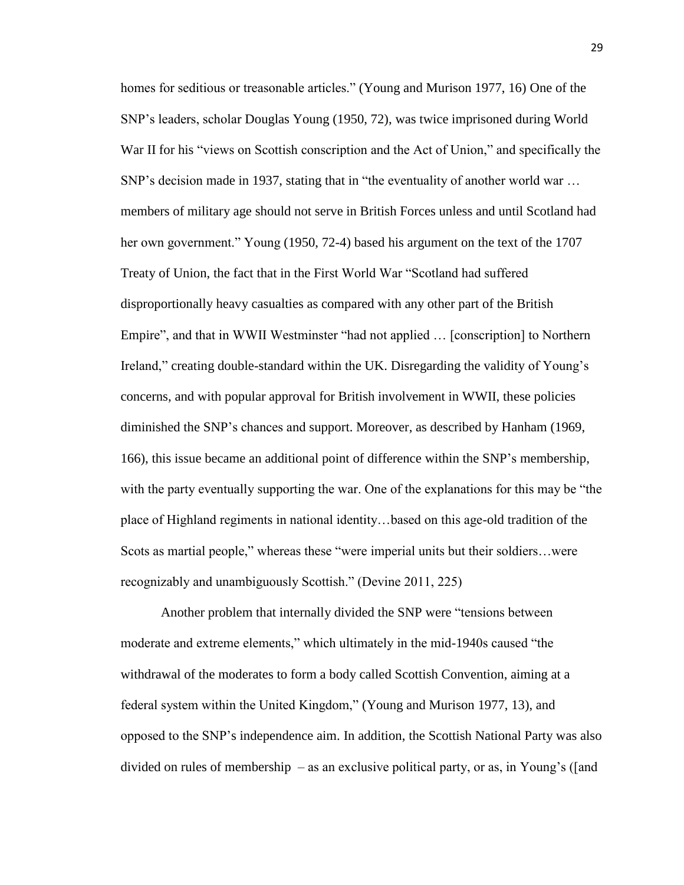homes for seditious or treasonable articles." (Young and Murison 1977, 16) One of the SNP's leaders, scholar Douglas Young (1950, 72), was twice imprisoned during World War II for his "views on Scottish conscription and the Act of Union," and specifically the SNP's decision made in 1937, stating that in "the eventuality of another world war … members of military age should not serve in British Forces unless and until Scotland had her own government." Young (1950, 72-4) based his argument on the text of the 1707 Treaty of Union, the fact that in the First World War "Scotland had suffered disproportionally heavy casualties as compared with any other part of the British Empire", and that in WWII Westminster "had not applied … [conscription] to Northern Ireland," creating double-standard within the UK. Disregarding the validity of Young's concerns, and with popular approval for British involvement in WWII, these policies diminished the SNP's chances and support. Moreover, as described by Hanham (1969, 166), this issue became an additional point of difference within the SNP's membership, with the party eventually supporting the war. One of the explanations for this may be "the place of Highland regiments in national identity…based on this age-old tradition of the Scots as martial people," whereas these "were imperial units but their soldiers…were recognizably and unambiguously Scottish." (Devine 2011, 225)

Another problem that internally divided the SNP were "tensions between moderate and extreme elements," which ultimately in the mid-1940s caused "the withdrawal of the moderates to form a body called Scottish Convention, aiming at a federal system within the United Kingdom," (Young and Murison 1977, 13), and opposed to the SNP's independence aim. In addition, the Scottish National Party was also divided on rules of membership – as an exclusive political party, or as, in Young's ([and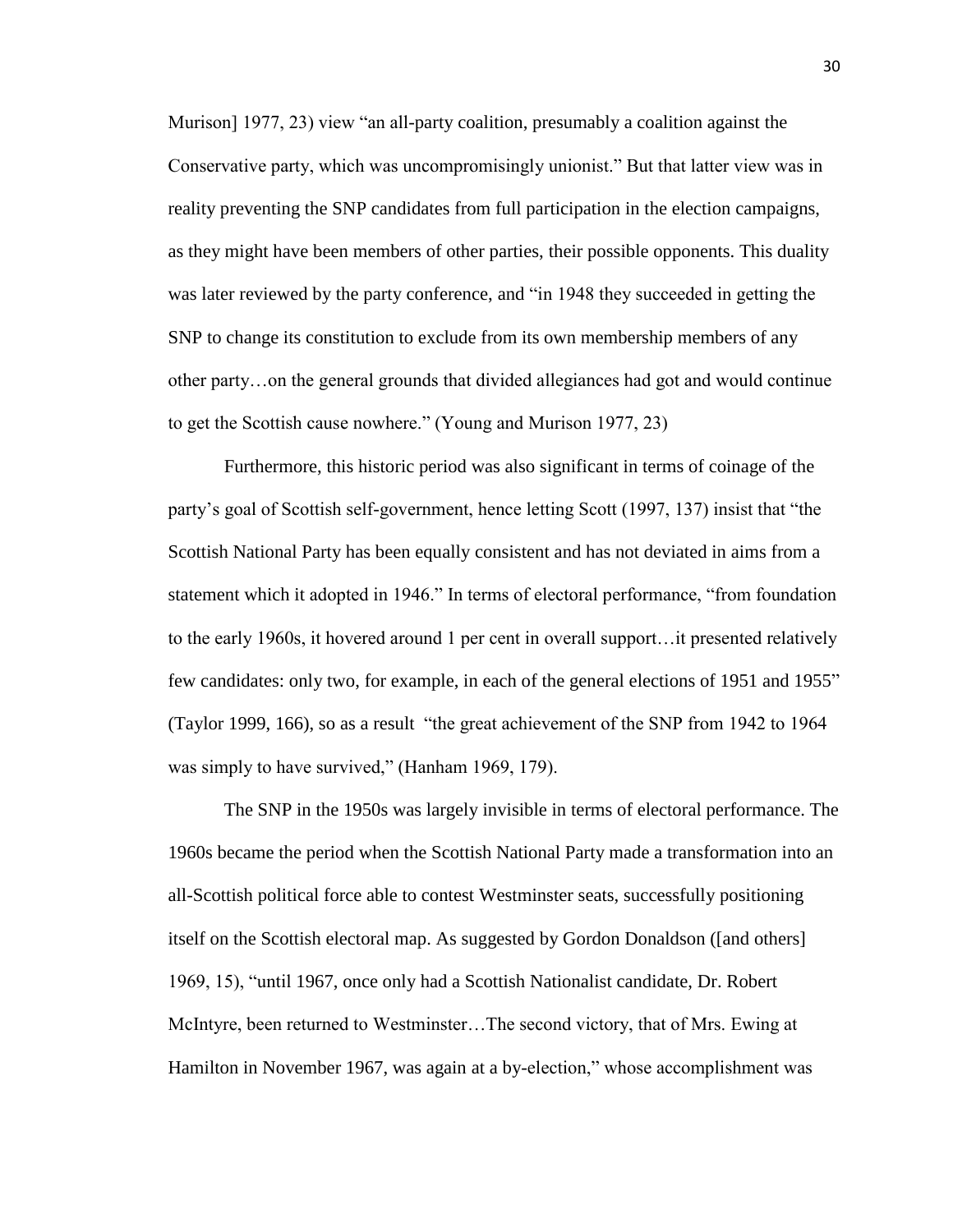Murison] 1977, 23) view "an all-party coalition, presumably a coalition against the Conservative party, which was uncompromisingly unionist." But that latter view was in reality preventing the SNP candidates from full participation in the election campaigns, as they might have been members of other parties, their possible opponents. This duality was later reviewed by the party conference, and "in 1948 they succeeded in getting the SNP to change its constitution to exclude from its own membership members of any other party…on the general grounds that divided allegiances had got and would continue to get the Scottish cause nowhere." (Young and Murison 1977, 23)

Furthermore, this historic period was also significant in terms of coinage of the party's goal of Scottish self-government, hence letting Scott (1997, 137) insist that "the Scottish National Party has been equally consistent and has not deviated in aims from a statement which it adopted in 1946." In terms of electoral performance, "from foundation to the early 1960s, it hovered around 1 per cent in overall support…it presented relatively few candidates: only two, for example, in each of the general elections of 1951 and 1955" (Taylor 1999, 166), so as a result "the great achievement of the SNP from 1942 to 1964 was simply to have survived," (Hanham 1969, 179).

The SNP in the 1950s was largely invisible in terms of electoral performance. The 1960s became the period when the Scottish National Party made a transformation into an all-Scottish political force able to contest Westminster seats, successfully positioning itself on the Scottish electoral map. As suggested by Gordon Donaldson ([and others] 1969, 15), "until 1967, once only had a Scottish Nationalist candidate, Dr. Robert McIntyre, been returned to Westminster…The second victory, that of Mrs. Ewing at Hamilton in November 1967, was again at a by-election," whose accomplishment was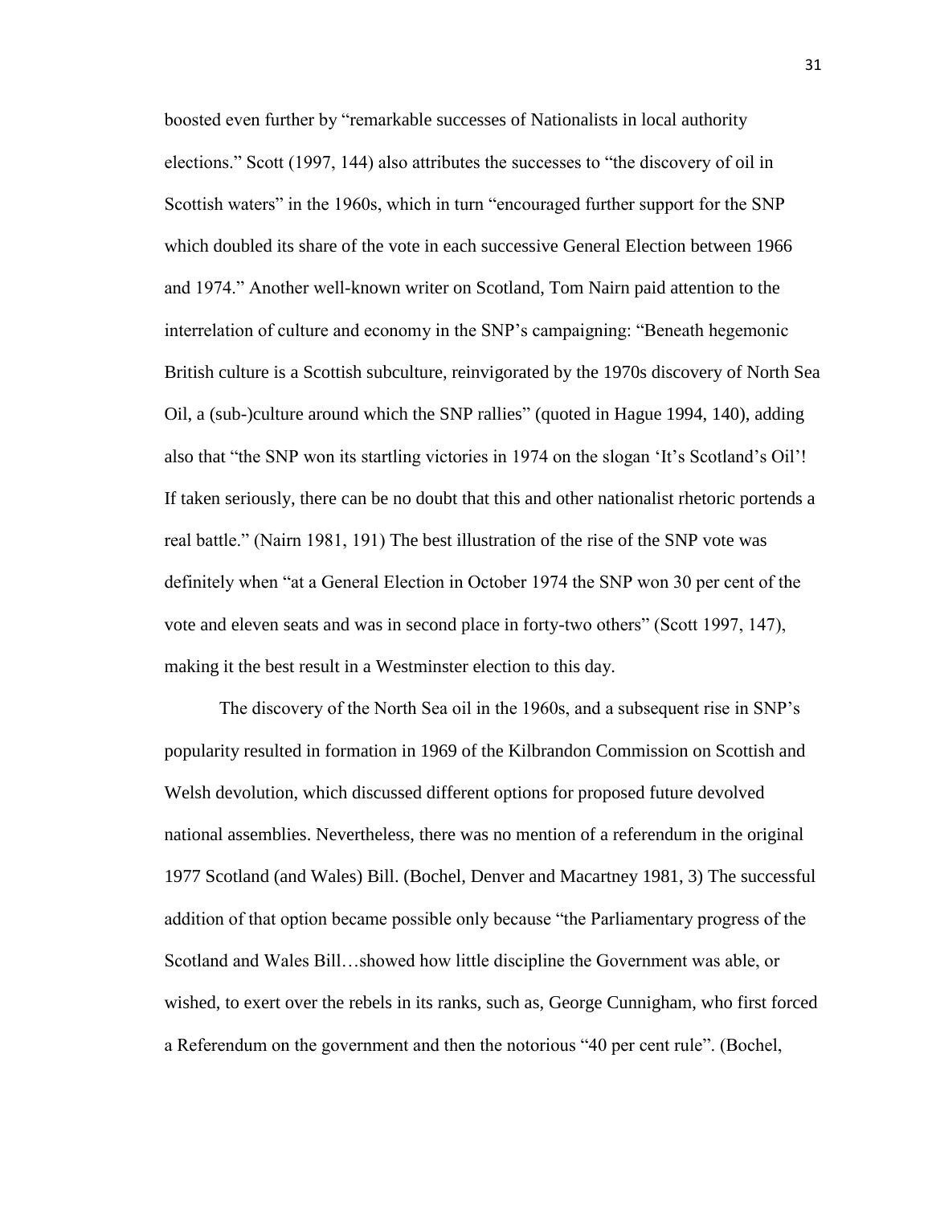boosted even further by “remarkable successes of Nationalists in local authority elections.” Scott (1997, 144) also attributes the successes to “the discovery of oil in Scottish waters” in the 1960s, which in turn “encouraged further support for the SNP which doubled its share of the vote in each successive General Election between 1966 and 1974.” Another well-known writer on Scotland, Tom Nairn paid attention to the interrelation of culture and economy in the SNP’s campaigning: “Beneath hegemonic British culture is a Scottish subculture, reinvigorated by the 1970s discovery of North Sea Oil, a (sub-)culture around which the SNP rallies” (quoted in Hague 1994, 140), adding also that “the SNP won its startling victories in 1974 on the slogan ‘It’s Scotland’s Oil’! If taken seriously, there can be no doubt that this and other nationalist rhetoric portends a real battle.” (Nairn 1981, 191) The best illustration of the rise of the SNP vote was definitely when “at a General Election in October 1974 the SNP won 30 per cent of the vote and eleven seats and was in second place in forty-two others” (Scott 1997, 147), making it the best result in a Westminster election to this day.

The discovery of the North Sea oil in the 1960s, and a subsequent rise in SNP’s popularity resulted in formation in 1969 of the Kilbrandon Commission on Scottish and Welsh devolution, which discussed different options for proposed future devolved national assemblies. Nevertheless, there was no mention of a referendum in the original 1977 Scotland (and Wales) Bill. (Bochel, Denver and Macartney 1981, 3) The successful addition of that option became possible only because “the Parliamentary progress of the Scotland and Wales Bill…showed how little discipline the Government was able, or wished, to exert over the rebels in its ranks, such as, George Cunnigham, who first forced a Referendum on the government and then the notorious “40 per cent rule”. (Bochel,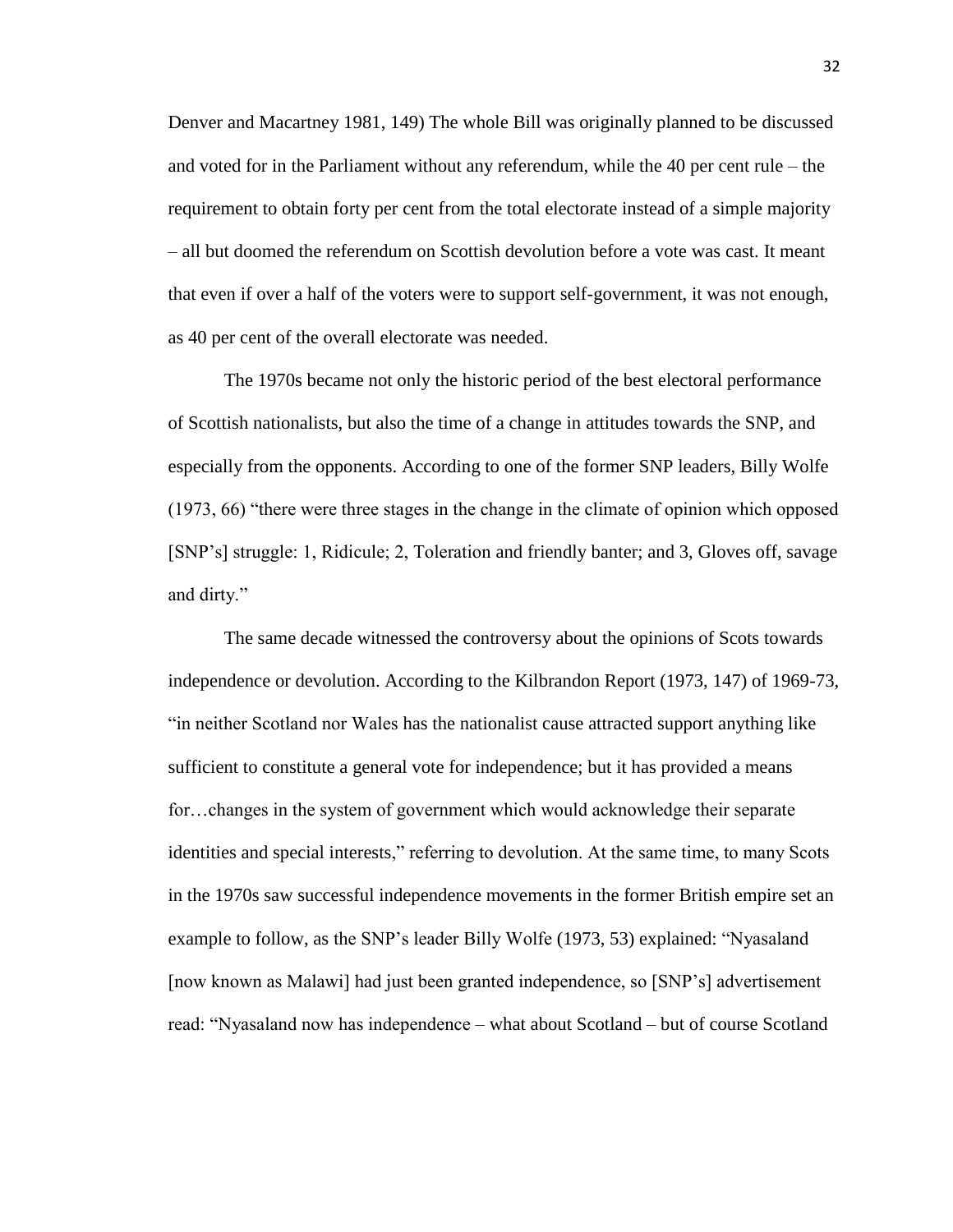Denver and Macartney 1981, 149) The whole Bill was originally planned to be discussed and voted for in the Parliament without any referendum, while the 40 per cent rule – the requirement to obtain forty per cent from the total electorate instead of a simple majority – all but doomed the referendum on Scottish devolution before a vote was cast. It meant that even if over a half of the voters were to support self-government, it was not enough, as 40 per cent of the overall electorate was needed.

The 1970s became not only the historic period of the best electoral performance of Scottish nationalists, but also the time of a change in attitudes towards the SNP, and especially from the opponents. According to one of the former SNP leaders, Billy Wolfe (1973, 66) "there were three stages in the change in the climate of opinion which opposed [SNP's] struggle: 1, Ridicule; 2, Toleration and friendly banter; and 3, Gloves off, savage and dirty."

The same decade witnessed the controversy about the opinions of Scots towards independence or devolution. According to the Kilbrandon Report (1973, 147) of 1969-73, "in neither Scotland nor Wales has the nationalist cause attracted support anything like sufficient to constitute a general vote for independence; but it has provided a means for…changes in the system of government which would acknowledge their separate identities and special interests," referring to devolution. At the same time, to many Scots in the 1970s saw successful independence movements in the former British empire set an example to follow, as the SNP's leader Billy Wolfe (1973, 53) explained: "Nyasaland [now known as Malawi] had just been granted independence, so [SNP's] advertisement read: "Nyasaland now has independence – what about Scotland – but of course Scotland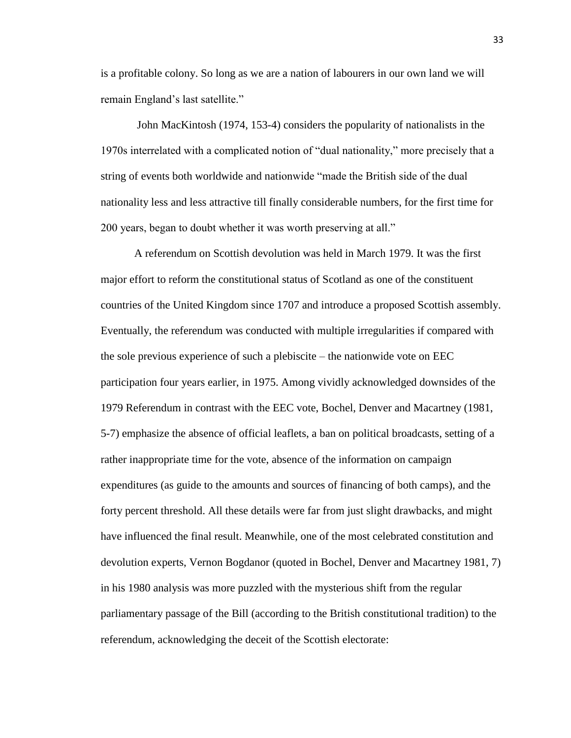is a profitable colony. So long as we are a nation of labourers in our own land we will remain England's last satellite."

John MacKintosh (1974, 153-4) considers the popularity of nationalists in the 1970s interrelated with a complicated notion of "dual nationality," more precisely that a string of events both worldwide and nationwide "made the British side of the dual nationality less and less attractive till finally considerable numbers, for the first time for 200 years, began to doubt whether it was worth preserving at all."

A referendum on Scottish devolution was held in March 1979. It was the first major effort to reform the constitutional status of Scotland as one of the constituent countries of the United Kingdom since 1707 and introduce a proposed Scottish assembly. Eventually, the referendum was conducted with multiple irregularities if compared with the sole previous experience of such a plebiscite – the nationwide vote on EEC participation four years earlier, in 1975. Among vividly acknowledged downsides of the 1979 Referendum in contrast with the EEC vote, Bochel, Denver and Macartney (1981, 5-7) emphasize the absence of official leaflets, a ban on political broadcasts, setting of a rather inappropriate time for the vote, absence of the information on campaign expenditures (as guide to the amounts and sources of financing of both camps), and the forty percent threshold. All these details were far from just slight drawbacks, and might have influenced the final result. Meanwhile, one of the most celebrated constitution and devolution experts, Vernon Bogdanor (quoted in Bochel, Denver and Macartney 1981, 7) in his 1980 analysis was more puzzled with the mysterious shift from the regular parliamentary passage of the Bill (according to the British constitutional tradition) to the referendum, acknowledging the deceit of the Scottish electorate: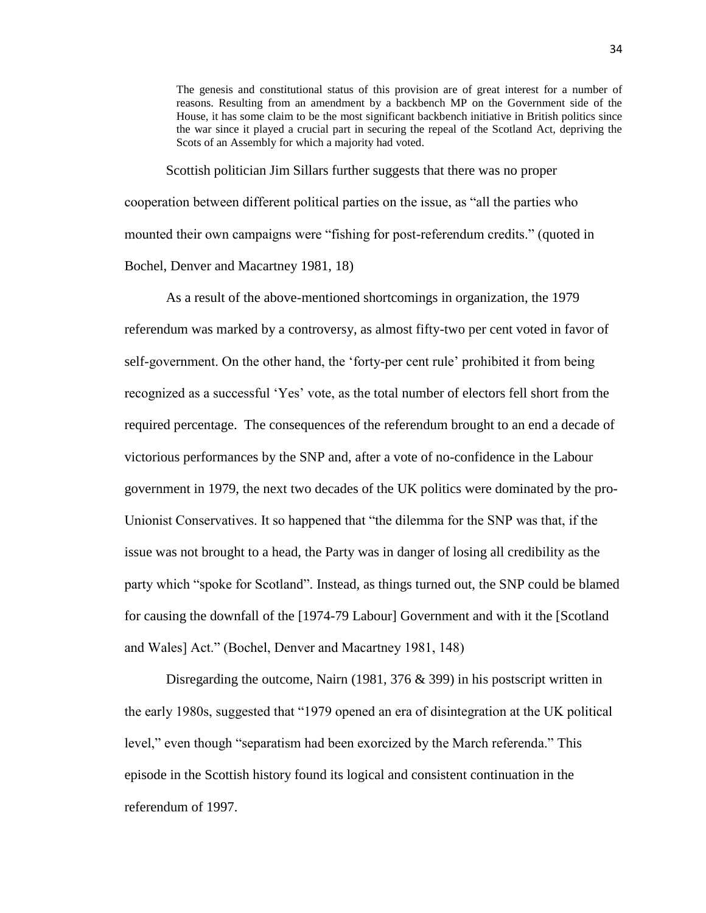> The genesis and constitutional status of this provision are of great interest for a number of reasons. Resulting from an amendment by a backbench MP on the Government side of the House, it has some claim to be the most significant backbench initiative in British politics since the war since it played a crucial part in securing the repeal of the Scotland Act, depriving the Scots of an Assembly for which a majority had voted.

Scottish politician Jim Sillars further suggests that there was no proper cooperation between different political parties on the issue, as "all the parties who mounted their own campaigns were "fishing for post-referendum credits." (quoted in Bochel, Denver and Macartney 1981, 18)

As a result of the above-mentioned shortcomings in organization, the 1979 referendum was marked by a controversy, as almost fifty-two per cent voted in favor of self-government. On the other hand, the 'forty-per cent rule' prohibited it from being recognized as a successful 'Yes' vote, as the total number of electors fell short from the required percentage. The consequences of the referendum brought to an end a decade of victorious performances by the SNP and, after a vote of no-confidence in the Labour government in 1979, the next two decades of the UK politics were dominated by the pro-Unionist Conservatives. It so happened that "the dilemma for the SNP was that, if the issue was not brought to a head, the Party was in danger of losing all credibility as the party which "spoke for Scotland". Instead, as things turned out, the SNP could be blamed for causing the downfall of the [1974-79 Labour] Government and with it the [Scotland and Wales] Act." (Bochel, Denver and Macartney 1981, 148)

Disregarding the outcome, Nairn (1981, 376 & 399) in his postscript written in the early 1980s, suggested that "1979 opened an era of disintegration at the UK political level," even though "separatism had been exorcized by the March referenda." This episode in the Scottish history found its logical and consistent continuation in the referendum of 1997.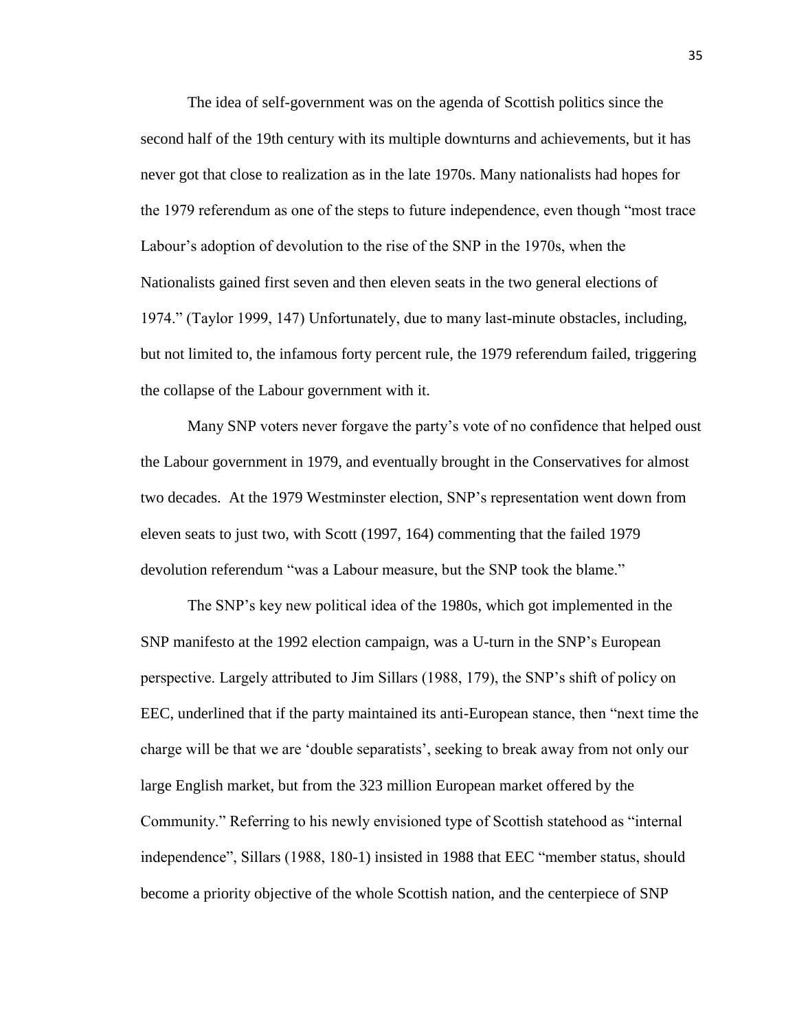The idea of self-government was on the agenda of Scottish politics since the second half of the 19th century with its multiple downturns and achievements, but it has never got that close to realization as in the late 1970s. Many nationalists had hopes for the 1979 referendum as one of the steps to future independence, even though "most trace Labour's adoption of devolution to the rise of the SNP in the 1970s, when the Nationalists gained first seven and then eleven seats in the two general elections of 1974." (Taylor 1999, 147) Unfortunately, due to many last-minute obstacles, including, but not limited to, the infamous forty percent rule, the 1979 referendum failed, triggering the collapse of the Labour government with it.

Many SNP voters never forgave the party's vote of no confidence that helped oust the Labour government in 1979, and eventually brought in the Conservatives for almost two decades. At the 1979 Westminster election, SNP's representation went down from eleven seats to just two, with Scott (1997, 164) commenting that the failed 1979 devolution referendum "was a Labour measure, but the SNP took the blame."

The SNP's key new political idea of the 1980s, which got implemented in the SNP manifesto at the 1992 election campaign, was a U-turn in the SNP's European perspective. Largely attributed to Jim Sillars (1988, 179), the SNP's shift of policy on EEC, underlined that if the party maintained its anti-European stance, then "next time the charge will be that we are 'double separatists', seeking to break away from not only our large English market, but from the 323 million European market offered by the Community." Referring to his newly envisioned type of Scottish statehood as "internal independence", Sillars (1988, 180-1) insisted in 1988 that EEC "member status, should become a priority objective of the whole Scottish nation, and the centerpiece of SNP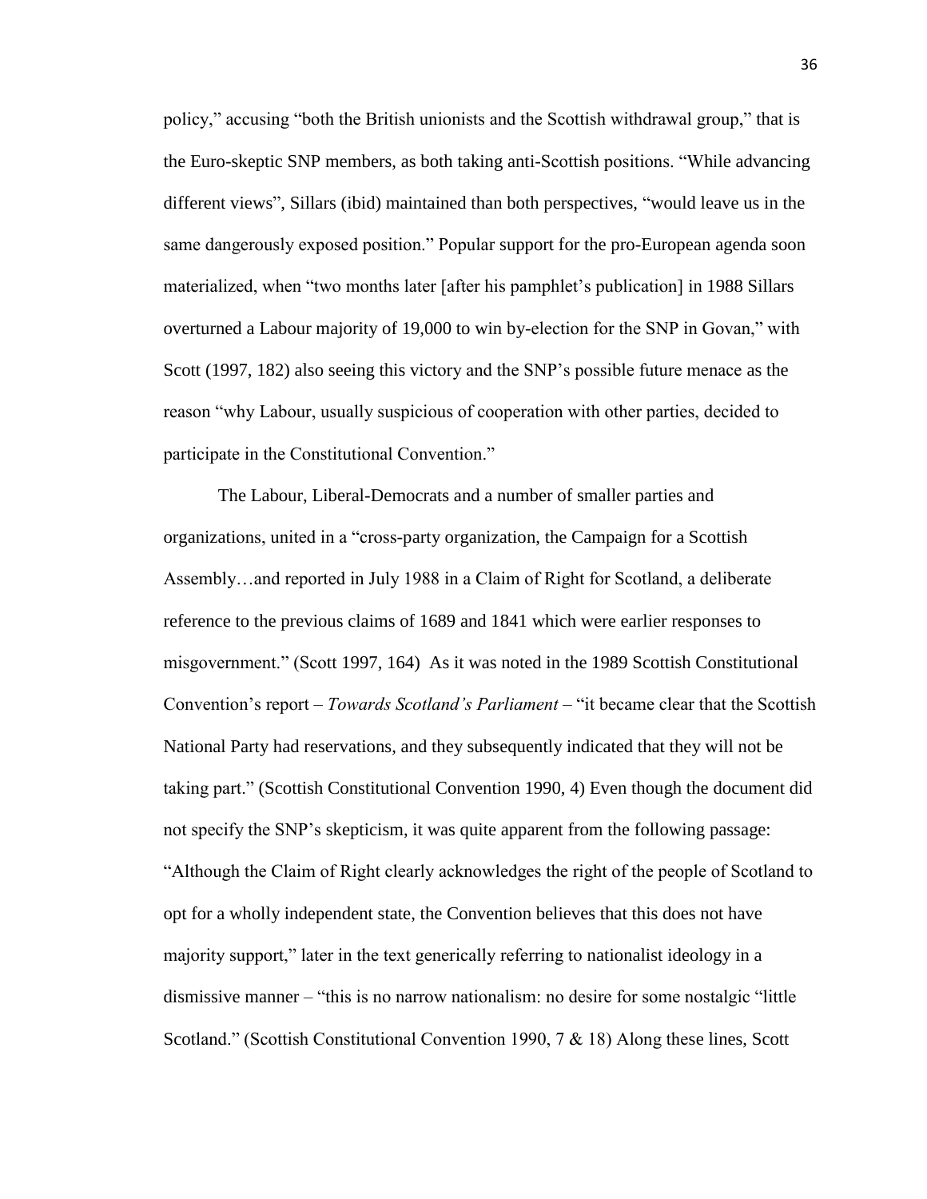policy," accusing "both the British unionists and the Scottish withdrawal group," that is the Euro-skeptic SNP members, as both taking anti-Scottish positions. "While advancing different views", Sillars (ibid) maintained than both perspectives, "would leave us in the same dangerously exposed position." Popular support for the pro-European agenda soon materialized, when "two months later [after his pamphlet's publication] in 1988 Sillars overturned a Labour majority of 19,000 to win by-election for the SNP in Govan," with Scott (1997, 182) also seeing this victory and the SNP's possible future menace as the reason "why Labour, usually suspicious of cooperation with other parties, decided to participate in the Constitutional Convention."

The Labour, Liberal-Democrats and a number of smaller parties and organizations, united in a "cross-party organization, the Campaign for a Scottish Assembly…and reported in July 1988 in a Claim of Right for Scotland, a deliberate reference to the previous claims of 1689 and 1841 which were earlier responses to misgovernment." (Scott 1997, 164) As it was noted in the 1989 Scottish Constitutional Convention's report – *Towards Scotland's Parliament* – "it became clear that the Scottish National Party had reservations, and they subsequently indicated that they will not be taking part." (Scottish Constitutional Convention 1990, 4) Even though the document did not specify the SNP's skepticism, it was quite apparent from the following passage: "Although the Claim of Right clearly acknowledges the right of the people of Scotland to opt for a wholly independent state, the Convention believes that this does not have majority support," later in the text generically referring to nationalist ideology in a dismissive manner – "this is no narrow nationalism: no desire for some nostalgic "little Scotland." (Scottish Constitutional Convention 1990, 7 & 18) Along these lines, Scott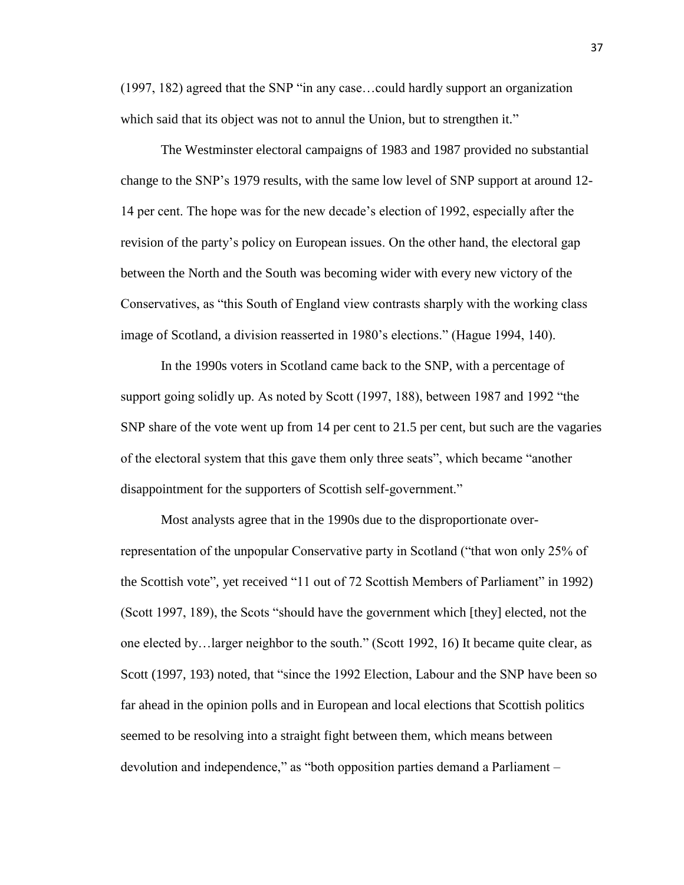(1997, 182) agreed that the SNP "in any case…could hardly support an organization which said that its object was not to annul the Union, but to strengthen it."

The Westminster electoral campaigns of 1983 and 1987 provided no substantial change to the SNP's 1979 results, with the same low level of SNP support at around 12-14 per cent. The hope was for the new decade's election of 1992, especially after the revision of the party's policy on European issues. On the other hand, the electoral gap between the North and the South was becoming wider with every new victory of the Conservatives, as "this South of England view contrasts sharply with the working class image of Scotland, a division reasserted in 1980's elections." (Hague 1994, 140).

In the 1990s voters in Scotland came back to the SNP, with a percentage of support going solidly up. As noted by Scott (1997, 188), between 1987 and 1992 "the SNP share of the vote went up from 14 per cent to 21.5 per cent, but such are the vagaries of the electoral system that this gave them only three seats", which became "another disappointment for the supporters of Scottish self-government."

Most analysts agree that in the 1990s due to the disproportionate over-representation of the unpopular Conservative party in Scotland ("that won only 25% of the Scottish vote", yet received "11 out of 72 Scottish Members of Parliament" in 1992) (Scott 1997, 189), the Scots "should have the government which [they] elected, not the one elected by…larger neighbor to the south." (Scott 1992, 16) It became quite clear, as Scott (1997, 193) noted, that "since the 1992 Election, Labour and the SNP have been so far ahead in the opinion polls and in European and local elections that Scottish politics seemed to be resolving into a straight fight between them, which means between devolution and independence," as "both opposition parties demand a Parliament –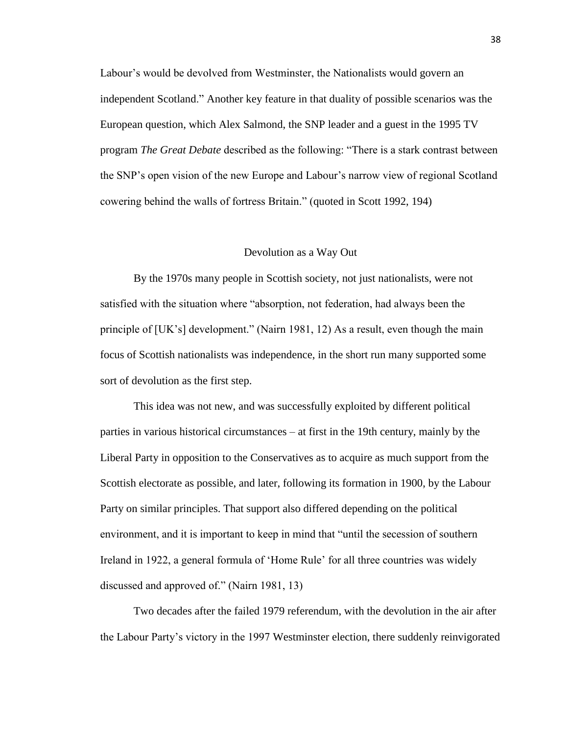Labour's would be devolved from Westminster, the Nationalists would govern an independent Scotland." Another key feature in that duality of possible scenarios was the European question, which Alex Salmond, the SNP leader and a guest in the 1995 TV program *The Great Debate* described as the following: "There is a stark contrast between the SNP's open vision of the new Europe and Labour's narrow view of regional Scotland cowering behind the walls of fortress Britain." (quoted in Scott 1992, 194)

## Devolution as a Way Out

By the 1970s many people in Scottish society, not just nationalists, were not satisfied with the situation where "absorption, not federation, had always been the principle of [UK's] development." (Nairn 1981, 12) As a result, even though the main focus of Scottish nationalists was independence, in the short run many supported some sort of devolution as the first step.

This idea was not new, and was successfully exploited by different political parties in various historical circumstances – at first in the 19th century, mainly by the Liberal Party in opposition to the Conservatives as to acquire as much support from the Scottish electorate as possible, and later, following its formation in 1900, by the Labour Party on similar principles. That support also differed depending on the political environment, and it is important to keep in mind that "until the secession of southern Ireland in 1922, a general formula of 'Home Rule' for all three countries was widely discussed and approved of." (Nairn 1981, 13)

Two decades after the failed 1979 referendum, with the devolution in the air after the Labour Party's victory in the 1997 Westminster election, there suddenly reinvigorated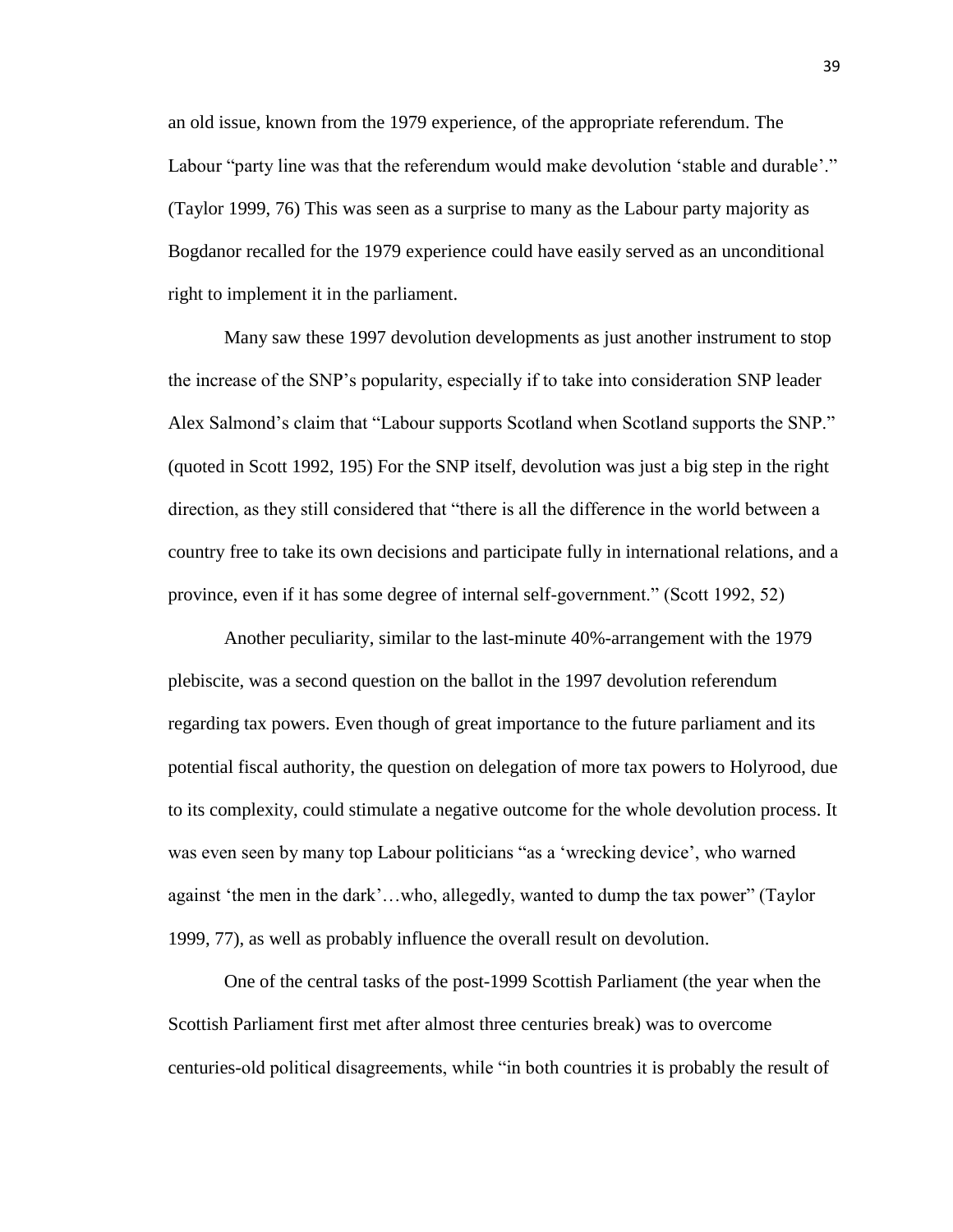an old issue, known from the 1979 experience, of the appropriate referendum. The Labour "party line was that the referendum would make devolution 'stable and durable'." (Taylor 1999, 76) This was seen as a surprise to many as the Labour party majority as Bogdanor recalled for the 1979 experience could have easily served as an unconditional right to implement it in the parliament.

Many saw these 1997 devolution developments as just another instrument to stop the increase of the SNP's popularity, especially if to take into consideration SNP leader Alex Salmond's claim that "Labour supports Scotland when Scotland supports the SNP." (quoted in Scott 1992, 195) For the SNP itself, devolution was just a big step in the right direction, as they still considered that "there is all the difference in the world between a country free to take its own decisions and participate fully in international relations, and a province, even if it has some degree of internal self-government." (Scott 1992, 52)

Another peculiarity, similar to the last-minute 40%-arrangement with the 1979 plebiscite, was a second question on the ballot in the 1997 devolution referendum regarding tax powers. Even though of great importance to the future parliament and its potential fiscal authority, the question on delegation of more tax powers to Holyrood, due to its complexity, could stimulate a negative outcome for the whole devolution process. It was even seen by many top Labour politicians "as a 'wrecking device', who warned against 'the men in the dark'…who, allegedly, wanted to dump the tax power" (Taylor 1999, 77), as well as probably influence the overall result on devolution.

One of the central tasks of the post-1999 Scottish Parliament (the year when the Scottish Parliament first met after almost three centuries break) was to overcome centuries-old political disagreements, while "in both countries it is probably the result of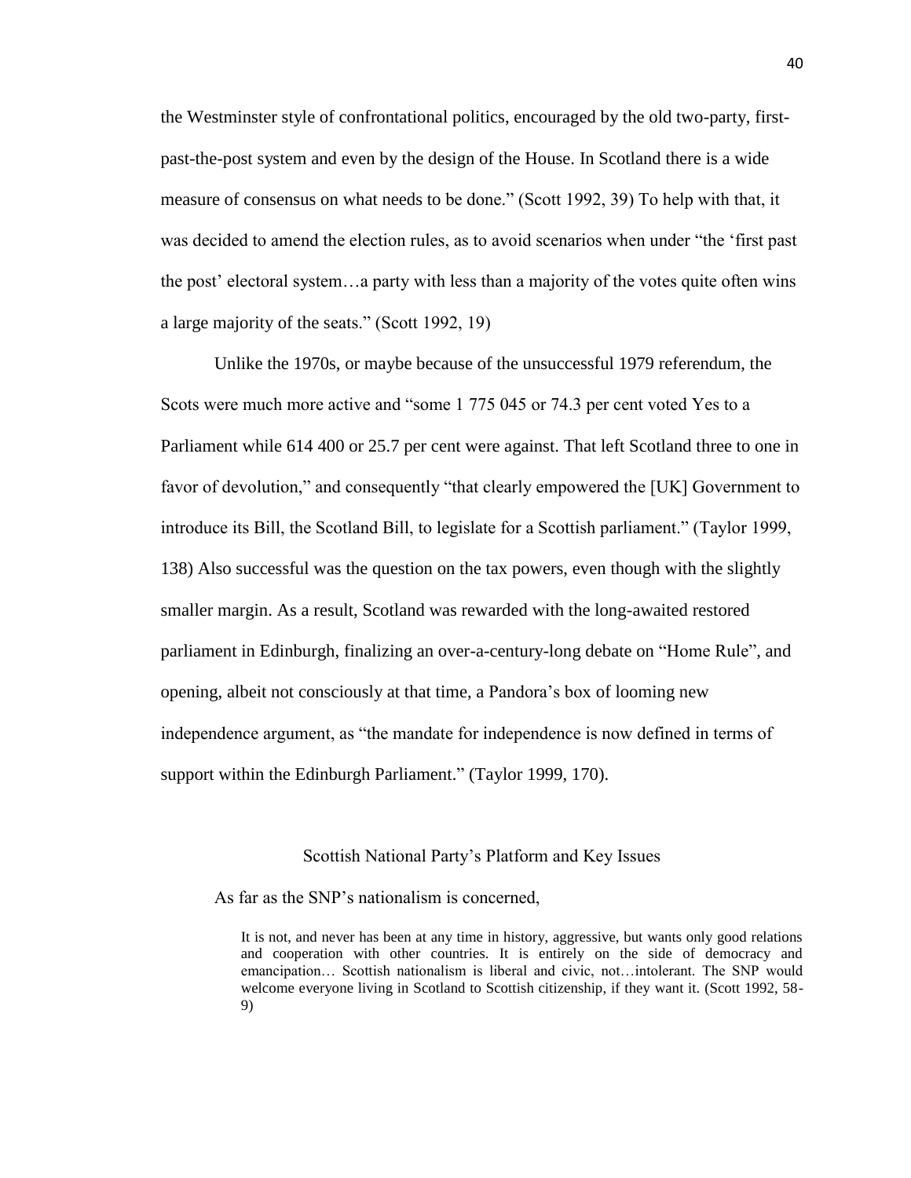the Westminster style of confrontational politics, encouraged by the old two-party, first-past-the-post system and even by the design of the House. In Scotland there is a wide measure of consensus on what needs to be done." (Scott 1992, 39) To help with that, it was decided to amend the election rules, as to avoid scenarios when under "the 'first past the post' electoral system…a party with less than a majority of the votes quite often wins a large majority of the seats." (Scott 1992, 19)

Unlike the 1970s, or maybe because of the unsuccessful 1979 referendum, the Scots were much more active and "some 1 775 045 or 74.3 per cent voted Yes to a Parliament while 614 400 or 25.7 per cent were against. That left Scotland three to one in favor of devolution," and consequently "that clearly empowered the [UK] Government to introduce its Bill, the Scotland Bill, to legislate for a Scottish parliament." (Taylor 1999, 138) Also successful was the question on the tax powers, even though with the slightly smaller margin. As a result, Scotland was rewarded with the long-awaited restored parliament in Edinburgh, finalizing an over-a-century-long debate on "Home Rule", and opening, albeit not consciously at that time, a Pandora's box of looming new independence argument, as "the mandate for independence is now defined in terms of support within the Edinburgh Parliament." (Taylor 1999, 170).

## Scottish National Party's Platform and Key Issues

As far as the SNP's nationalism is concerned,

> It is not, and never has been at any time in history, aggressive, but wants only good relations and cooperation with other countries. It is entirely on the side of democracy and emancipation… Scottish nationalism is liberal and civic, not…intolerant. The SNP would welcome everyone living in Scotland to Scottish citizenship, if they want it. (Scott 1992, 58-9)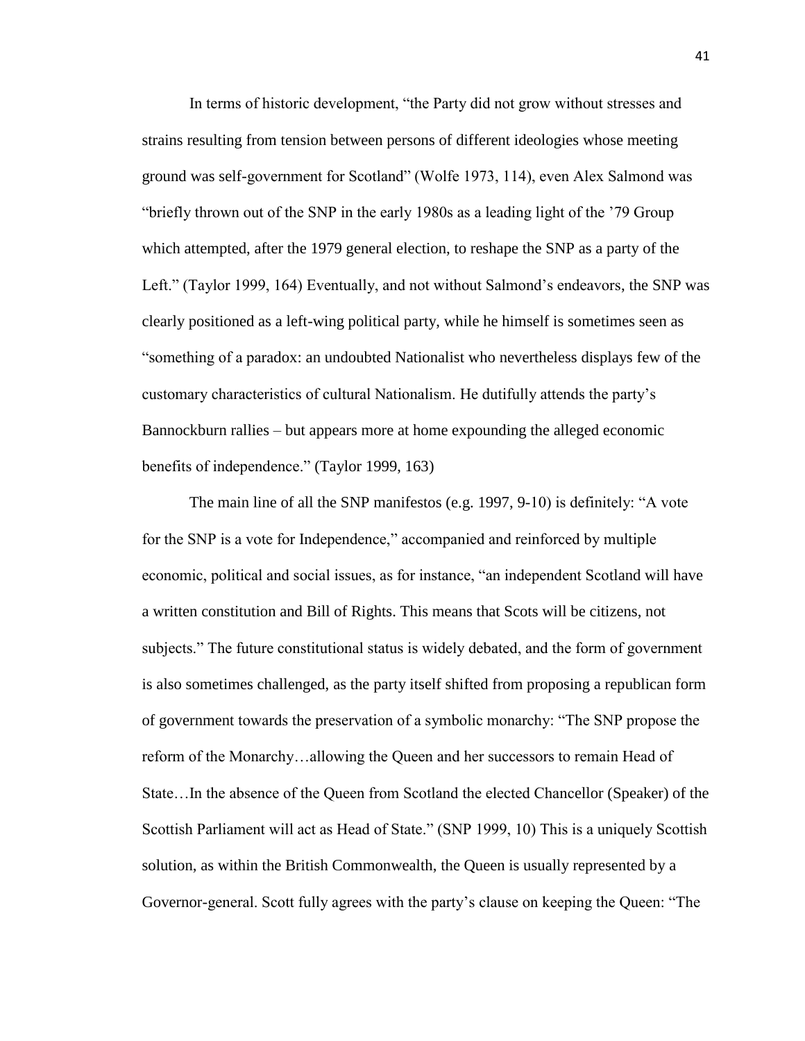In terms of historic development, "the Party did not grow without stresses and strains resulting from tension between persons of different ideologies whose meeting ground was self-government for Scotland" (Wolfe 1973, 114), even Alex Salmond was "briefly thrown out of the SNP in the early 1980s as a leading light of the '79 Group which attempted, after the 1979 general election, to reshape the SNP as a party of the Left." (Taylor 1999, 164) Eventually, and not without Salmond's endeavors, the SNP was clearly positioned as a left-wing political party, while he himself is sometimes seen as "something of a paradox: an undoubted Nationalist who nevertheless displays few of the customary characteristics of cultural Nationalism. He dutifully attends the party's Bannockburn rallies – but appears more at home expounding the alleged economic benefits of independence." (Taylor 1999, 163)

The main line of all the SNP manifestos (e.g. 1997, 9-10) is definitely: "A vote for the SNP is a vote for Independence," accompanied and reinforced by multiple economic, political and social issues, as for instance, "an independent Scotland will have a written constitution and Bill of Rights. This means that Scots will be citizens, not subjects." The future constitutional status is widely debated, and the form of government is also sometimes challenged, as the party itself shifted from proposing a republican form of government towards the preservation of a symbolic monarchy: "The SNP propose the reform of the Monarchy…allowing the Queen and her successors to remain Head of State…In the absence of the Queen from Scotland the elected Chancellor (Speaker) of the Scottish Parliament will act as Head of State." (SNP 1999, 10) This is a uniquely Scottish solution, as within the British Commonwealth, the Queen is usually represented by a Governor-general. Scott fully agrees with the party's clause on keeping the Queen: "The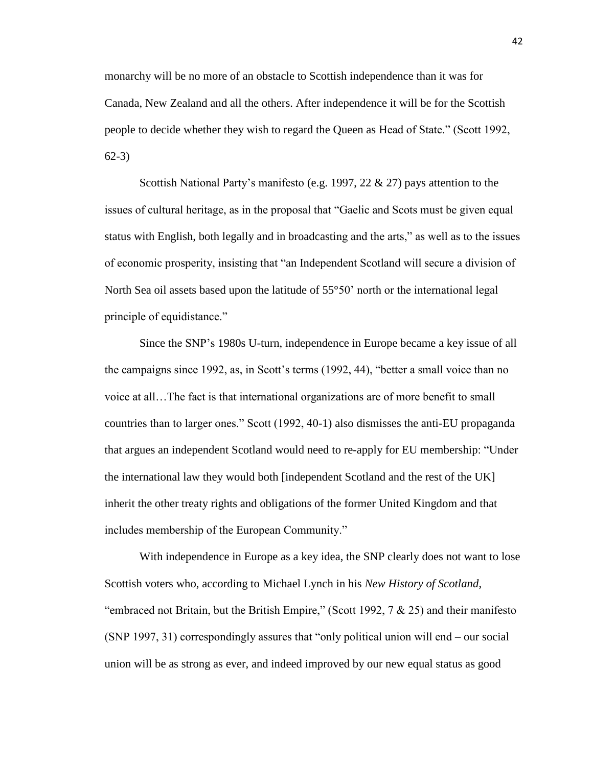monarchy will be no more of an obstacle to Scottish independence than it was for Canada, New Zealand and all the others. After independence it will be for the Scottish people to decide whether they wish to regard the Queen as Head of State." (Scott 1992, 62-3)

Scottish National Party's manifesto (e.g. 1997, 22 & 27) pays attention to the issues of cultural heritage, as in the proposal that "Gaelic and Scots must be given equal status with English, both legally and in broadcasting and the arts," as well as to the issues of economic prosperity, insisting that "an Independent Scotland will secure a division of North Sea oil assets based upon the latitude of 55°50' north or the international legal principle of equidistance."

Since the SNP's 1980s U-turn, independence in Europe became a key issue of all the campaigns since 1992, as, in Scott's terms (1992, 44), "better a small voice than no voice at all…The fact is that international organizations are of more benefit to small countries than to larger ones." Scott (1992, 40-1) also dismisses the anti-EU propaganda that argues an independent Scotland would need to re-apply for EU membership: "Under the international law they would both [independent Scotland and the rest of the UK] inherit the other treaty rights and obligations of the former United Kingdom and that includes membership of the European Community."

With independence in Europe as a key idea, the SNP clearly does not want to lose Scottish voters who, according to Michael Lynch in his *New History of Scotland*, "embraced not Britain, but the British Empire," (Scott 1992, 7 & 25) and their manifesto (SNP 1997, 31) correspondingly assures that "only political union will end – our social union will be as strong as ever, and indeed improved by our new equal status as good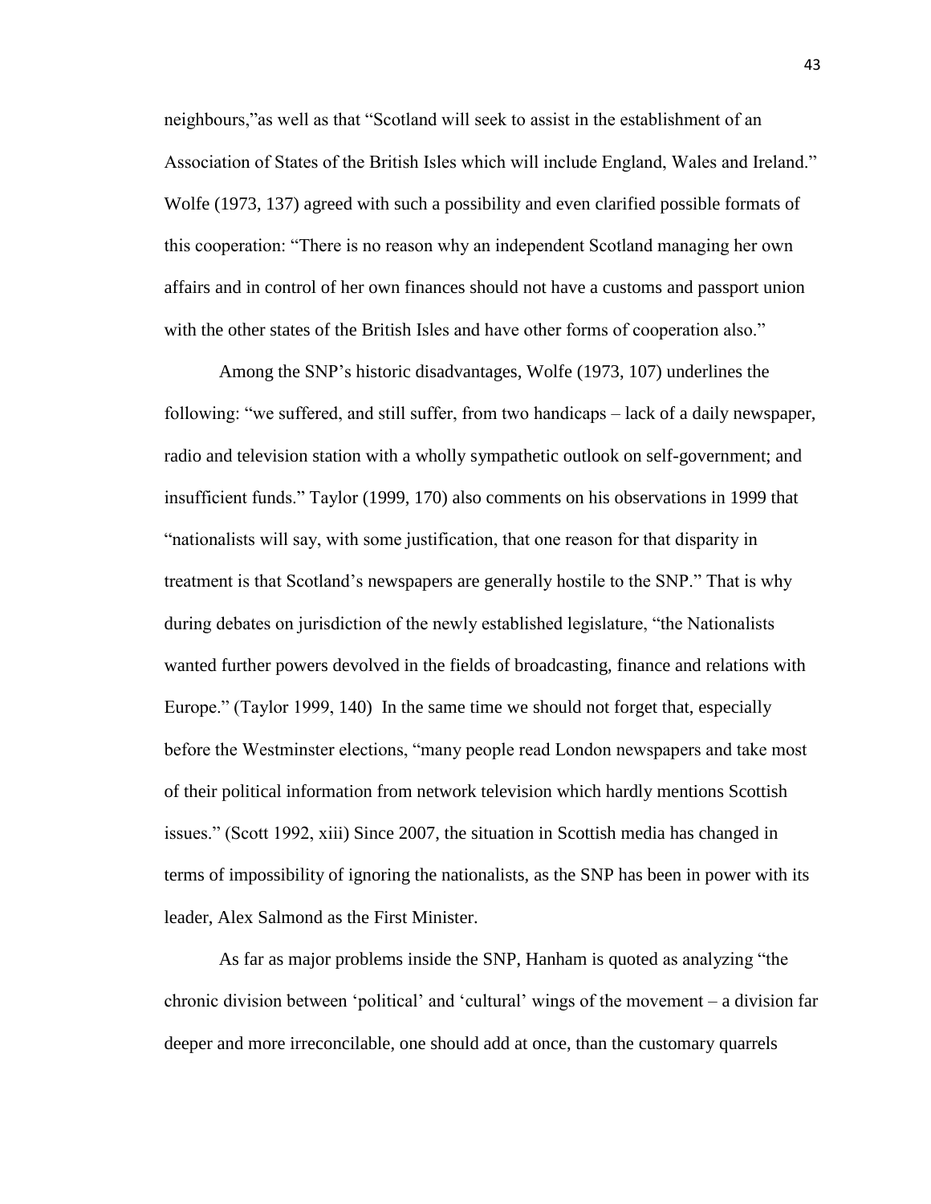neighbours,"as well as that "Scotland will seek to assist in the establishment of an Association of States of the British Isles which will include England, Wales and Ireland." Wolfe (1973, 137) agreed with such a possibility and even clarified possible formats of this cooperation: "There is no reason why an independent Scotland managing her own affairs and in control of her own finances should not have a customs and passport union with the other states of the British Isles and have other forms of cooperation also."

Among the SNP's historic disadvantages, Wolfe (1973, 107) underlines the following: "we suffered, and still suffer, from two handicaps – lack of a daily newspaper, radio and television station with a wholly sympathetic outlook on self-government; and insufficient funds." Taylor (1999, 170) also comments on his observations in 1999 that "nationalists will say, with some justification, that one reason for that disparity in treatment is that Scotland's newspapers are generally hostile to the SNP." That is why during debates on jurisdiction of the newly established legislature, "the Nationalists wanted further powers devolved in the fields of broadcasting, finance and relations with Europe." (Taylor 1999, 140) In the same time we should not forget that, especially before the Westminster elections, "many people read London newspapers and take most of their political information from network television which hardly mentions Scottish issues." (Scott 1992, xiii) Since 2007, the situation in Scottish media has changed in terms of impossibility of ignoring the nationalists, as the SNP has been in power with its leader, Alex Salmond as the First Minister.

As far as major problems inside the SNP, Hanham is quoted as analyzing "the chronic division between 'political' and 'cultural' wings of the movement – a division far deeper and more irreconcilable, one should add at once, than the customary quarrels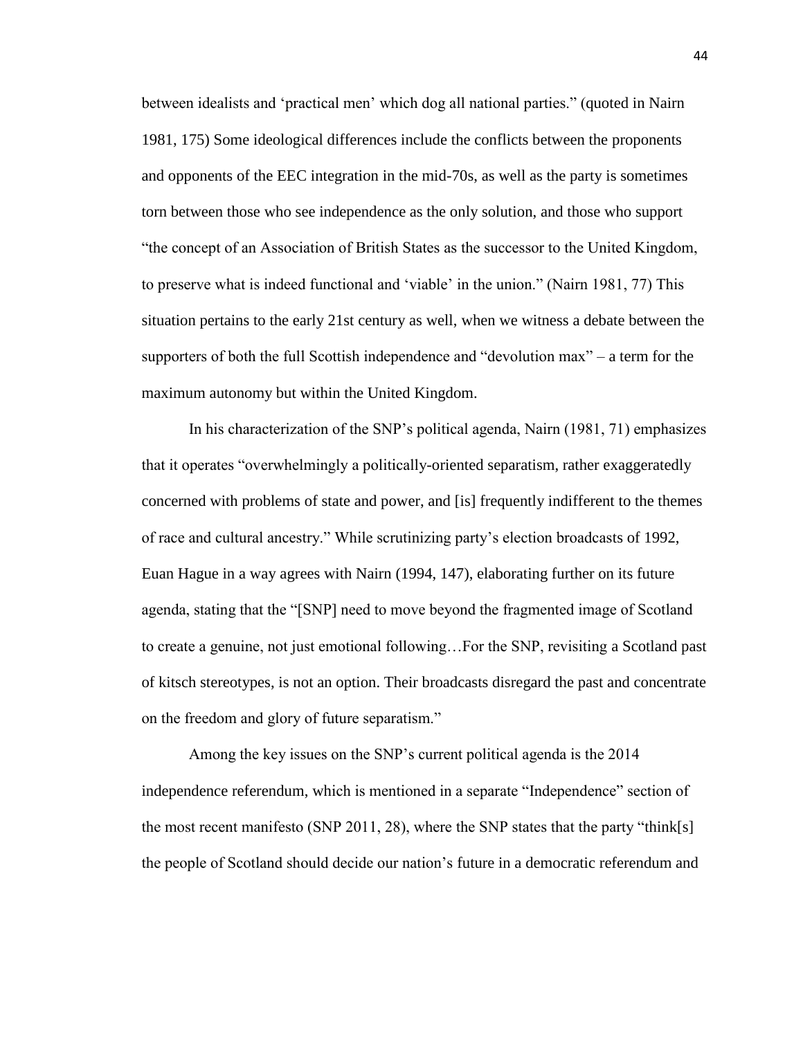between idealists and 'practical men' which dog all national parties." (quoted in Nairn 1981, 175) Some ideological differences include the conflicts between the proponents and opponents of the EEC integration in the mid-70s, as well as the party is sometimes torn between those who see independence as the only solution, and those who support "the concept of an Association of British States as the successor to the United Kingdom, to preserve what is indeed functional and 'viable' in the union." (Nairn 1981, 77) This situation pertains to the early 21st century as well, when we witness a debate between the supporters of both the full Scottish independence and "devolution max" – a term for the maximum autonomy but within the United Kingdom.

In his characterization of the SNP's political agenda, Nairn (1981, 71) emphasizes that it operates "overwhelmingly a politically-oriented separatism, rather exaggeratedly concerned with problems of state and power, and [is] frequently indifferent to the themes of race and cultural ancestry." While scrutinizing party's election broadcasts of 1992, Euan Hague in a way agrees with Nairn (1994, 147), elaborating further on its future agenda, stating that the "[SNP] need to move beyond the fragmented image of Scotland to create a genuine, not just emotional following…For the SNP, revisiting a Scotland past of kitsch stereotypes, is not an option. Their broadcasts disregard the past and concentrate on the freedom and glory of future separatism."

Among the key issues on the SNP's current political agenda is the 2014 independence referendum, which is mentioned in a separate "Independence" section of the most recent manifesto (SNP 2011, 28), where the SNP states that the party "think[s] the people of Scotland should decide our nation's future in a democratic referendum and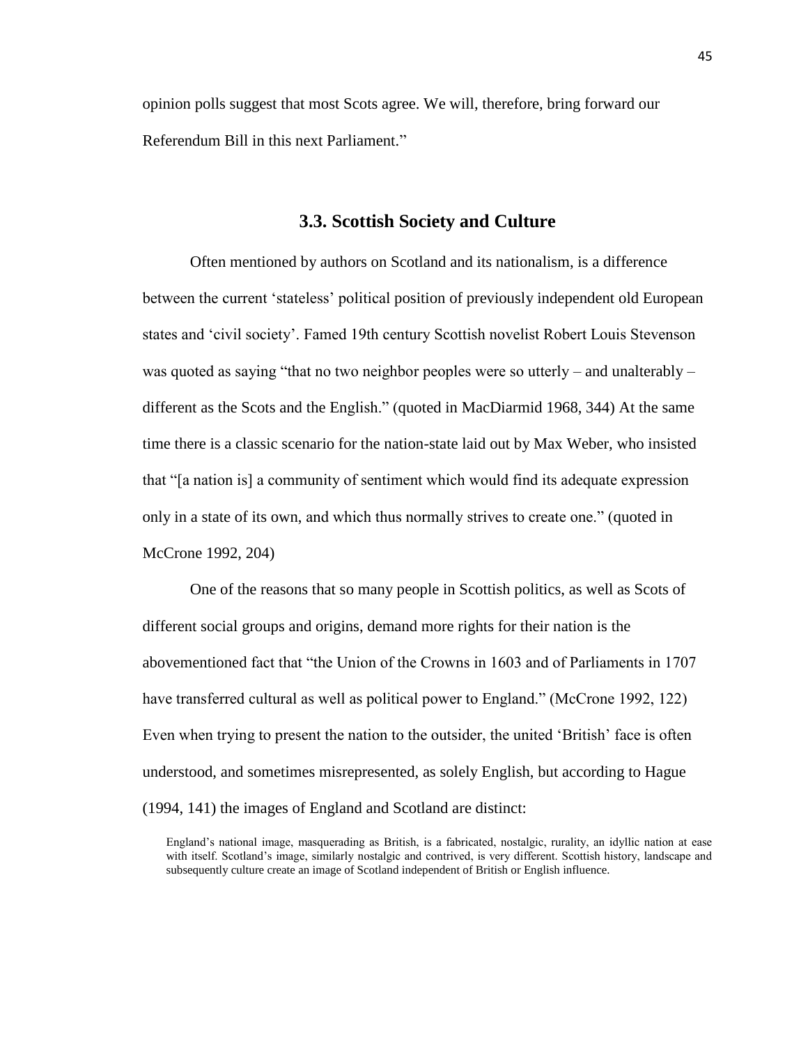opinion polls suggest that most Scots agree. We will, therefore, bring forward our Referendum Bill in this next Parliament."

### 3.3. Scottish Society and Culture

Often mentioned by authors on Scotland and its nationalism, is a difference between the current 'stateless' political position of previously independent old European states and 'civil society'. Famed 19th century Scottish novelist Robert Louis Stevenson was quoted as saying "that no two neighbor peoples were so utterly – and unalterably – different as the Scots and the English." (quoted in MacDiarmid 1968, 344) At the same time there is a classic scenario for the nation-state laid out by Max Weber, who insisted that "[a nation is] a community of sentiment which would find its adequate expression only in a state of its own, and which thus normally strives to create one." (quoted in McCrone 1992, 204)

One of the reasons that so many people in Scottish politics, as well as Scots of different social groups and origins, demand more rights for their nation is the abovementioned fact that "the Union of the Crowns in 1603 and of Parliaments in 1707 have transferred cultural as well as political power to England." (McCrone 1992, 122) Even when trying to present the nation to the outsider, the united 'British' face is often understood, and sometimes misrepresented, as solely English, but according to Hague (1994, 141) the images of England and Scotland are distinct:

> England's national image, masquerading as British, is a fabricated, nostalgic, rurality, an idyllic nation at ease with itself. Scotland's image, similarly nostalgic and contrived, is very different. Scottish history, landscape and subsequently culture create an image of Scotland independent of British or English influence.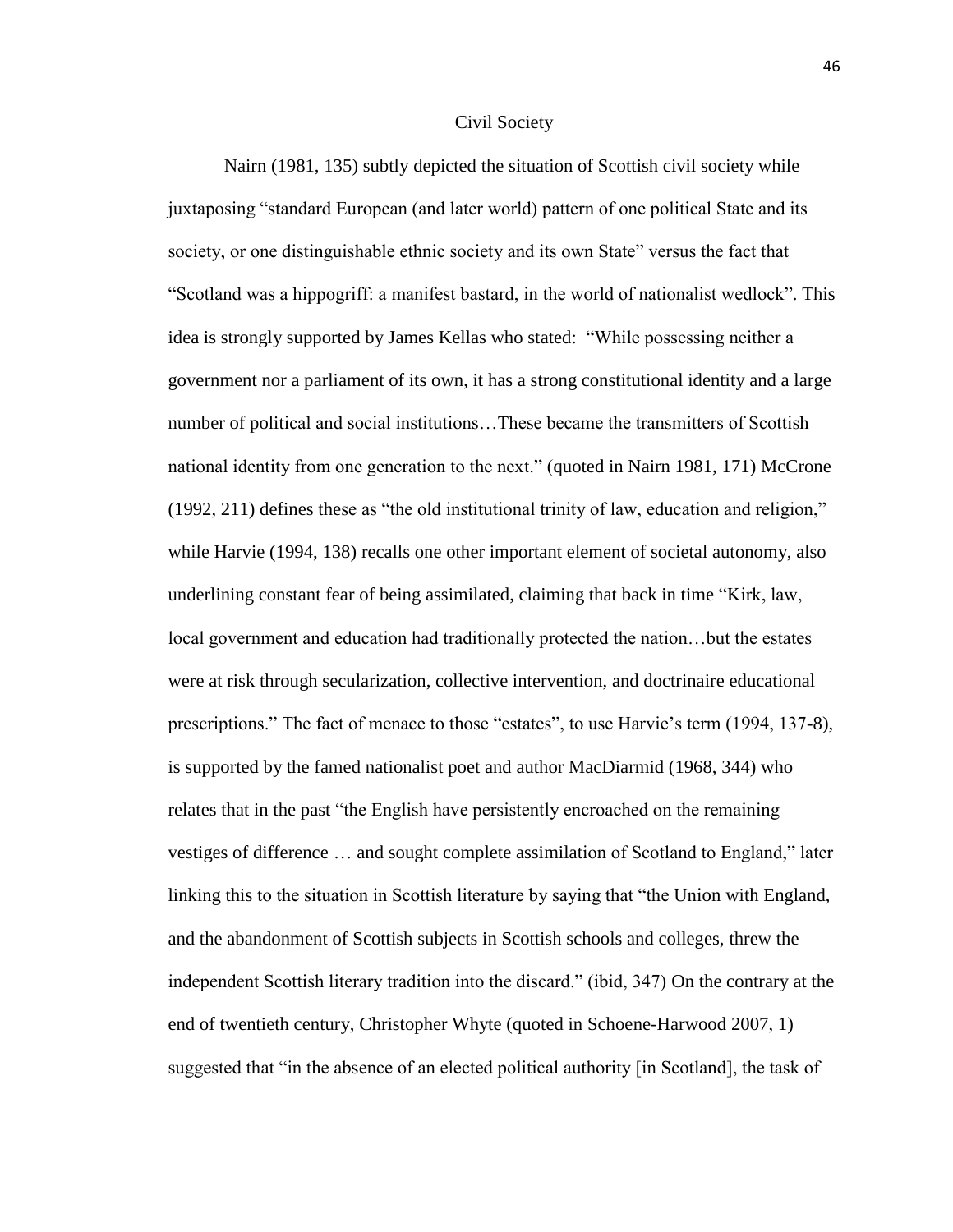## Civil Society

Nairn (1981, 135) subtly depicted the situation of Scottish civil society while juxtaposing "standard European (and later world) pattern of one political State and its society, or one distinguishable ethnic society and its own State" versus the fact that "Scotland was a hippogriff: a manifest bastard, in the world of nationalist wedlock". This idea is strongly supported by James Kellas who stated: "While possessing neither a government nor a parliament of its own, it has a strong constitutional identity and a large number of political and social institutions…These became the transmitters of Scottish national identity from one generation to the next." (quoted in Nairn 1981, 171) McCrone (1992, 211) defines these as "the old institutional trinity of law, education and religion," while Harvie (1994, 138) recalls one other important element of societal autonomy, also underlining constant fear of being assimilated, claiming that back in time "Kirk, law, local government and education had traditionally protected the nation…but the estates were at risk through secularization, collective intervention, and doctrinaire educational prescriptions." The fact of menace to those "estates", to use Harvie's term (1994, 137-8), is supported by the famed nationalist poet and author MacDiarmid (1968, 344) who relates that in the past "the English have persistently encroached on the remaining vestiges of difference … and sought complete assimilation of Scotland to England," later linking this to the situation in Scottish literature by saying that "the Union with England, and the abandonment of Scottish subjects in Scottish schools and colleges, threw the independent Scottish literary tradition into the discard." (ibid, 347) On the contrary at the end of twentieth century, Christopher Whyte (quoted in Schoene-Harwood 2007, 1) suggested that "in the absence of an elected political authority [in Scotland], the task of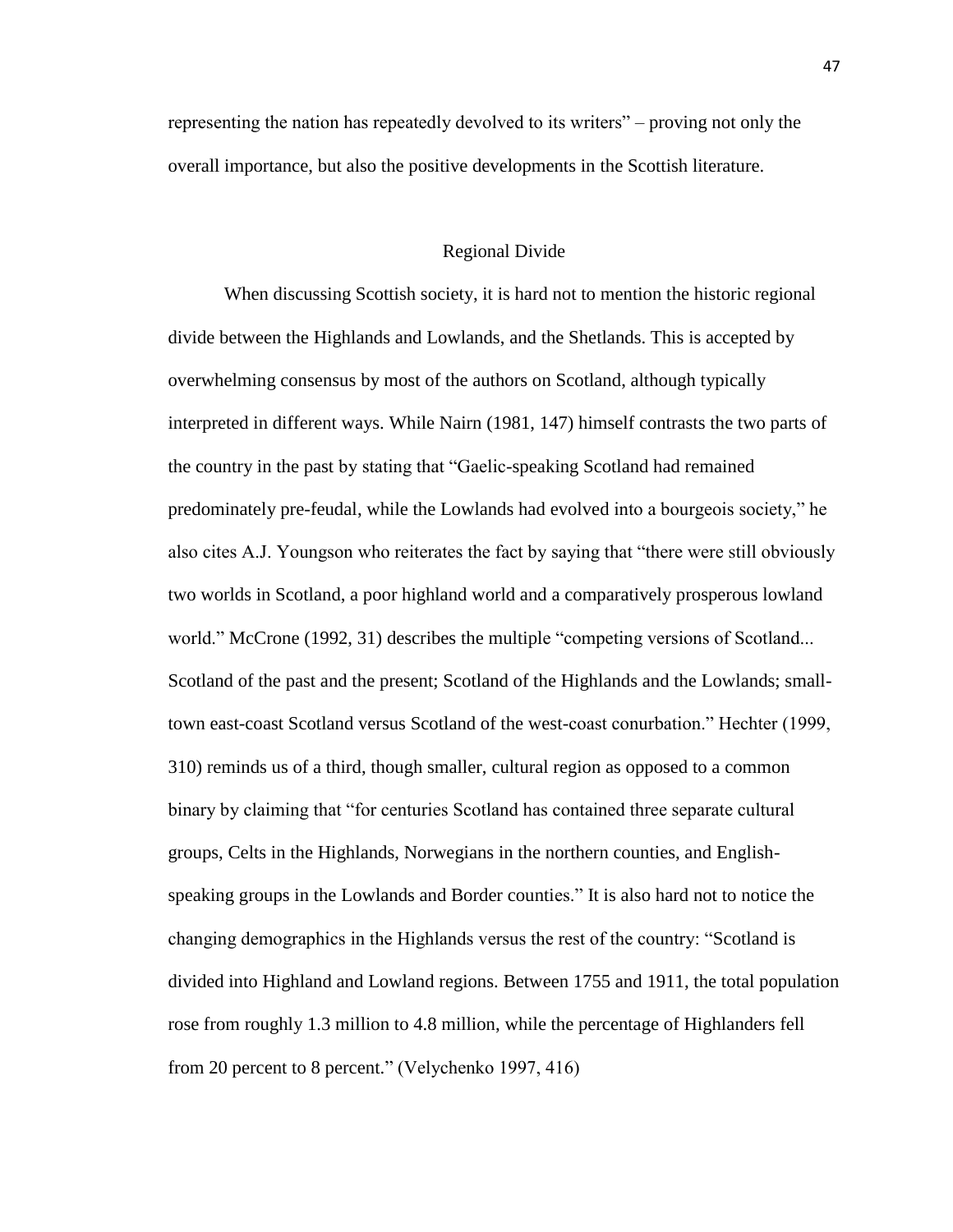representing the nation has repeatedly devolved to its writers" – proving not only the overall importance, but also the positive developments in the Scottish literature.

## Regional Divide

When discussing Scottish society, it is hard not to mention the historic regional divide between the Highlands and Lowlands, and the Shetlands. This is accepted by overwhelming consensus by most of the authors on Scotland, although typically interpreted in different ways. While Nairn (1981, 147) himself contrasts the two parts of the country in the past by stating that "Gaelic-speaking Scotland had remained predominately pre-feudal, while the Lowlands had evolved into a bourgeois society," he also cites A.J. Youngson who reiterates the fact by saying that "there were still obviously two worlds in Scotland, a poor highland world and a comparatively prosperous lowland world." McCrone (1992, 31) describes the multiple "competing versions of Scotland... Scotland of the past and the present; Scotland of the Highlands and the Lowlands; small-town east-coast Scotland versus Scotland of the west-coast conurbation." Hechter (1999, 310) reminds us of a third, though smaller, cultural region as opposed to a common binary by claiming that "for centuries Scotland has contained three separate cultural groups, Celts in the Highlands, Norwegians in the northern counties, and English-speaking groups in the Lowlands and Border counties." It is also hard not to notice the changing demographics in the Highlands versus the rest of the country: "Scotland is divided into Highland and Lowland regions. Between 1755 and 1911, the total population rose from roughly 1.3 million to 4.8 million, while the percentage of Highlanders fell from 20 percent to 8 percent." (Velychenko 1997, 416)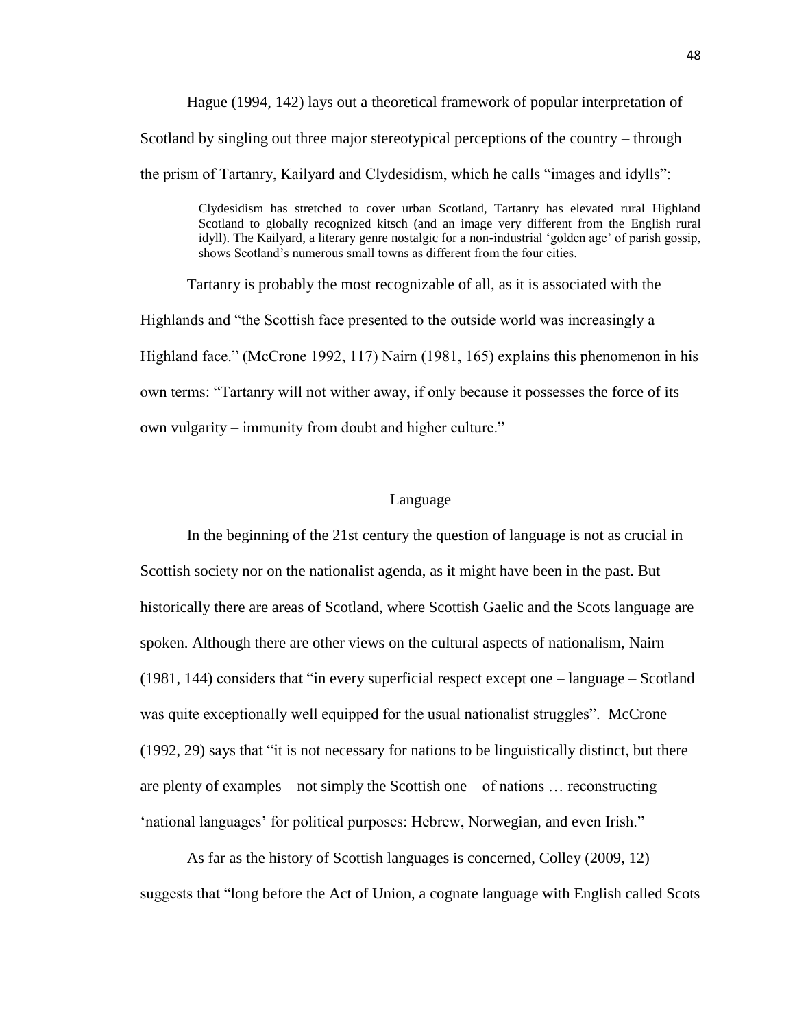Hague (1994, 142) lays out a theoretical framework of popular interpretation of Scotland by singling out three major stereotypical perceptions of the country – through the prism of Tartanry, Kailyard and Clydesidism, which he calls "images and idylls":

> Clydesidism has stretched to cover urban Scotland, Tartanry has elevated rural Highland Scotland to globally recognized kitsch (and an image very different from the English rural idyll). The Kailyard, a literary genre nostalgic for a non-industrial 'golden age' of parish gossip, shows Scotland's numerous small towns as different from the four cities.

Tartanry is probably the most recognizable of all, as it is associated with the Highlands and "the Scottish face presented to the outside world was increasingly a Highland face." (McCrone 1992, 117) Nairn (1981, 165) explains this phenomenon in his own terms: "Tartanry will not wither away, if only because it possesses the force of its own vulgarity – immunity from doubt and higher culture."

## Language

In the beginning of the 21st century the question of language is not as crucial in Scottish society nor on the nationalist agenda, as it might have been in the past. But historically there are areas of Scotland, where Scottish Gaelic and the Scots language are spoken. Although there are other views on the cultural aspects of nationalism, Nairn (1981, 144) considers that "in every superficial respect except one – language – Scotland was quite exceptionally well equipped for the usual nationalist struggles". McCrone (1992, 29) says that "it is not necessary for nations to be linguistically distinct, but there are plenty of examples – not simply the Scottish one – of nations … reconstructing 'national languages' for political purposes: Hebrew, Norwegian, and even Irish."

As far as the history of Scottish languages is concerned, Colley (2009, 12) suggests that "long before the Act of Union, a cognate language with English called Scots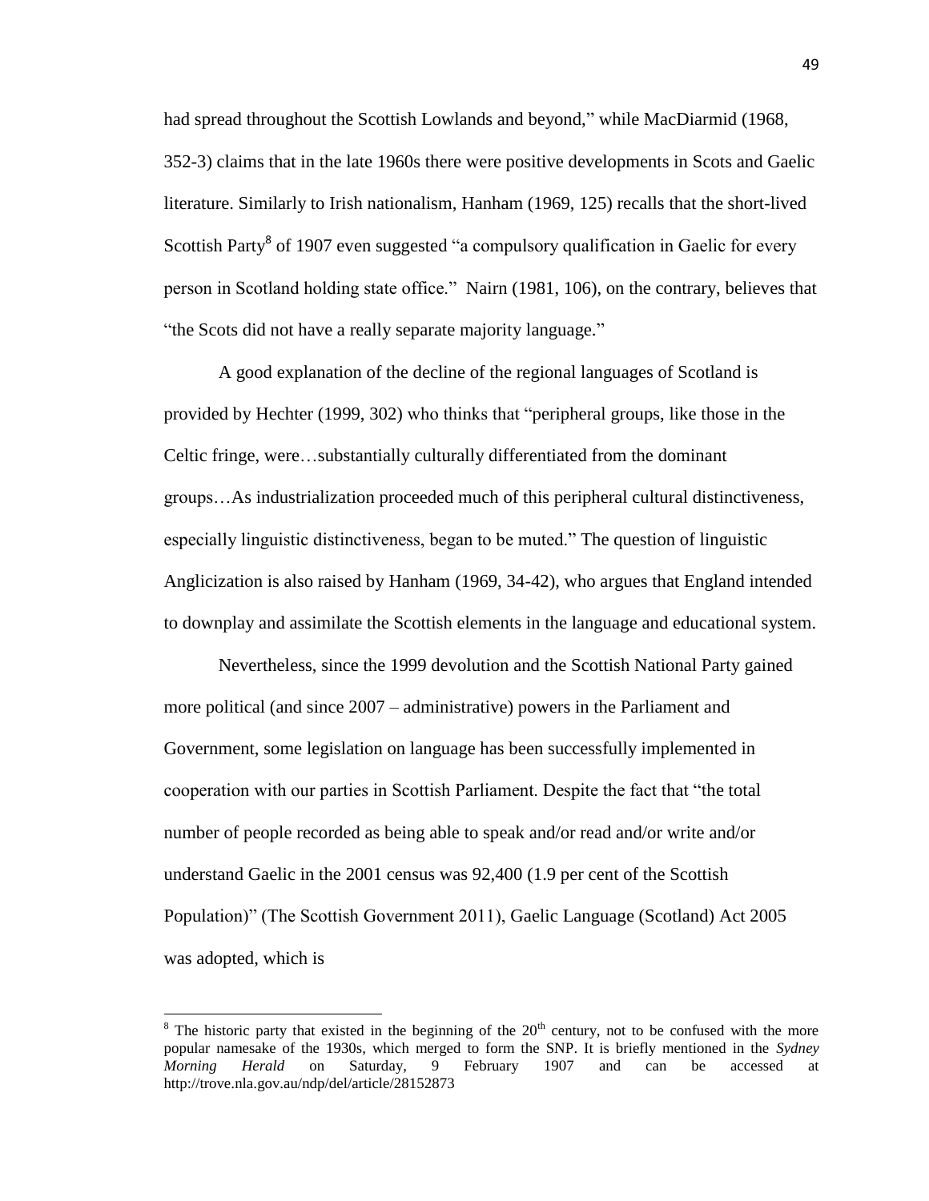had spread throughout the Scottish Lowlands and beyond," while MacDiarmid (1968, 352-3) claims that in the late 1960s there were positive developments in Scots and Gaelic literature. Similarly to Irish nationalism, Hanham (1969, 125) recalls that the short-lived Scottish Party[8] of 1907 even suggested "a compulsory qualification in Gaelic for every person in Scotland holding state office." Nairn (1981, 106), on the contrary, believes that "the Scots did not have a really separate majority language."

A good explanation of the decline of the regional languages of Scotland is provided by Hechter (1999, 302) who thinks that "peripheral groups, like those in the Celtic fringe, were…substantially culturally differentiated from the dominant groups…As industrialization proceeded much of this peripheral cultural distinctiveness, especially linguistic distinctiveness, began to be muted." The question of linguistic Anglicization is also raised by Hanham (1969, 34-42), who argues that England intended to downplay and assimilate the Scottish elements in the language and educational system.

Nevertheless, since the 1999 devolution and the Scottish National Party gained more political (and since 2007 – administrative) powers in the Parliament and Government, some legislation on language has been successfully implemented in cooperation with our parties in Scottish Parliament. Despite the fact that "the total number of people recorded as being able to speak and/or read and/or write and/or understand Gaelic in the 2001 census was 92,400 (1.9 per cent of the Scottish Population)" (The Scottish Government 2011), Gaelic Language (Scotland) Act 2005 was adopted, which is

---

[8] The historic party that existed in the beginning of the 20th century, not to be confused with the more popular namesake of the 1930s, which merged to form the SNP. It is briefly mentioned in the *Sydney Morning Herald* on Saturday, 9 February 1907 and can be accessed at http://trove.nla.gov.au/ndp/del/article/28152873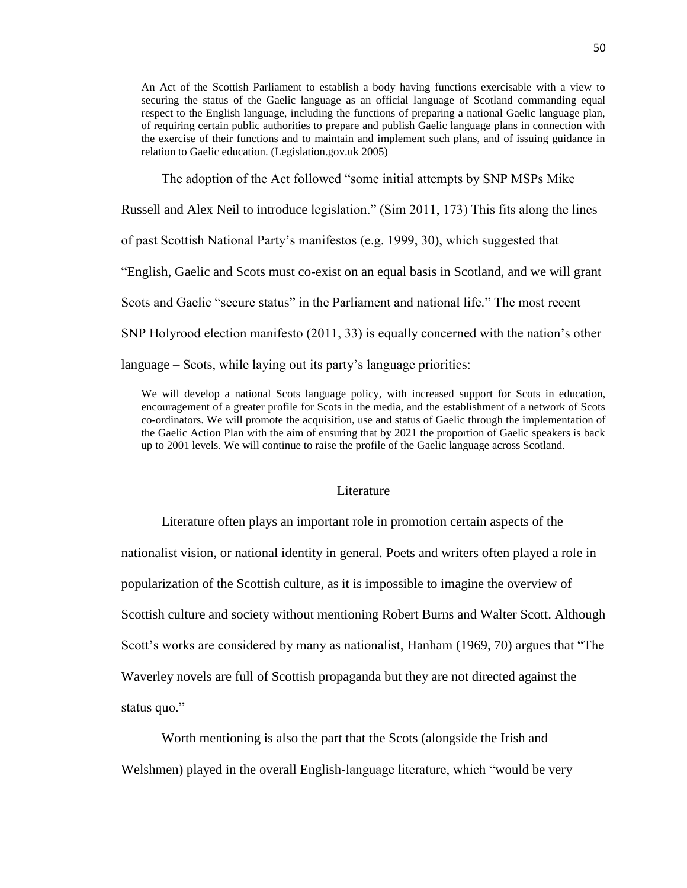> An Act of the Scottish Parliament to establish a body having functions exercisable with a view to securing the status of the Gaelic language as an official language of Scotland commanding equal respect to the English language, including the functions of preparing a national Gaelic language plan, of requiring certain public authorities to prepare and publish Gaelic language plans in connection with the exercise of their functions and to maintain and implement such plans, and of issuing guidance in relation to Gaelic education. (Legislation.gov.uk 2005)

The adoption of the Act followed "some initial attempts by SNP MSPs Mike Russell and Alex Neil to introduce legislation." (Sim 2011, 173) This fits along the lines of past Scottish National Party's manifestos (e.g. 1999, 30), which suggested that "English, Gaelic and Scots must co-exist on an equal basis in Scotland, and we will grant Scots and Gaelic "secure status" in the Parliament and national life." The most recent SNP Holyrood election manifesto (2011, 33) is equally concerned with the nation's other language – Scots, while laying out its party's language priorities:

> We will develop a national Scots language policy, with increased support for Scots in education, encouragement of a greater profile for Scots in the media, and the establishment of a network of Scots co-ordinators. We will promote the acquisition, use and status of Gaelic through the implementation of the Gaelic Action Plan with the aim of ensuring that by 2021 the proportion of Gaelic speakers is back up to 2001 levels. We will continue to raise the profile of the Gaelic language across Scotland.

## Literature

Literature often plays an important role in promotion certain aspects of the nationalist vision, or national identity in general. Poets and writers often played a role in popularization of the Scottish culture, as it is impossible to imagine the overview of Scottish culture and society without mentioning Robert Burns and Walter Scott. Although Scott's works are considered by many as nationalist, Hanham (1969, 70) argues that "The Waverley novels are full of Scottish propaganda but they are not directed against the status quo."

Worth mentioning is also the part that the Scots (alongside the Irish and Welshmen) played in the overall English-language literature, which "would be very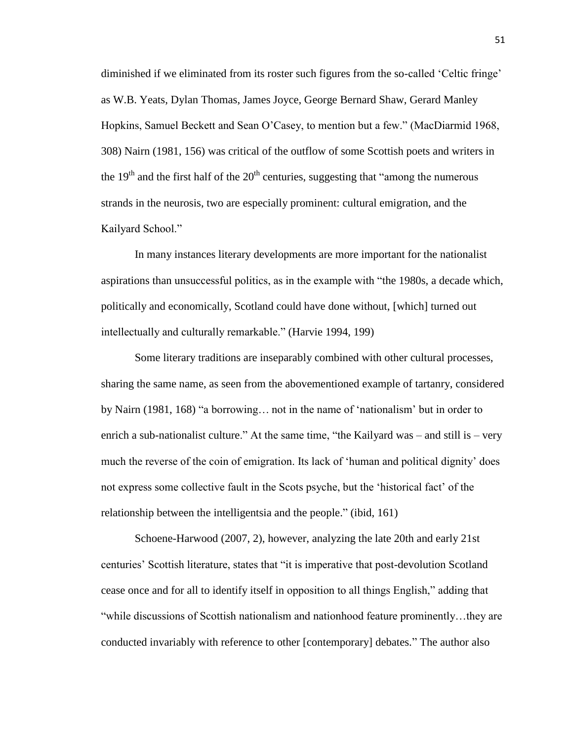diminished if we eliminated from its roster such figures from the so-called 'Celtic fringe' as W.B. Yeats, Dylan Thomas, James Joyce, George Bernard Shaw, Gerard Manley Hopkins, Samuel Beckett and Sean O'Casey, to mention but a few." (MacDiarmid 1968, 308) Nairn (1981, 156) was critical of the outflow of some Scottish poets and writers in the 19th and the first half of the 20th centuries, suggesting that "among the numerous strands in the neurosis, two are especially prominent: cultural emigration, and the Kailyard School."

In many instances literary developments are more important for the nationalist aspirations than unsuccessful politics, as in the example with "the 1980s, a decade which, politically and economically, Scotland could have done without, [which] turned out intellectually and culturally remarkable." (Harvie 1994, 199)

Some literary traditions are inseparably combined with other cultural processes, sharing the same name, as seen from the abovementioned example of tartanry, considered by Nairn (1981, 168) "a borrowing… not in the name of 'nationalism' but in order to enrich a sub-nationalist culture." At the same time, "the Kailyard was – and still is – very much the reverse of the coin of emigration. Its lack of 'human and political dignity' does not express some collective fault in the Scots psyche, but the 'historical fact' of the relationship between the intelligentsia and the people." (ibid, 161)

Schoene-Harwood (2007, 2), however, analyzing the late 20th and early 21st centuries' Scottish literature, states that "it is imperative that post-devolution Scotland cease once and for all to identify itself in opposition to all things English," adding that "while discussions of Scottish nationalism and nationhood feature prominently…they are conducted invariably with reference to other [contemporary] debates." The author also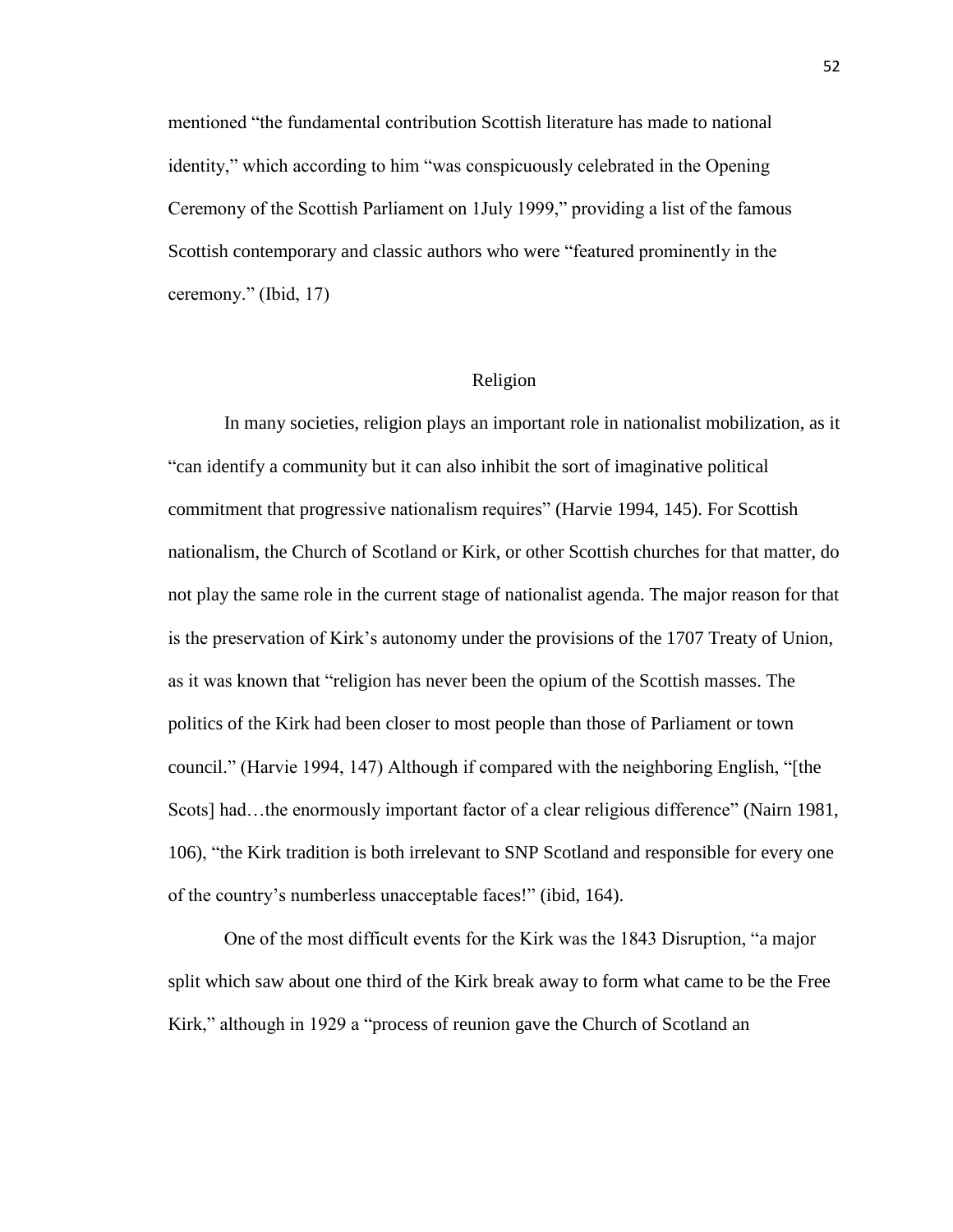mentioned "the fundamental contribution Scottish literature has made to national identity," which according to him "was conspicuously celebrated in the Opening Ceremony of the Scottish Parliament on 1July 1999," providing a list of the famous Scottish contemporary and classic authors who were "featured prominently in the ceremony." (Ibid, 17)

## Religion

In many societies, religion plays an important role in nationalist mobilization, as it "can identify a community but it can also inhibit the sort of imaginative political commitment that progressive nationalism requires" (Harvie 1994, 145). For Scottish nationalism, the Church of Scotland or Kirk, or other Scottish churches for that matter, do not play the same role in the current stage of nationalist agenda. The major reason for that is the preservation of Kirk's autonomy under the provisions of the 1707 Treaty of Union, as it was known that "religion has never been the opium of the Scottish masses. The politics of the Kirk had been closer to most people than those of Parliament or town council." (Harvie 1994, 147) Although if compared with the neighboring English, "[the Scots] had…the enormously important factor of a clear religious difference" (Nairn 1981, 106), "the Kirk tradition is both irrelevant to SNP Scotland and responsible for every one of the country's numberless unacceptable faces!" (ibid, 164).

One of the most difficult events for the Kirk was the 1843 Disruption, "a major split which saw about one third of the Kirk break away to form what came to be the Free Kirk," although in 1929 a "process of reunion gave the Church of Scotland an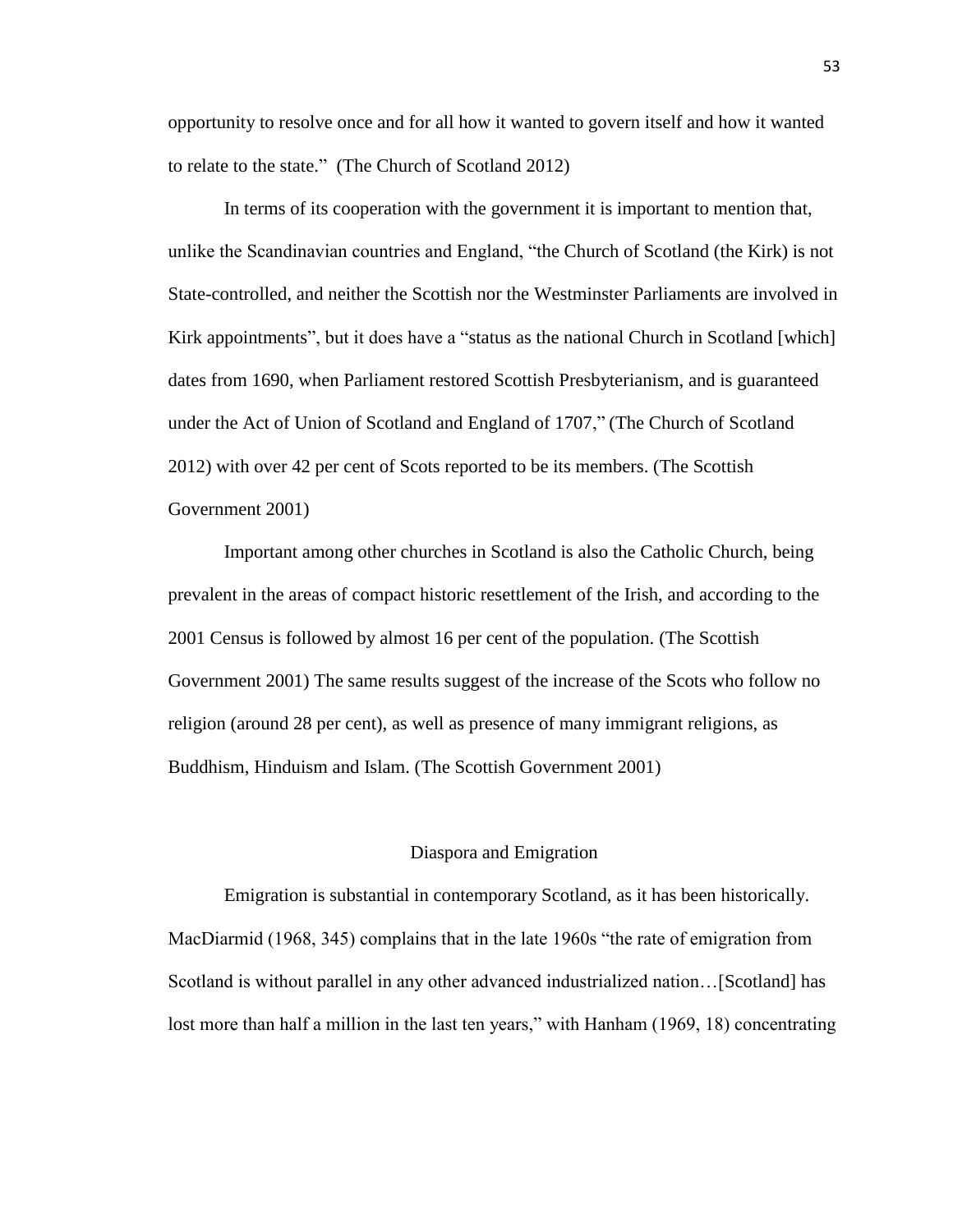opportunity to resolve once and for all how it wanted to govern itself and how it wanted to relate to the state." (The Church of Scotland 2012)

In terms of its cooperation with the government it is important to mention that, unlike the Scandinavian countries and England, "the Church of Scotland (the Kirk) is not State-controlled, and neither the Scottish nor the Westminster Parliaments are involved in Kirk appointments", but it does have a "status as the national Church in Scotland [which] dates from 1690, when Parliament restored Scottish Presbyterianism, and is guaranteed under the Act of Union of Scotland and England of 1707," (The Church of Scotland 2012) with over 42 per cent of Scots reported to be its members. (The Scottish Government 2001)

Important among other churches in Scotland is also the Catholic Church, being prevalent in the areas of compact historic resettlement of the Irish, and according to the 2001 Census is followed by almost 16 per cent of the population. (The Scottish Government 2001) The same results suggest of the increase of the Scots who follow no religion (around 28 per cent), as well as presence of many immigrant religions, as Buddhism, Hinduism and Islam. (The Scottish Government 2001)

## Diaspora and Emigration

Emigration is substantial in contemporary Scotland, as it has been historically. MacDiarmid (1968, 345) complains that in the late 1960s "the rate of emigration from Scotland is without parallel in any other advanced industrialized nation…[Scotland] has lost more than half a million in the last ten years," with Hanham (1969, 18) concentrating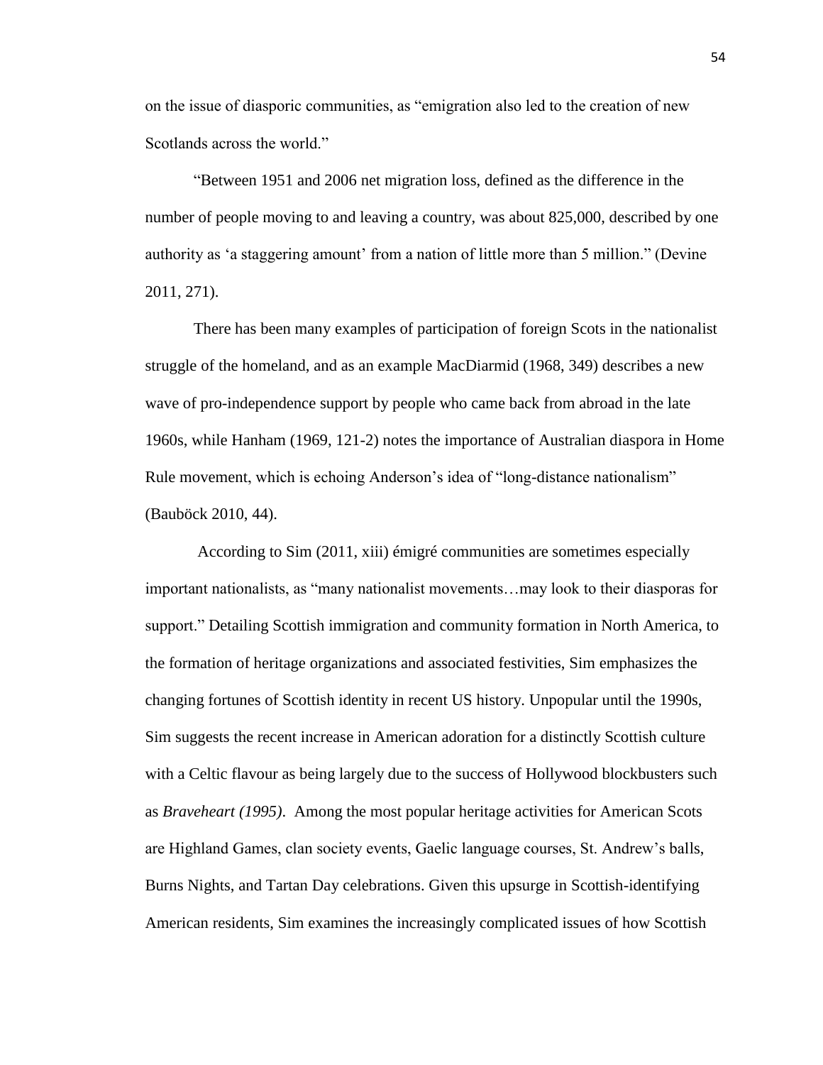on the issue of diasporic communities, as "emigration also led to the creation of new Scotlands across the world."

"Between 1951 and 2006 net migration loss, defined as the difference in the number of people moving to and leaving a country, was about 825,000, described by one authority as 'a staggering amount' from a nation of little more than 5 million." (Devine 2011, 271).

There has been many examples of participation of foreign Scots in the nationalist struggle of the homeland, and as an example MacDiarmid (1968, 349) describes a new wave of pro-independence support by people who came back from abroad in the late 1960s, while Hanham (1969, 121-2) notes the importance of Australian diaspora in Home Rule movement, which is echoing Anderson's idea of "long-distance nationalism" (Bauböck 2010, 44).

According to Sim (2011, xiii) émigré communities are sometimes especially important nationalists, as "many nationalist movements…may look to their diasporas for support." Detailing Scottish immigration and community formation in North America, to the formation of heritage organizations and associated festivities, Sim emphasizes the changing fortunes of Scottish identity in recent US history. Unpopular until the 1990s, Sim suggests the recent increase in American adoration for a distinctly Scottish culture with a Celtic flavour as being largely due to the success of Hollywood blockbusters such as *Braveheart (1995)*. Among the most popular heritage activities for American Scots are Highland Games, clan society events, Gaelic language courses, St. Andrew's balls, Burns Nights, and Tartan Day celebrations. Given this upsurge in Scottish-identifying American residents, Sim examines the increasingly complicated issues of how Scottish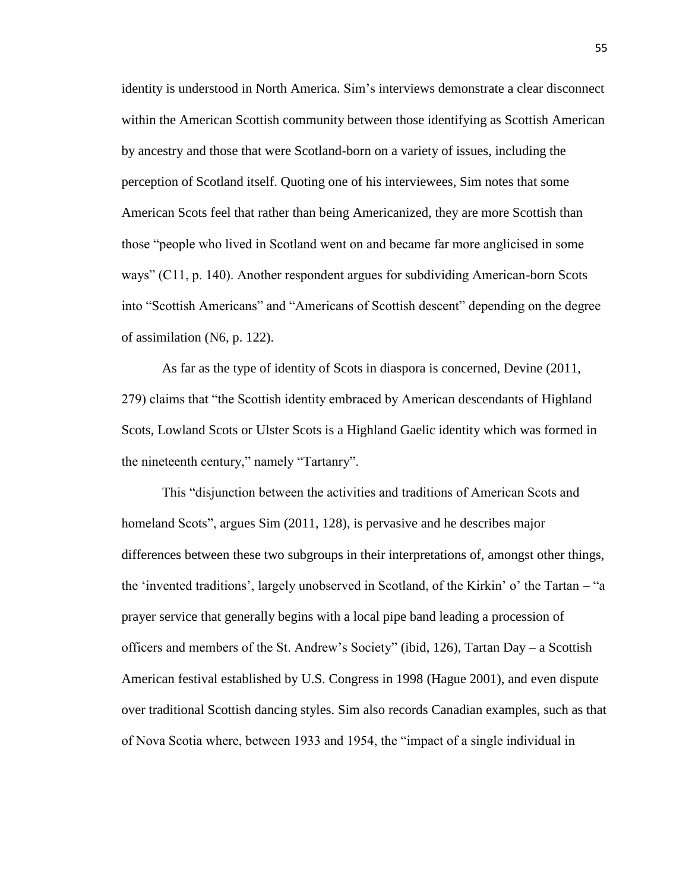identity is understood in North America. Sim's interviews demonstrate a clear disconnect within the American Scottish community between those identifying as Scottish American by ancestry and those that were Scotland-born on a variety of issues, including the perception of Scotland itself. Quoting one of his interviewees, Sim notes that some American Scots feel that rather than being Americanized, they are more Scottish than those "people who lived in Scotland went on and became far more anglicised in some ways" (C11, p. 140). Another respondent argues for subdividing American-born Scots into "Scottish Americans" and "Americans of Scottish descent" depending on the degree of assimilation (N6, p. 122).

As far as the type of identity of Scots in diaspora is concerned, Devine (2011, 279) claims that "the Scottish identity embraced by American descendants of Highland Scots, Lowland Scots or Ulster Scots is a Highland Gaelic identity which was formed in the nineteenth century," namely "Tartanry".

This "disjunction between the activities and traditions of American Scots and homeland Scots", argues Sim (2011, 128), is pervasive and he describes major differences between these two subgroups in their interpretations of, amongst other things, the 'invented traditions', largely unobserved in Scotland, of the Kirkin' o' the Tartan – "a prayer service that generally begins with a local pipe band leading a procession of officers and members of the St. Andrew's Society" (ibid, 126), Tartan Day – a Scottish American festival established by U.S. Congress in 1998 (Hague 2001), and even dispute over traditional Scottish dancing styles. Sim also records Canadian examples, such as that of Nova Scotia where, between 1933 and 1954, the "impact of a single individual in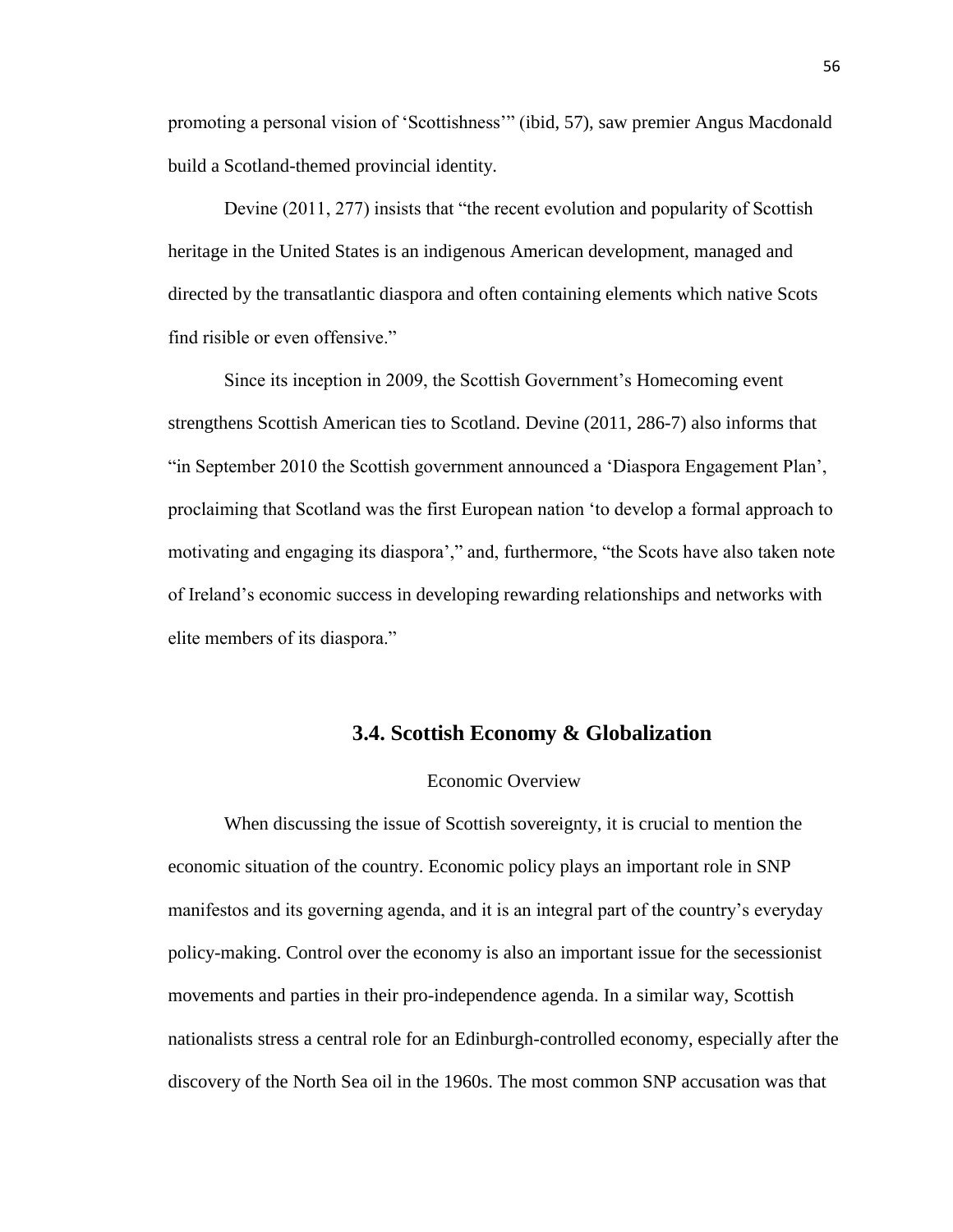promoting a personal vision of 'Scottishness'" (ibid, 57), saw premier Angus Macdonald build a Scotland-themed provincial identity.

Devine (2011, 277) insists that "the recent evolution and popularity of Scottish heritage in the United States is an indigenous American development, managed and directed by the transatlantic diaspora and often containing elements which native Scots find risible or even offensive."

Since its inception in 2009, the Scottish Government's Homecoming event strengthens Scottish American ties to Scotland. Devine (2011, 286-7) also informs that "in September 2010 the Scottish government announced a 'Diaspora Engagement Plan', proclaiming that Scotland was the first European nation 'to develop a formal approach to motivating and engaging its diaspora'," and, furthermore, "the Scots have also taken note of Ireland's economic success in developing rewarding relationships and networks with elite members of its diaspora."

## 3.4. Scottish Economy & Globalization

Economic Overview

When discussing the issue of Scottish sovereignty, it is crucial to mention the economic situation of the country. Economic policy plays an important role in SNP manifestos and its governing agenda, and it is an integral part of the country's everyday policy-making. Control over the economy is also an important issue for the secessionist movements and parties in their pro-independence agenda. In a similar way, Scottish nationalists stress a central role for an Edinburgh-controlled economy, especially after the discovery of the North Sea oil in the 1960s. The most common SNP accusation was that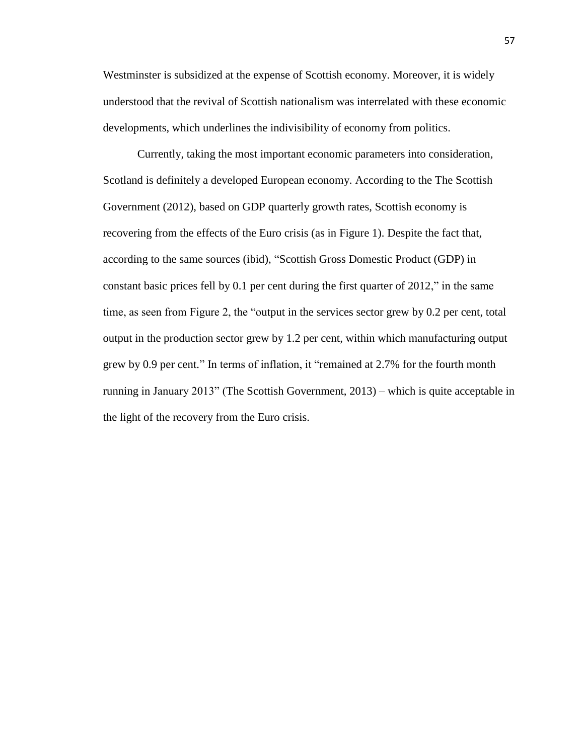Westminster is subsidized at the expense of Scottish economy. Moreover, it is widely understood that the revival of Scottish nationalism was interrelated with these economic developments, which underlines the indivisibility of economy from politics.

Currently, taking the most important economic parameters into consideration, Scotland is definitely a developed European economy. According to the The Scottish Government (2012), based on GDP quarterly growth rates, Scottish economy is recovering from the effects of the Euro crisis (as in Figure 1). Despite the fact that, according to the same sources (ibid), "Scottish Gross Domestic Product (GDP) in constant basic prices fell by 0.1 per cent during the first quarter of 2012," in the same time, as seen from Figure 2, the "output in the services sector grew by 0.2 per cent, total output in the production sector grew by 1.2 per cent, within which manufacturing output grew by 0.9 per cent." In terms of inflation, it "remained at 2.7% for the fourth month running in January 2013" (The Scottish Government, 2013) – which is quite acceptable in the light of the recovery from the Euro crisis.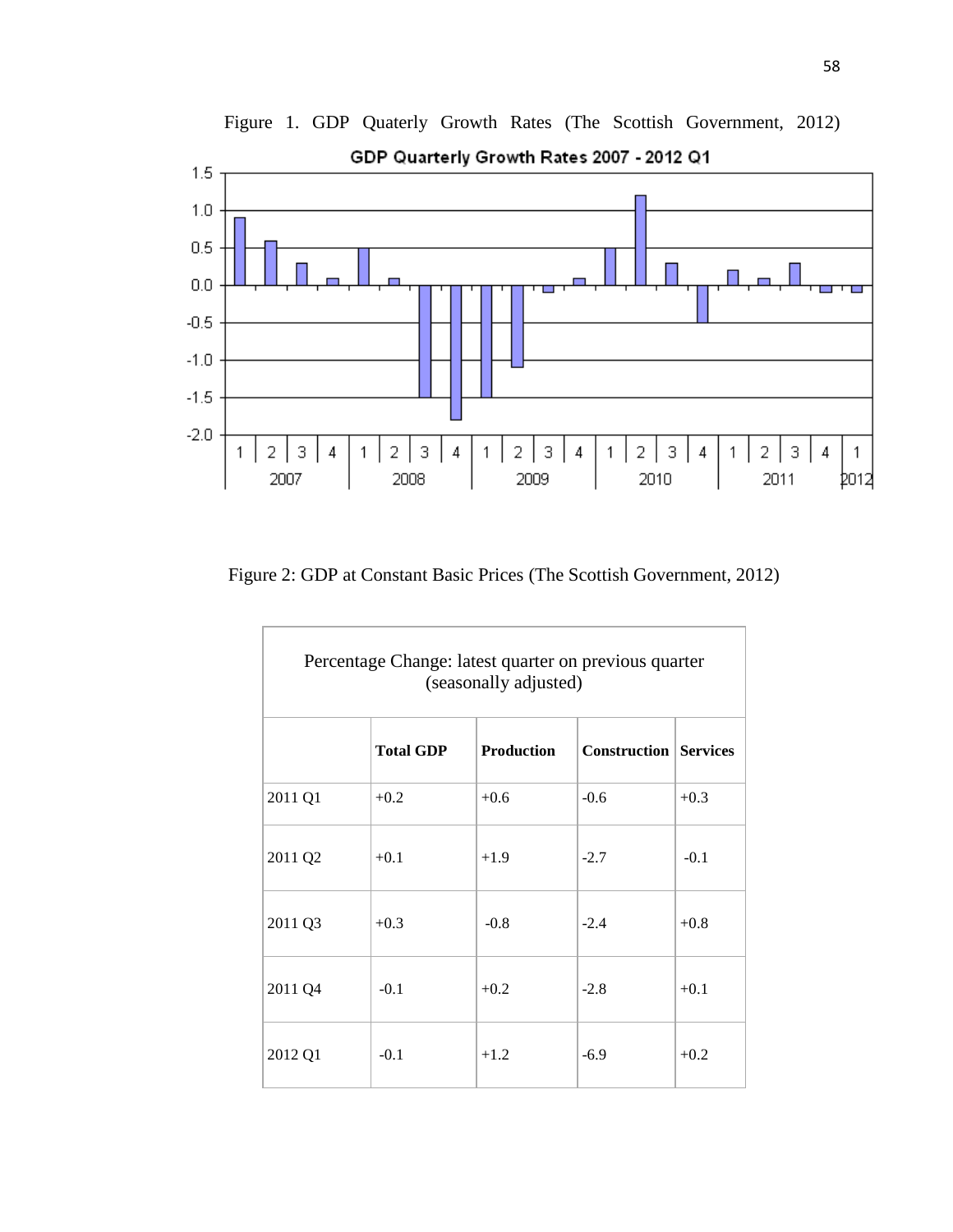Figure 1. GDP Quaterly Growth Rates (The Scottish Government, 2012)

Figure 2: GDP at Constant Basic Prices (The Scottish Government, 2012)

| Percentage Change: latest quarter on previous quarter (seasonally adjusted) | | | | |
|---|---|---|---|---|
| | **Total GDP** | **Production** | **Construction** | **Services** |
| 2011 Q1 | +0.2 | +0.6 | -0.6 | +0.3 |
| 2011 Q2 | +0.1 | +1.9 | -2.7 | -0.1 |
| 2011 Q3 | +0.3 | -0.8 | -2.4 | +0.8 |
| 2011 Q4 | -0.1 | +0.2 | -2.8 | +0.1 |
| 2012 Q1 | -0.1 | +1.2 | -6.9 | +0.2 |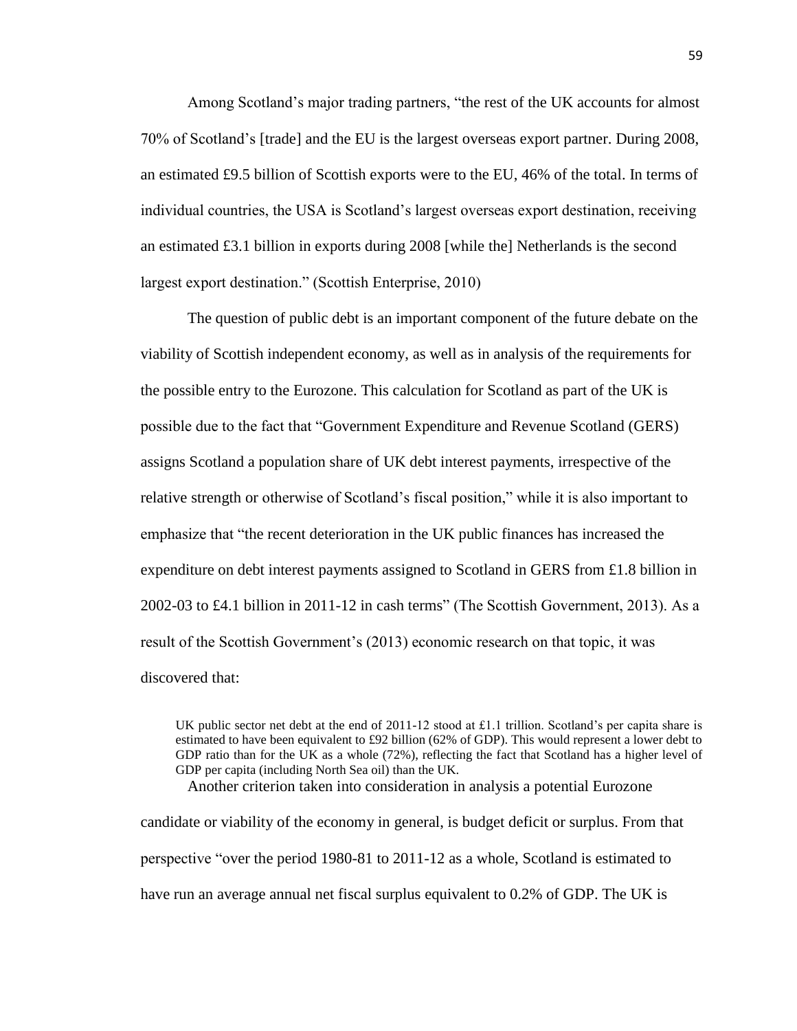Among Scotland's major trading partners, "the rest of the UK accounts for almost 70% of Scotland's [trade] and the EU is the largest overseas export partner. During 2008, an estimated £9.5 billion of Scottish exports were to the EU, 46% of the total. In terms of individual countries, the USA is Scotland's largest overseas export destination, receiving an estimated £3.1 billion in exports during 2008 [while the] Netherlands is the second largest export destination." (Scottish Enterprise, 2010)

The question of public debt is an important component of the future debate on the viability of Scottish independent economy, as well as in analysis of the requirements for the possible entry to the Eurozone. This calculation for Scotland as part of the UK is possible due to the fact that "Government Expenditure and Revenue Scotland (GERS) assigns Scotland a population share of UK debt interest payments, irrespective of the relative strength or otherwise of Scotland's fiscal position," while it is also important to emphasize that "the recent deterioration in the UK public finances has increased the expenditure on debt interest payments assigned to Scotland in GERS from £1.8 billion in 2002-03 to £4.1 billion in 2011-12 in cash terms" (The Scottish Government, 2013). As a result of the Scottish Government's (2013) economic research on that topic, it was discovered that:

> UK public sector net debt at the end of 2011-12 stood at £1.1 trillion. Scotland's per capita share is estimated to have been equivalent to £92 billion (62% of GDP). This would represent a lower debt to GDP ratio than for the UK as a whole (72%), reflecting the fact that Scotland has a higher level of GDP per capita (including North Sea oil) than the UK.

Another criterion taken into consideration in analysis a potential Eurozone candidate or viability of the economy in general, is budget deficit or surplus. From that perspective "over the period 1980-81 to 2011-12 as a whole, Scotland is estimated to have run an average annual net fiscal surplus equivalent to 0.2% of GDP. The UK is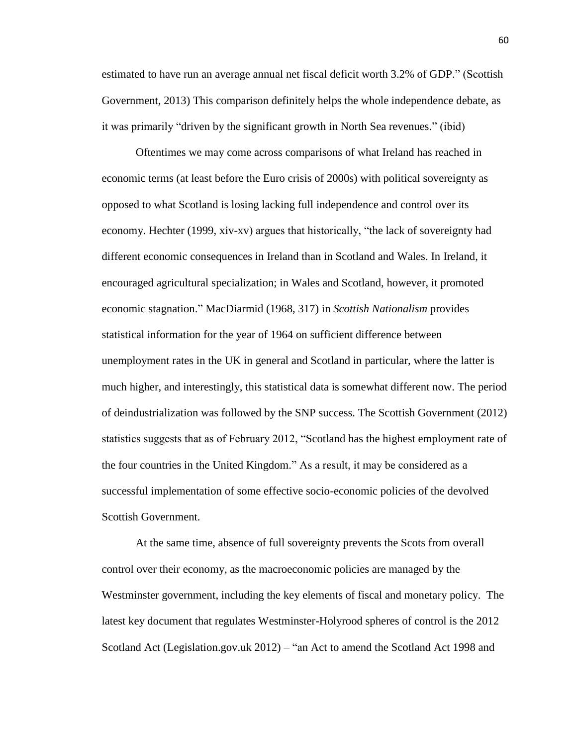estimated to have run an average annual net fiscal deficit worth 3.2% of GDP." (Scottish Government, 2013) This comparison definitely helps the whole independence debate, as it was primarily "driven by the significant growth in North Sea revenues." (ibid)

Oftentimes we may come across comparisons of what Ireland has reached in economic terms (at least before the Euro crisis of 2000s) with political sovereignty as opposed to what Scotland is losing lacking full independence and control over its economy. Hechter (1999, xiv-xv) argues that historically, "the lack of sovereignty had different economic consequences in Ireland than in Scotland and Wales. In Ireland, it encouraged agricultural specialization; in Wales and Scotland, however, it promoted economic stagnation." MacDiarmid (1968, 317) in *Scottish Nationalism* provides statistical information for the year of 1964 on sufficient difference between unemployment rates in the UK in general and Scotland in particular, where the latter is much higher, and interestingly, this statistical data is somewhat different now. The period of deindustrialization was followed by the SNP success. The Scottish Government (2012) statistics suggests that as of February 2012, "Scotland has the highest employment rate of the four countries in the United Kingdom." As a result, it may be considered as a successful implementation of some effective socio-economic policies of the devolved Scottish Government.

At the same time, absence of full sovereignty prevents the Scots from overall control over their economy, as the macroeconomic policies are managed by the Westminster government, including the key elements of fiscal and monetary policy. The latest key document that regulates Westminster-Holyrood spheres of control is the 2012 Scotland Act (Legislation.gov.uk 2012) – "an Act to amend the Scotland Act 1998 and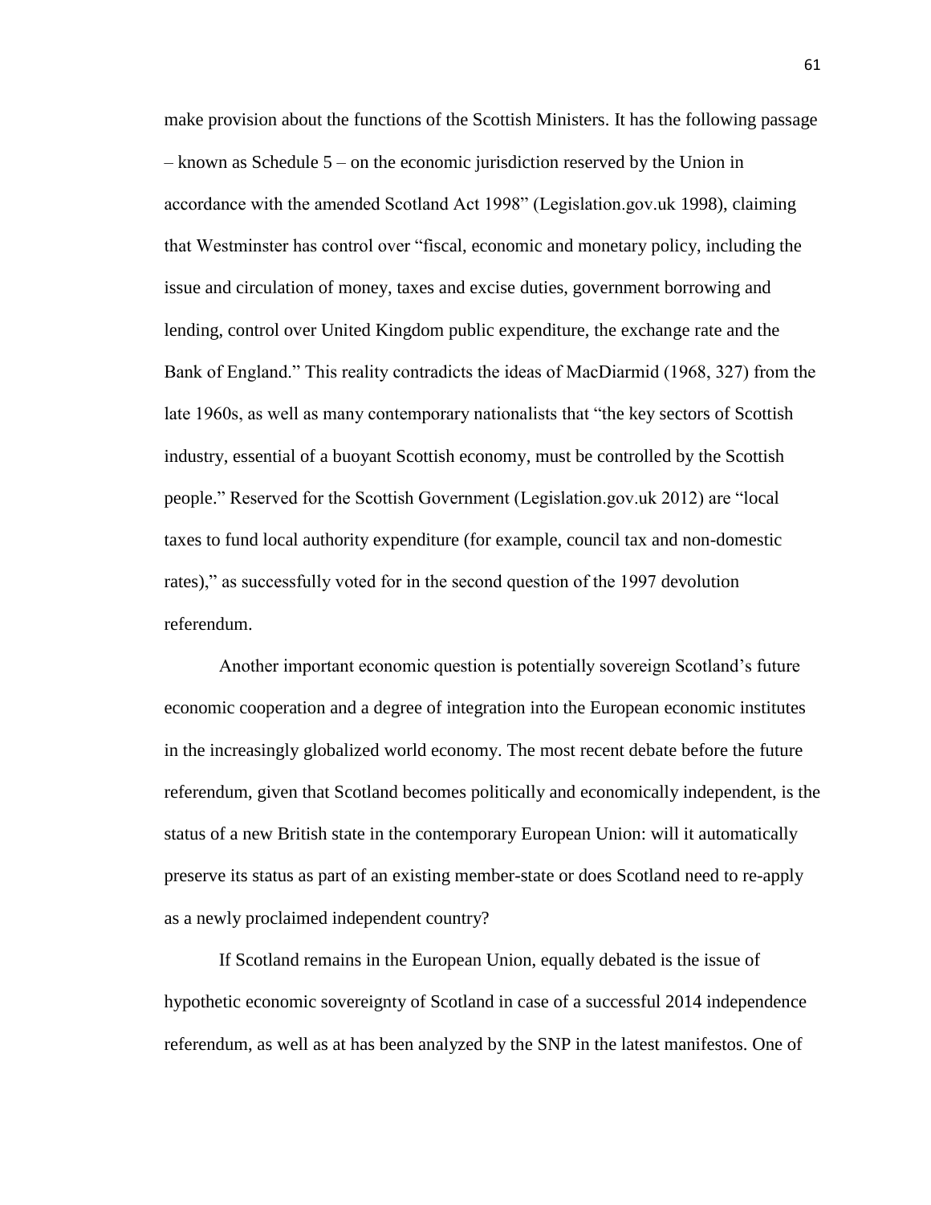make provision about the functions of the Scottish Ministers. It has the following passage – known as Schedule 5 – on the economic jurisdiction reserved by the Union in accordance with the amended Scotland Act 1998" (Legislation.gov.uk 1998), claiming that Westminster has control over "fiscal, economic and monetary policy, including the issue and circulation of money, taxes and excise duties, government borrowing and lending, control over United Kingdom public expenditure, the exchange rate and the Bank of England." This reality contradicts the ideas of MacDiarmid (1968, 327) from the late 1960s, as well as many contemporary nationalists that "the key sectors of Scottish industry, essential of a buoyant Scottish economy, must be controlled by the Scottish people." Reserved for the Scottish Government (Legislation.gov.uk 2012) are "local taxes to fund local authority expenditure (for example, council tax and non-domestic rates)," as successfully voted for in the second question of the 1997 devolution referendum.

Another important economic question is potentially sovereign Scotland's future economic cooperation and a degree of integration into the European economic institutes in the increasingly globalized world economy. The most recent debate before the future referendum, given that Scotland becomes politically and economically independent, is the status of a new British state in the contemporary European Union: will it automatically preserve its status as part of an existing member-state or does Scotland need to re-apply as a newly proclaimed independent country?

If Scotland remains in the European Union, equally debated is the issue of hypothetic economic sovereignty of Scotland in case of a successful 2014 independence referendum, as well as at has been analyzed by the SNP in the latest manifestos. One of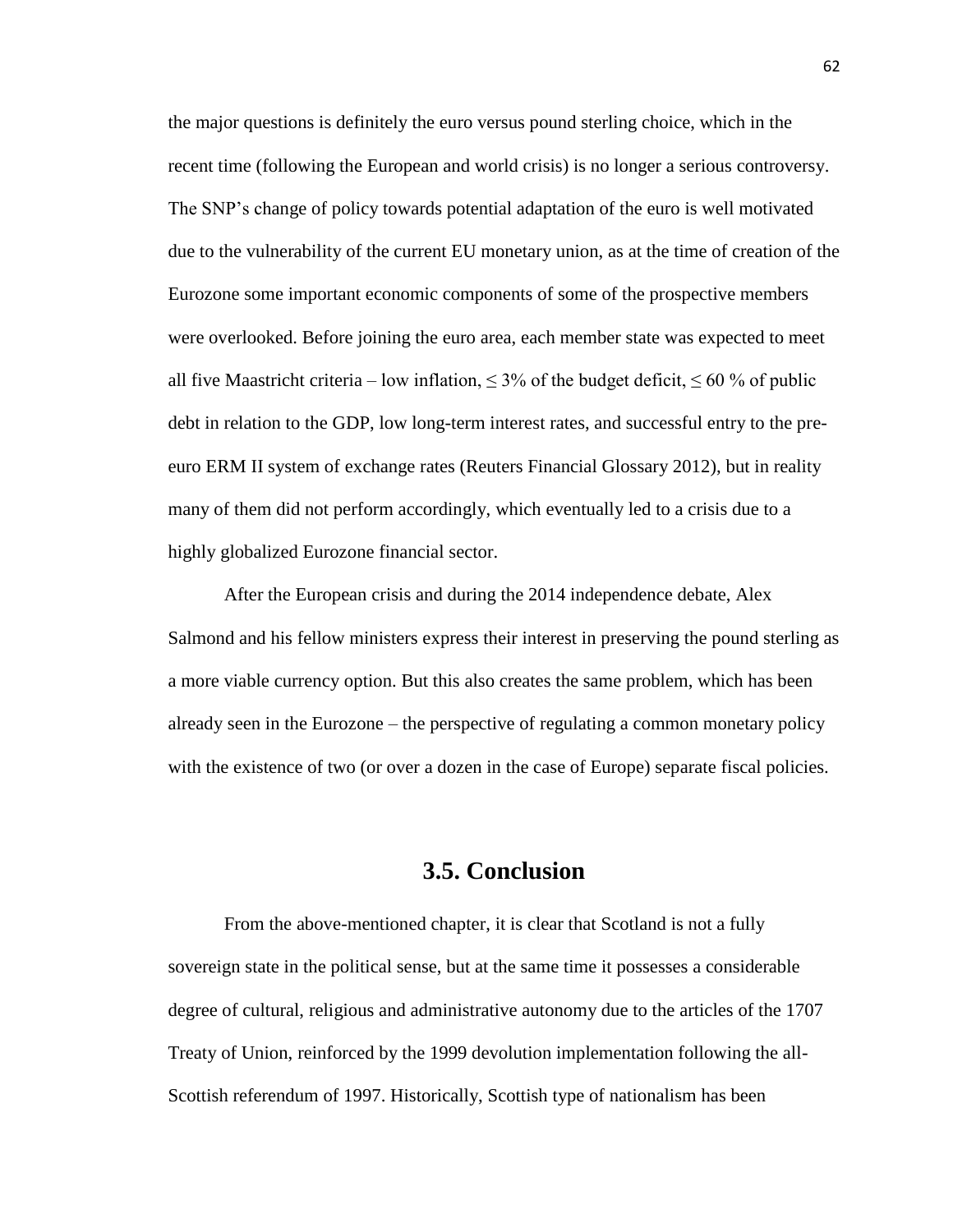the major questions is definitely the euro versus pound sterling choice, which in the recent time (following the European and world crisis) is no longer a serious controversy. The SNP's change of policy towards potential adaptation of the euro is well motivated due to the vulnerability of the current EU monetary union, as at the time of creation of the Eurozone some important economic components of some of the prospective members were overlooked. Before joining the euro area, each member state was expected to meet all five Maastricht criteria – low inflation, ≤ 3% of the budget deficit, ≤ 60 % of public debt in relation to the GDP, low long-term interest rates, and successful entry to the pre-euro ERM II system of exchange rates (Reuters Financial Glossary 2012), but in reality many of them did not perform accordingly, which eventually led to a crisis due to a highly globalized Eurozone financial sector.

After the European crisis and during the 2014 independence debate, Alex Salmond and his fellow ministers express their interest in preserving the pound sterling as a more viable currency option. But this also creates the same problem, which has been already seen in the Eurozone – the perspective of regulating a common monetary policy with the existence of two (or over a dozen in the case of Europe) separate fiscal policies.

## 3.5. Conclusion

From the above-mentioned chapter, it is clear that Scotland is not a fully sovereign state in the political sense, but at the same time it possesses a considerable degree of cultural, religious and administrative autonomy due to the articles of the 1707 Treaty of Union, reinforced by the 1999 devolution implementation following the all-Scottish referendum of 1997. Historically, Scottish type of nationalism has been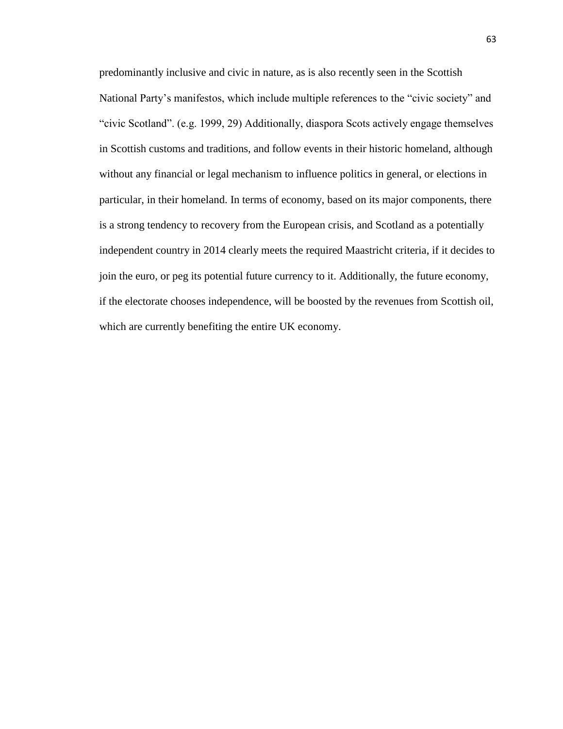predominantly inclusive and civic in nature, as is also recently seen in the Scottish National Party's manifestos, which include multiple references to the "civic society" and "civic Scotland". (e.g. 1999, 29) Additionally, diaspora Scots actively engage themselves in Scottish customs and traditions, and follow events in their historic homeland, although without any financial or legal mechanism to influence politics in general, or elections in particular, in their homeland. In terms of economy, based on its major components, there is a strong tendency to recovery from the European crisis, and Scotland as a potentially independent country in 2014 clearly meets the required Maastricht criteria, if it decides to join the euro, or peg its potential future currency to it. Additionally, the future economy, if the electorate chooses independence, will be boosted by the revenues from Scottish oil, which are currently benefiting the entire UK economy.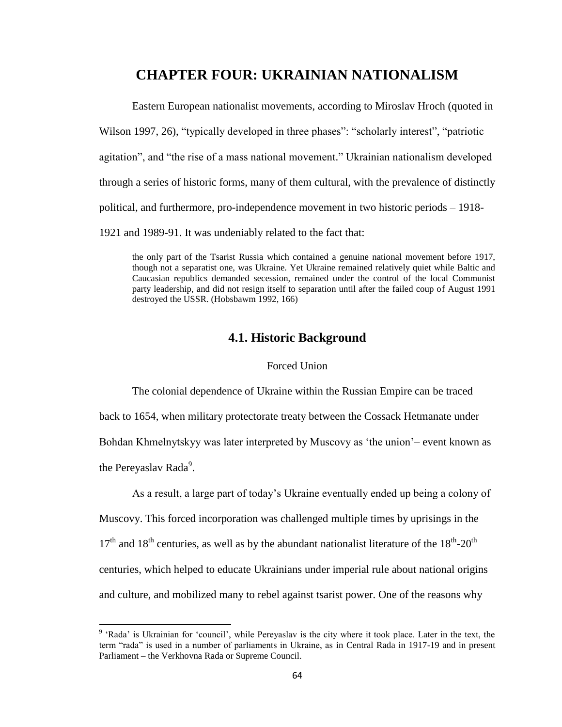# CHAPTER FOUR: UKRAINIAN NATIONALISM

Eastern European nationalist movements, according to Miroslav Hroch (quoted in Wilson 1997, 26), "typically developed in three phases": "scholarly interest", "patriotic agitation", and "the rise of a mass national movement." Ukrainian nationalism developed through a series of historic forms, many of them cultural, with the prevalence of distinctly political, and furthermore, pro-independence movement in two historic periods – 1918-1921 and 1989-91. It was undeniably related to the fact that:

> the only part of the Tsarist Russia which contained a genuine national movement before 1917, though not a separatist one, was Ukraine. Yet Ukraine remained relatively quiet while Baltic and Caucasian republics demanded secession, remained under the control of the local Communist party leadership, and did not resign itself to separation until after the failed coup of August 1991 destroyed the USSR. (Hobsbawm 1992, 166)

## 4.1. Historic Background

### Forced Union

The colonial dependence of Ukraine within the Russian Empire can be traced back to 1654, when military protectorate treaty between the Cossack Hetmanate under Bohdan Khmelnytskyy was later interpreted by Muscovy as 'the union'– event known as the Pereyaslav Rada[9].

As a result, a large part of today's Ukraine eventually ended up being a colony of Muscovy. This forced incorporation was challenged multiple times by uprisings in the 17th and 18th centuries, as well as by the abundant nationalist literature of the 18th-20th centuries, which helped to educate Ukrainians under imperial rule about national origins and culture, and mobilized many to rebel against tsarist power. One of the reasons why

[9] 'Rada' is Ukrainian for 'council', while Pereyaslav is the city where it took place. Later in the text, the term "rada" is used in a number of parliaments in Ukraine, as in Central Rada in 1917-19 and in present Parliament – the Verkhovna Rada or Supreme Council.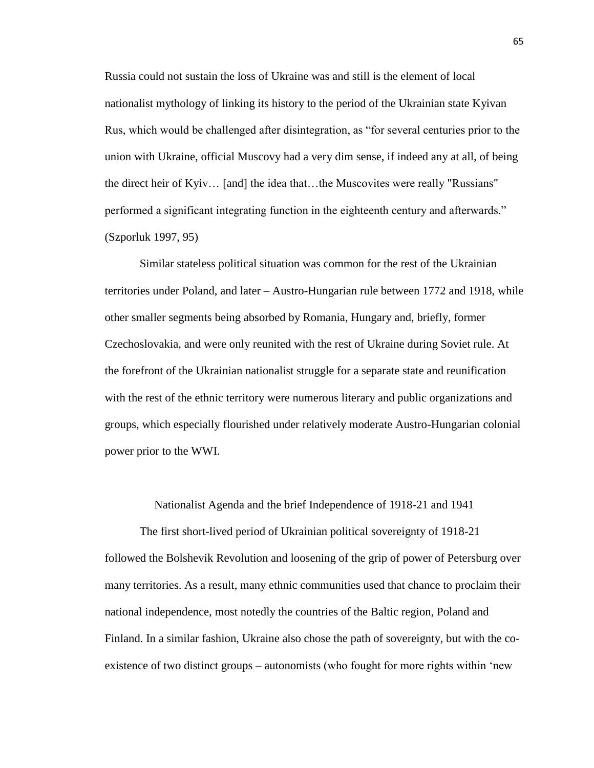Russia could not sustain the loss of Ukraine was and still is the element of local nationalist mythology of linking its history to the period of the Ukrainian state Kyivan Rus, which would be challenged after disintegration, as "for several centuries prior to the union with Ukraine, official Muscovy had a very dim sense, if indeed any at all, of being the direct heir of Kyiv… [and] the idea that…the Muscovites were really "Russians" performed a significant integrating function in the eighteenth century and afterwards." (Szporluk 1997, 95)

Similar stateless political situation was common for the rest of the Ukrainian territories under Poland, and later – Austro-Hungarian rule between 1772 and 1918, while other smaller segments being absorbed by Romania, Hungary and, briefly, former Czechoslovakia, and were only reunited with the rest of Ukraine during Soviet rule. At the forefront of the Ukrainian nationalist struggle for a separate state and reunification with the rest of the ethnic territory were numerous literary and public organizations and groups, which especially flourished under relatively moderate Austro-Hungarian colonial power prior to the WWI.

## Nationalist Agenda and the brief Independence of 1918-21 and 1941

The first short-lived period of Ukrainian political sovereignty of 1918-21 followed the Bolshevik Revolution and loosening of the grip of power of Petersburg over many territories. As a result, many ethnic communities used that chance to proclaim their national independence, most notedly the countries of the Baltic region, Poland and Finland. In a similar fashion, Ukraine also chose the path of sovereignty, but with the co-existence of two distinct groups – autonomists (who fought for more rights within 'new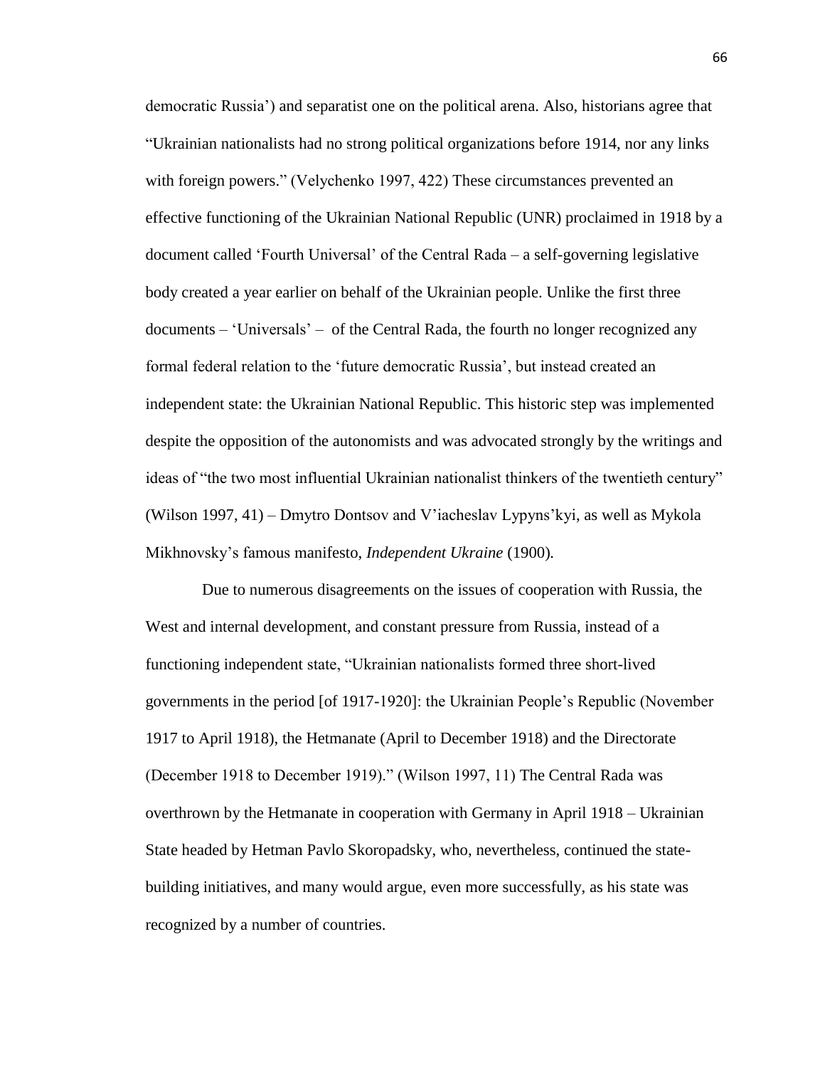democratic Russia') and separatist one on the political arena. Also, historians agree that "Ukrainian nationalists had no strong political organizations before 1914, nor any links with foreign powers." (Velychenko 1997, 422) These circumstances prevented an effective functioning of the Ukrainian National Republic (UNR) proclaimed in 1918 by a document called 'Fourth Universal' of the Central Rada – a self-governing legislative body created a year earlier on behalf of the Ukrainian people. Unlike the first three documents – 'Universals' – of the Central Rada, the fourth no longer recognized any formal federal relation to the 'future democratic Russia', but instead created an independent state: the Ukrainian National Republic. This historic step was implemented despite the opposition of the autonomists and was advocated strongly by the writings and ideas of "the two most influential Ukrainian nationalist thinkers of the twentieth century" (Wilson 1997, 41) – Dmytro Dontsov and V'iacheslav Lypyns'kyi, as well as Mykola Mikhnovsky's famous manifesto, *Independent Ukraine* (1900).

Due to numerous disagreements on the issues of cooperation with Russia, the West and internal development, and constant pressure from Russia, instead of a functioning independent state, "Ukrainian nationalists formed three short-lived governments in the period [of 1917-1920]: the Ukrainian People's Republic (November 1917 to April 1918), the Hetmanate (April to December 1918) and the Directorate (December 1918 to December 1919)." (Wilson 1997, 11) The Central Rada was overthrown by the Hetmanate in cooperation with Germany in April 1918 – Ukrainian State headed by Hetman Pavlo Skoropadsky, who, nevertheless, continued the state-building initiatives, and many would argue, even more successfully, as his state was recognized by a number of countries.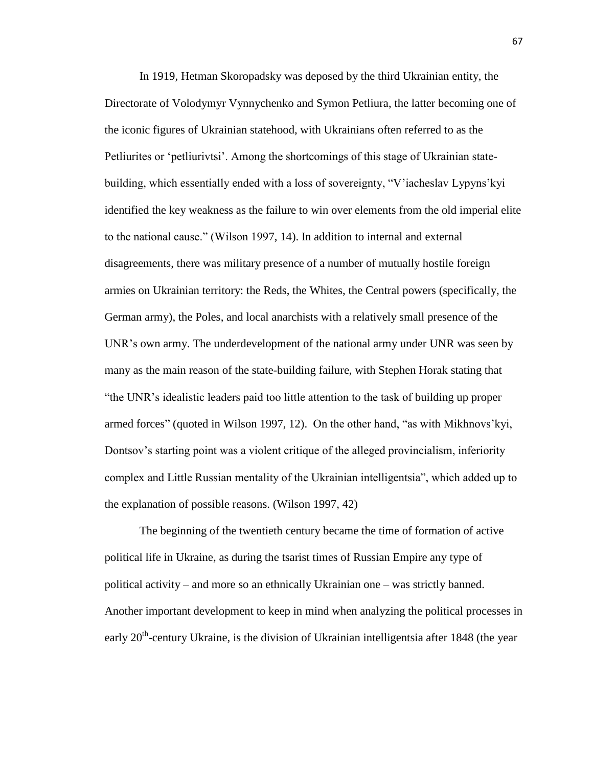In 1919, Hetman Skoropadsky was deposed by the third Ukrainian entity, the Directorate of Volodymyr Vynnychenko and Symon Petliura, the latter becoming one of the iconic figures of Ukrainian statehood, with Ukrainians often referred to as the Petliurites or 'petliurivtsi'. Among the shortcomings of this stage of Ukrainian state-building, which essentially ended with a loss of sovereignty, "V'iacheslav Lypyns'kyi identified the key weakness as the failure to win over elements from the old imperial elite to the national cause." (Wilson 1997, 14). In addition to internal and external disagreements, there was military presence of a number of mutually hostile foreign armies on Ukrainian territory: the Reds, the Whites, the Central powers (specifically, the German army), the Poles, and local anarchists with a relatively small presence of the UNR's own army. The underdevelopment of the national army under UNR was seen by many as the main reason of the state-building failure, with Stephen Horak stating that "the UNR's idealistic leaders paid too little attention to the task of building up proper armed forces" (quoted in Wilson 1997, 12). On the other hand, "as with Mikhnovs'kyi, Dontsov's starting point was a violent critique of the alleged provincialism, inferiority complex and Little Russian mentality of the Ukrainian intelligentsia", which added up to the explanation of possible reasons. (Wilson 1997, 42)

The beginning of the twentieth century became the time of formation of active political life in Ukraine, as during the tsarist times of Russian Empire any type of political activity – and more so an ethnically Ukrainian one – was strictly banned. Another important development to keep in mind when analyzing the political processes in early 20th-century Ukraine, is the division of Ukrainian intelligentsia after 1848 (the year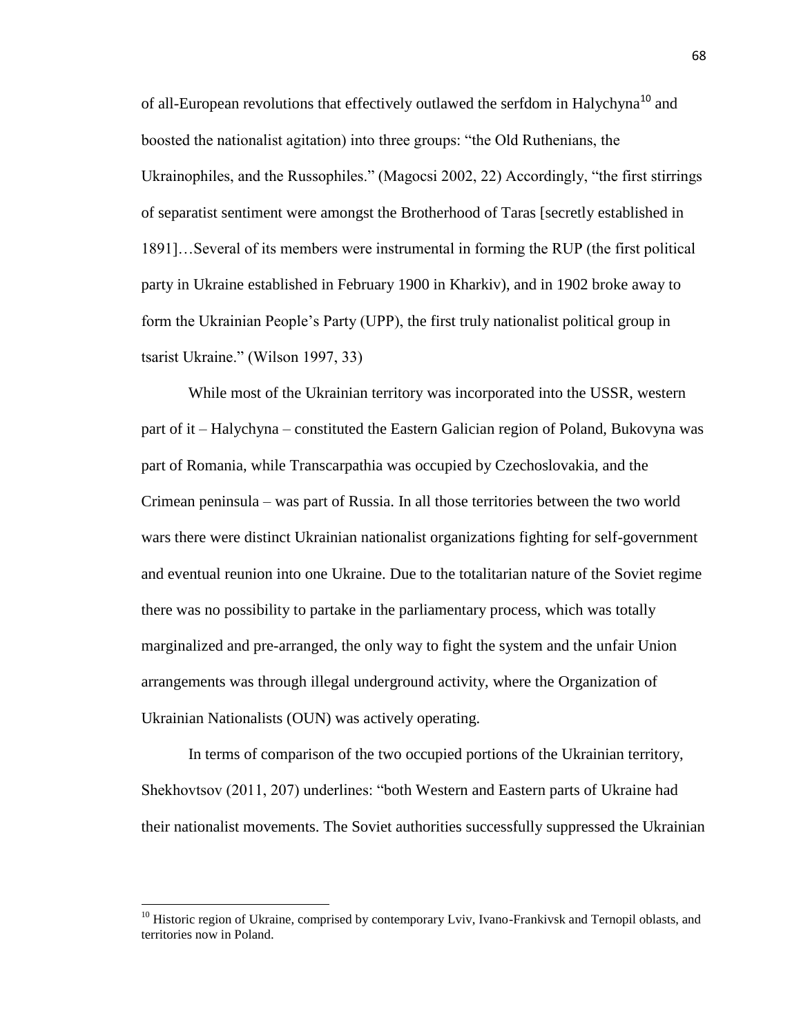of all-European revolutions that effectively outlawed the serfdom in Halychyna[10] and boosted the nationalist agitation) into three groups: "the Old Ruthenians, the Ukrainophiles, and the Russophiles." (Magocsi 2002, 22) Accordingly, "the first stirrings of separatist sentiment were amongst the Brotherhood of Taras [secretly established in 1891]…Several of its members were instrumental in forming the RUP (the first political party in Ukraine established in February 1900 in Kharkiv), and in 1902 broke away to form the Ukrainian People's Party (UPP), the first truly nationalist political group in tsarist Ukraine." (Wilson 1997, 33)

While most of the Ukrainian territory was incorporated into the USSR, western part of it – Halychyna – constituted the Eastern Galician region of Poland, Bukovyna was part of Romania, while Transcarpathia was occupied by Czechoslovakia, and the Crimean peninsula – was part of Russia. In all those territories between the two world wars there were distinct Ukrainian nationalist organizations fighting for self-government and eventual reunion into one Ukraine. Due to the totalitarian nature of the Soviet regime there was no possibility to partake in the parliamentary process, which was totally marginalized and pre-arranged, the only way to fight the system and the unfair Union arrangements was through illegal underground activity, where the Organization of Ukrainian Nationalists (OUN) was actively operating.

In terms of comparison of the two occupied portions of the Ukrainian territory, Shekhovtsov (2011, 207) underlines: "both Western and Eastern parts of Ukraine had their nationalist movements. The Soviet authorities successfully suppressed the Ukrainian

---

[10] Historic region of Ukraine, comprised by contemporary Lviv, Ivano-Frankivsk and Ternopil oblasts, and territories now in Poland.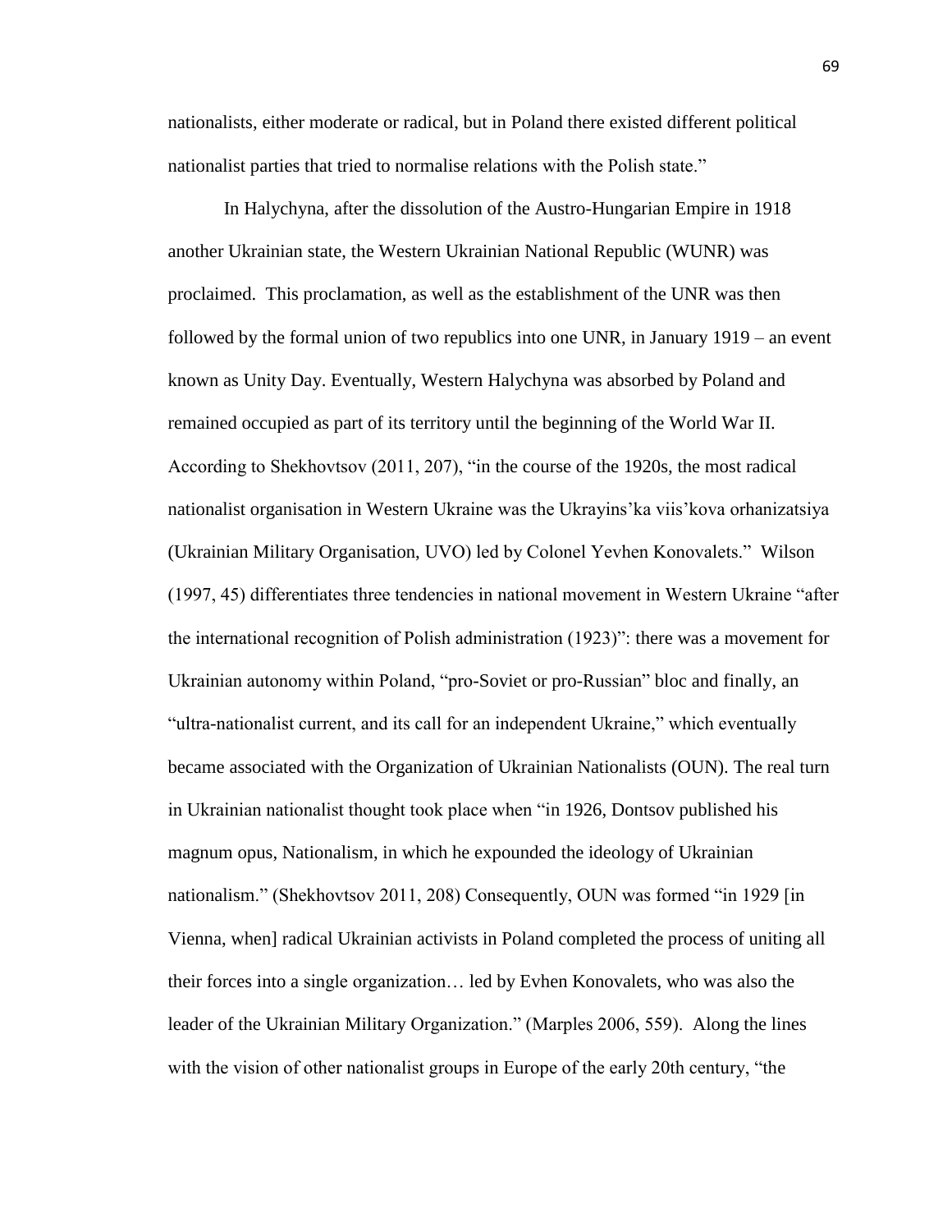nationalists, either moderate or radical, but in Poland there existed different political nationalist parties that tried to normalise relations with the Polish state."

In Halychyna, after the dissolution of the Austro-Hungarian Empire in 1918 another Ukrainian state, the Western Ukrainian National Republic (WUNR) was proclaimed. This proclamation, as well as the establishment of the UNR was then followed by the formal union of two republics into one UNR, in January 1919 – an event known as Unity Day. Eventually, Western Halychyna was absorbed by Poland and remained occupied as part of its territory until the beginning of the World War II. According to Shekhovtsov (2011, 207), "in the course of the 1920s, the most radical nationalist organisation in Western Ukraine was the Ukrayins'ka viis'kova orhanizatsiya (Ukrainian Military Organisation, UVO) led by Colonel Yevhen Konovalets." Wilson (1997, 45) differentiates three tendencies in national movement in Western Ukraine "after the international recognition of Polish administration (1923)": there was a movement for Ukrainian autonomy within Poland, "pro-Soviet or pro-Russian" bloc and finally, an "ultra-nationalist current, and its call for an independent Ukraine," which eventually became associated with the Organization of Ukrainian Nationalists (OUN). The real turn in Ukrainian nationalist thought took place when "in 1926, Dontsov published his magnum opus, Nationalism, in which he expounded the ideology of Ukrainian nationalism." (Shekhovtsov 2011, 208) Consequently, OUN was formed "in 1929 [in Vienna, when] radical Ukrainian activists in Poland completed the process of uniting all their forces into a single organization… led by Evhen Konovalets, who was also the leader of the Ukrainian Military Organization." (Marples 2006, 559). Along the lines with the vision of other nationalist groups in Europe of the early 20th century, "the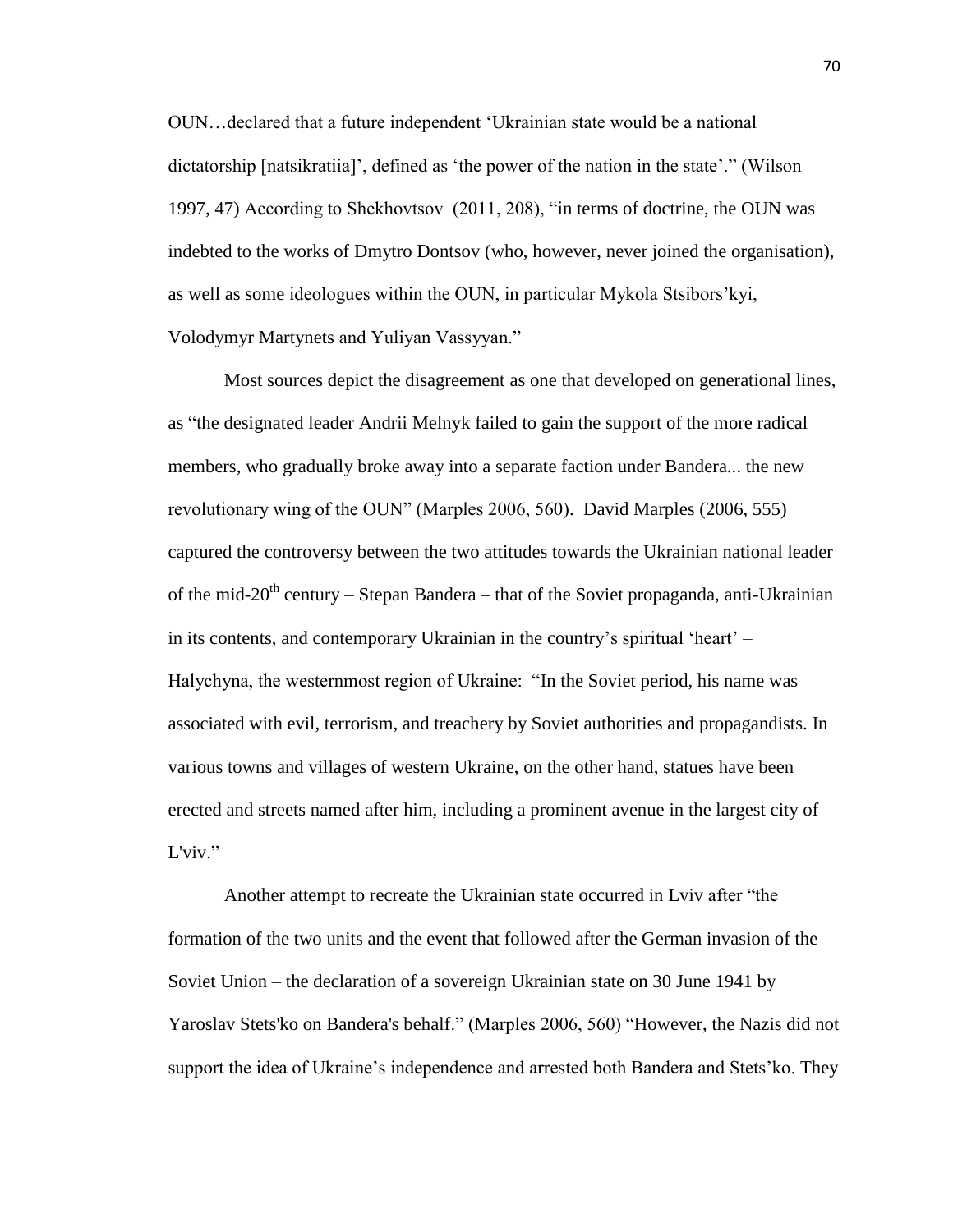OUN…declared that a future independent 'Ukrainian state would be a national dictatorship [natsikratiia]', defined as 'the power of the nation in the state'." (Wilson 1997, 47) According to Shekhovtsov (2011, 208), "in terms of doctrine, the OUN was indebted to the works of Dmytro Dontsov (who, however, never joined the organisation), as well as some ideologues within the OUN, in particular Mykola Stsibors'kyi, Volodymyr Martynets and Yuliyan Vassyyan."

Most sources depict the disagreement as one that developed on generational lines, as "the designated leader Andrii Melnyk failed to gain the support of the more radical members, who gradually broke away into a separate faction under Bandera... the new revolutionary wing of the OUN" (Marples 2006, 560). David Marples (2006, 555) captured the controversy between the two attitudes towards the Ukrainian national leader of the mid-20th century – Stepan Bandera – that of the Soviet propaganda, anti-Ukrainian in its contents, and contemporary Ukrainian in the country's spiritual 'heart' – Halychyna, the westernmost region of Ukraine: "In the Soviet period, his name was associated with evil, terrorism, and treachery by Soviet authorities and propagandists. In various towns and villages of western Ukraine, on the other hand, statues have been erected and streets named after him, including a prominent avenue in the largest city of L'viv."

Another attempt to recreate the Ukrainian state occurred in Lviv after "the formation of the two units and the event that followed after the German invasion of the Soviet Union – the declaration of a sovereign Ukrainian state on 30 June 1941 by Yaroslav Stets'ko on Bandera's behalf." (Marples 2006, 560) "However, the Nazis did not support the idea of Ukraine's independence and arrested both Bandera and Stets'ko. They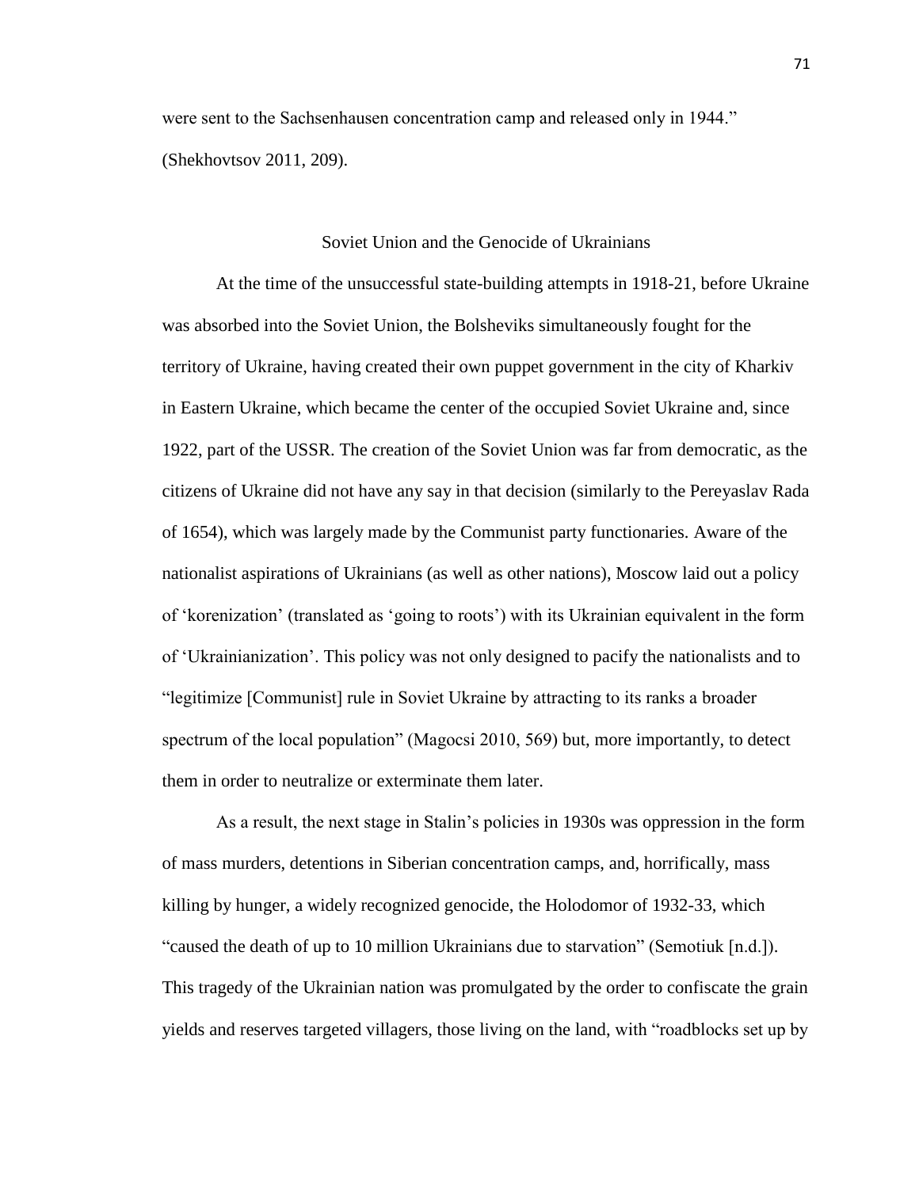were sent to the Sachsenhausen concentration camp and released only in 1944." (Shekhovtsov 2011, 209).

## Soviet Union and the Genocide of Ukrainians

At the time of the unsuccessful state-building attempts in 1918-21, before Ukraine was absorbed into the Soviet Union, the Bolsheviks simultaneously fought for the territory of Ukraine, having created their own puppet government in the city of Kharkiv in Eastern Ukraine, which became the center of the occupied Soviet Ukraine and, since 1922, part of the USSR. The creation of the Soviet Union was far from democratic, as the citizens of Ukraine did not have any say in that decision (similarly to the Pereyaslav Rada of 1654), which was largely made by the Communist party functionaries. Aware of the nationalist aspirations of Ukrainians (as well as other nations), Moscow laid out a policy of 'korenization' (translated as 'going to roots') with its Ukrainian equivalent in the form of 'Ukrainianization'. This policy was not only designed to pacify the nationalists and to "legitimize [Communist] rule in Soviet Ukraine by attracting to its ranks a broader spectrum of the local population" (Magocsi 2010, 569) but, more importantly, to detect them in order to neutralize or exterminate them later.

As a result, the next stage in Stalin's policies in 1930s was oppression in the form of mass murders, detentions in Siberian concentration camps, and, horrifically, mass killing by hunger, a widely recognized genocide, the Holodomor of 1932-33, which "caused the death of up to 10 million Ukrainians due to starvation" (Semotiuk [n.d.]). This tragedy of the Ukrainian nation was promulgated by the order to confiscate the grain yields and reserves targeted villagers, those living on the land, with "roadblocks set up by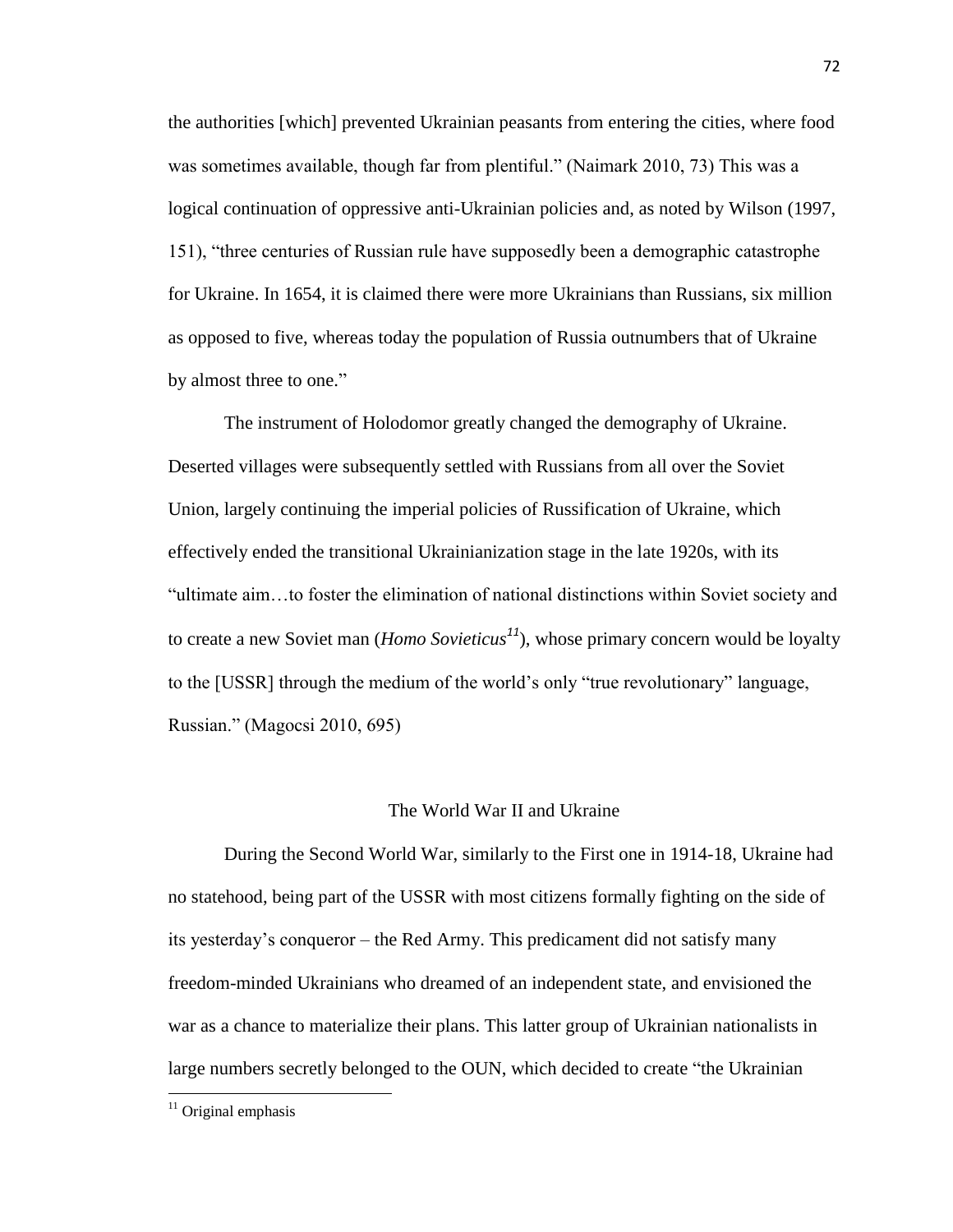the authorities [which] prevented Ukrainian peasants from entering the cities, where food was sometimes available, though far from plentiful." (Naimark 2010, 73) This was a logical continuation of oppressive anti-Ukrainian policies and, as noted by Wilson (1997, 151), "three centuries of Russian rule have supposedly been a demographic catastrophe for Ukraine. In 1654, it is claimed there were more Ukrainians than Russians, six million as opposed to five, whereas today the population of Russia outnumbers that of Ukraine by almost three to one."

The instrument of Holodomor greatly changed the demography of Ukraine. Deserted villages were subsequently settled with Russians from all over the Soviet Union, largely continuing the imperial policies of Russification of Ukraine, which effectively ended the transitional Ukrainianization stage in the late 1920s, with its "ultimate aim…to foster the elimination of national distinctions within Soviet society and to create a new Soviet man (*Homo Sovieticus*[11]), whose primary concern would be loyalty to the [USSR] through the medium of the world's only "true revolutionary" language, Russian." (Magocsi 2010, 695)

## The World War II and Ukraine

During the Second World War, similarly to the First one in 1914-18, Ukraine had no statehood, being part of the USSR with most citizens formally fighting on the side of its yesterday's conqueror – the Red Army. This predicament did not satisfy many freedom-minded Ukrainians who dreamed of an independent state, and envisioned the war as a chance to materialize their plans. This latter group of Ukrainian nationalists in large numbers secretly belonged to the OUN, which decided to create "the Ukrainian

[11] Original emphasis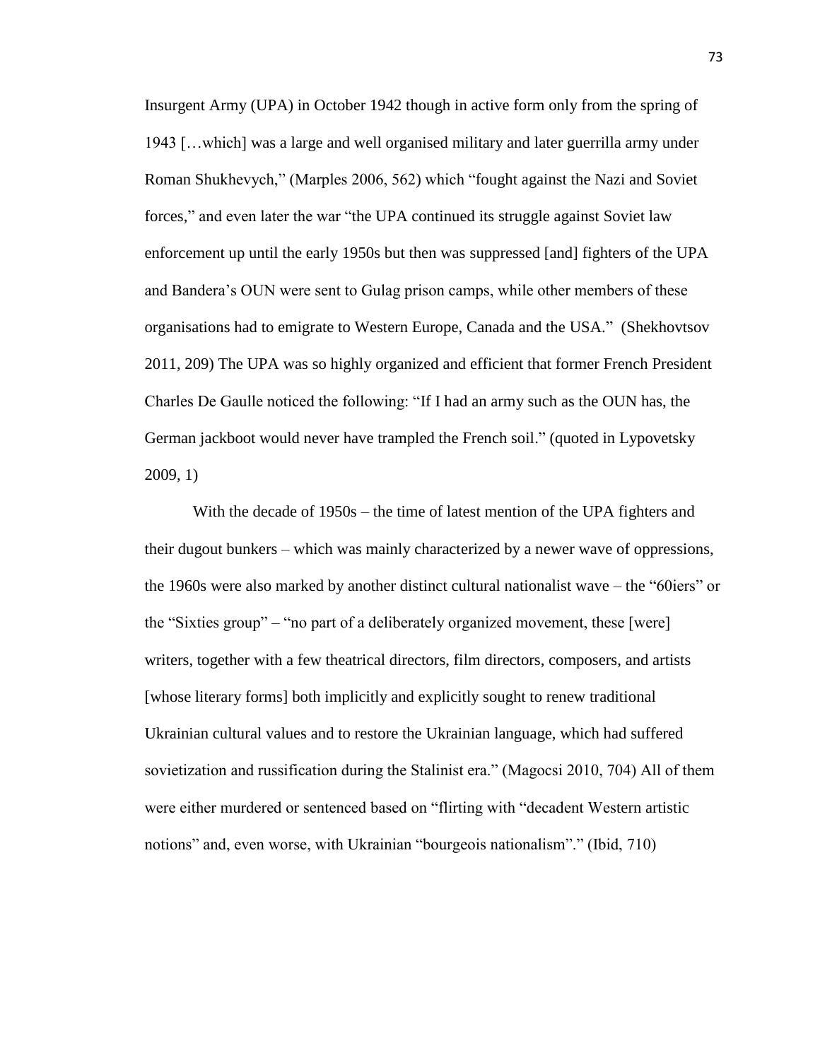Insurgent Army (UPA) in October 1942 though in active form only from the spring of 1943 […which] was a large and well organised military and later guerrilla army under Roman Shukhevych," (Marples 2006, 562) which "fought against the Nazi and Soviet forces," and even later the war "the UPA continued its struggle against Soviet law enforcement up until the early 1950s but then was suppressed [and] fighters of the UPA and Bandera's OUN were sent to Gulag prison camps, while other members of these organisations had to emigrate to Western Europe, Canada and the USA." (Shekhovtsov 2011, 209) The UPA was so highly organized and efficient that former French President Charles De Gaulle noticed the following: "If I had an army such as the OUN has, the German jackboot would never have trampled the French soil." (quoted in Lypovetsky 2009, 1)

With the decade of 1950s – the time of latest mention of the UPA fighters and their dugout bunkers – which was mainly characterized by a newer wave of oppressions, the 1960s were also marked by another distinct cultural nationalist wave – the "60iers" or the "Sixties group" – "no part of a deliberately organized movement, these [were] writers, together with a few theatrical directors, film directors, composers, and artists [whose literary forms] both implicitly and explicitly sought to renew traditional Ukrainian cultural values and to restore the Ukrainian language, which had suffered sovietization and russification during the Stalinist era." (Magocsi 2010, 704) All of them were either murdered or sentenced based on "flirting with "decadent Western artistic notions" and, even worse, with Ukrainian "bourgeois nationalism"." (Ibid, 710)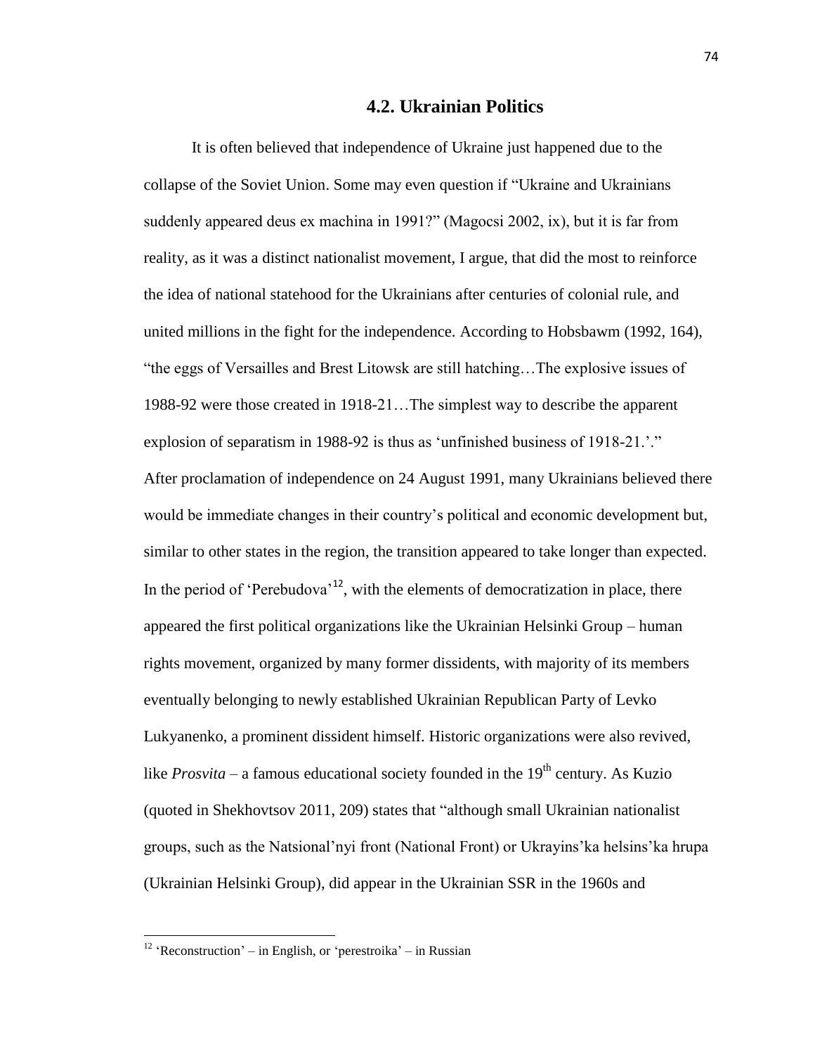## 4.2. Ukrainian Politics

It is often believed that independence of Ukraine just happened due to the collapse of the Soviet Union. Some may even question if "Ukraine and Ukrainians suddenly appeared deus ex machina in 1991?" (Magocsi 2002, ix), but it is far from reality, as it was a distinct nationalist movement, I argue, that did the most to reinforce the idea of national statehood for the Ukrainians after centuries of colonial rule, and united millions in the fight for the independence. According to Hobsbawm (1992, 164), "the eggs of Versailles and Brest Litowsk are still hatching…The explosive issues of 1988-92 were those created in 1918-21…The simplest way to describe the apparent explosion of separatism in 1988-92 is thus as 'unfinished business of 1918-21.'." After proclamation of independence on 24 August 1991, many Ukrainians believed there would be immediate changes in their country's political and economic development but, similar to other states in the region, the transition appeared to take longer than expected. In the period of 'Perebudova'[12], with the elements of democratization in place, there appeared the first political organizations like the Ukrainian Helsinki Group – human rights movement, organized by many former dissidents, with majority of its members eventually belonging to newly established Ukrainian Republican Party of Levko Lukyanenko, a prominent dissident himself. Historic organizations were also revived, like *Prosvita* – a famous educational society founded in the 19th century. As Kuzio (quoted in Shekhovtsov 2011, 209) states that "although small Ukrainian nationalist groups, such as the Natsional'nyi front (National Front) or Ukrayins'ka helsins'ka hrupa (Ukrainian Helsinki Group), did appear in the Ukrainian SSR in the 1960s and

---

[12] 'Reconstruction' – in English, or 'perestroika' – in Russian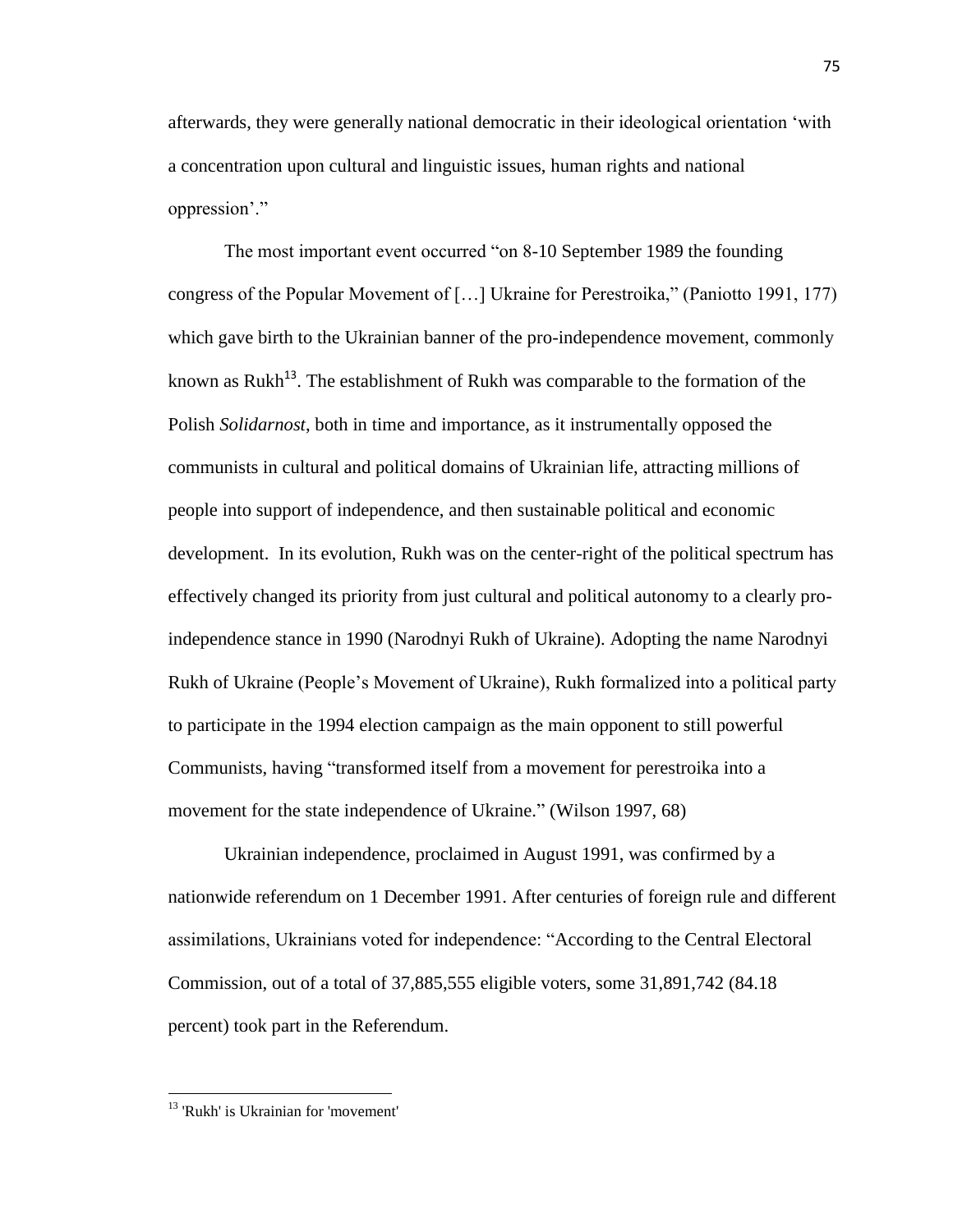afterwards, they were generally national democratic in their ideological orientation 'with a concentration upon cultural and linguistic issues, human rights and national oppression'."

The most important event occurred "on 8-10 September 1989 the founding congress of the Popular Movement of […] Ukraine for Perestroika," (Paniotto 1991, 177) which gave birth to the Ukrainian banner of the pro-independence movement, commonly known as Rukh[13]. The establishment of Rukh was comparable to the formation of the Polish *Solidarnost*, both in time and importance, as it instrumentally opposed the communists in cultural and political domains of Ukrainian life, attracting millions of people into support of independence, and then sustainable political and economic development. In its evolution, Rukh was on the center-right of the political spectrum has effectively changed its priority from just cultural and political autonomy to a clearly pro-independence stance in 1990 (Narodnyi Rukh of Ukraine). Adopting the name Narodnyi Rukh of Ukraine (People's Movement of Ukraine), Rukh formalized into a political party to participate in the 1994 election campaign as the main opponent to still powerful Communists, having "transformed itself from a movement for perestroika into a movement for the state independence of Ukraine." (Wilson 1997, 68)

Ukrainian independence, proclaimed in August 1991, was confirmed by a nationwide referendum on 1 December 1991. After centuries of foreign rule and different assimilations, Ukrainians voted for independence: "According to the Central Electoral Commission, out of a total of 37,885,555 eligible voters, some 31,891,742 (84.18 percent) took part in the Referendum.

---

[13] 'Rukh' is Ukrainian for 'movement'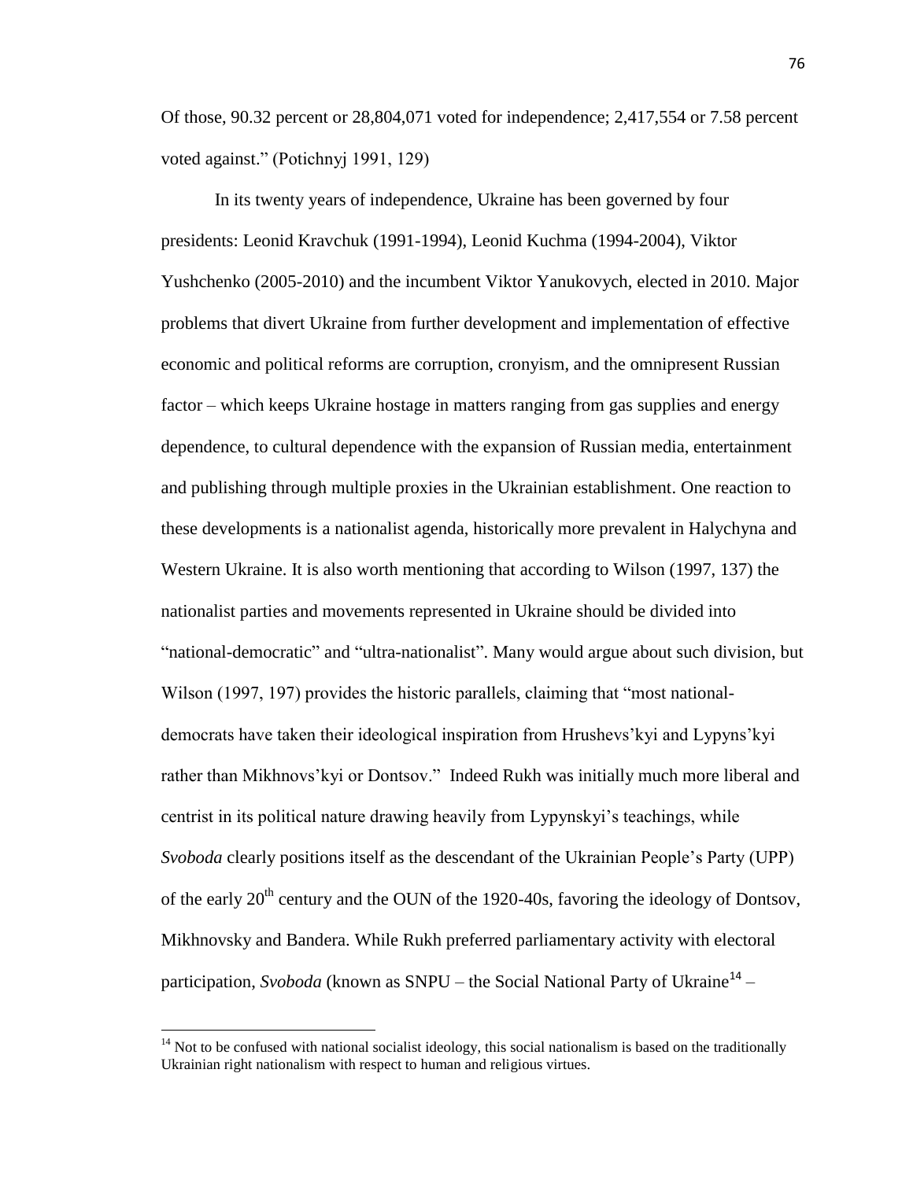Of those, 90.32 percent or 28,804,071 voted for independence; 2,417,554 or 7.58 percent voted against." (Potichnyj 1991, 129)

In its twenty years of independence, Ukraine has been governed by four presidents: Leonid Kravchuk (1991-1994), Leonid Kuchma (1994-2004), Viktor Yushchenko (2005-2010) and the incumbent Viktor Yanukovych, elected in 2010. Major problems that divert Ukraine from further development and implementation of effective economic and political reforms are corruption, cronyism, and the omnipresent Russian factor – which keeps Ukraine hostage in matters ranging from gas supplies and energy dependence, to cultural dependence with the expansion of Russian media, entertainment and publishing through multiple proxies in the Ukrainian establishment. One reaction to these developments is a nationalist agenda, historically more prevalent in Halychyna and Western Ukraine. It is also worth mentioning that according to Wilson (1997, 137) the nationalist parties and movements represented in Ukraine should be divided into "national-democratic" and "ultra-nationalist". Many would argue about such division, but Wilson (1997, 197) provides the historic parallels, claiming that "most national-democrats have taken their ideological inspiration from Hrushevs'kyi and Lypyns'kyi rather than Mikhnovs'kyi or Dontsov." Indeed Rukh was initially much more liberal and centrist in its political nature drawing heavily from Lypynskyi's teachings, while *Svoboda* clearly positions itself as the descendant of the Ukrainian People's Party (UPP) of the early 20th century and the OUN of the 1920-40s, favoring the ideology of Dontsov, Mikhnovsky and Bandera. While Rukh preferred parliamentary activity with electoral participation, *Svoboda* (known as SNPU – the Social National Party of Ukraine[14] –

---

[14] Not to be confused with national socialist ideology, this social nationalism is based on the traditionally Ukrainian right nationalism with respect to human and religious virtues.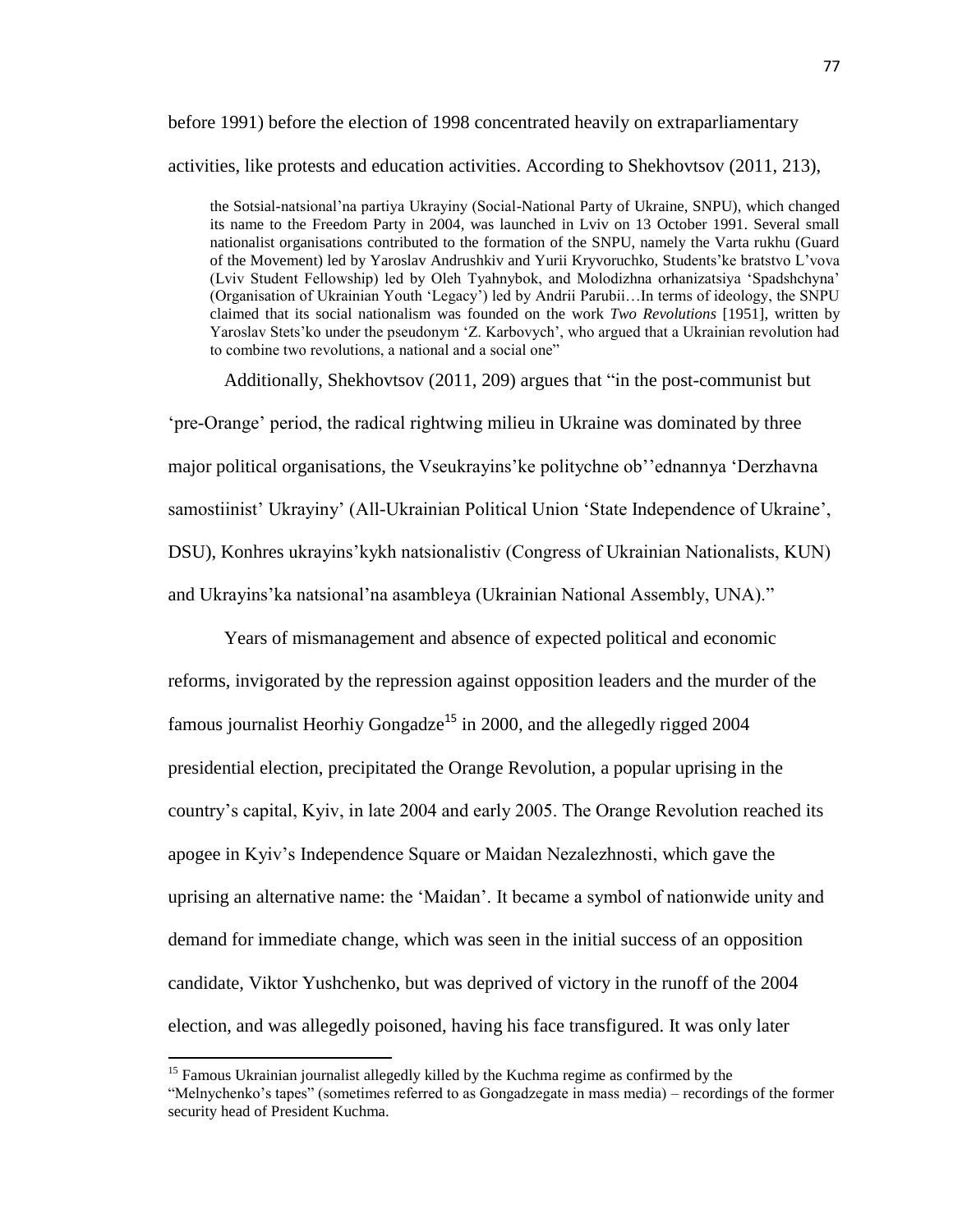before 1991) before the election of 1998 concentrated heavily on extraparliamentary activities, like protests and education activities. According to Shekhovtsov (2011, 213),

> the Sotsial-natsional'na partiya Ukrayiny (Social-National Party of Ukraine, SNPU), which changed its name to the Freedom Party in 2004, was launched in Lviv on 13 October 1991. Several small nationalist organisations contributed to the formation of the SNPU, namely the Varta rukhu (Guard of the Movement) led by Yaroslav Andrushkiv and Yurii Kryvoruchko, Students'ke bratstvo L'vova (Lviv Student Fellowship) led by Oleh Tyahnybok, and Molodizhna orhanizatsiya 'Spadshchyna' (Organisation of Ukrainian Youth 'Legacy') led by Andrii Parubii…In terms of ideology, the SNPU claimed that its social nationalism was founded on the work *Two Revolutions* [1951], written by Yaroslav Stets'ko under the pseudonym 'Z. Karbovych', who argued that a Ukrainian revolution had to combine two revolutions, a national and a social one"

Additionally, Shekhovtsov (2011, 209) argues that "in the post-communist but 'pre-Orange' period, the radical rightwing milieu in Ukraine was dominated by three major political organisations, the Vseukrayins'ke politychne ob''ednannya 'Derzhavna samostiinist' Ukrayiny' (All-Ukrainian Political Union 'State Independence of Ukraine', DSU), Konhres ukrayins'kykh natsionalistiv (Congress of Ukrainian Nationalists, KUN) and Ukrayins'ka natsional'na asambleya (Ukrainian National Assembly, UNA)."

Years of mismanagement and absence of expected political and economic reforms, invigorated by the repression against opposition leaders and the murder of the famous journalist Heorhiy Gongadze[15] in 2000, and the allegedly rigged 2004 presidential election, precipitated the Orange Revolution, a popular uprising in the country's capital, Kyiv, in late 2004 and early 2005. The Orange Revolution reached its apogee in Kyiv's Independence Square or Maidan Nezalezhnosti, which gave the uprising an alternative name: the 'Maidan'. It became a symbol of nationwide unity and demand for immediate change, which was seen in the initial success of an opposition candidate, Viktor Yushchenko, but was deprived of victory in the runoff of the 2004 election, and was allegedly poisoned, having his face transfigured. It was only later

[15] Famous Ukrainian journalist allegedly killed by the Kuchma regime as confirmed by the "Melnychenko's tapes" (sometimes referred to as Gongadzegate in mass media) – recordings of the former security head of President Kuchma.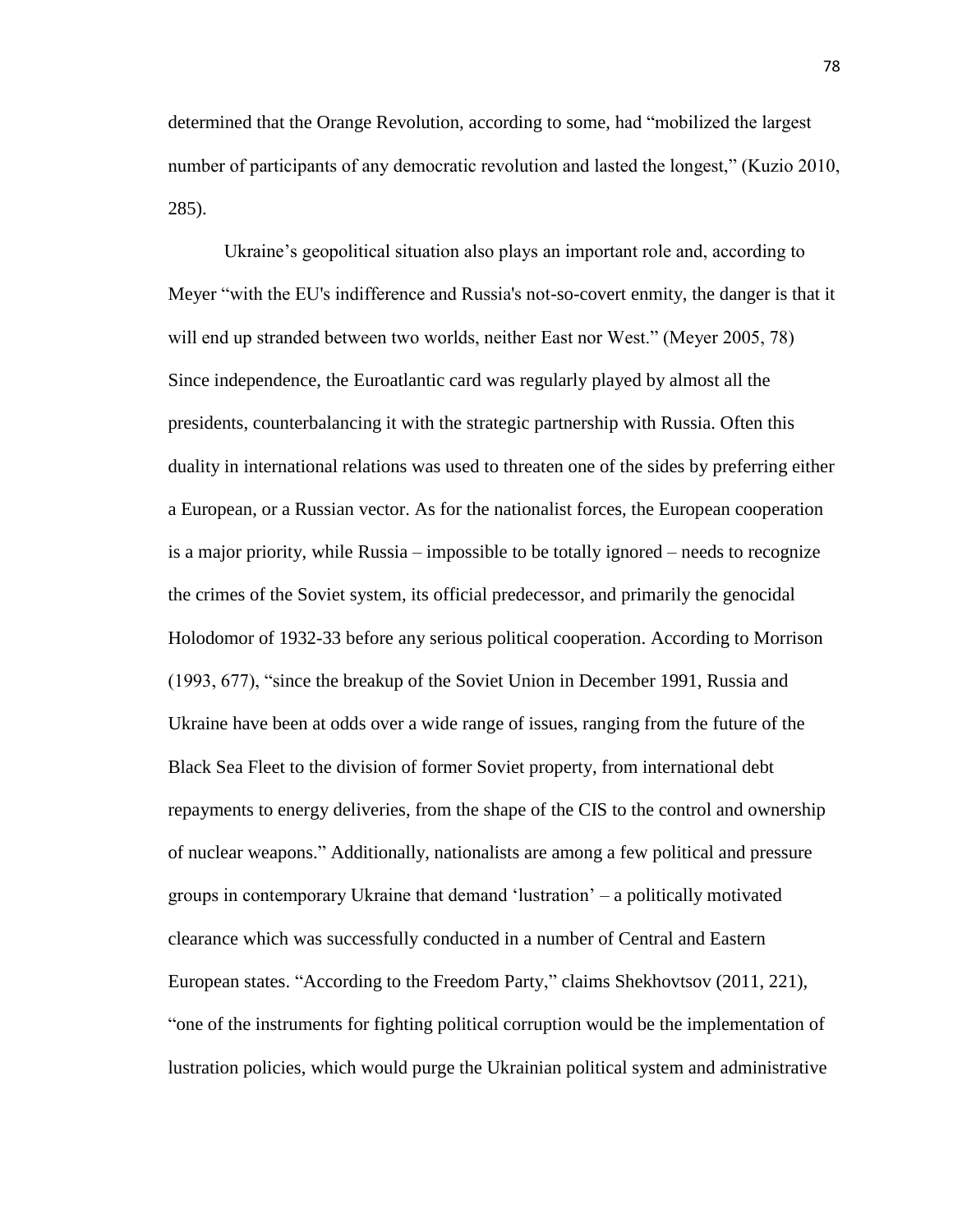determined that the Orange Revolution, according to some, had "mobilized the largest number of participants of any democratic revolution and lasted the longest," (Kuzio 2010, 285).

Ukraine's geopolitical situation also plays an important role and, according to Meyer "with the EU's indifference and Russia's not-so-covert enmity, the danger is that it will end up stranded between two worlds, neither East nor West." (Meyer 2005, 78) Since independence, the Euroatlantic card was regularly played by almost all the presidents, counterbalancing it with the strategic partnership with Russia. Often this duality in international relations was used to threaten one of the sides by preferring either a European, or a Russian vector. As for the nationalist forces, the European cooperation is a major priority, while Russia – impossible to be totally ignored – needs to recognize the crimes of the Soviet system, its official predecessor, and primarily the genocidal Holodomor of 1932-33 before any serious political cooperation. According to Morrison (1993, 677), "since the breakup of the Soviet Union in December 1991, Russia and Ukraine have been at odds over a wide range of issues, ranging from the future of the Black Sea Fleet to the division of former Soviet property, from international debt repayments to energy deliveries, from the shape of the CIS to the control and ownership of nuclear weapons." Additionally, nationalists are among a few political and pressure groups in contemporary Ukraine that demand 'lustration' – a politically motivated clearance which was successfully conducted in a number of Central and Eastern European states. "According to the Freedom Party," claims Shekhovtsov (2011, 221), "one of the instruments for fighting political corruption would be the implementation of lustration policies, which would purge the Ukrainian political system and administrative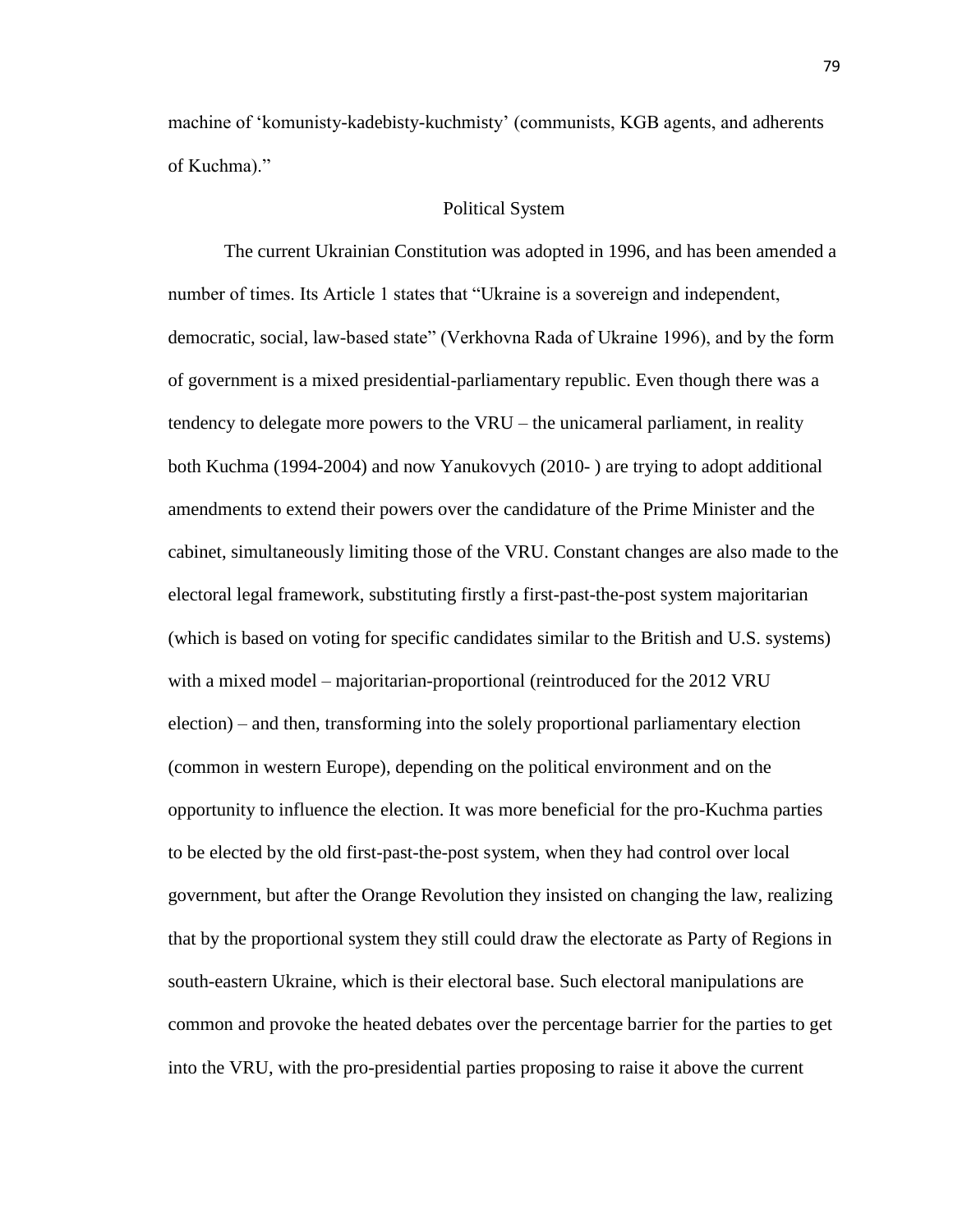machine of 'komunisty-kadebisty-kuchmisty' (communists, KGB agents, and adherents of Kuchma)."

## Political System

The current Ukrainian Constitution was adopted in 1996, and has been amended a number of times. Its Article 1 states that "Ukraine is a sovereign and independent, democratic, social, law-based state" (Verkhovna Rada of Ukraine 1996), and by the form of government is a mixed presidential-parliamentary republic. Even though there was a tendency to delegate more powers to the VRU – the unicameral parliament, in reality both Kuchma (1994-2004) and now Yanukovych (2010- ) are trying to adopt additional amendments to extend their powers over the candidature of the Prime Minister and the cabinet, simultaneously limiting those of the VRU. Constant changes are also made to the electoral legal framework, substituting firstly a first-past-the-post system majoritarian (which is based on voting for specific candidates similar to the British and U.S. systems) with a mixed model – majoritarian-proportional (reintroduced for the 2012 VRU election) – and then, transforming into the solely proportional parliamentary election (common in western Europe), depending on the political environment and on the opportunity to influence the election. It was more beneficial for the pro-Kuchma parties to be elected by the old first-past-the-post system, when they had control over local government, but after the Orange Revolution they insisted on changing the law, realizing that by the proportional system they still could draw the electorate as Party of Regions in south-eastern Ukraine, which is their electoral base. Such electoral manipulations are common and provoke the heated debates over the percentage barrier for the parties to get into the VRU, with the pro-presidential parties proposing to raise it above the current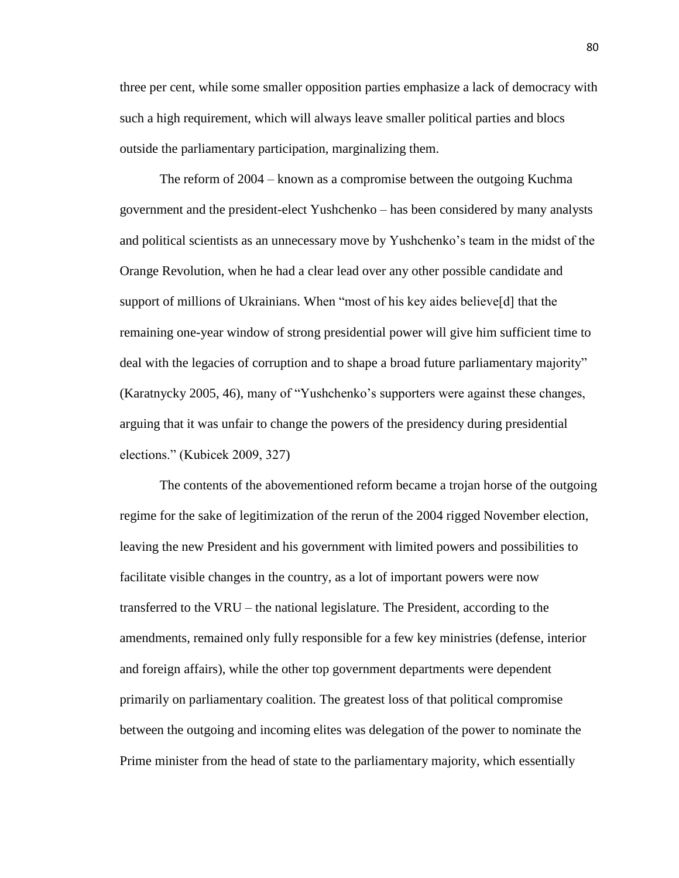three per cent, while some smaller opposition parties emphasize a lack of democracy with such a high requirement, which will always leave smaller political parties and blocs outside the parliamentary participation, marginalizing them.

The reform of 2004 – known as a compromise between the outgoing Kuchma government and the president-elect Yushchenko – has been considered by many analysts and political scientists as an unnecessary move by Yushchenko's team in the midst of the Orange Revolution, when he had a clear lead over any other possible candidate and support of millions of Ukrainians. When "most of his key aides believe[d] that the remaining one-year window of strong presidential power will give him sufficient time to deal with the legacies of corruption and to shape a broad future parliamentary majority" (Karatnycky 2005, 46), many of "Yushchenko's supporters were against these changes, arguing that it was unfair to change the powers of the presidency during presidential elections." (Kubicek 2009, 327)

The contents of the abovementioned reform became a trojan horse of the outgoing regime for the sake of legitimization of the rerun of the 2004 rigged November election, leaving the new President and his government with limited powers and possibilities to facilitate visible changes in the country, as a lot of important powers were now transferred to the VRU – the national legislature. The President, according to the amendments, remained only fully responsible for a few key ministries (defense, interior and foreign affairs), while the other top government departments were dependent primarily on parliamentary coalition. The greatest loss of that political compromise between the outgoing and incoming elites was delegation of the power to nominate the Prime minister from the head of state to the parliamentary majority, which essentially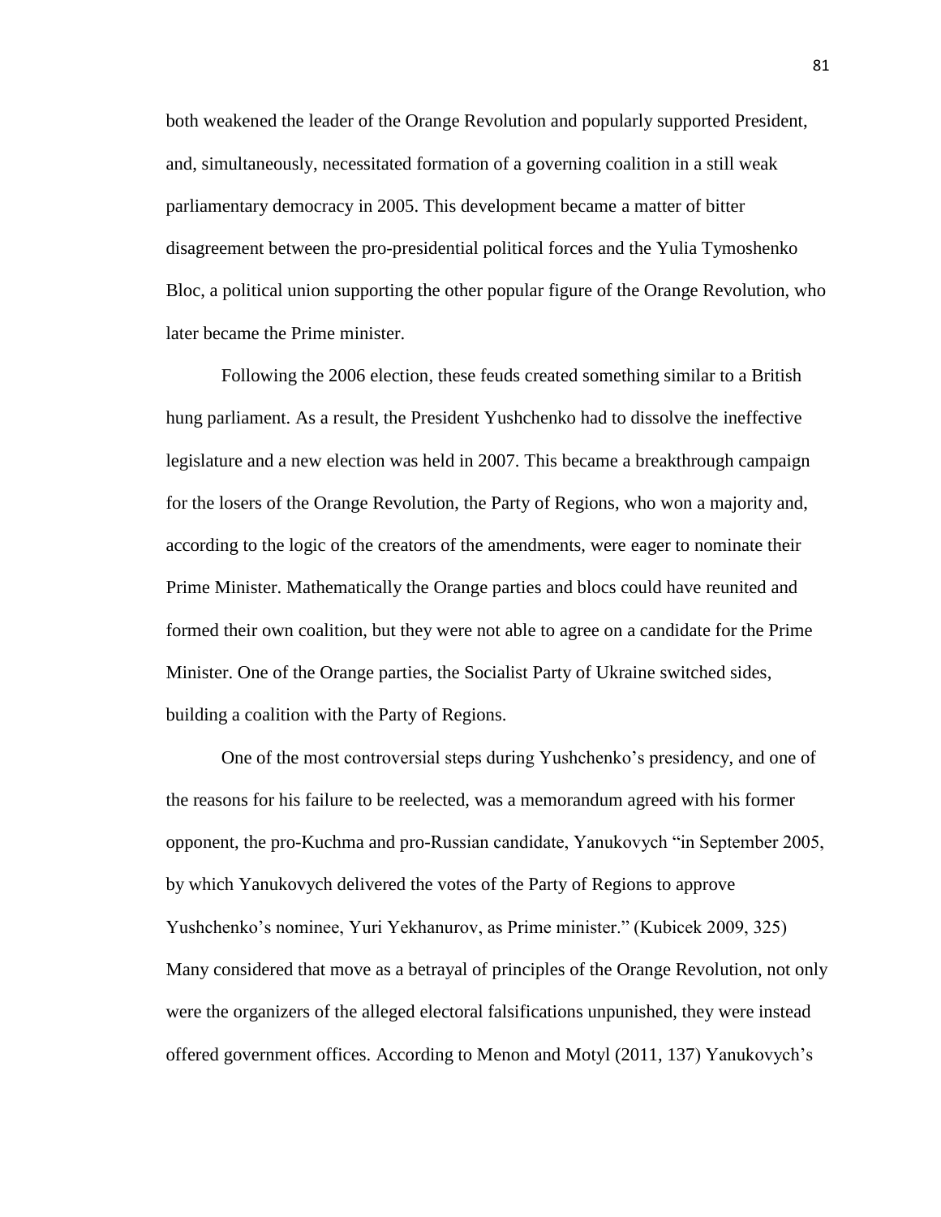both weakened the leader of the Orange Revolution and popularly supported President, and, simultaneously, necessitated formation of a governing coalition in a still weak parliamentary democracy in 2005. This development became a matter of bitter disagreement between the pro-presidential political forces and the Yulia Tymoshenko Bloc, a political union supporting the other popular figure of the Orange Revolution, who later became the Prime minister.

Following the 2006 election, these feuds created something similar to a British hung parliament. As a result, the President Yushchenko had to dissolve the ineffective legislature and a new election was held in 2007. This became a breakthrough campaign for the losers of the Orange Revolution, the Party of Regions, who won a majority and, according to the logic of the creators of the amendments, were eager to nominate their Prime Minister. Mathematically the Orange parties and blocs could have reunited and formed their own coalition, but they were not able to agree on a candidate for the Prime Minister. One of the Orange parties, the Socialist Party of Ukraine switched sides, building a coalition with the Party of Regions.

One of the most controversial steps during Yushchenko's presidency, and one of the reasons for his failure to be reelected, was a memorandum agreed with his former opponent, the pro-Kuchma and pro-Russian candidate, Yanukovych "in September 2005, by which Yanukovych delivered the votes of the Party of Regions to approve Yushchenko's nominee, Yuri Yekhanurov, as Prime minister." (Kubicek 2009, 325) Many considered that move as a betrayal of principles of the Orange Revolution, not only were the organizers of the alleged electoral falsifications unpunished, they were instead offered government offices. According to Menon and Motyl (2011, 137) Yanukovych's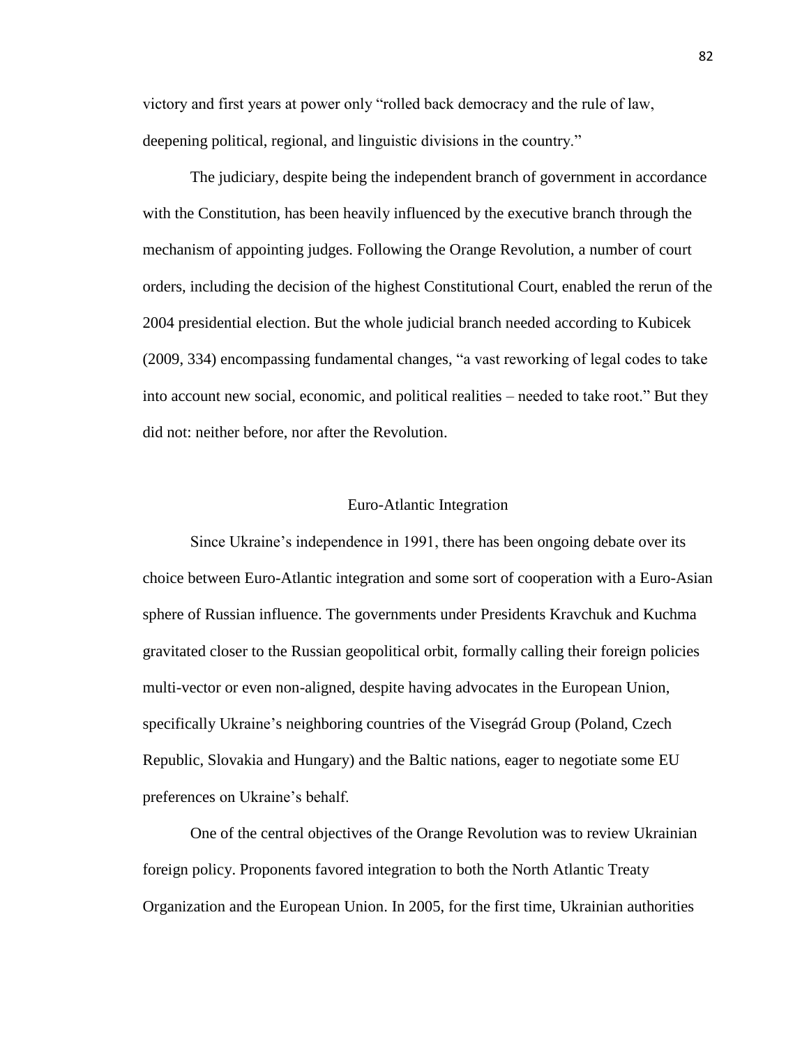victory and first years at power only "rolled back democracy and the rule of law, deepening political, regional, and linguistic divisions in the country."

The judiciary, despite being the independent branch of government in accordance with the Constitution, has been heavily influenced by the executive branch through the mechanism of appointing judges. Following the Orange Revolution, a number of court orders, including the decision of the highest Constitutional Court, enabled the rerun of the 2004 presidential election. But the whole judicial branch needed according to Kubicek (2009, 334) encompassing fundamental changes, "a vast reworking of legal codes to take into account new social, economic, and political realities – needed to take root." But they did not: neither before, nor after the Revolution.

## Euro-Atlantic Integration

Since Ukraine's independence in 1991, there has been ongoing debate over its choice between Euro-Atlantic integration and some sort of cooperation with a Euro-Asian sphere of Russian influence. The governments under Presidents Kravchuk and Kuchma gravitated closer to the Russian geopolitical orbit, formally calling their foreign policies multi-vector or even non-aligned, despite having advocates in the European Union, specifically Ukraine's neighboring countries of the Visegrád Group (Poland, Czech Republic, Slovakia and Hungary) and the Baltic nations, eager to negotiate some EU preferences on Ukraine's behalf.

One of the central objectives of the Orange Revolution was to review Ukrainian foreign policy. Proponents favored integration to both the North Atlantic Treaty Organization and the European Union. In 2005, for the first time, Ukrainian authorities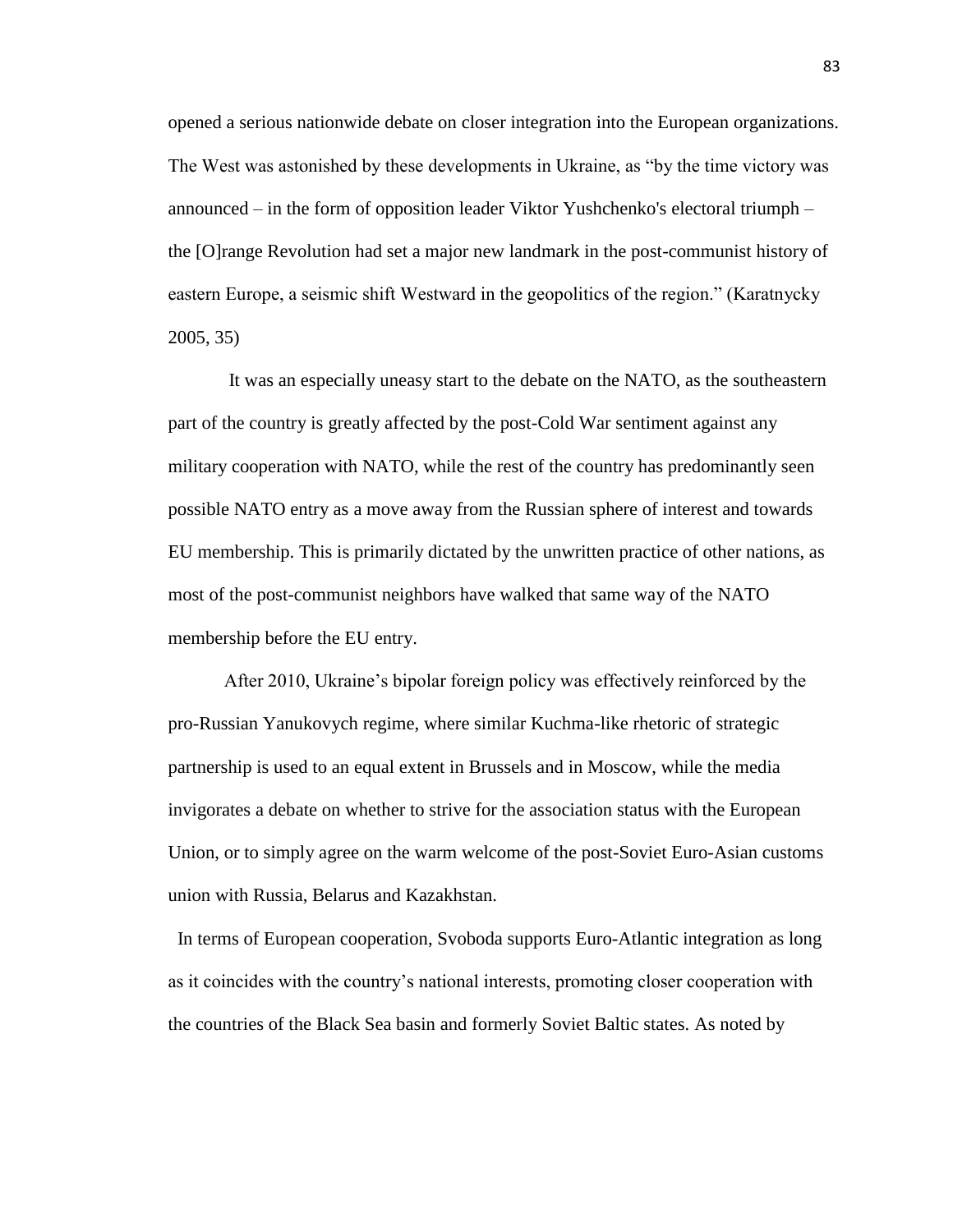opened a serious nationwide debate on closer integration into the European organizations. The West was astonished by these developments in Ukraine, as "by the time victory was announced – in the form of opposition leader Viktor Yushchenko's electoral triumph – the [O]range Revolution had set a major new landmark in the post-communist history of eastern Europe, a seismic shift Westward in the geopolitics of the region." (Karatnycky 2005, 35)

It was an especially uneasy start to the debate on the NATO, as the southeastern part of the country is greatly affected by the post-Cold War sentiment against any military cooperation with NATO, while the rest of the country has predominantly seen possible NATO entry as a move away from the Russian sphere of interest and towards EU membership. This is primarily dictated by the unwritten practice of other nations, as most of the post-communist neighbors have walked that same way of the NATO membership before the EU entry.

After 2010, Ukraine's bipolar foreign policy was effectively reinforced by the pro-Russian Yanukovych regime, where similar Kuchma-like rhetoric of strategic partnership is used to an equal extent in Brussels and in Moscow, while the media invigorates a debate on whether to strive for the association status with the European Union, or to simply agree on the warm welcome of the post-Soviet Euro-Asian customs union with Russia, Belarus and Kazakhstan.

In terms of European cooperation, Svoboda supports Euro-Atlantic integration as long as it coincides with the country's national interests, promoting closer cooperation with the countries of the Black Sea basin and formerly Soviet Baltic states. As noted by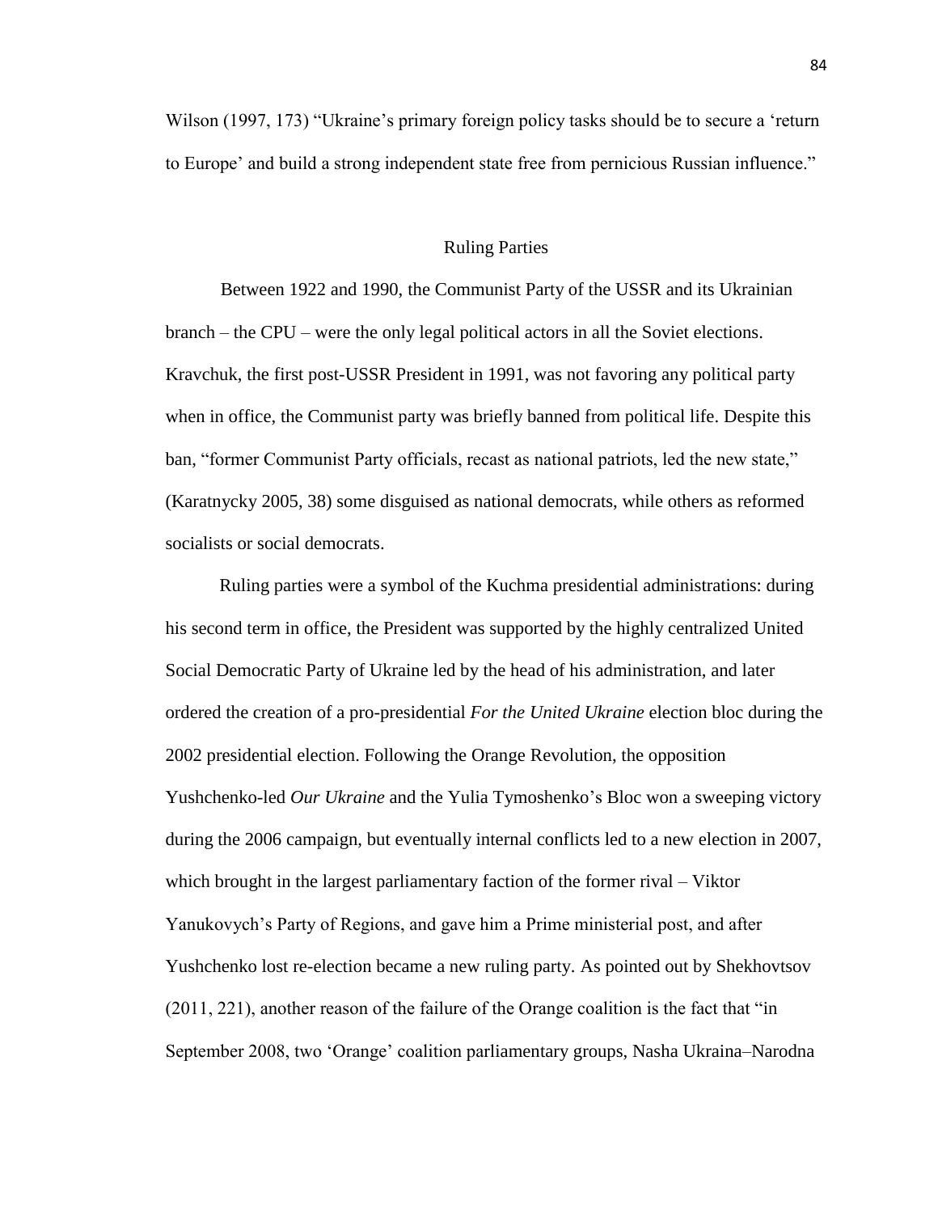Wilson (1997, 173) "Ukraine's primary foreign policy tasks should be to secure a 'return to Europe' and build a strong independent state free from pernicious Russian influence."

## Ruling Parties

Between 1922 and 1990, the Communist Party of the USSR and its Ukrainian branch – the CPU – were the only legal political actors in all the Soviet elections. Kravchuk, the first post-USSR President in 1991, was not favoring any political party when in office, the Communist party was briefly banned from political life. Despite this ban, "former Communist Party officials, recast as national patriots, led the new state," (Karatnycky 2005, 38) some disguised as national democrats, while others as reformed socialists or social democrats.

Ruling parties were a symbol of the Kuchma presidential administrations: during his second term in office, the President was supported by the highly centralized United Social Democratic Party of Ukraine led by the head of his administration, and later ordered the creation of a pro-presidential *For the United Ukraine* election bloc during the 2002 presidential election. Following the Orange Revolution, the opposition Yushchenko-led *Our Ukraine* and the Yulia Tymoshenko's Bloc won a sweeping victory during the 2006 campaign, but eventually internal conflicts led to a new election in 2007, which brought in the largest parliamentary faction of the former rival – Viktor Yanukovych's Party of Regions, and gave him a Prime ministerial post, and after Yushchenko lost re-election became a new ruling party. As pointed out by Shekhovtsov (2011, 221), another reason of the failure of the Orange coalition is the fact that "in September 2008, two 'Orange' coalition parliamentary groups, Nasha Ukraina–Narodna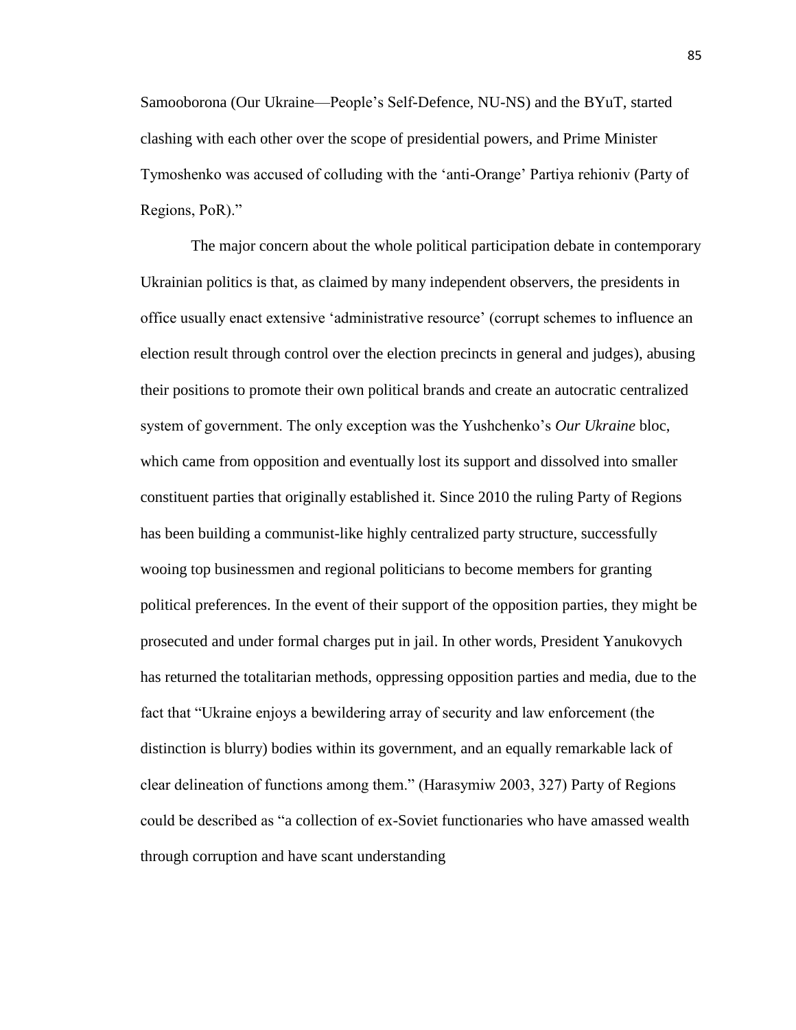Samooborona (Our Ukraine—People's Self-Defence, NU-NS) and the BYuT, started clashing with each other over the scope of presidential powers, and Prime Minister Tymoshenko was accused of colluding with the 'anti-Orange' Partiya rehioniv (Party of Regions, PoR)."

The major concern about the whole political participation debate in contemporary Ukrainian politics is that, as claimed by many independent observers, the presidents in office usually enact extensive 'administrative resource' (corrupt schemes to influence an election result through control over the election precincts in general and judges), abusing their positions to promote their own political brands and create an autocratic centralized system of government. The only exception was the Yushchenko's *Our Ukraine* bloc, which came from opposition and eventually lost its support and dissolved into smaller constituent parties that originally established it. Since 2010 the ruling Party of Regions has been building a communist-like highly centralized party structure, successfully wooing top businessmen and regional politicians to become members for granting political preferences. In the event of their support of the opposition parties, they might be prosecuted and under formal charges put in jail. In other words, President Yanukovych has returned the totalitarian methods, oppressing opposition parties and media, due to the fact that "Ukraine enjoys a bewildering array of security and law enforcement (the distinction is blurry) bodies within its government, and an equally remarkable lack of clear delineation of functions among them." (Harasymiw 2003, 327) Party of Regions could be described as "a collection of ex-Soviet functionaries who have amassed wealth through corruption and have scant understanding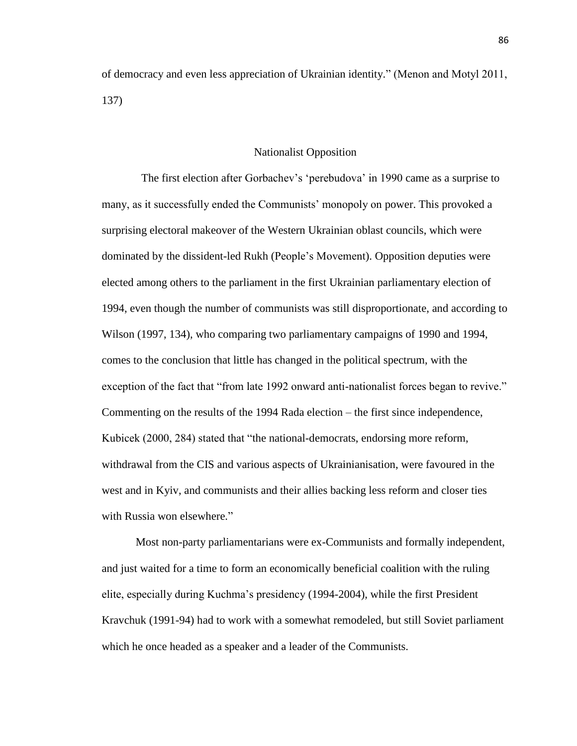of democracy and even less appreciation of Ukrainian identity." (Menon and Motyl 2011, 137)

## Nationalist Opposition

The first election after Gorbachev's 'perebudova' in 1990 came as a surprise to many, as it successfully ended the Communists' monopoly on power. This provoked a surprising electoral makeover of the Western Ukrainian oblast councils, which were dominated by the dissident-led Rukh (People's Movement). Opposition deputies were elected among others to the parliament in the first Ukrainian parliamentary election of 1994, even though the number of communists was still disproportionate, and according to Wilson (1997, 134), who comparing two parliamentary campaigns of 1990 and 1994, comes to the conclusion that little has changed in the political spectrum, with the exception of the fact that "from late 1992 onward anti-nationalist forces began to revive." Commenting on the results of the 1994 Rada election – the first since independence, Kubicek (2000, 284) stated that "the national-democrats, endorsing more reform, withdrawal from the CIS and various aspects of Ukrainianisation, were favoured in the west and in Kyiv, and communists and their allies backing less reform and closer ties with Russia won elsewhere."

Most non-party parliamentarians were ex-Communists and formally independent, and just waited for a time to form an economically beneficial coalition with the ruling elite, especially during Kuchma's presidency (1994-2004), while the first President Kravchuk (1991-94) had to work with a somewhat remodeled, but still Soviet parliament which he once headed as a speaker and a leader of the Communists.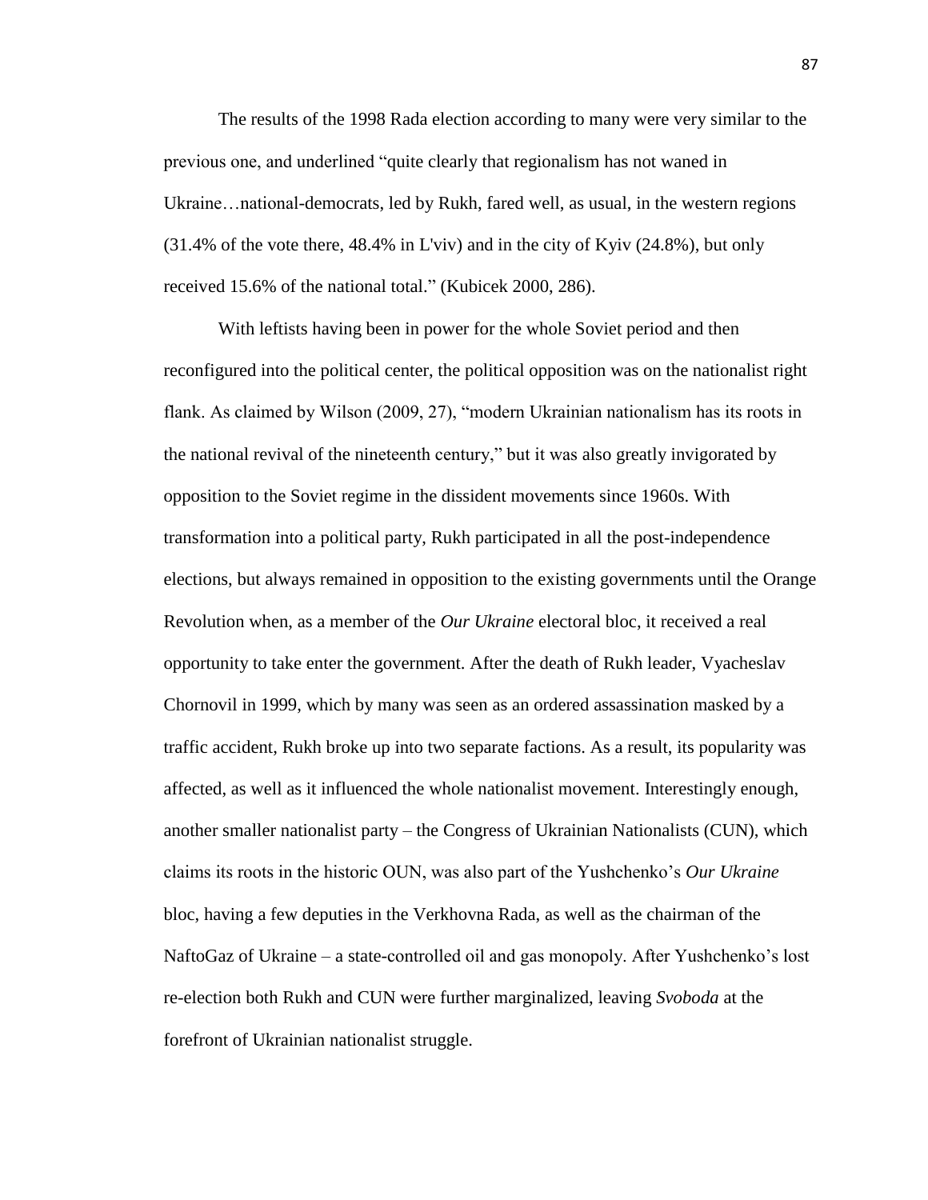The results of the 1998 Rada election according to many were very similar to the previous one, and underlined "quite clearly that regionalism has not waned in Ukraine…national-democrats, led by Rukh, fared well, as usual, in the western regions (31.4% of the vote there, 48.4% in L'viv) and in the city of Kyiv (24.8%), but only received 15.6% of the national total." (Kubicek 2000, 286).

With leftists having been in power for the whole Soviet period and then reconfigured into the political center, the political opposition was on the nationalist right flank. As claimed by Wilson (2009, 27), "modern Ukrainian nationalism has its roots in the national revival of the nineteenth century," but it was also greatly invigorated by opposition to the Soviet regime in the dissident movements since 1960s. With transformation into a political party, Rukh participated in all the post-independence elections, but always remained in opposition to the existing governments until the Orange Revolution when, as a member of the *Our Ukraine* electoral bloc, it received a real opportunity to take enter the government. After the death of Rukh leader, Vyacheslav Chornovil in 1999, which by many was seen as an ordered assassination masked by a traffic accident, Rukh broke up into two separate factions. As a result, its popularity was affected, as well as it influenced the whole nationalist movement. Interestingly enough, another smaller nationalist party – the Congress of Ukrainian Nationalists (CUN), which claims its roots in the historic OUN, was also part of the Yushchenko's *Our Ukraine* bloc, having a few deputies in the Verkhovna Rada, as well as the chairman of the NaftoGaz of Ukraine – a state-controlled oil and gas monopoly. After Yushchenko's lost re-election both Rukh and CUN were further marginalized, leaving *Svoboda* at the forefront of Ukrainian nationalist struggle.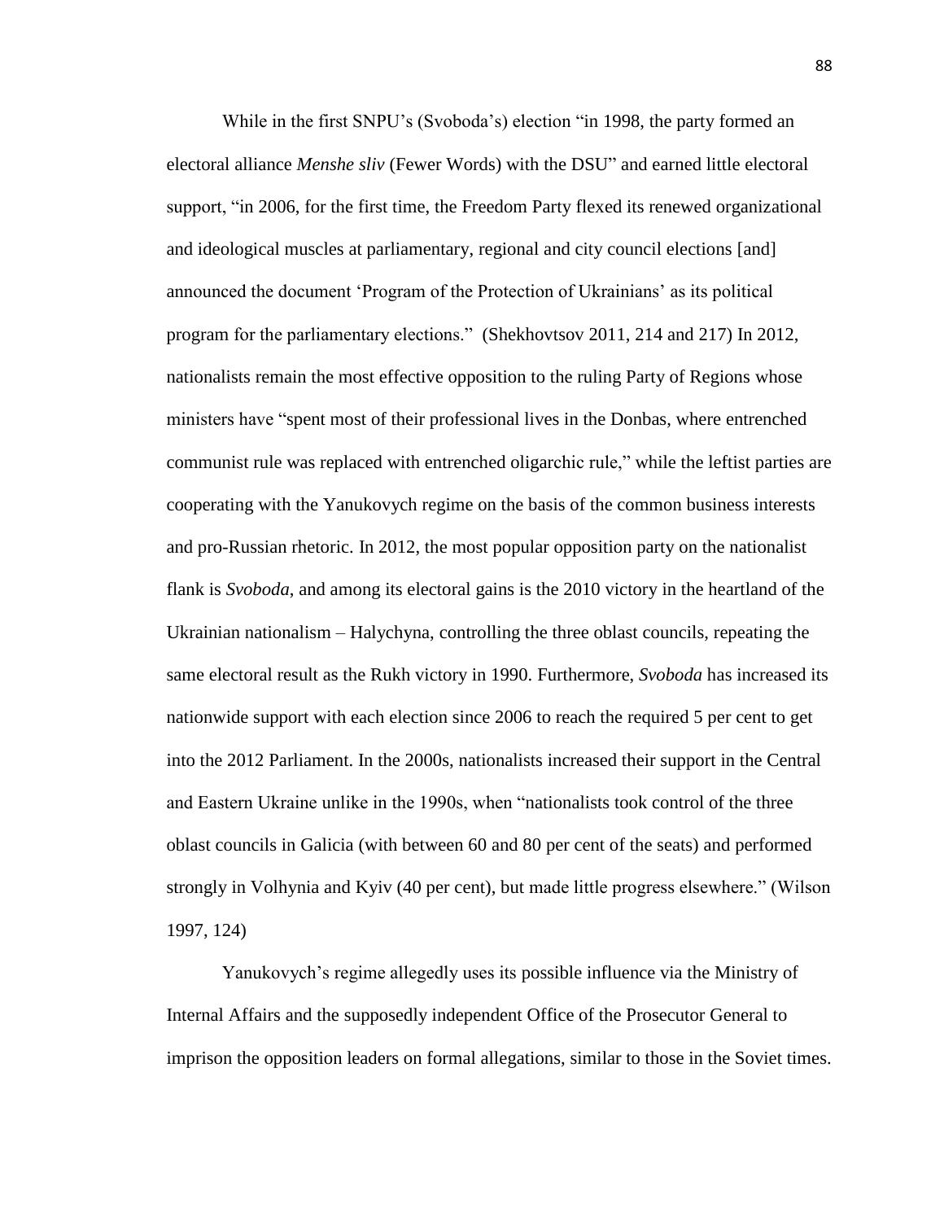While in the first SNPU's (Svoboda's) election "in 1998, the party formed an electoral alliance *Menshe sliv* (Fewer Words) with the DSU" and earned little electoral support, "in 2006, for the first time, the Freedom Party flexed its renewed organizational and ideological muscles at parliamentary, regional and city council elections [and] announced the document 'Program of the Protection of Ukrainians' as its political program for the parliamentary elections." (Shekhovtsov 2011, 214 and 217) In 2012, nationalists remain the most effective opposition to the ruling Party of Regions whose ministers have "spent most of their professional lives in the Donbas, where entrenched communist rule was replaced with entrenched oligarchic rule," while the leftist parties are cooperating with the Yanukovych regime on the basis of the common business interests and pro-Russian rhetoric. In 2012, the most popular opposition party on the nationalist flank is *Svoboda*, and among its electoral gains is the 2010 victory in the heartland of the Ukrainian nationalism – Halychyna, controlling the three oblast councils, repeating the same electoral result as the Rukh victory in 1990. Furthermore, *Svoboda* has increased its nationwide support with each election since 2006 to reach the required 5 per cent to get into the 2012 Parliament. In the 2000s, nationalists increased their support in the Central and Eastern Ukraine unlike in the 1990s, when "nationalists took control of the three oblast councils in Galicia (with between 60 and 80 per cent of the seats) and performed strongly in Volhynia and Kyiv (40 per cent), but made little progress elsewhere." (Wilson 1997, 124)

Yanukovych's regime allegedly uses its possible influence via the Ministry of Internal Affairs and the supposedly independent Office of the Prosecutor General to imprison the opposition leaders on formal allegations, similar to those in the Soviet times.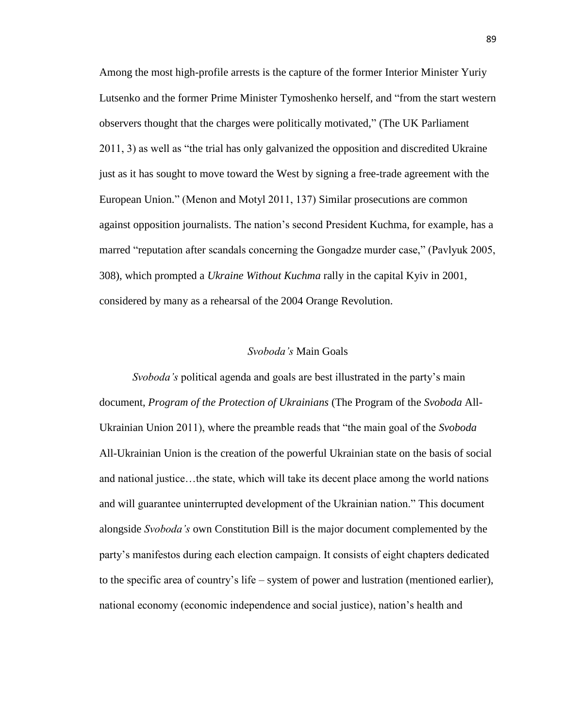Among the most high-profile arrests is the capture of the former Interior Minister Yuriy Lutsenko and the former Prime Minister Tymoshenko herself, and "from the start western observers thought that the charges were politically motivated," (The UK Parliament 2011, 3) as well as "the trial has only galvanized the opposition and discredited Ukraine just as it has sought to move toward the West by signing a free-trade agreement with the European Union." (Menon and Motyl 2011, 137) Similar prosecutions are common against opposition journalists. The nation's second President Kuchma, for example, has a marred "reputation after scandals concerning the Gongadze murder case," (Pavlyuk 2005, 308), which prompted a *Ukraine Without Kuchma* rally in the capital Kyiv in 2001, considered by many as a rehearsal of the 2004 Orange Revolution.

## *Svoboda's* Main Goals

*Svoboda's* political agenda and goals are best illustrated in the party's main document, *Program of the Protection of Ukrainians* (The Program of the *Svoboda* All-Ukrainian Union 2011), where the preamble reads that "the main goal of the *Svoboda* All-Ukrainian Union is the creation of the powerful Ukrainian state on the basis of social and national justice…the state, which will take its decent place among the world nations and will guarantee uninterrupted development of the Ukrainian nation." This document alongside *Svoboda's* own Constitution Bill is the major document complemented by the party's manifestos during each election campaign. It consists of eight chapters dedicated to the specific area of country's life – system of power and lustration (mentioned earlier), national economy (economic independence and social justice), nation's health and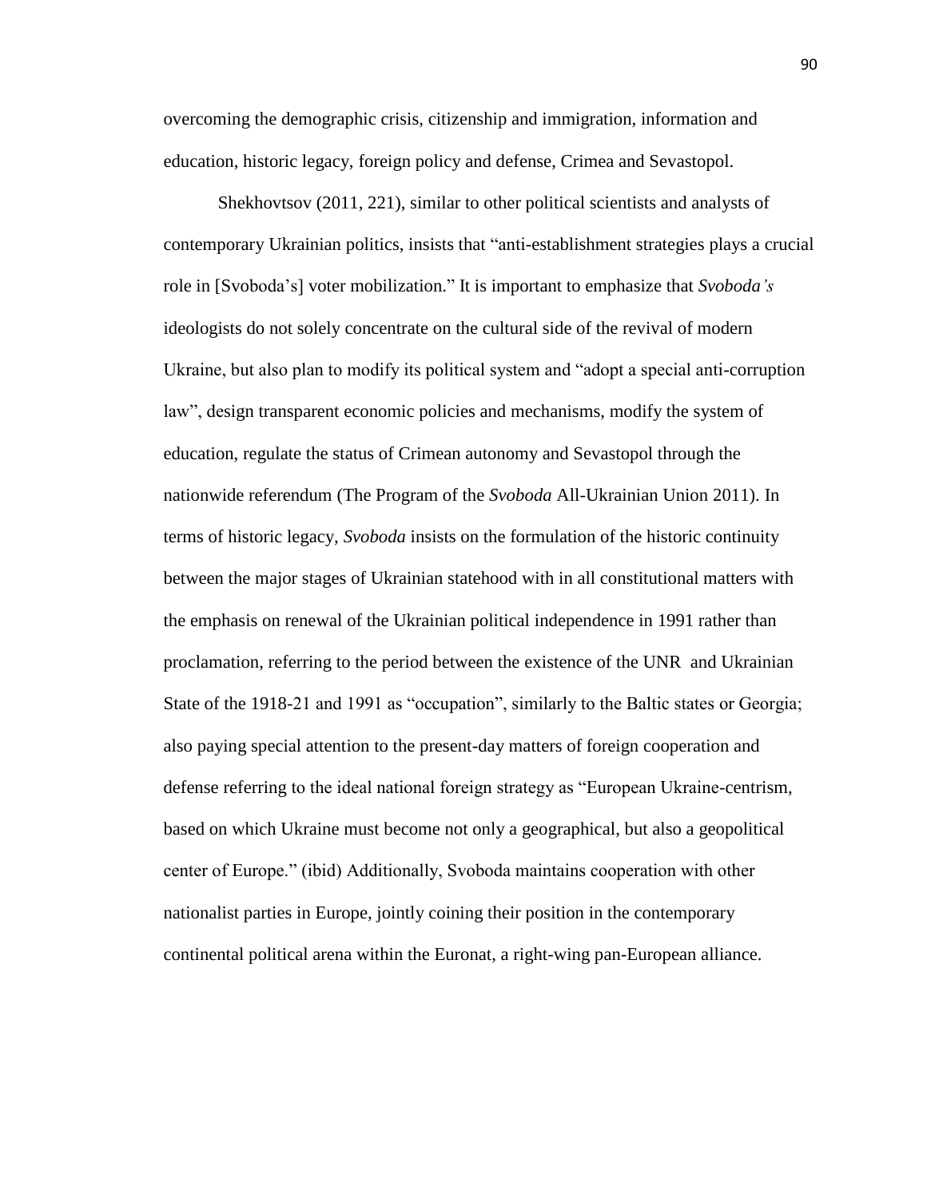overcoming the demographic crisis, citizenship and immigration, information and education, historic legacy, foreign policy and defense, Crimea and Sevastopol.

Shekhovtsov (2011, 221), similar to other political scientists and analysts of contemporary Ukrainian politics, insists that "anti-establishment strategies plays a crucial role in [Svoboda's] voter mobilization." It is important to emphasize that *Svoboda's* ideologists do not solely concentrate on the cultural side of the revival of modern Ukraine, but also plan to modify its political system and "adopt a special anti-corruption law", design transparent economic policies and mechanisms, modify the system of education, regulate the status of Crimean autonomy and Sevastopol through the nationwide referendum (The Program of the *Svoboda* All-Ukrainian Union 2011). In terms of historic legacy, *Svoboda* insists on the formulation of the historic continuity between the major stages of Ukrainian statehood with in all constitutional matters with the emphasis on renewal of the Ukrainian political independence in 1991 rather than proclamation, referring to the period between the existence of the UNR and Ukrainian State of the 1918-21 and 1991 as "occupation", similarly to the Baltic states or Georgia; also paying special attention to the present-day matters of foreign cooperation and defense referring to the ideal national foreign strategy as "European Ukraine-centrism, based on which Ukraine must become not only a geographical, but also a geopolitical center of Europe." (ibid) Additionally, Svoboda maintains cooperation with other nationalist parties in Europe, jointly coining their position in the contemporary continental political arena within the Euronat, a right-wing pan-European alliance.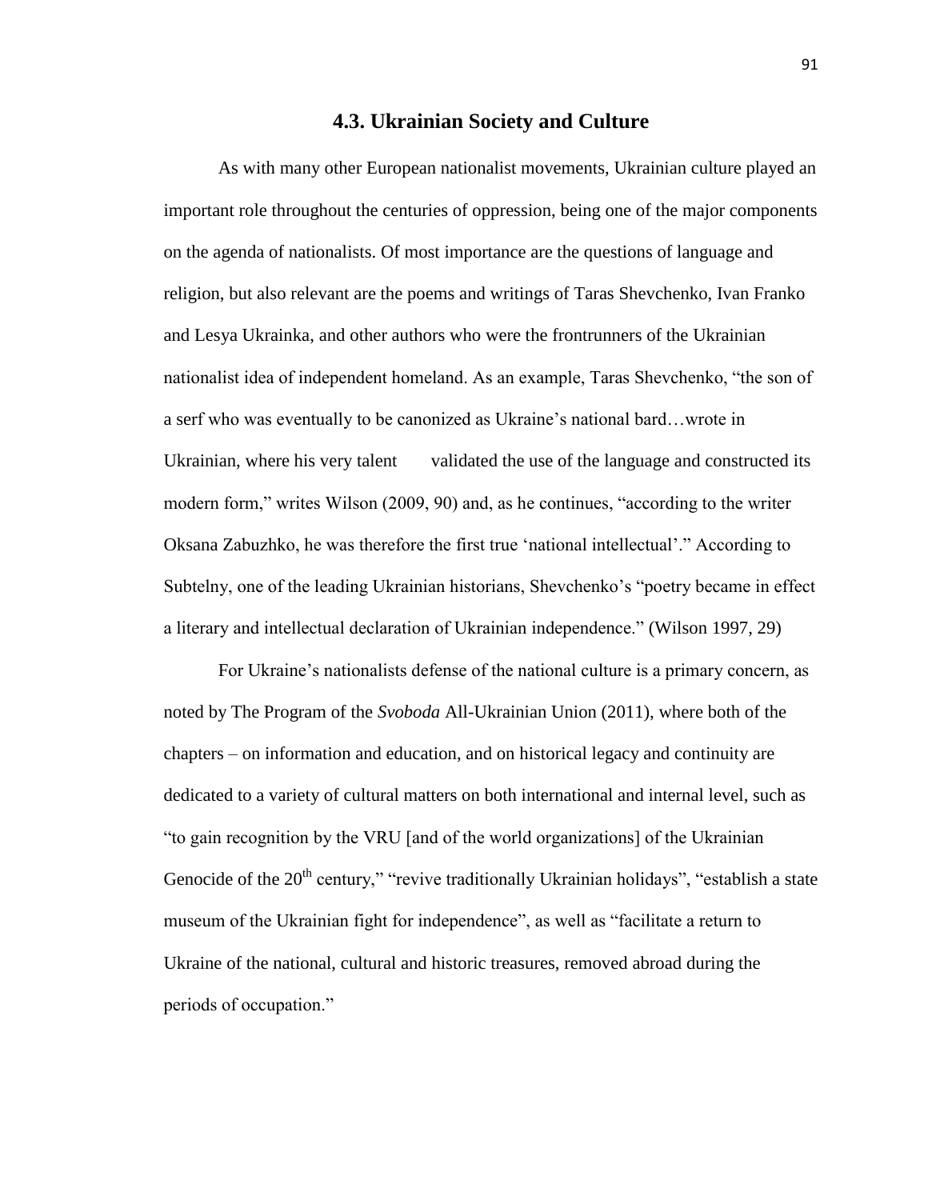### 4.3. Ukrainian Society and Culture

As with many other European nationalist movements, Ukrainian culture played an important role throughout the centuries of oppression, being one of the major components on the agenda of nationalists. Of most importance are the questions of language and religion, but also relevant are the poems and writings of Taras Shevchenko, Ivan Franko and Lesya Ukrainka, and other authors who were the frontrunners of the Ukrainian nationalist idea of independent homeland. As an example, Taras Shevchenko, "the son of a serf who was eventually to be canonized as Ukraine's national bard…wrote in Ukrainian, where his very talent validated the use of the language and constructed its modern form," writes Wilson (2009, 90) and, as he continues, "according to the writer Oksana Zabuzhko, he was therefore the first true 'national intellectual'." According to Subtelny, one of the leading Ukrainian historians, Shevchenko's "poetry became in effect a literary and intellectual declaration of Ukrainian independence." (Wilson 1997, 29)

For Ukraine's nationalists defense of the national culture is a primary concern, as noted by The Program of the *Svoboda* All-Ukrainian Union (2011), where both of the chapters – on information and education, and on historical legacy and continuity are dedicated to a variety of cultural matters on both international and internal level, such as "to gain recognition by the VRU [and of the world organizations] of the Ukrainian Genocide of the 20th century," "revive traditionally Ukrainian holidays", "establish a state museum of the Ukrainian fight for independence", as well as "facilitate a return to Ukraine of the national, cultural and historic treasures, removed abroad during the periods of occupation."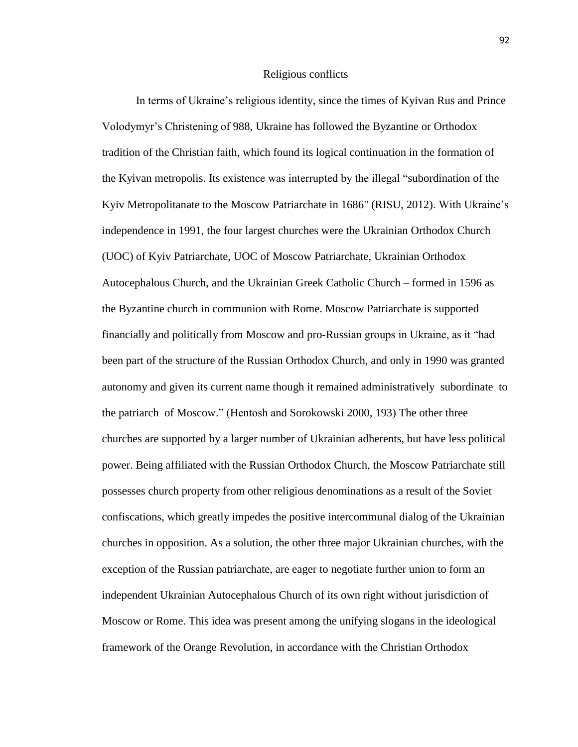## Religious conflicts

In terms of Ukraine's religious identity, since the times of Kyivan Rus and Prince Volodymyr's Christening of 988, Ukraine has followed the Byzantine or Orthodox tradition of the Christian faith, which found its logical continuation in the formation of the Kyivan metropolis. Its existence was interrupted by the illegal "subordination of the Kyiv Metropolitanate to the Moscow Patriarchate in 1686" (RISU, 2012). With Ukraine's independence in 1991, the four largest churches were the Ukrainian Orthodox Church (UOC) of Kyiv Patriarchate, UOC of Moscow Patriarchate, Ukrainian Orthodox Autocephalous Church, and the Ukrainian Greek Catholic Church – formed in 1596 as the Byzantine church in communion with Rome. Moscow Patriarchate is supported financially and politically from Moscow and pro-Russian groups in Ukraine, as it "had been part of the structure of the Russian Orthodox Church, and only in 1990 was granted autonomy and given its current name though it remained administratively subordinate to the patriarch of Moscow." (Hentosh and Sorokowski 2000, 193) The other three churches are supported by a larger number of Ukrainian adherents, but have less political power. Being affiliated with the Russian Orthodox Church, the Moscow Patriarchate still possesses church property from other religious denominations as a result of the Soviet confiscations, which greatly impedes the positive intercommunal dialog of the Ukrainian churches in opposition. As a solution, the other three major Ukrainian churches, with the exception of the Russian patriarchate, are eager to negotiate further union to form an independent Ukrainian Autocephalous Church of its own right without jurisdiction of Moscow or Rome. This idea was present among the unifying slogans in the ideological framework of the Orange Revolution, in accordance with the Christian Orthodox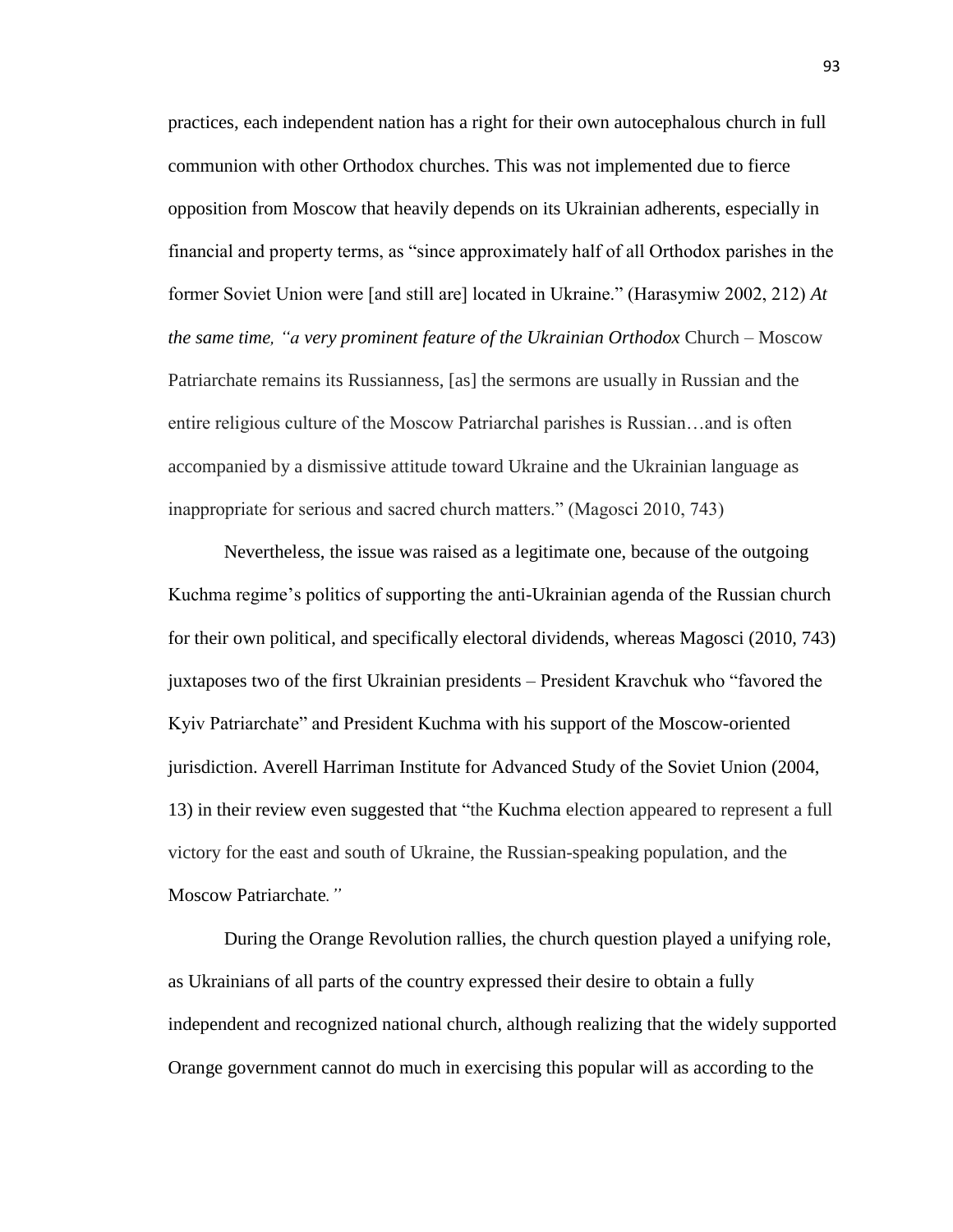practices, each independent nation has a right for their own autocephalous church in full communion with other Orthodox churches. This was not implemented due to fierce opposition from Moscow that heavily depends on its Ukrainian adherents, especially in financial and property terms, as "since approximately half of all Orthodox parishes in the former Soviet Union were [and still are] located in Ukraine." (Harasymiw 2002, 212) *At the same time, "a very prominent feature of the Ukrainian Orthodox* Church – Moscow Patriarchate remains its Russianness, [as] the sermons are usually in Russian and the entire religious culture of the Moscow Patriarchal parishes is Russian…and is often accompanied by a dismissive attitude toward Ukraine and the Ukrainian language as inappropriate for serious and sacred church matters." (Magosci 2010, 743)

Nevertheless, the issue was raised as a legitimate one, because of the outgoing Kuchma regime's politics of supporting the anti-Ukrainian agenda of the Russian church for their own political, and specifically electoral dividends, whereas Magosci (2010, 743) juxtaposes two of the first Ukrainian presidents – President Kravchuk who "favored the Kyiv Patriarchate" and President Kuchma with his support of the Moscow-oriented jurisdiction. Averell Harriman Institute for Advanced Study of the Soviet Union (2004, 13) in their review even suggested that "the Kuchma election appeared to represent a full victory for the east and south of Ukraine, the Russian-speaking population, and the Moscow Patriarchate*."*

During the Orange Revolution rallies, the church question played a unifying role, as Ukrainians of all parts of the country expressed their desire to obtain a fully independent and recognized national church, although realizing that the widely supported Orange government cannot do much in exercising this popular will as according to the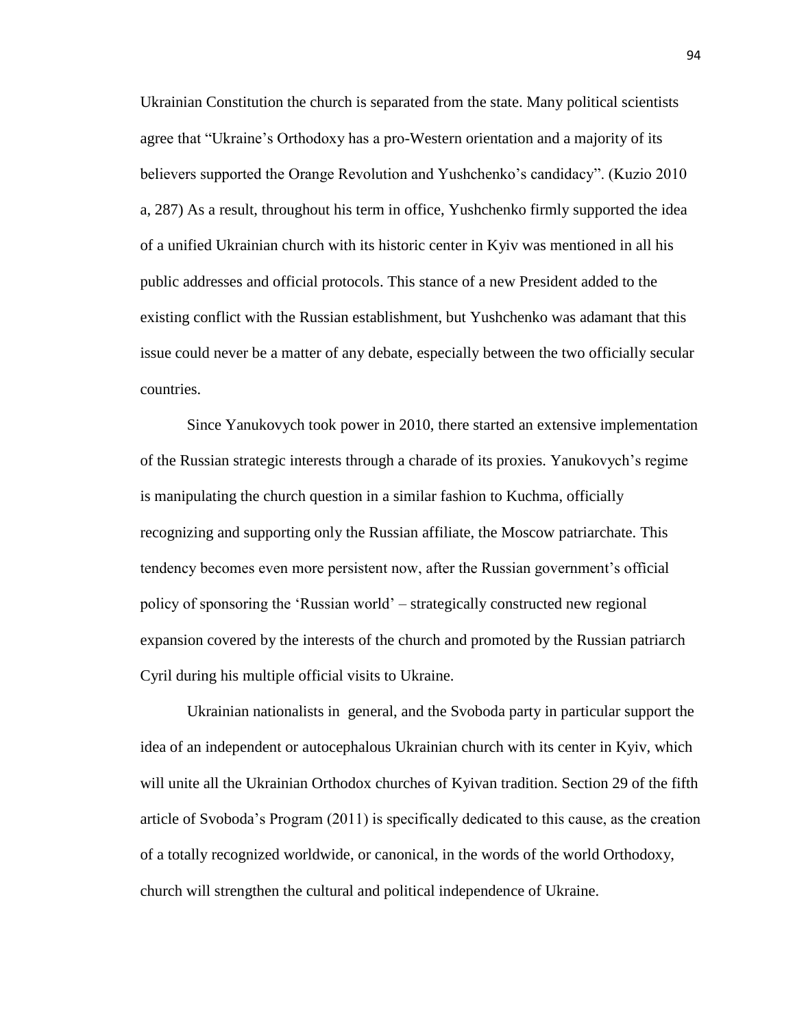Ukrainian Constitution the church is separated from the state. Many political scientists agree that "Ukraine's Orthodoxy has a pro-Western orientation and a majority of its believers supported the Orange Revolution and Yushchenko's candidacy". (Kuzio 2010 a, 287) As a result, throughout his term in office, Yushchenko firmly supported the idea of a unified Ukrainian church with its historic center in Kyiv was mentioned in all his public addresses and official protocols. This stance of a new President added to the existing conflict with the Russian establishment, but Yushchenko was adamant that this issue could never be a matter of any debate, especially between the two officially secular countries.

Since Yanukovych took power in 2010, there started an extensive implementation of the Russian strategic interests through a charade of its proxies. Yanukovych's regime is manipulating the church question in a similar fashion to Kuchma, officially recognizing and supporting only the Russian affiliate, the Moscow patriarchate. This tendency becomes even more persistent now, after the Russian government's official policy of sponsoring the 'Russian world' – strategically constructed new regional expansion covered by the interests of the church and promoted by the Russian patriarch Cyril during his multiple official visits to Ukraine.

Ukrainian nationalists in general, and the Svoboda party in particular support the idea of an independent or autocephalous Ukrainian church with its center in Kyiv, which will unite all the Ukrainian Orthodox churches of Kyivan tradition. Section 29 of the fifth article of Svoboda's Program (2011) is specifically dedicated to this cause, as the creation of a totally recognized worldwide, or canonical, in the words of the world Orthodoxy, church will strengthen the cultural and political independence of Ukraine.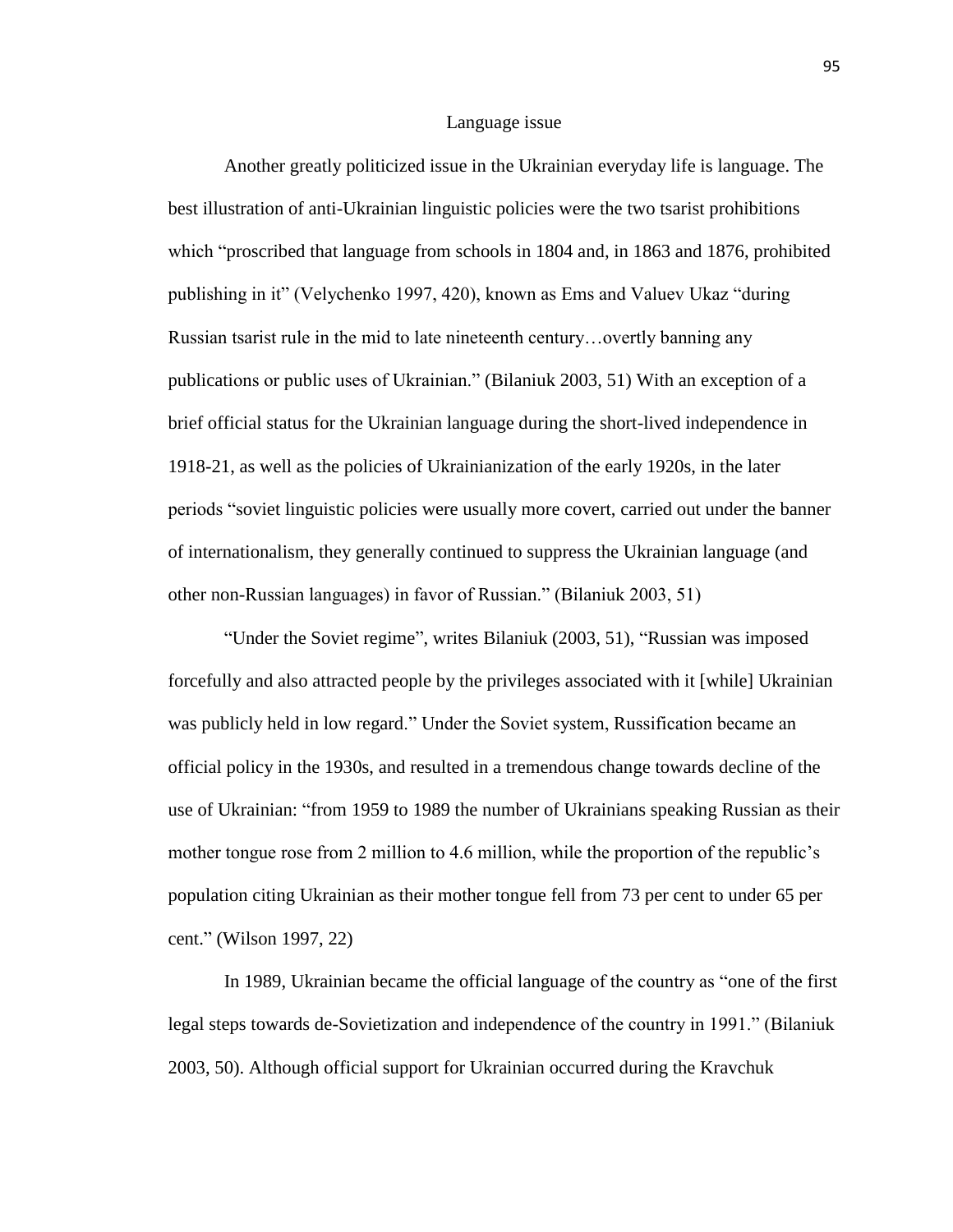## Language issue

Another greatly politicized issue in the Ukrainian everyday life is language. The best illustration of anti-Ukrainian linguistic policies were the two tsarist prohibitions which "proscribed that language from schools in 1804 and, in 1863 and 1876, prohibited publishing in it" (Velychenko 1997, 420), known as Ems and Valuev Ukaz "during Russian tsarist rule in the mid to late nineteenth century…overtly banning any publications or public uses of Ukrainian." (Bilaniuk 2003, 51) With an exception of a brief official status for the Ukrainian language during the short-lived independence in 1918-21, as well as the policies of Ukrainianization of the early 1920s, in the later periods "soviet linguistic policies were usually more covert, carried out under the banner of internationalism, they generally continued to suppress the Ukrainian language (and other non-Russian languages) in favor of Russian." (Bilaniuk 2003, 51)

"Under the Soviet regime", writes Bilaniuk (2003, 51), "Russian was imposed forcefully and also attracted people by the privileges associated with it [while] Ukrainian was publicly held in low regard." Under the Soviet system, Russification became an official policy in the 1930s, and resulted in a tremendous change towards decline of the use of Ukrainian: "from 1959 to 1989 the number of Ukrainians speaking Russian as their mother tongue rose from 2 million to 4.6 million, while the proportion of the republic's population citing Ukrainian as their mother tongue fell from 73 per cent to under 65 per cent." (Wilson 1997, 22)

In 1989, Ukrainian became the official language of the country as "one of the first legal steps towards de-Sovietization and independence of the country in 1991." (Bilaniuk 2003, 50). Although official support for Ukrainian occurred during the Kravchuk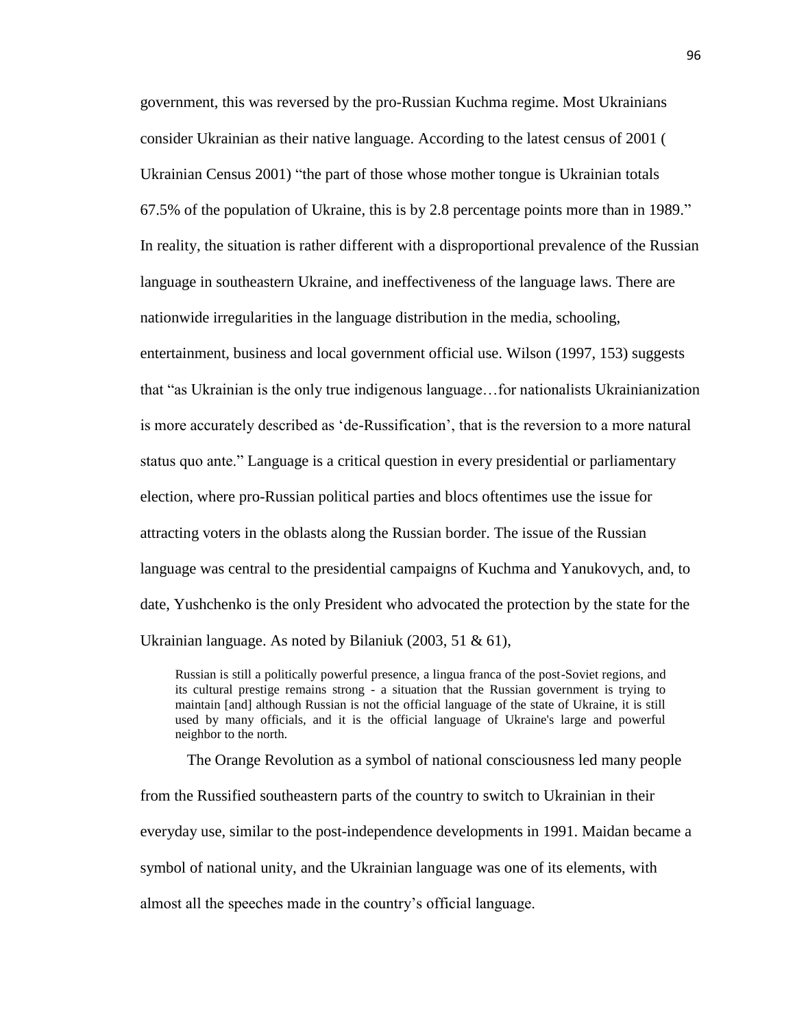government, this was reversed by the pro-Russian Kuchma regime. Most Ukrainians consider Ukrainian as their native language. According to the latest census of 2001 ( Ukrainian Census 2001) "the part of those whose mother tongue is Ukrainian totals 67.5% of the population of Ukraine, this is by 2.8 percentage points more than in 1989." In reality, the situation is rather different with a disproportional prevalence of the Russian language in southeastern Ukraine, and ineffectiveness of the language laws. There are nationwide irregularities in the language distribution in the media, schooling, entertainment, business and local government official use. Wilson (1997, 153) suggests that "as Ukrainian is the only true indigenous language…for nationalists Ukrainianization is more accurately described as 'de-Russification', that is the reversion to a more natural status quo ante." Language is a critical question in every presidential or parliamentary election, where pro-Russian political parties and blocs oftentimes use the issue for attracting voters in the oblasts along the Russian border. The issue of the Russian language was central to the presidential campaigns of Kuchma and Yanukovych, and, to date, Yushchenko is the only President who advocated the protection by the state for the Ukrainian language. As noted by Bilaniuk (2003, 51 & 61),

> Russian is still a politically powerful presence, a lingua franca of the post-Soviet regions, and its cultural prestige remains strong - a situation that the Russian government is trying to maintain [and] although Russian is not the official language of the state of Ukraine, it is still used by many officials, and it is the official language of Ukraine's large and powerful neighbor to the north.

The Orange Revolution as a symbol of national consciousness led many people from the Russified southeastern parts of the country to switch to Ukrainian in their everyday use, similar to the post-independence developments in 1991. Maidan became a symbol of national unity, and the Ukrainian language was one of its elements, with almost all the speeches made in the country's official language.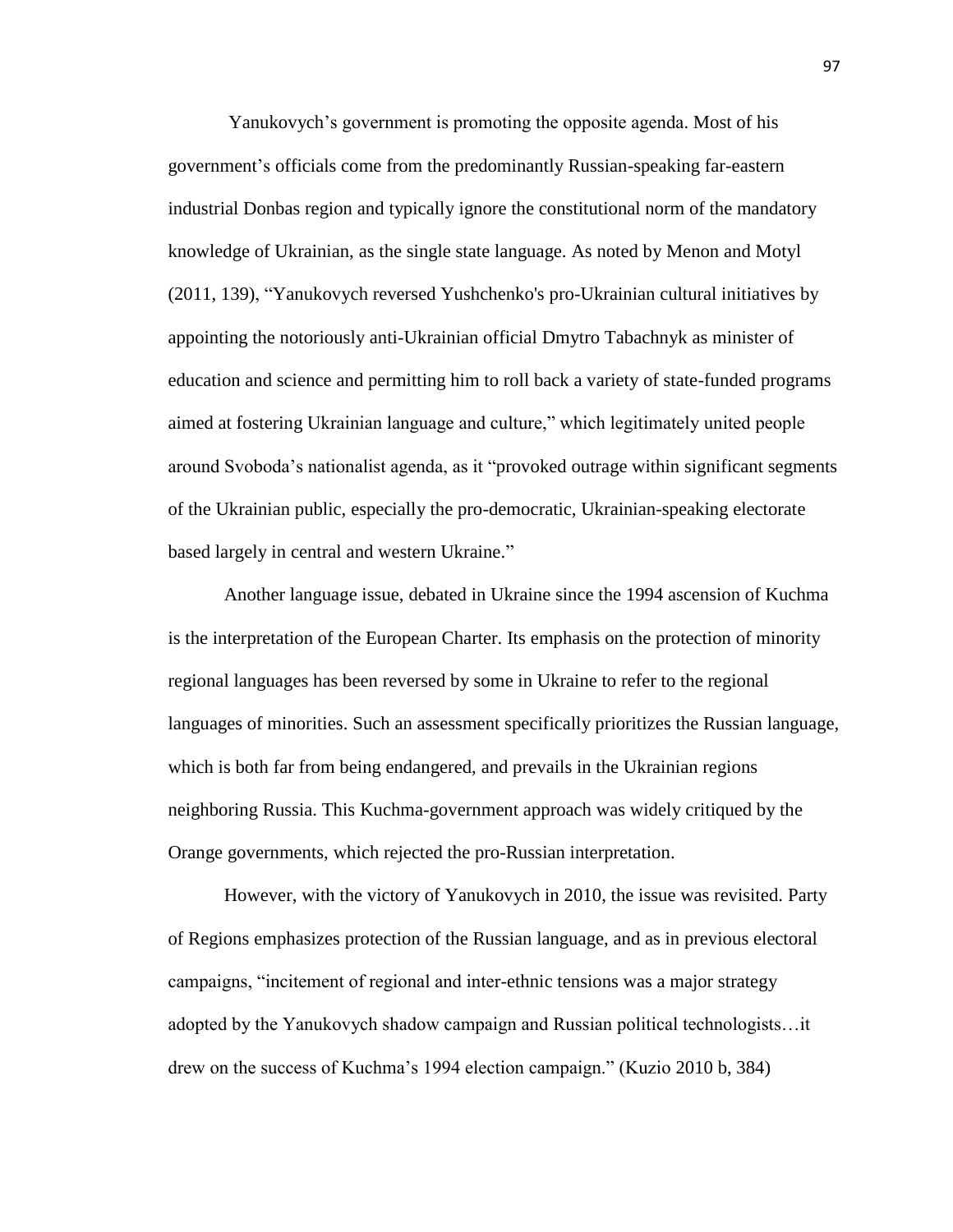Yanukovych's government is promoting the opposite agenda. Most of his government's officials come from the predominantly Russian-speaking far-eastern industrial Donbas region and typically ignore the constitutional norm of the mandatory knowledge of Ukrainian, as the single state language. As noted by Menon and Motyl (2011, 139), "Yanukovych reversed Yushchenko's pro-Ukrainian cultural initiatives by appointing the notoriously anti-Ukrainian official Dmytro Tabachnyk as minister of education and science and permitting him to roll back a variety of state-funded programs aimed at fostering Ukrainian language and culture," which legitimately united people around Svoboda's nationalist agenda, as it "provoked outrage within significant segments of the Ukrainian public, especially the pro-democratic, Ukrainian-speaking electorate based largely in central and western Ukraine."

Another language issue, debated in Ukraine since the 1994 ascension of Kuchma is the interpretation of the European Charter. Its emphasis on the protection of minority regional languages has been reversed by some in Ukraine to refer to the regional languages of minorities. Such an assessment specifically prioritizes the Russian language, which is both far from being endangered, and prevails in the Ukrainian regions neighboring Russia. This Kuchma-government approach was widely critiqued by the Orange governments, which rejected the pro-Russian interpretation.

However, with the victory of Yanukovych in 2010, the issue was revisited. Party of Regions emphasizes protection of the Russian language, and as in previous electoral campaigns, "incitement of regional and inter-ethnic tensions was a major strategy adopted by the Yanukovych shadow campaign and Russian political technologists…it drew on the success of Kuchma's 1994 election campaign." (Kuzio 2010 b, 384)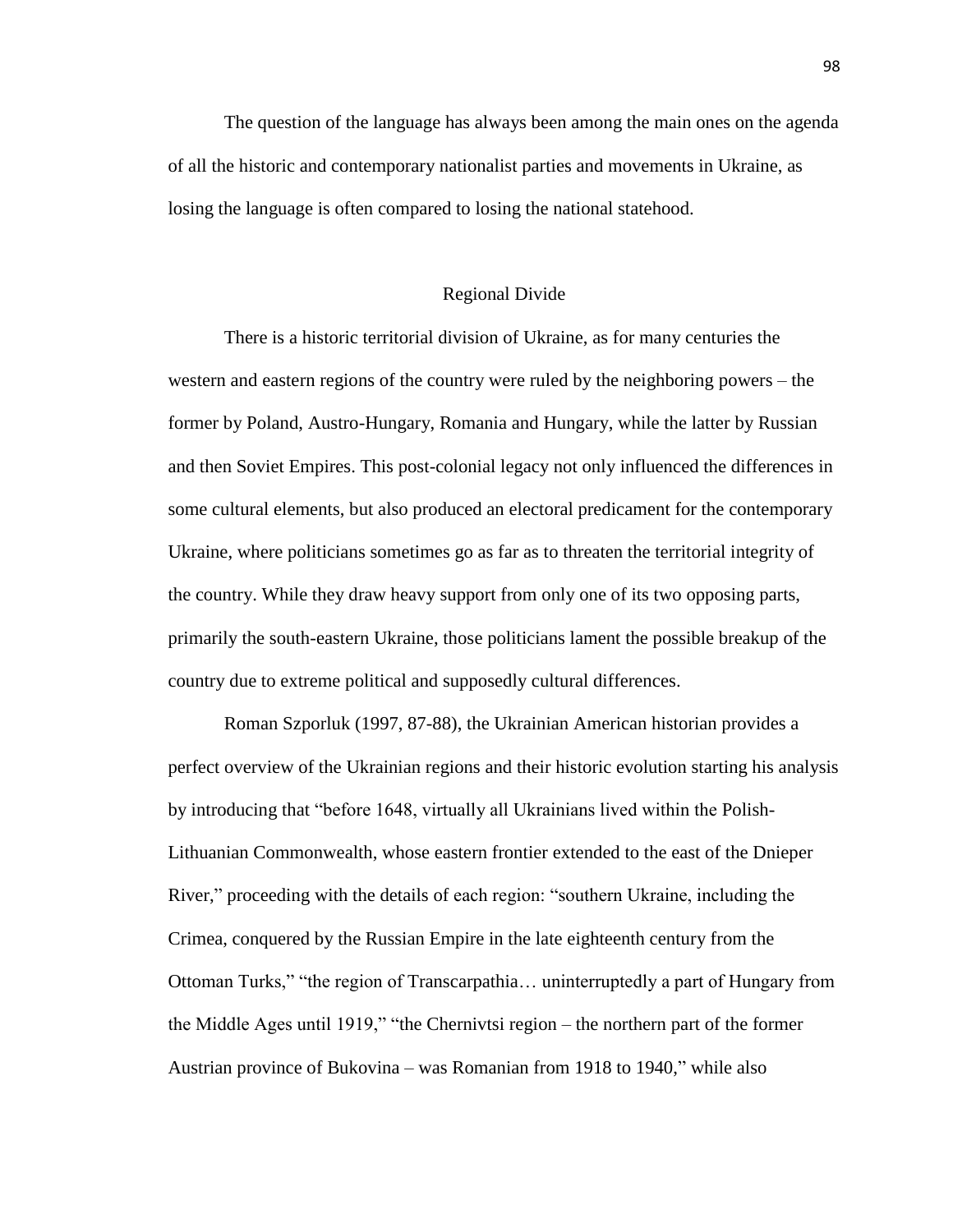The question of the language has always been among the main ones on the agenda of all the historic and contemporary nationalist parties and movements in Ukraine, as losing the language is often compared to losing the national statehood.

## Regional Divide

There is a historic territorial division of Ukraine, as for many centuries the western and eastern regions of the country were ruled by the neighboring powers – the former by Poland, Austro-Hungary, Romania and Hungary, while the latter by Russian and then Soviet Empires. This post-colonial legacy not only influenced the differences in some cultural elements, but also produced an electoral predicament for the contemporary Ukraine, where politicians sometimes go as far as to threaten the territorial integrity of the country. While they draw heavy support from only one of its two opposing parts, primarily the south-eastern Ukraine, those politicians lament the possible breakup of the country due to extreme political and supposedly cultural differences.

Roman Szporluk (1997, 87-88), the Ukrainian American historian provides a perfect overview of the Ukrainian regions and their historic evolution starting his analysis by introducing that "before 1648, virtually all Ukrainians lived within the Polish-Lithuanian Commonwealth, whose eastern frontier extended to the east of the Dnieper River," proceeding with the details of each region: "southern Ukraine, including the Crimea, conquered by the Russian Empire in the late eighteenth century from the Ottoman Turks," "the region of Transcarpathia… uninterruptedly a part of Hungary from the Middle Ages until 1919," "the Chernivtsi region – the northern part of the former Austrian province of Bukovina – was Romanian from 1918 to 1940," while also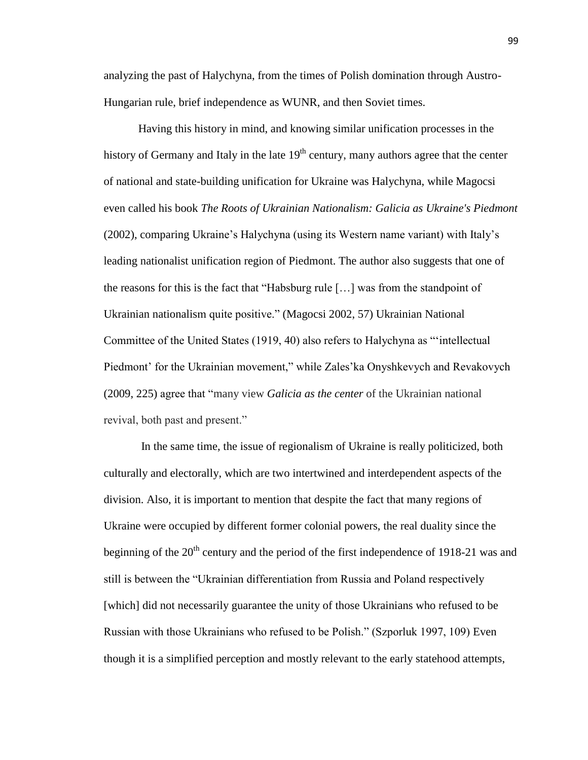analyzing the past of Halychyna, from the times of Polish domination through Austro-Hungarian rule, brief independence as WUNR, and then Soviet times.

Having this history in mind, and knowing similar unification processes in the history of Germany and Italy in the late 19th century, many authors agree that the center of national and state-building unification for Ukraine was Halychyna, while Magocsi even called his book *The Roots of Ukrainian Nationalism: Galicia as Ukraine's Piedmont* (2002), comparing Ukraine's Halychyna (using its Western name variant) with Italy's leading nationalist unification region of Piedmont. The author also suggests that one of the reasons for this is the fact that "Habsburg rule […] was from the standpoint of Ukrainian nationalism quite positive." (Magocsi 2002, 57) Ukrainian National Committee of the United States (1919, 40) also refers to Halychyna as "'intellectual Piedmont' for the Ukrainian movement," while Zales'ka Onyshkevych and Revakovych (2009, 225) agree that "many view *Galicia as the center* of the Ukrainian national revival, both past and present."

In the same time, the issue of regionalism of Ukraine is really politicized, both culturally and electorally, which are two intertwined and interdependent aspects of the division. Also, it is important to mention that despite the fact that many regions of Ukraine were occupied by different former colonial powers, the real duality since the beginning of the 20th century and the period of the first independence of 1918-21 was and still is between the "Ukrainian differentiation from Russia and Poland respectively [which] did not necessarily guarantee the unity of those Ukrainians who refused to be Russian with those Ukrainians who refused to be Polish." (Szporluk 1997, 109) Even though it is a simplified perception and mostly relevant to the early statehood attempts,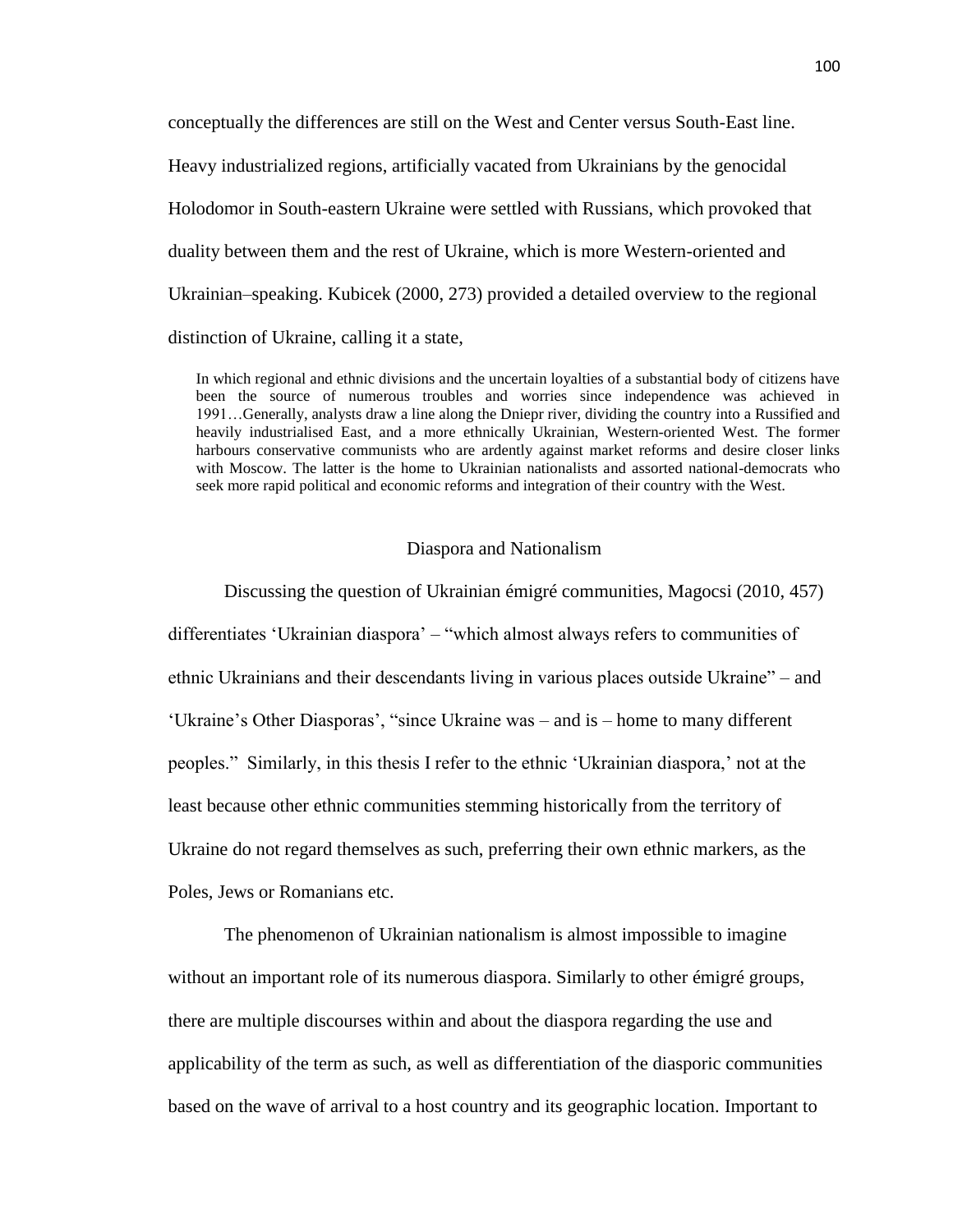conceptually the differences are still on the West and Center versus South-East line. Heavy industrialized regions, artificially vacated from Ukrainians by the genocidal Holodomor in South-eastern Ukraine were settled with Russians, which provoked that duality between them and the rest of Ukraine, which is more Western-oriented and Ukrainian–speaking. Kubicek (2000, 273) provided a detailed overview to the regional distinction of Ukraine, calling it a state,

> In which regional and ethnic divisions and the uncertain loyalties of a substantial body of citizens have been the source of numerous troubles and worries since independence was achieved in 1991…Generally, analysts draw a line along the Dniepr river, dividing the country into a Russified and heavily industrialised East, and a more ethnically Ukrainian, Western-oriented West. The former harbours conservative communists who are ardently against market reforms and desire closer links with Moscow. The latter is the home to Ukrainian nationalists and assorted national-democrats who seek more rapid political and economic reforms and integration of their country with the West.

## Diaspora and Nationalism

Discussing the question of Ukrainian émigré communities, Magocsi (2010, 457) differentiates 'Ukrainian diaspora' – "which almost always refers to communities of ethnic Ukrainians and their descendants living in various places outside Ukraine" – and 'Ukraine's Other Diasporas', "since Ukraine was – and is – home to many different peoples." Similarly, in this thesis I refer to the ethnic 'Ukrainian diaspora,' not at the least because other ethnic communities stemming historically from the territory of Ukraine do not regard themselves as such, preferring their own ethnic markers, as the Poles, Jews or Romanians etc.

The phenomenon of Ukrainian nationalism is almost impossible to imagine without an important role of its numerous diaspora. Similarly to other émigré groups, there are multiple discourses within and about the diaspora regarding the use and applicability of the term as such, as well as differentiation of the diasporic communities based on the wave of arrival to a host country and its geographic location. Important to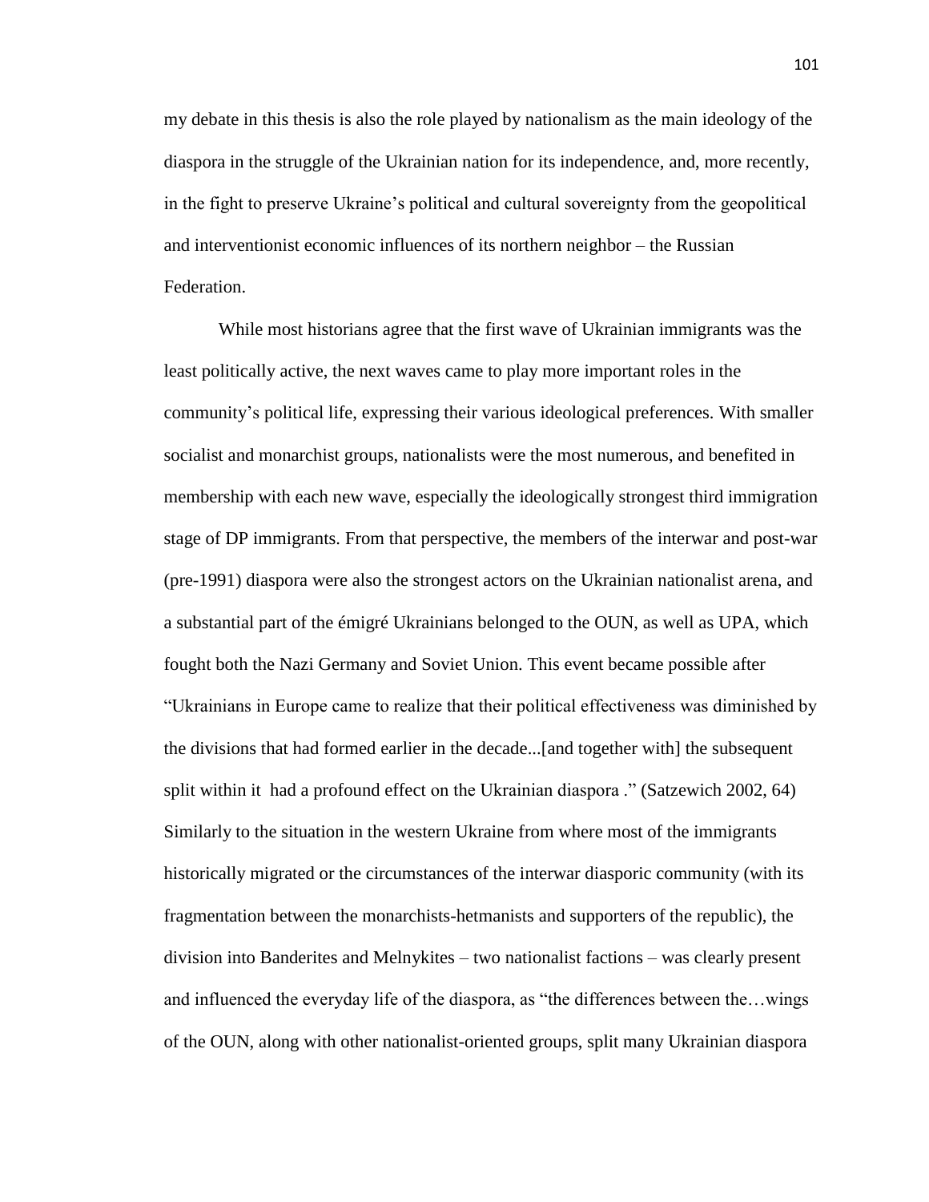my debate in this thesis is also the role played by nationalism as the main ideology of the diaspora in the struggle of the Ukrainian nation for its independence, and, more recently, in the fight to preserve Ukraine's political and cultural sovereignty from the geopolitical and interventionist economic influences of its northern neighbor – the Russian Federation.

While most historians agree that the first wave of Ukrainian immigrants was the least politically active, the next waves came to play more important roles in the community's political life, expressing their various ideological preferences. With smaller socialist and monarchist groups, nationalists were the most numerous, and benefited in membership with each new wave, especially the ideologically strongest third immigration stage of DP immigrants. From that perspective, the members of the interwar and post-war (pre-1991) diaspora were also the strongest actors on the Ukrainian nationalist arena, and a substantial part of the émigré Ukrainians belonged to the OUN, as well as UPA, which fought both the Nazi Germany and Soviet Union. This event became possible after "Ukrainians in Europe came to realize that their political effectiveness was diminished by the divisions that had formed earlier in the decade...[and together with] the subsequent split within it had a profound effect on the Ukrainian diaspora ." (Satzewich 2002, 64) Similarly to the situation in the western Ukraine from where most of the immigrants historically migrated or the circumstances of the interwar diasporic community (with its fragmentation between the monarchists-hetmanists and supporters of the republic), the division into Banderites and Melnykites – two nationalist factions – was clearly present and influenced the everyday life of the diaspora, as "the differences between the…wings of the OUN, along with other nationalist-oriented groups, split many Ukrainian diaspora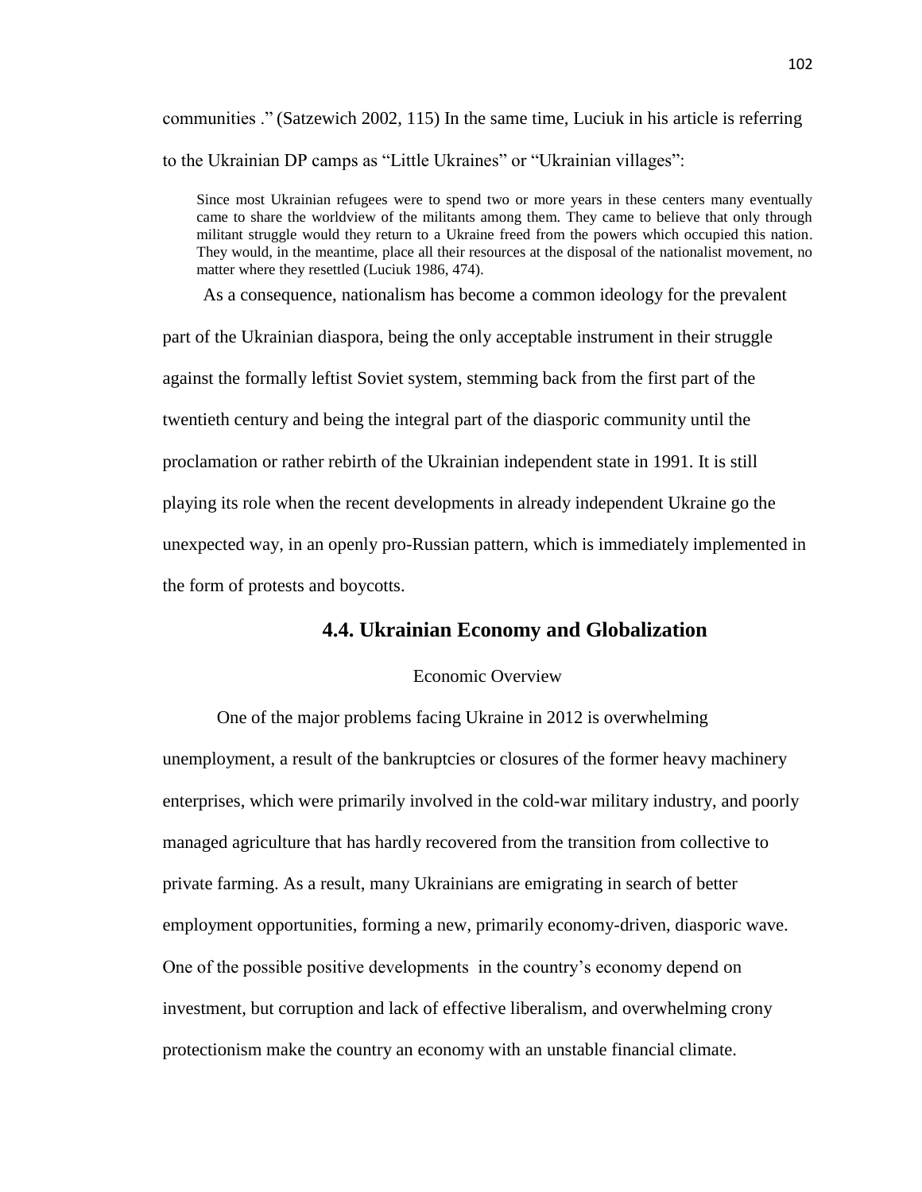communities ." (Satzewich 2002, 115) In the same time, Luciuk in his article is referring to the Ukrainian DP camps as "Little Ukraines" or "Ukrainian villages":

> Since most Ukrainian refugees were to spend two or more years in these centers many eventually came to share the worldview of the militants among them. They came to believe that only through militant struggle would they return to a Ukraine freed from the powers which occupied this nation. They would, in the meantime, place all their resources at the disposal of the nationalist movement, no matter where they resettled (Luciuk 1986, 474).

As a consequence, nationalism has become a common ideology for the prevalent part of the Ukrainian diaspora, being the only acceptable instrument in their struggle against the formally leftist Soviet system, stemming back from the first part of the twentieth century and being the integral part of the diasporic community until the proclamation or rather rebirth of the Ukrainian independent state in 1991. It is still playing its role when the recent developments in already independent Ukraine go the unexpected way, in an openly pro-Russian pattern, which is immediately implemented in the form of protests and boycotts.

## 4.4. Ukrainian Economy and Globalization

### Economic Overview

One of the major problems facing Ukraine in 2012 is overwhelming unemployment, a result of the bankruptcies or closures of the former heavy machinery enterprises, which were primarily involved in the cold-war military industry, and poorly managed agriculture that has hardly recovered from the transition from collective to private farming. As a result, many Ukrainians are emigrating in search of better employment opportunities, forming a new, primarily economy-driven, diasporic wave. One of the possible positive developments in the country's economy depend on investment, but corruption and lack of effective liberalism, and overwhelming crony protectionism make the country an economy with an unstable financial climate.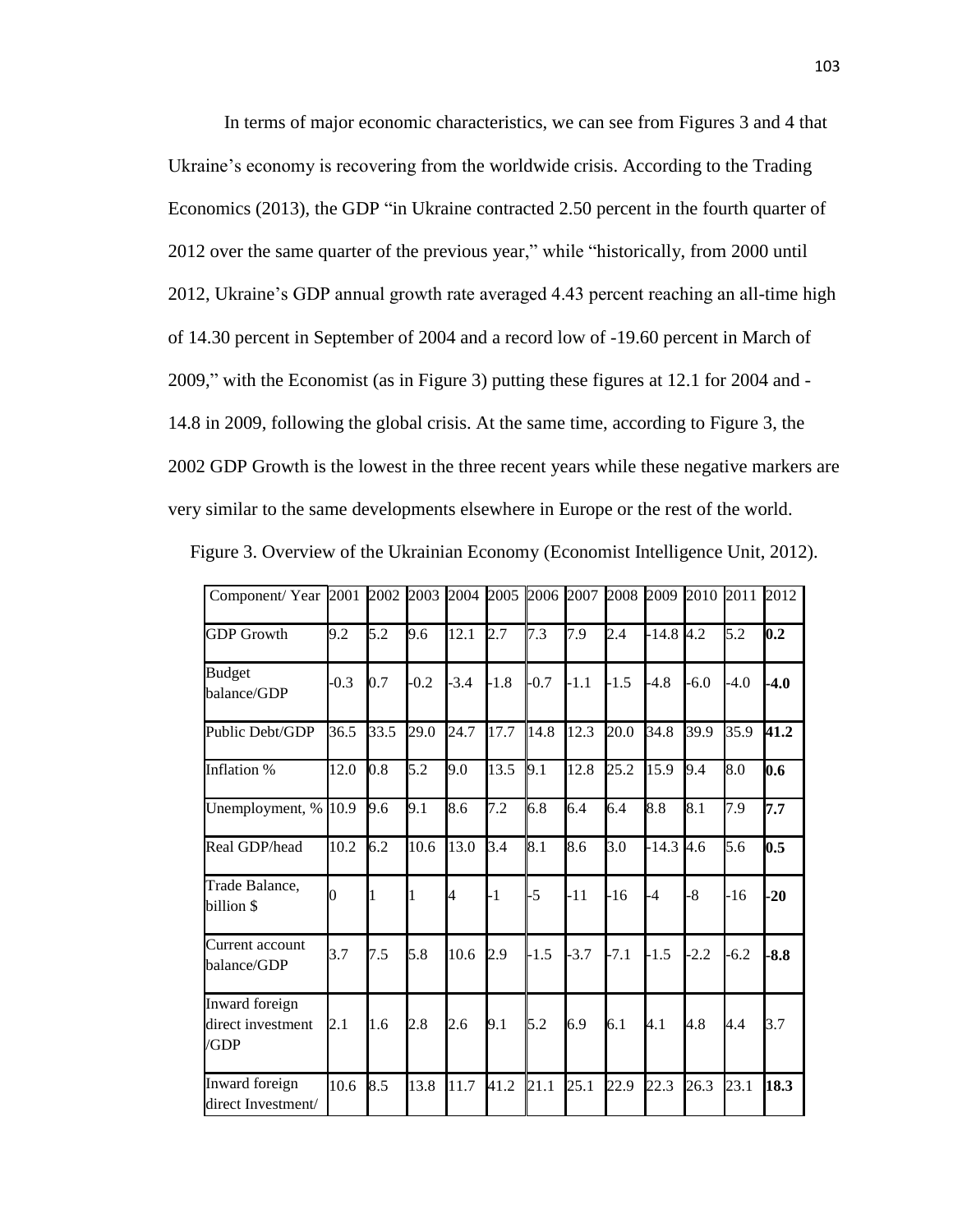In terms of major economic characteristics, we can see from Figures 3 and 4 that Ukraine's economy is recovering from the worldwide crisis. According to the Trading Economics (2013), the GDP "in Ukraine contracted 2.50 percent in the fourth quarter of 2012 over the same quarter of the previous year," while "historically, from 2000 until 2012, Ukraine's GDP annual growth rate averaged 4.43 percent reaching an all-time high of 14.30 percent in September of 2004 and a record low of -19.60 percent in March of 2009," with the Economist (as in Figure 3) putting these figures at 12.1 for 2004 and -14.8 in 2009, following the global crisis. At the same time, according to Figure 3, the 2002 GDP Growth is the lowest in the three recent years while these negative markers are very similar to the same developments elsewhere in Europe or the rest of the world.

Figure 3. Overview of the Ukrainian Economy (Economist Intelligence Unit, 2012).

| Component/ Year | 2001 | 2002 | 2003 | 2004 | 2005 | 2006 | 2007 | 2008 | 2009 | 2010 | 2011 | 2012 |
|---|---|---|---|---|---|---|---|---|---|---|---|---|
| GDP Growth | 9.2 | 5.2 | 9.6 | 12.1 | 2.7 | 7.3 | 7.9 | 2.4 | -14.8 | 4.2 | 5.2 | **0.2** |
| Budget balance/GDP | -0.3 | 0.7 | -0.2 | -3.4 | -1.8 | -0.7 | -1.1 | -1.5 | -4.8 | -6.0 | -4.0 | **-4.0** |
| Public Debt/GDP | 36.5 | 33.5 | 29.0 | 24.7 | 17.7 | 14.8 | 12.3 | 20.0 | 34.8 | 39.9 | 35.9 | **41.2** |
| Inflation % | 12.0 | 0.8 | 5.2 | 9.0 | 13.5 | 9.1 | 12.8 | 25.2 | 15.9 | 9.4 | 8.0 | **0.6** |
| Unemployment, % | 10.9 | 9.6 | 9.1 | 8.6 | 7.2 | 6.8 | 6.4 | 6.4 | 8.8 | 8.1 | 7.9 | **7.7** |
| Real GDP/head | 10.2 | 6.2 | 10.6 | 13.0 | 3.4 | 8.1 | 8.6 | 3.0 | -14.3 | 4.6 | 5.6 | **0.5** |
| Trade Balance, billion $ | 0 | 1 | 1 | 4 | -1 | -5 | -11 | -16 | -4 | -8 | -16 | **-20** |
| Current account balance/GDP | 3.7 | 7.5 | 5.8 | 10.6 | 2.9 | -1.5 | -3.7 | -7.1 | -1.5 | -2.2 | -6.2 | **-8.8** |
| Inward foreign direct investment /GDP | 2.1 | 1.6 | 2.8 | 2.6 | 9.1 | 5.2 | 6.9 | 6.1 | 4.1 | 4.8 | 4.4 | 3.7 |
| Inward foreign direct Investment/ | 10.6 | 8.5 | 13.8 | 11.7 | 41.2 | 21.1 | 25.1 | 22.9 | 22.3 | 26.3 | 23.1 | **18.3** |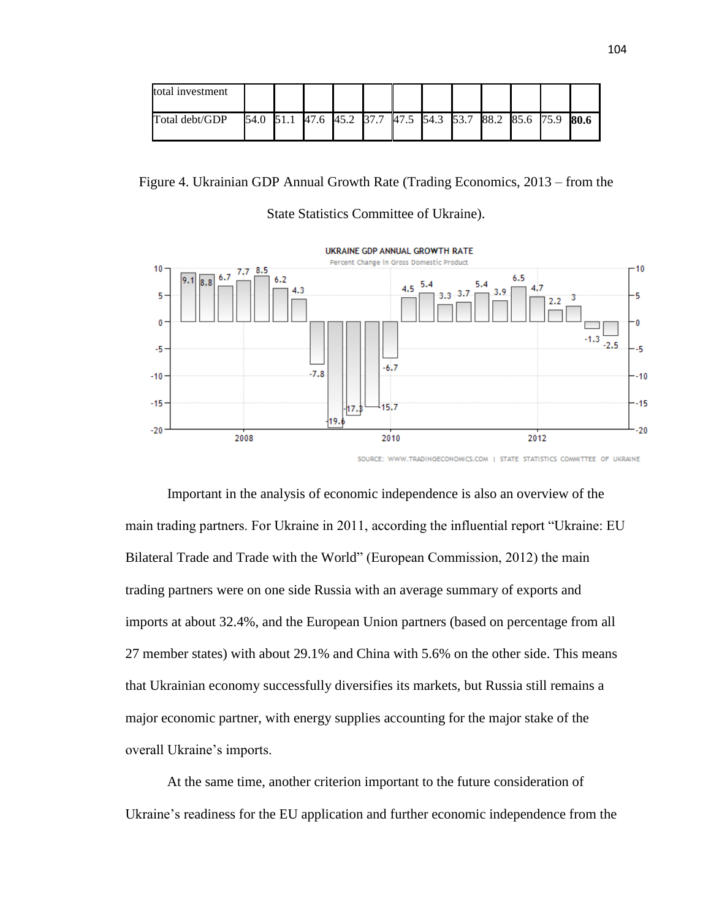| total investment | | | | | | | | | | | | |
|---|---|---|---|---|---|---|---|---|---|---|---|---|
| Total debt/GDP | 54.0 | 51.1 | 47.6 | 45.2 | 37.7 | 47.5 | 54.3 | 53.7 | 88.2 | 85.6 | 75.9 | **80.6** |

Figure 4. Ukrainian GDP Annual Growth Rate (Trading Economics, 2013 – from the State Statistics Committee of Ukraine).

Important in the analysis of economic independence is also an overview of the main trading partners. For Ukraine in 2011, according the influential report "Ukraine: EU Bilateral Trade and Trade with the World" (European Commission, 2012) the main trading partners were on one side Russia with an average summary of exports and imports at about 32.4%, and the European Union partners (based on percentage from all 27 member states) with about 29.1% and China with 5.6% on the other side. This means that Ukrainian economy successfully diversifies its markets, but Russia still remains a major economic partner, with energy supplies accounting for the major stake of the overall Ukraine's imports.

At the same time, another criterion important to the future consideration of Ukraine's readiness for the EU application and further economic independence from the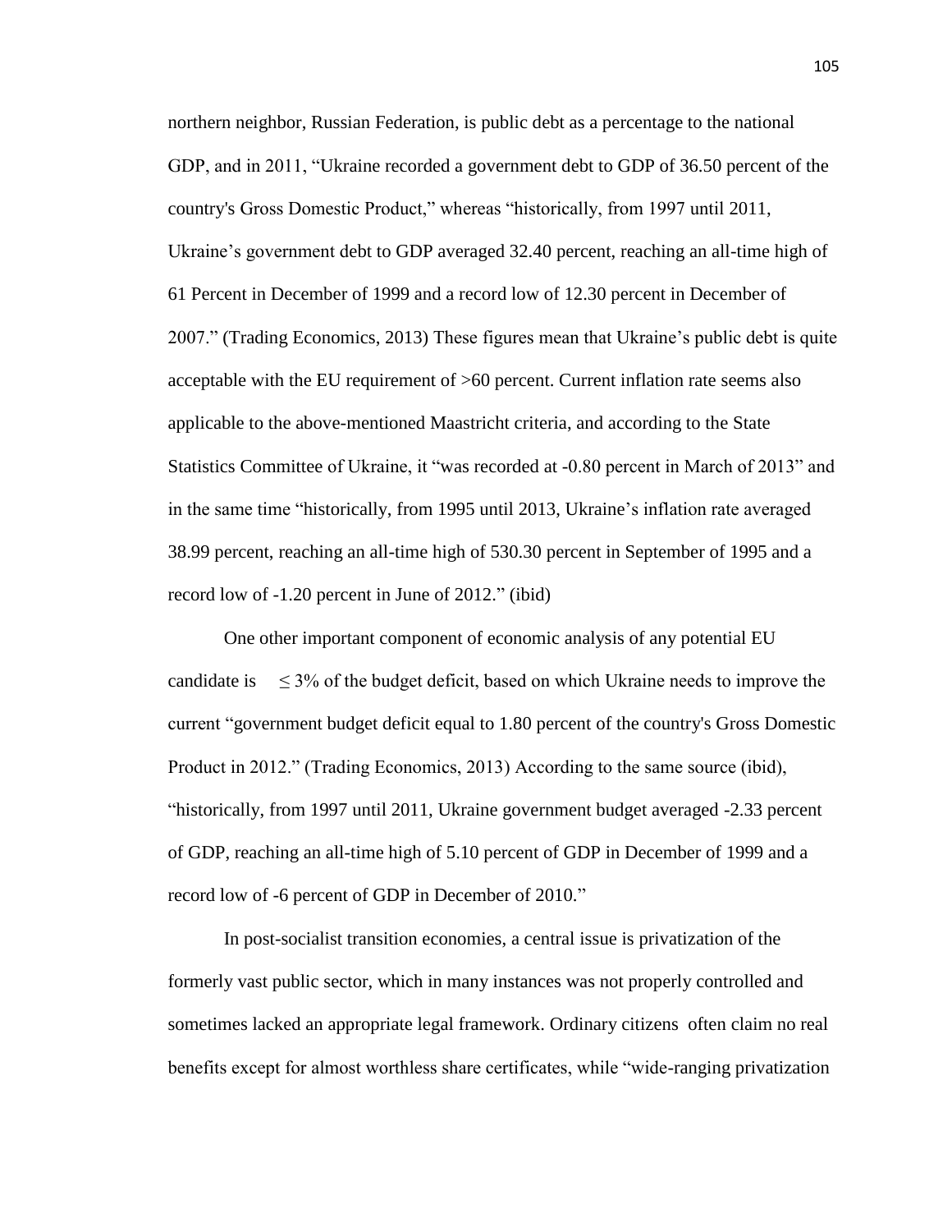northern neighbor, Russian Federation, is public debt as a percentage to the national GDP, and in 2011, "Ukraine recorded a government debt to GDP of 36.50 percent of the country's Gross Domestic Product," whereas "historically, from 1997 until 2011, Ukraine's government debt to GDP averaged 32.40 percent, reaching an all-time high of 61 Percent in December of 1999 and a record low of 12.30 percent in December of 2007." (Trading Economics, 2013) These figures mean that Ukraine's public debt is quite acceptable with the EU requirement of >60 percent. Current inflation rate seems also applicable to the above-mentioned Maastricht criteria, and according to the State Statistics Committee of Ukraine, it "was recorded at -0.80 percent in March of 2013" and in the same time "historically, from 1995 until 2013, Ukraine's inflation rate averaged 38.99 percent, reaching an all-time high of 530.30 percent in September of 1995 and a record low of -1.20 percent in June of 2012." (ibid)

One other important component of economic analysis of any potential EU candidate is $\leq 3\%$ of the budget deficit, based on which Ukraine needs to improve the current "government budget deficit equal to 1.80 percent of the country's Gross Domestic Product in 2012." (Trading Economics, 2013) According to the same source (ibid), "historically, from 1997 until 2011, Ukraine government budget averaged -2.33 percent of GDP, reaching an all-time high of 5.10 percent of GDP in December of 1999 and a record low of -6 percent of GDP in December of 2010."

In post-socialist transition economies, a central issue is privatization of the formerly vast public sector, which in many instances was not properly controlled and sometimes lacked an appropriate legal framework. Ordinary citizens often claim no real benefits except for almost worthless share certificates, while "wide-ranging privatization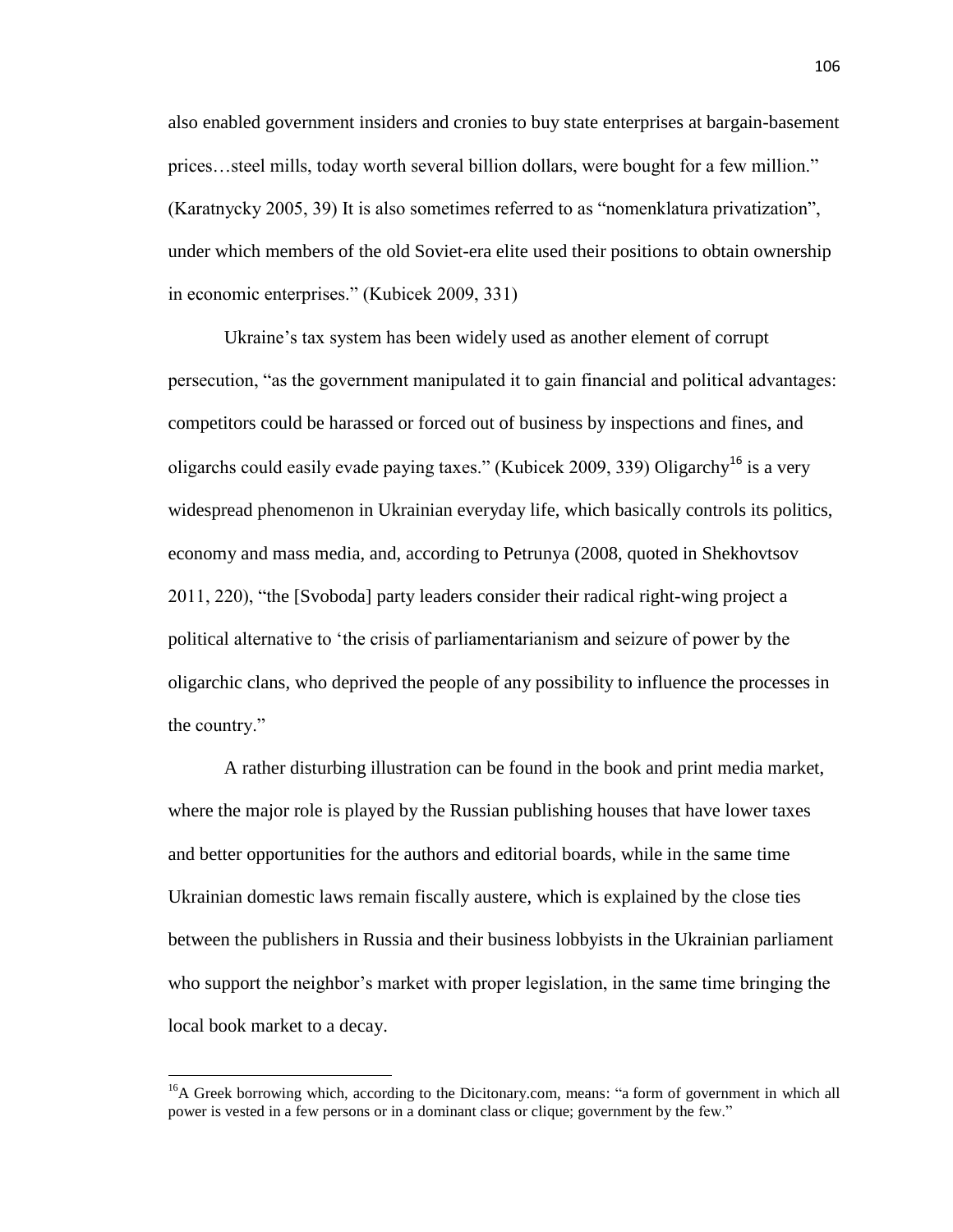also enabled government insiders and cronies to buy state enterprises at bargain-basement prices…steel mills, today worth several billion dollars, were bought for a few million." (Karatnycky 2005, 39) It is also sometimes referred to as "nomenklatura privatization", under which members of the old Soviet-era elite used their positions to obtain ownership in economic enterprises." (Kubicek 2009, 331)

Ukraine's tax system has been widely used as another element of corrupt persecution, "as the government manipulated it to gain financial and political advantages: competitors could be harassed or forced out of business by inspections and fines, and oligarchs could easily evade paying taxes." (Kubicek 2009, 339) Oligarchy[16] is a very widespread phenomenon in Ukrainian everyday life, which basically controls its politics, economy and mass media, and, according to Petrunya (2008, quoted in Shekhovtsov 2011, 220), "the [Svoboda] party leaders consider their radical right-wing project a political alternative to 'the crisis of parliamentarianism and seizure of power by the oligarchic clans, who deprived the people of any possibility to influence the processes in the country."

A rather disturbing illustration can be found in the book and print media market, where the major role is played by the Russian publishing houses that have lower taxes and better opportunities for the authors and editorial boards, while in the same time Ukrainian domestic laws remain fiscally austere, which is explained by the close ties between the publishers in Russia and their business lobbyists in the Ukrainian parliament who support the neighbor's market with proper legislation, in the same time bringing the local book market to a decay.

---

[16] A Greek borrowing which, according to the Dicitonary.com, means: "a form of government in which all power is vested in a few persons or in a dominant class or clique; government by the few."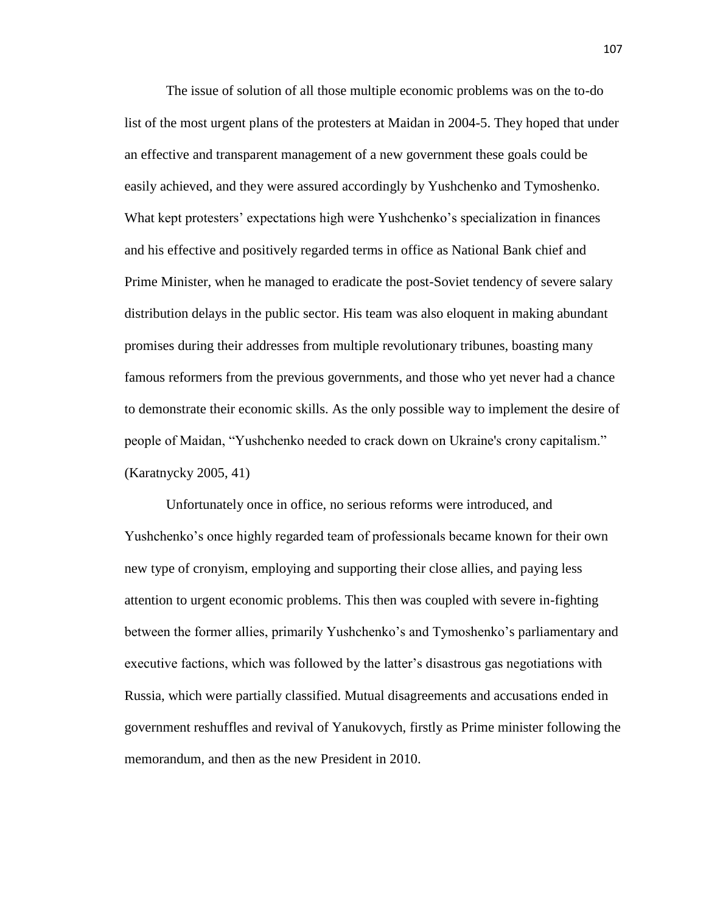The issue of solution of all those multiple economic problems was on the to-do list of the most urgent plans of the protesters at Maidan in 2004-5. They hoped that under an effective and transparent management of a new government these goals could be easily achieved, and they were assured accordingly by Yushchenko and Tymoshenko. What kept protesters' expectations high were Yushchenko's specialization in finances and his effective and positively regarded terms in office as National Bank chief and Prime Minister, when he managed to eradicate the post-Soviet tendency of severe salary distribution delays in the public sector. His team was also eloquent in making abundant promises during their addresses from multiple revolutionary tribunes, boasting many famous reformers from the previous governments, and those who yet never had a chance to demonstrate their economic skills. As the only possible way to implement the desire of people of Maidan, "Yushchenko needed to crack down on Ukraine's crony capitalism." (Karatnycky 2005, 41)

Unfortunately once in office, no serious reforms were introduced, and Yushchenko's once highly regarded team of professionals became known for their own new type of cronyism, employing and supporting their close allies, and paying less attention to urgent economic problems. This then was coupled with severe in-fighting between the former allies, primarily Yushchenko's and Tymoshenko's parliamentary and executive factions, which was followed by the latter's disastrous gas negotiations with Russia, which were partially classified. Mutual disagreements and accusations ended in government reshuffles and revival of Yanukovych, firstly as Prime minister following the memorandum, and then as the new President in 2010.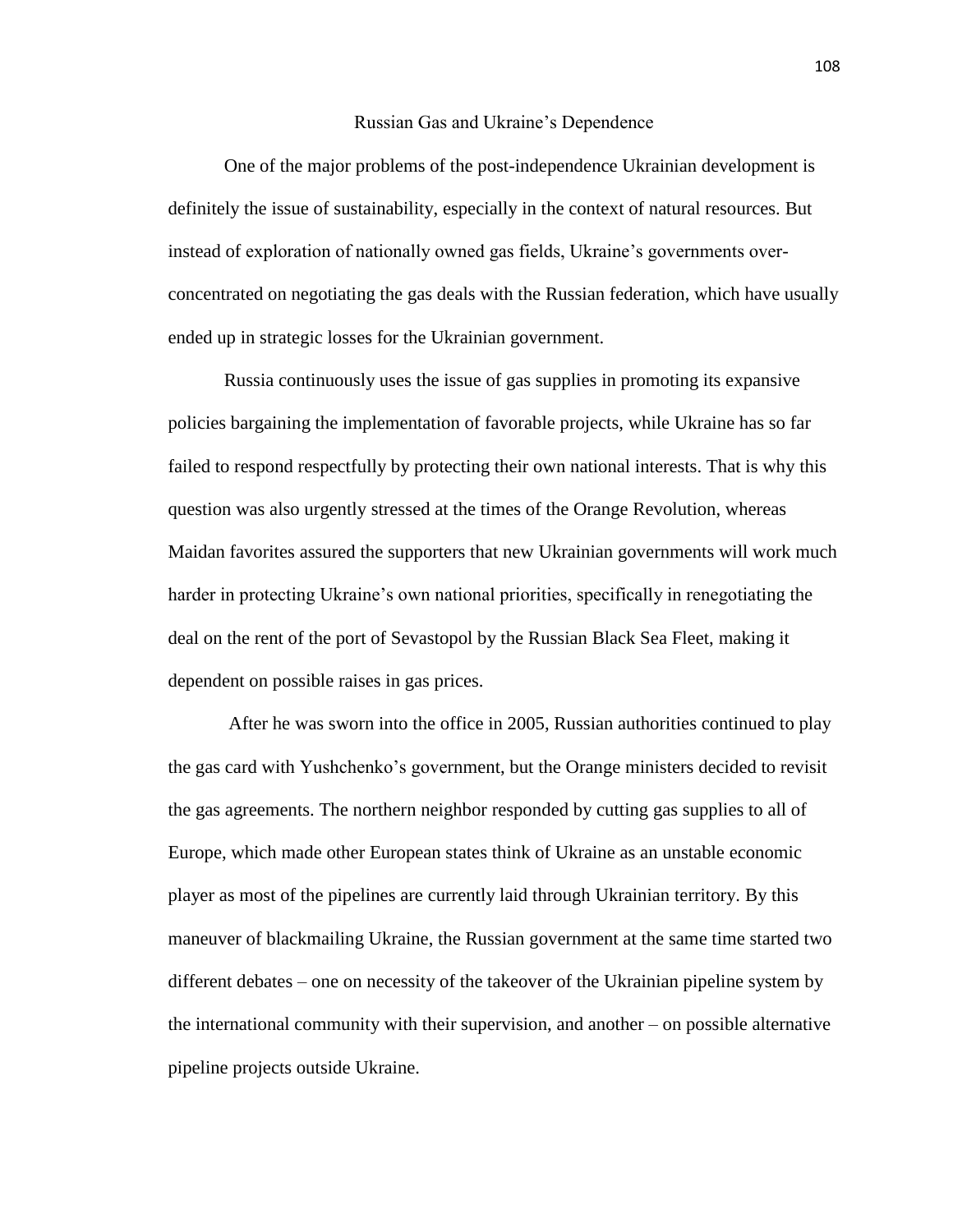## Russian Gas and Ukraine's Dependence

One of the major problems of the post-independence Ukrainian development is definitely the issue of sustainability, especially in the context of natural resources. But instead of exploration of nationally owned gas fields, Ukraine's governments over-concentrated on negotiating the gas deals with the Russian federation, which have usually ended up in strategic losses for the Ukrainian government.

Russia continuously uses the issue of gas supplies in promoting its expansive policies bargaining the implementation of favorable projects, while Ukraine has so far failed to respond respectfully by protecting their own national interests. That is why this question was also urgently stressed at the times of the Orange Revolution, whereas Maidan favorites assured the supporters that new Ukrainian governments will work much harder in protecting Ukraine's own national priorities, specifically in renegotiating the deal on the rent of the port of Sevastopol by the Russian Black Sea Fleet, making it dependent on possible raises in gas prices.

After he was sworn into the office in 2005, Russian authorities continued to play the gas card with Yushchenko's government, but the Orange ministers decided to revisit the gas agreements. The northern neighbor responded by cutting gas supplies to all of Europe, which made other European states think of Ukraine as an unstable economic player as most of the pipelines are currently laid through Ukrainian territory. By this maneuver of blackmailing Ukraine, the Russian government at the same time started two different debates – one on necessity of the takeover of the Ukrainian pipeline system by the international community with their supervision, and another – on possible alternative pipeline projects outside Ukraine.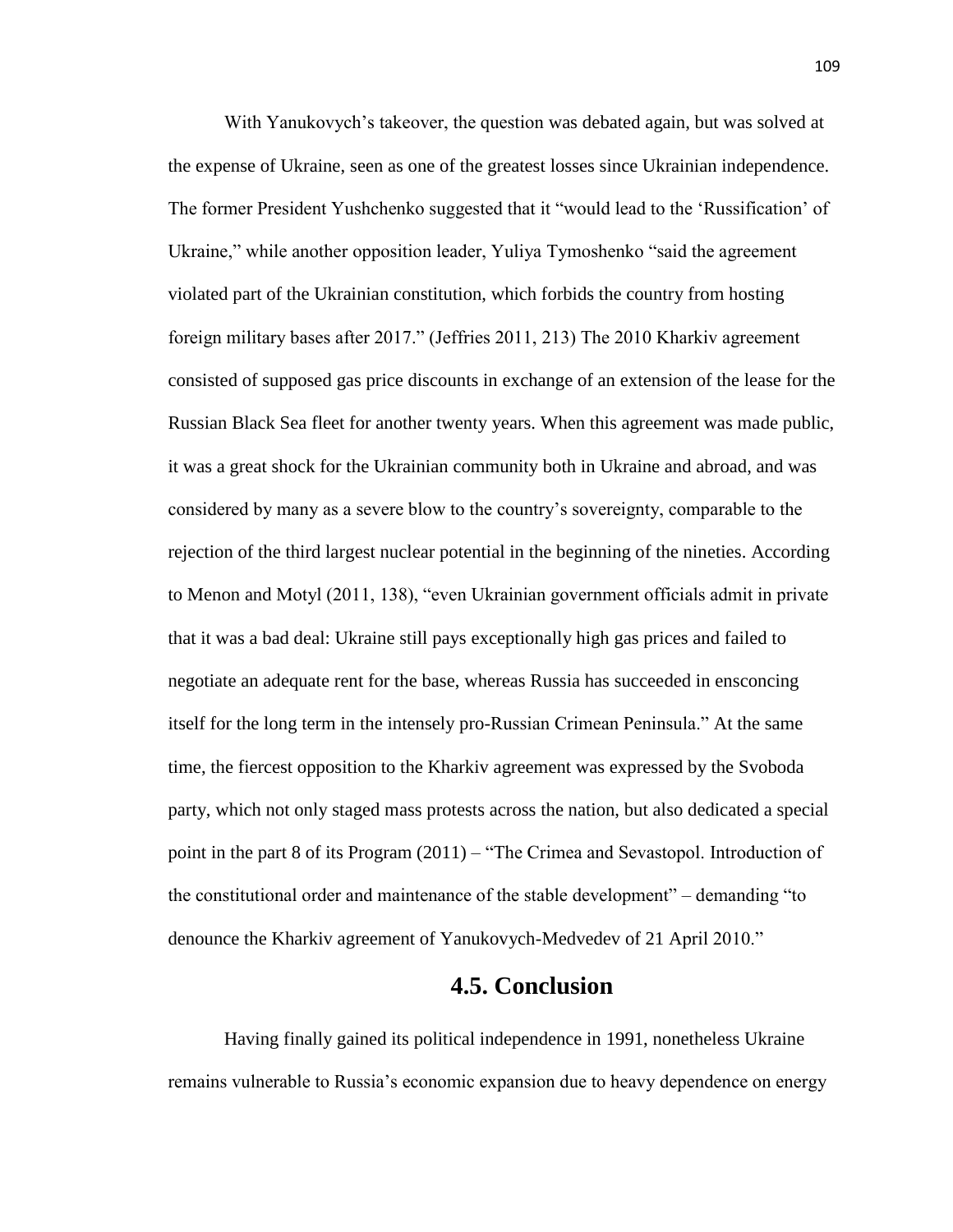With Yanukovych's takeover, the question was debated again, but was solved at the expense of Ukraine, seen as one of the greatest losses since Ukrainian independence. The former President Yushchenko suggested that it "would lead to the 'Russification' of Ukraine," while another opposition leader, Yuliya Tymoshenko "said the agreement violated part of the Ukrainian constitution, which forbids the country from hosting foreign military bases after 2017." (Jeffries 2011, 213) The 2010 Kharkiv agreement consisted of supposed gas price discounts in exchange of an extension of the lease for the Russian Black Sea fleet for another twenty years. When this agreement was made public, it was a great shock for the Ukrainian community both in Ukraine and abroad, and was considered by many as a severe blow to the country's sovereignty, comparable to the rejection of the third largest nuclear potential in the beginning of the nineties. According to Menon and Motyl (2011, 138), "even Ukrainian government officials admit in private that it was a bad deal: Ukraine still pays exceptionally high gas prices and failed to negotiate an adequate rent for the base, whereas Russia has succeeded in ensconcing itself for the long term in the intensely pro-Russian Crimean Peninsula." At the same time, the fiercest opposition to the Kharkiv agreement was expressed by the Svoboda party, which not only staged mass protests across the nation, but also dedicated a special point in the part 8 of its Program (2011) – "The Crimea and Sevastopol. Introduction of the constitutional order and maintenance of the stable development" – demanding "to denounce the Kharkiv agreement of Yanukovych-Medvedev of 21 April 2010."

## 4.5. Conclusion

Having finally gained its political independence in 1991, nonetheless Ukraine remains vulnerable to Russia's economic expansion due to heavy dependence on energy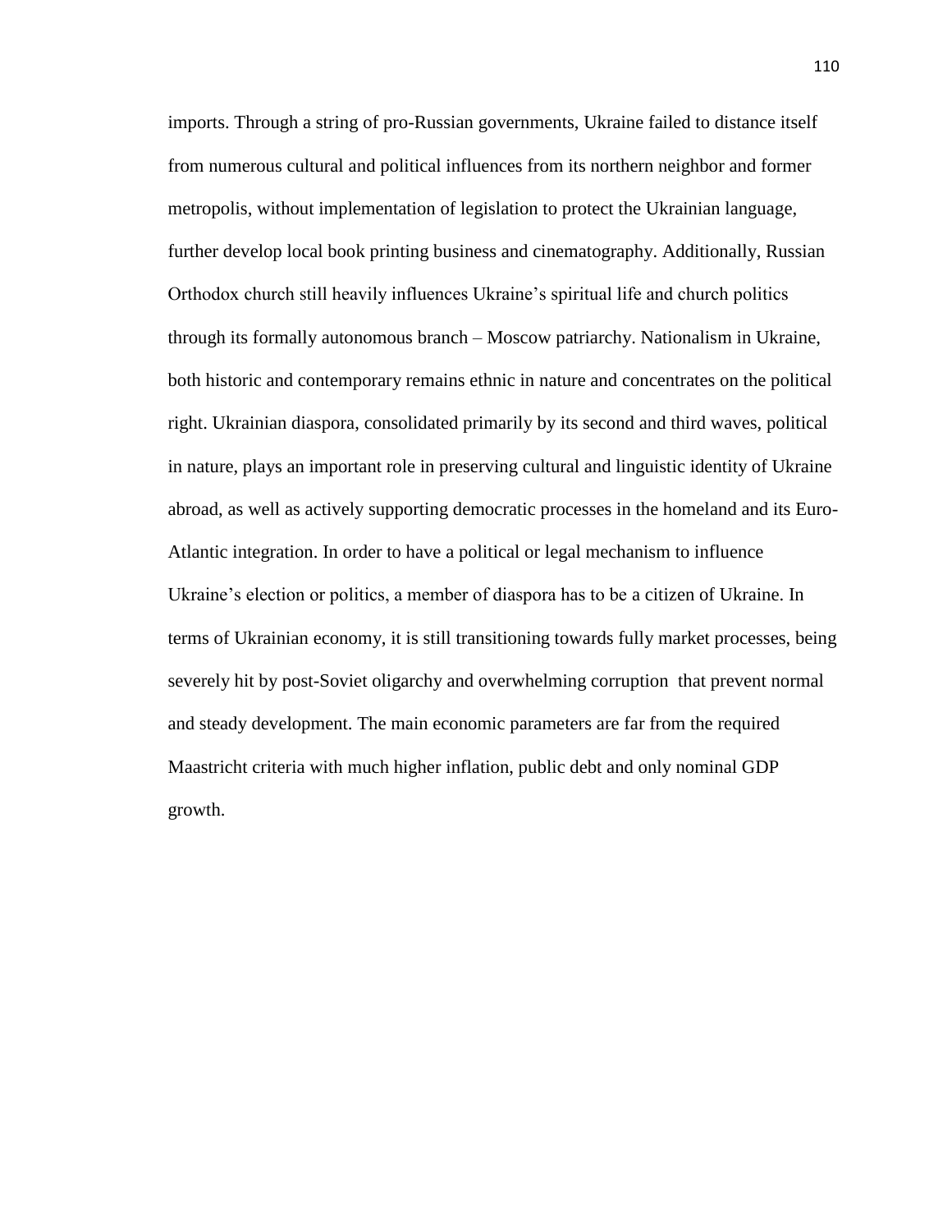imports. Through a string of pro-Russian governments, Ukraine failed to distance itself from numerous cultural and political influences from its northern neighbor and former metropolis, without implementation of legislation to protect the Ukrainian language, further develop local book printing business and cinematography. Additionally, Russian Orthodox church still heavily influences Ukraine's spiritual life and church politics through its formally autonomous branch – Moscow patriarchy. Nationalism in Ukraine, both historic and contemporary remains ethnic in nature and concentrates on the political right. Ukrainian diaspora, consolidated primarily by its second and third waves, political in nature, plays an important role in preserving cultural and linguistic identity of Ukraine abroad, as well as actively supporting democratic processes in the homeland and its Euro-Atlantic integration. In order to have a political or legal mechanism to influence Ukraine's election or politics, a member of diaspora has to be a citizen of Ukraine. In terms of Ukrainian economy, it is still transitioning towards fully market processes, being severely hit by post-Soviet oligarchy and overwhelming corruption that prevent normal and steady development. The main economic parameters are far from the required Maastricht criteria with much higher inflation, public debt and only nominal GDP growth.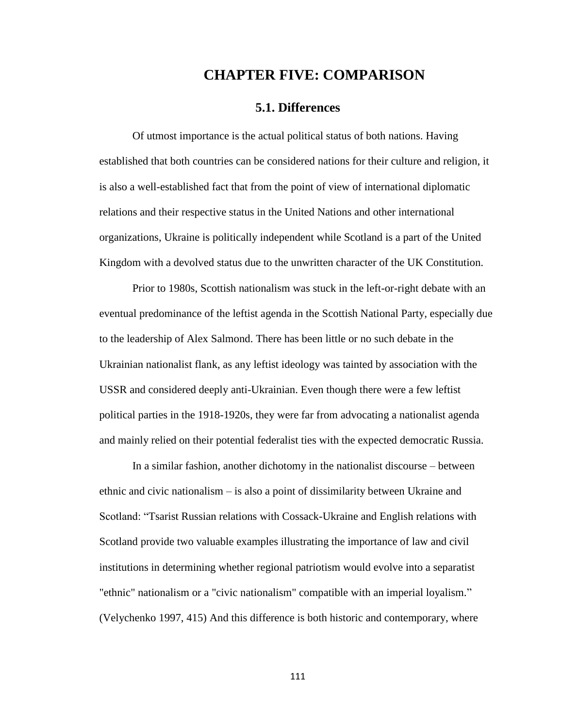# CHAPTER FIVE: COMPARISON

## 5.1. Differences

Of utmost importance is the actual political status of both nations. Having established that both countries can be considered nations for their culture and religion, it is also a well-established fact that from the point of view of international diplomatic relations and their respective status in the United Nations and other international organizations, Ukraine is politically independent while Scotland is a part of the United Kingdom with a devolved status due to the unwritten character of the UK Constitution.

Prior to 1980s, Scottish nationalism was stuck in the left-or-right debate with an eventual predominance of the leftist agenda in the Scottish National Party, especially due to the leadership of Alex Salmond. There has been little or no such debate in the Ukrainian nationalist flank, as any leftist ideology was tainted by association with the USSR and considered deeply anti-Ukrainian. Even though there were a few leftist political parties in the 1918-1920s, they were far from advocating a nationalist agenda and mainly relied on their potential federalist ties with the expected democratic Russia.

In a similar fashion, another dichotomy in the nationalist discourse – between ethnic and civic nationalism – is also a point of dissimilarity between Ukraine and Scotland: “Tsarist Russian relations with Cossack-Ukraine and English relations with Scotland provide two valuable examples illustrating the importance of law and civil institutions in determining whether regional patriotism would evolve into a separatist "ethnic" nationalism or a "civic nationalism" compatible with an imperial loyalism.” (Velychenko 1997, 415) And this difference is both historic and contemporary, where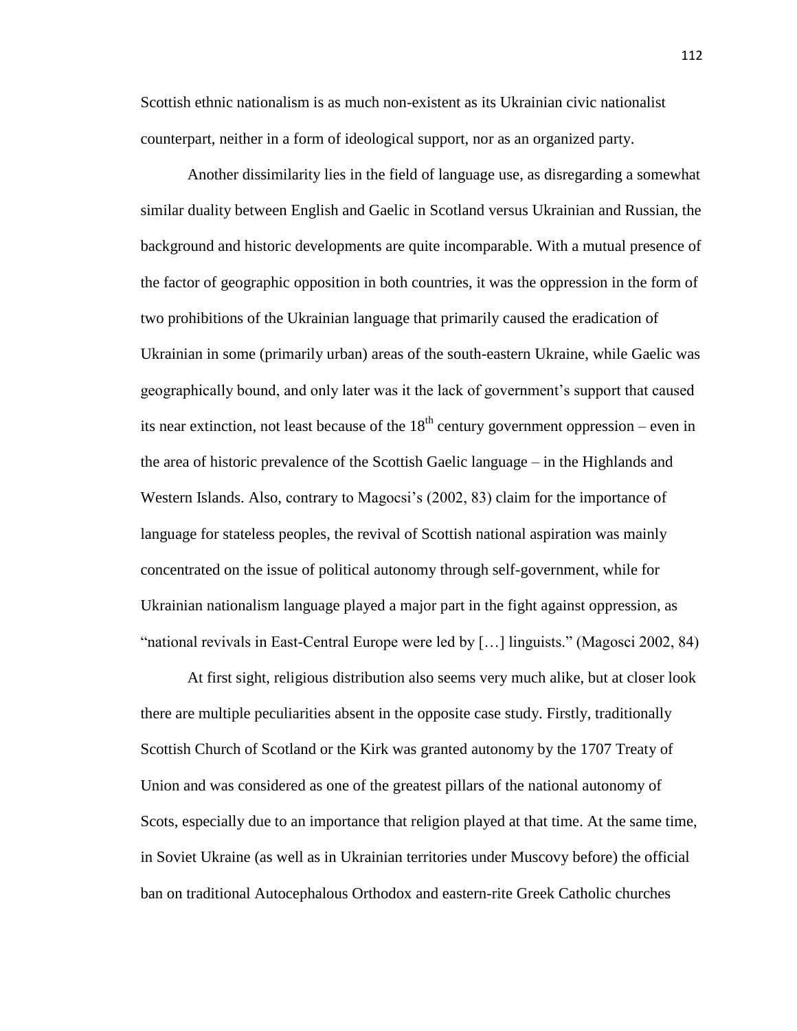Scottish ethnic nationalism is as much non-existent as its Ukrainian civic nationalist counterpart, neither in a form of ideological support, nor as an organized party.

Another dissimilarity lies in the field of language use, as disregarding a somewhat similar duality between English and Gaelic in Scotland versus Ukrainian and Russian, the background and historic developments are quite incomparable. With a mutual presence of the factor of geographic opposition in both countries, it was the oppression in the form of two prohibitions of the Ukrainian language that primarily caused the eradication of Ukrainian in some (primarily urban) areas of the south-eastern Ukraine, while Gaelic was geographically bound, and only later was it the lack of government's support that caused its near extinction, not least because of the 18th century government oppression – even in the area of historic prevalence of the Scottish Gaelic language – in the Highlands and Western Islands. Also, contrary to Magocsi's (2002, 83) claim for the importance of language for stateless peoples, the revival of Scottish national aspiration was mainly concentrated on the issue of political autonomy through self-government, while for Ukrainian nationalism language played a major part in the fight against oppression, as "national revivals in East-Central Europe were led by […] linguists." (Magosci 2002, 84)

At first sight, religious distribution also seems very much alike, but at closer look there are multiple peculiarities absent in the opposite case study. Firstly, traditionally Scottish Church of Scotland or the Kirk was granted autonomy by the 1707 Treaty of Union and was considered as one of the greatest pillars of the national autonomy of Scots, especially due to an importance that religion played at that time. At the same time, in Soviet Ukraine (as well as in Ukrainian territories under Muscovy before) the official ban on traditional Autocephalous Orthodox and eastern-rite Greek Catholic churches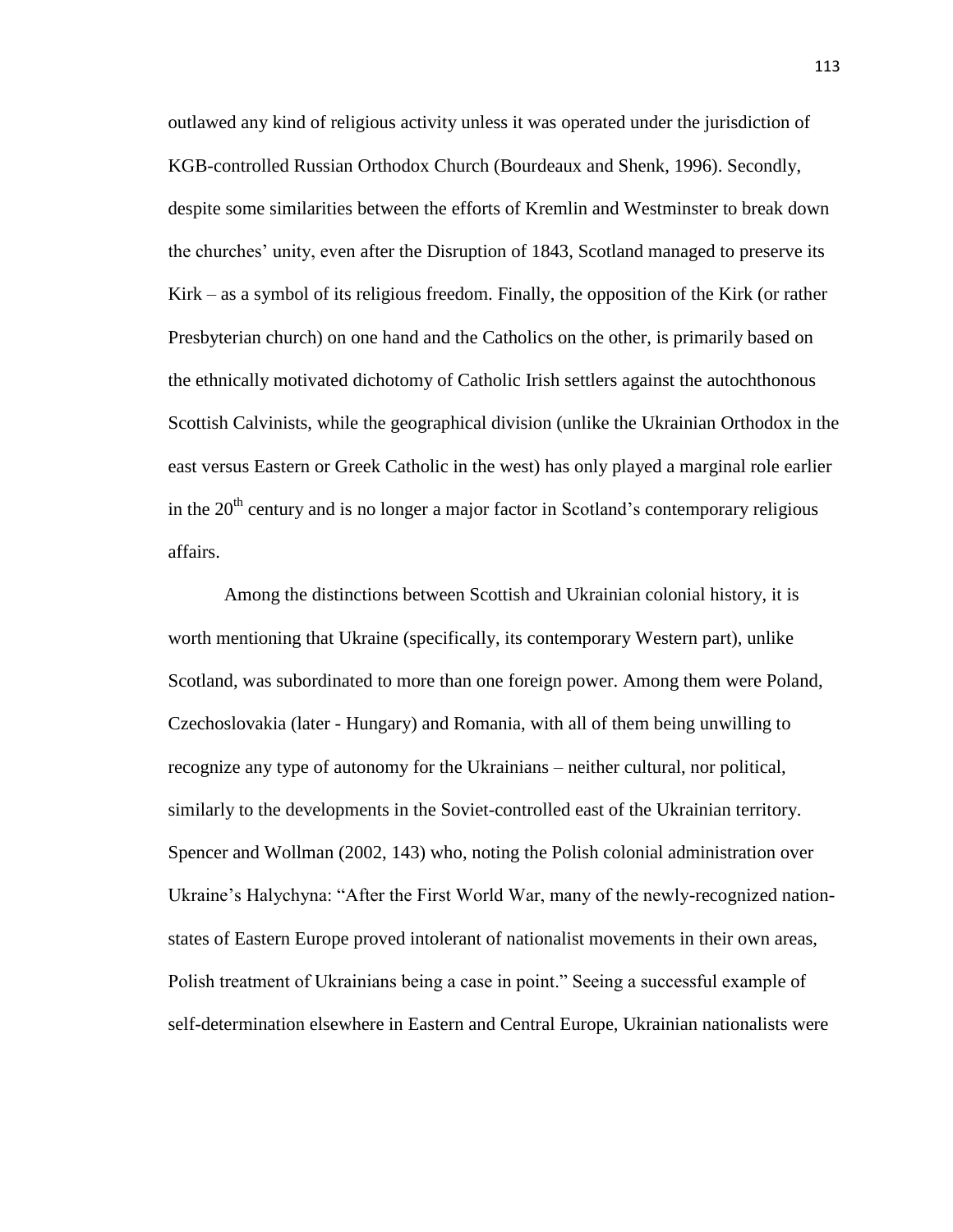outlawed any kind of religious activity unless it was operated under the jurisdiction of KGB-controlled Russian Orthodox Church (Bourdeaux and Shenk, 1996). Secondly, despite some similarities between the efforts of Kremlin and Westminster to break down the churches' unity, even after the Disruption of 1843, Scotland managed to preserve its Kirk – as a symbol of its religious freedom. Finally, the opposition of the Kirk (or rather Presbyterian church) on one hand and the Catholics on the other, is primarily based on the ethnically motivated dichotomy of Catholic Irish settlers against the autochthonous Scottish Calvinists, while the geographical division (unlike the Ukrainian Orthodox in the east versus Eastern or Greek Catholic in the west) has only played a marginal role earlier in the 20th century and is no longer a major factor in Scotland's contemporary religious affairs.

Among the distinctions between Scottish and Ukrainian colonial history, it is worth mentioning that Ukraine (specifically, its contemporary Western part), unlike Scotland, was subordinated to more than one foreign power. Among them were Poland, Czechoslovakia (later - Hungary) and Romania, with all of them being unwilling to recognize any type of autonomy for the Ukrainians – neither cultural, nor political, similarly to the developments in the Soviet-controlled east of the Ukrainian territory. Spencer and Wollman (2002, 143) who, noting the Polish colonial administration over Ukraine's Halychyna: "After the First World War, many of the newly-recognized nation-states of Eastern Europe proved intolerant of nationalist movements in their own areas, Polish treatment of Ukrainians being a case in point." Seeing a successful example of self-determination elsewhere in Eastern and Central Europe, Ukrainian nationalists were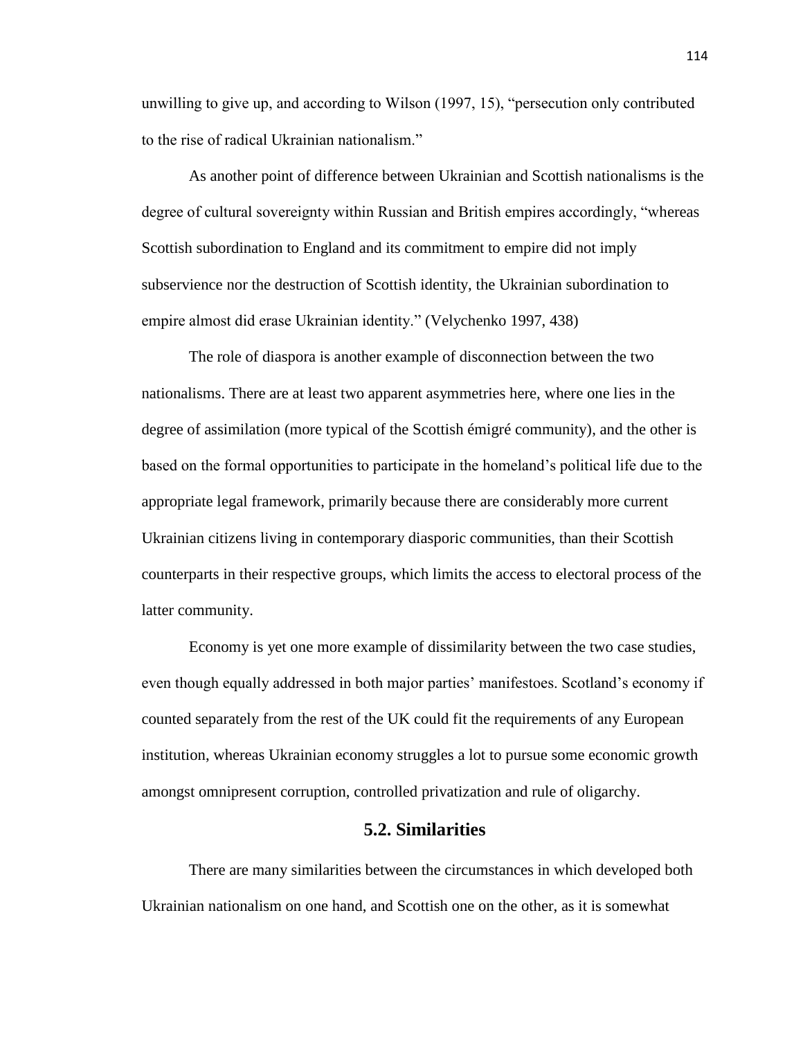unwilling to give up, and according to Wilson (1997, 15), "persecution only contributed to the rise of radical Ukrainian nationalism."

As another point of difference between Ukrainian and Scottish nationalisms is the degree of cultural sovereignty within Russian and British empires accordingly, "whereas Scottish subordination to England and its commitment to empire did not imply subservience nor the destruction of Scottish identity, the Ukrainian subordination to empire almost did erase Ukrainian identity." (Velychenko 1997, 438)

The role of diaspora is another example of disconnection between the two nationalisms. There are at least two apparent asymmetries here, where one lies in the degree of assimilation (more typical of the Scottish émigré community), and the other is based on the formal opportunities to participate in the homeland's political life due to the appropriate legal framework, primarily because there are considerably more current Ukrainian citizens living in contemporary diasporic communities, than their Scottish counterparts in their respective groups, which limits the access to electoral process of the latter community.

Economy is yet one more example of dissimilarity between the two case studies, even though equally addressed in both major parties' manifestoes. Scotland's economy if counted separately from the rest of the UK could fit the requirements of any European institution, whereas Ukrainian economy struggles a lot to pursue some economic growth amongst omnipresent corruption, controlled privatization and rule of oligarchy.

## 5.2. Similarities

There are many similarities between the circumstances in which developed both Ukrainian nationalism on one hand, and Scottish one on the other, as it is somewhat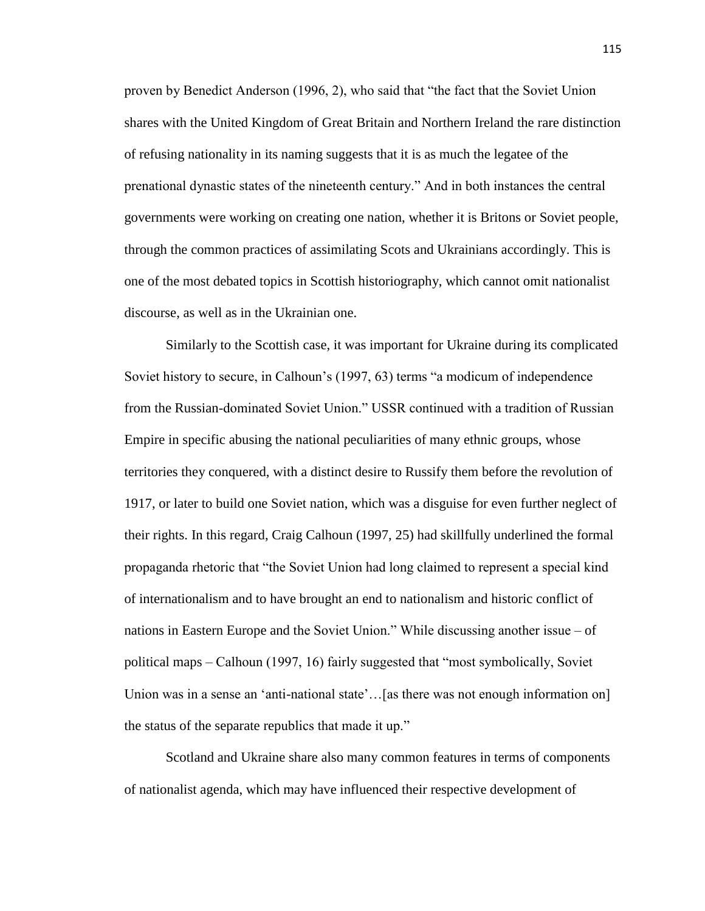proven by Benedict Anderson (1996, 2), who said that "the fact that the Soviet Union shares with the United Kingdom of Great Britain and Northern Ireland the rare distinction of refusing nationality in its naming suggests that it is as much the legatee of the prenational dynastic states of the nineteenth century." And in both instances the central governments were working on creating one nation, whether it is Britons or Soviet people, through the common practices of assimilating Scots and Ukrainians accordingly. This is one of the most debated topics in Scottish historiography, which cannot omit nationalist discourse, as well as in the Ukrainian one.

Similarly to the Scottish case, it was important for Ukraine during its complicated Soviet history to secure, in Calhoun's (1997, 63) terms "a modicum of independence from the Russian-dominated Soviet Union." USSR continued with a tradition of Russian Empire in specific abusing the national peculiarities of many ethnic groups, whose territories they conquered, with a distinct desire to Russify them before the revolution of 1917, or later to build one Soviet nation, which was a disguise for even further neglect of their rights. In this regard, Craig Calhoun (1997, 25) had skillfully underlined the formal propaganda rhetoric that "the Soviet Union had long claimed to represent a special kind of internationalism and to have brought an end to nationalism and historic conflict of nations in Eastern Europe and the Soviet Union." While discussing another issue – of political maps – Calhoun (1997, 16) fairly suggested that "most symbolically, Soviet Union was in a sense an 'anti-national state'…[as there was not enough information on] the status of the separate republics that made it up."

Scotland and Ukraine share also many common features in terms of components of nationalist agenda, which may have influenced their respective development of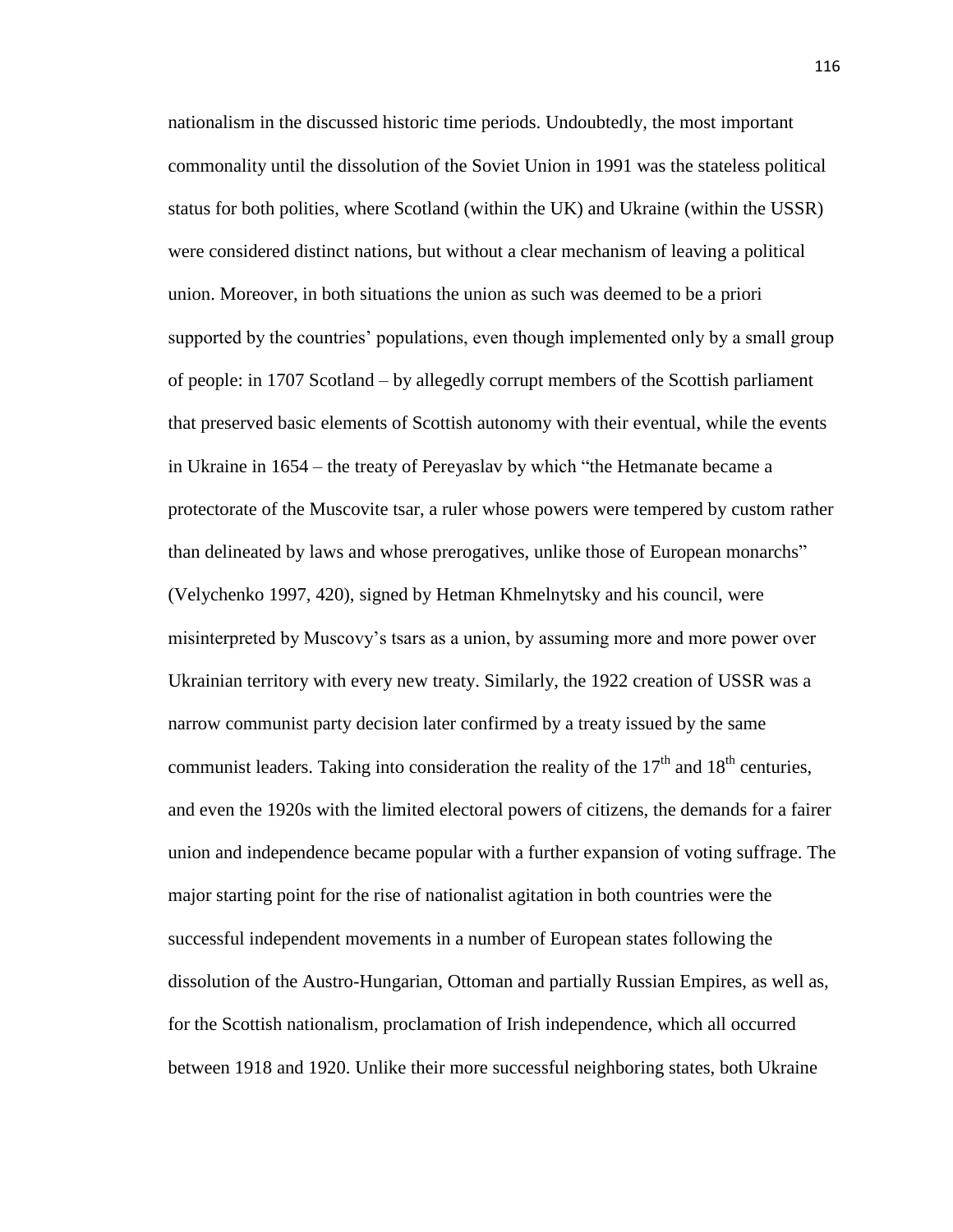nationalism in the discussed historic time periods. Undoubtedly, the most important commonality until the dissolution of the Soviet Union in 1991 was the stateless political status for both polities, where Scotland (within the UK) and Ukraine (within the USSR) were considered distinct nations, but without a clear mechanism of leaving a political union. Moreover, in both situations the union as such was deemed to be a priori supported by the countries' populations, even though implemented only by a small group of people: in 1707 Scotland – by allegedly corrupt members of the Scottish parliament that preserved basic elements of Scottish autonomy with their eventual, while the events in Ukraine in 1654 – the treaty of Pereyaslav by which "the Hetmanate became a protectorate of the Muscovite tsar, a ruler whose powers were tempered by custom rather than delineated by laws and whose prerogatives, unlike those of European monarchs" (Velychenko 1997, 420), signed by Hetman Khmelnytsky and his council, were misinterpreted by Muscovy's tsars as a union, by assuming more and more power over Ukrainian territory with every new treaty. Similarly, the 1922 creation of USSR was a narrow communist party decision later confirmed by a treaty issued by the same communist leaders. Taking into consideration the reality of the 17th and 18th centuries, and even the 1920s with the limited electoral powers of citizens, the demands for a fairer union and independence became popular with a further expansion of voting suffrage. The major starting point for the rise of nationalist agitation in both countries were the successful independent movements in a number of European states following the dissolution of the Austro-Hungarian, Ottoman and partially Russian Empires, as well as, for the Scottish nationalism, proclamation of Irish independence, which all occurred between 1918 and 1920. Unlike their more successful neighboring states, both Ukraine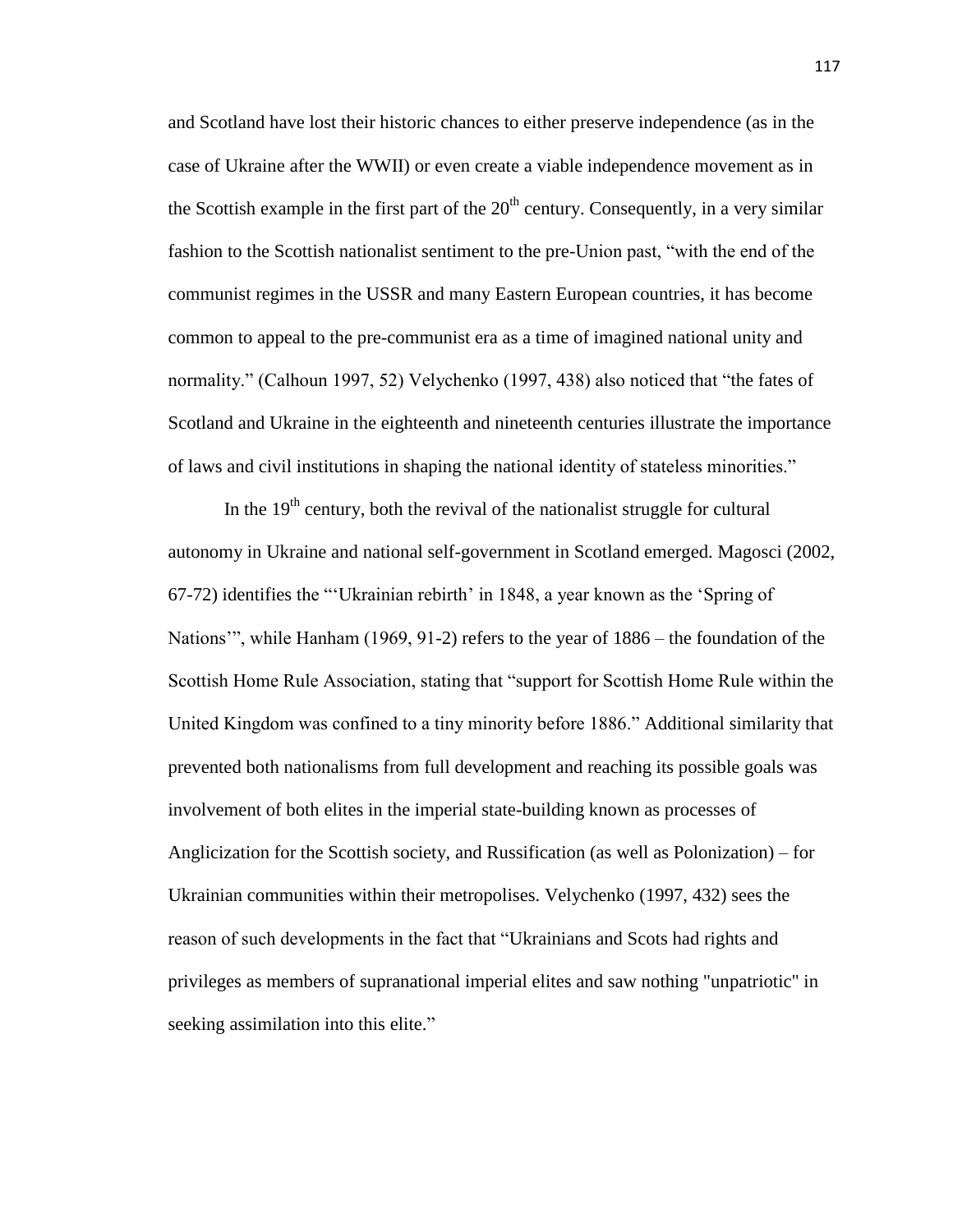and Scotland have lost their historic chances to either preserve independence (as in the case of Ukraine after the WWII) or even create a viable independence movement as in the Scottish example in the first part of the 20$^{th}$ century. Consequently, in a very similar fashion to the Scottish nationalist sentiment to the pre-Union past, "with the end of the communist regimes in the USSR and many Eastern European countries, it has become common to appeal to the pre-communist era as a time of imagined national unity and normality." (Calhoun 1997, 52) Velychenko (1997, 438) also noticed that "the fates of Scotland and Ukraine in the eighteenth and nineteenth centuries illustrate the importance of laws and civil institutions in shaping the national identity of stateless minorities."

In the 19$^{th}$ century, both the revival of the nationalist struggle for cultural autonomy in Ukraine and national self-government in Scotland emerged. Magosci (2002, 67-72) identifies the "'Ukrainian rebirth' in 1848, a year known as the 'Spring of Nations'", while Hanham (1969, 91-2) refers to the year of 1886 – the foundation of the Scottish Home Rule Association, stating that "support for Scottish Home Rule within the United Kingdom was confined to a tiny minority before 1886." Additional similarity that prevented both nationalisms from full development and reaching its possible goals was involvement of both elites in the imperial state-building known as processes of Anglicization for the Scottish society, and Russification (as well as Polonization) – for Ukrainian communities within their metropolises. Velychenko (1997, 432) sees the reason of such developments in the fact that "Ukrainians and Scots had rights and privileges as members of supranational imperial elites and saw nothing "unpatriotic" in seeking assimilation into this elite."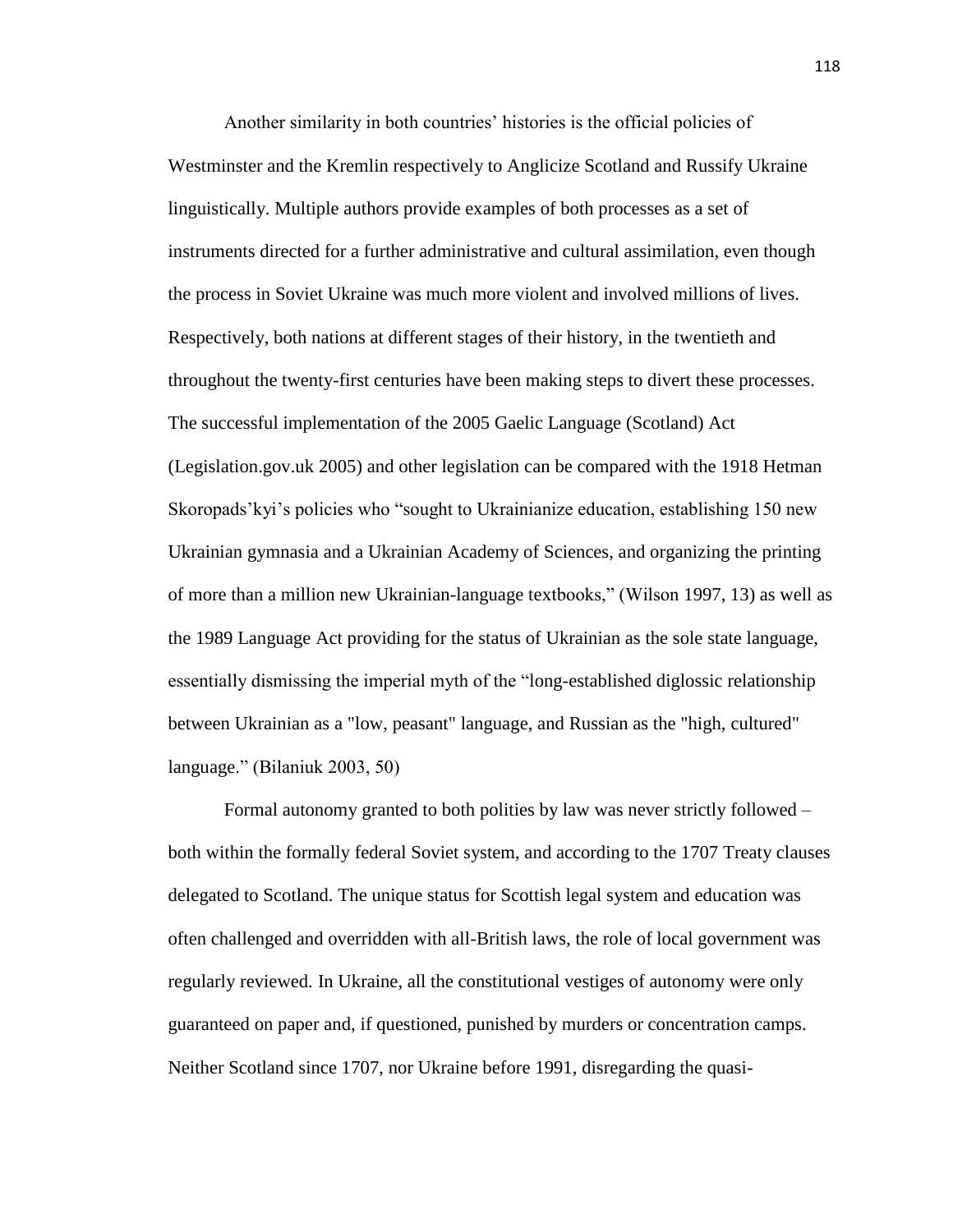Another similarity in both countries' histories is the official policies of Westminster and the Kremlin respectively to Anglicize Scotland and Russify Ukraine linguistically. Multiple authors provide examples of both processes as a set of instruments directed for a further administrative and cultural assimilation, even though the process in Soviet Ukraine was much more violent and involved millions of lives. Respectively, both nations at different stages of their history, in the twentieth and throughout the twenty-first centuries have been making steps to divert these processes. The successful implementation of the 2005 Gaelic Language (Scotland) Act (Legislation.gov.uk 2005) and other legislation can be compared with the 1918 Hetman Skoropads'kyi's policies who "sought to Ukrainianize education, establishing 150 new Ukrainian gymnasia and a Ukrainian Academy of Sciences, and organizing the printing of more than a million new Ukrainian-language textbooks," (Wilson 1997, 13) as well as the 1989 Language Act providing for the status of Ukrainian as the sole state language, essentially dismissing the imperial myth of the "long-established diglossic relationship between Ukrainian as a "low, peasant" language, and Russian as the "high, cultured" language." (Bilaniuk 2003, 50)

Formal autonomy granted to both polities by law was never strictly followed – both within the formally federal Soviet system, and according to the 1707 Treaty clauses delegated to Scotland. The unique status for Scottish legal system and education was often challenged and overridden with all-British laws, the role of local government was regularly reviewed. In Ukraine, all the constitutional vestiges of autonomy were only guaranteed on paper and, if questioned, punished by murders or concentration camps. Neither Scotland since 1707, nor Ukraine before 1991, disregarding the quasi-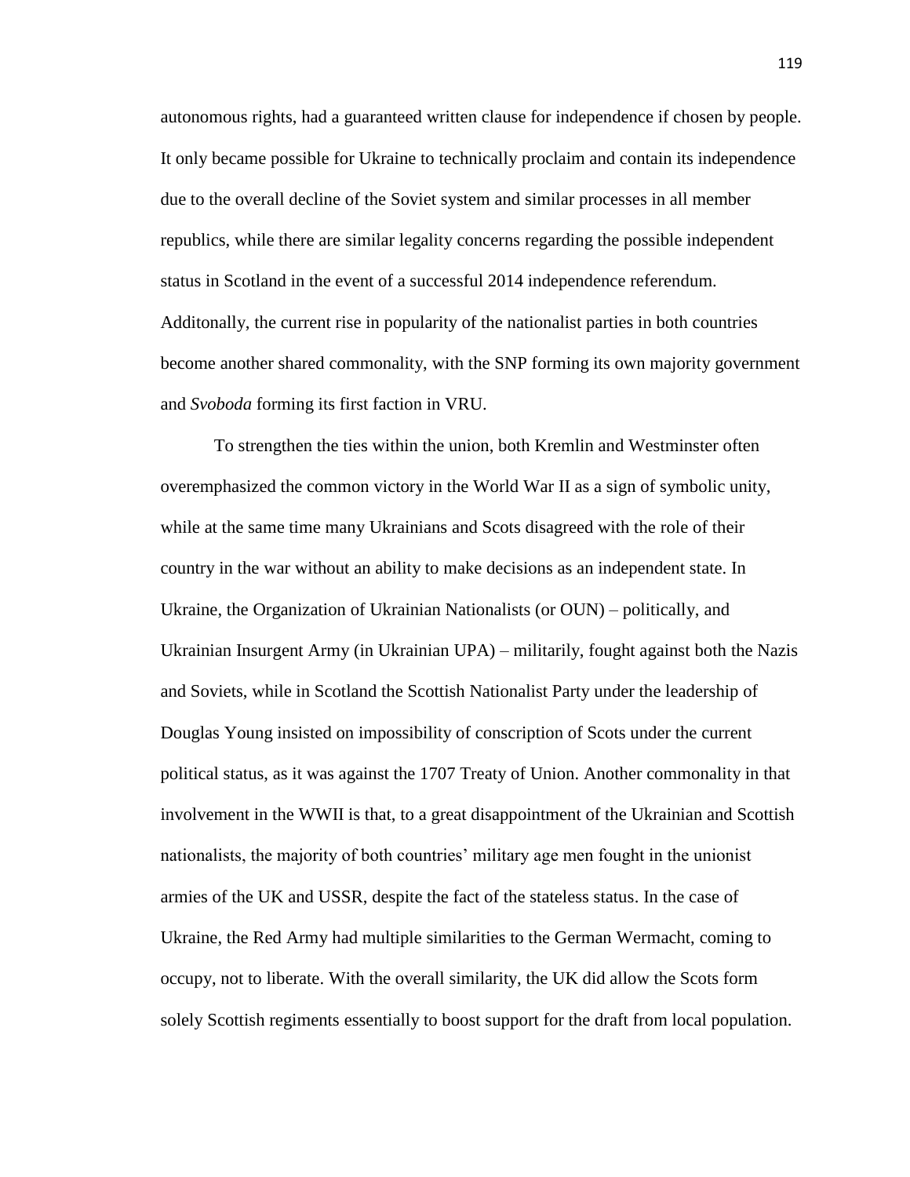autonomous rights, had a guaranteed written clause for independence if chosen by people. It only became possible for Ukraine to technically proclaim and contain its independence due to the overall decline of the Soviet system and similar processes in all member republics, while there are similar legality concerns regarding the possible independent status in Scotland in the event of a successful 2014 independence referendum. Additonally, the current rise in popularity of the nationalist parties in both countries become another shared commonality, with the SNP forming its own majority government and *Svoboda* forming its first faction in VRU.

To strengthen the ties within the union, both Kremlin and Westminster often overemphasized the common victory in the World War II as a sign of symbolic unity, while at the same time many Ukrainians and Scots disagreed with the role of their country in the war without an ability to make decisions as an independent state. In Ukraine, the Organization of Ukrainian Nationalists (or OUN) – politically, and Ukrainian Insurgent Army (in Ukrainian UPA) – militarily, fought against both the Nazis and Soviets, while in Scotland the Scottish Nationalist Party under the leadership of Douglas Young insisted on impossibility of conscription of Scots under the current political status, as it was against the 1707 Treaty of Union. Another commonality in that involvement in the WWII is that, to a great disappointment of the Ukrainian and Scottish nationalists, the majority of both countries' military age men fought in the unionist armies of the UK and USSR, despite the fact of the stateless status. In the case of Ukraine, the Red Army had multiple similarities to the German Wermacht, coming to occupy, not to liberate. With the overall similarity, the UK did allow the Scots form solely Scottish regiments essentially to boost support for the draft from local population.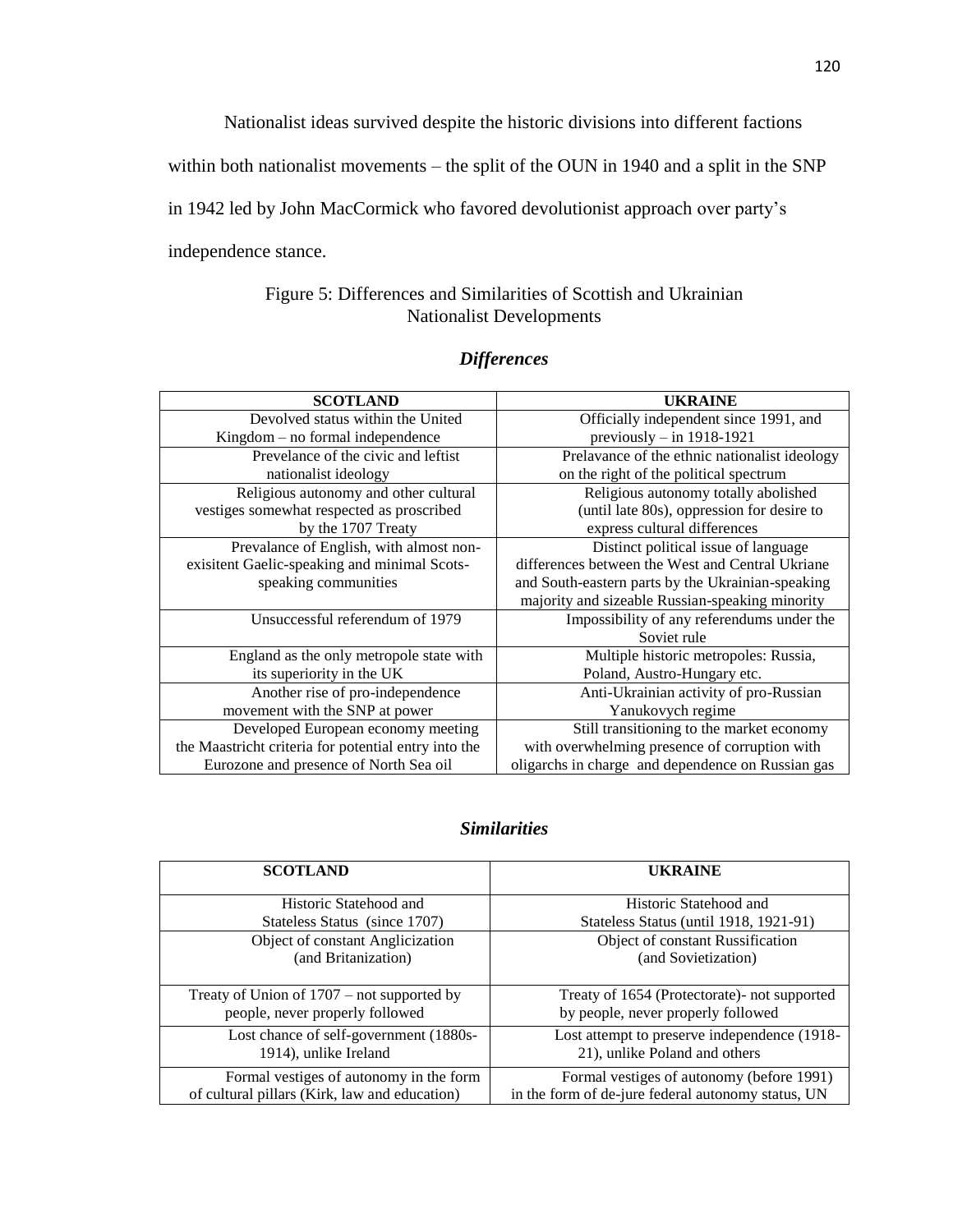Nationalist ideas survived despite the historic divisions into different factions within both nationalist movements – the split of the OUN in 1940 and a split in the SNP in 1942 led by John MacCormick who favored devolutionist approach over party's independence stance.

Figure 5: Differences and Similarities of Scottish and Ukrainian Nationalist Developments

### *Differences*

| SCOTLAND | UKRAINE |
|---|---|
| Devolved status within the United Kingdom – no formal independence | Officially independent since 1991, and previously – in 1918-1921 |
| Prevelance of the civic and leftist nationalist ideology | Prelavance of the ethnic nationalist ideology on the right of the political spectrum |
| Religious autonomy and other cultural vestiges somewhat respected as proscribed by the 1707 Treaty | Religious autonomy totally abolished (until late 80s), oppression for desire to express cultural differences |
| Prevalance of English, with almost non-exisitent Gaelic-speaking and minimal Scots-speaking communities | Distinct political issue of language differences between the West and Central Ukriane and South-eastern parts by the Ukrainian-speaking majority and sizeable Russian-speaking minority |
| Unsuccessful referendum of 1979 | Impossibility of any referendums under the Soviet rule |
| England as the only metropole state with its superiority in the UK | Multiple historic metropoles: Russia, Poland, Austro-Hungary etc. |
| Another rise of pro-independence movement with the SNP at power | Anti-Ukrainian activity of pro-Russian Yanukovych regime |
| Developed European economy meeting the Maastricht criteria for potential entry into the Eurozone and presence of North Sea oil | Still transitioning to the market economy with overwhelming presence of corruption with oligarchs in charge and dependence on Russian gas |

### *Similarities*

| SCOTLAND | UKRAINE |
|---|---|
| Historic Statehood and Stateless Status (since 1707) | Historic Statehood and Stateless Status (until 1918, 1921-91) |
| Object of constant Anglicization (and Britanization) | Object of constant Russification (and Sovietization) |
| Treaty of Union of 1707 – not supported by people, never properly followed | Treaty of 1654 (Protectorate)- not supported by people, never properly followed |
| Lost chance of self-government (1880s-1914), unlike Ireland | Lost attempt to preserve independence (1918-21), unlike Poland and others |
| Formal vestiges of autonomy in the form of cultural pillars (Kirk, law and education) | Formal vestiges of autonomy (before 1991) in the form of de-jure federal autonomy status, UN |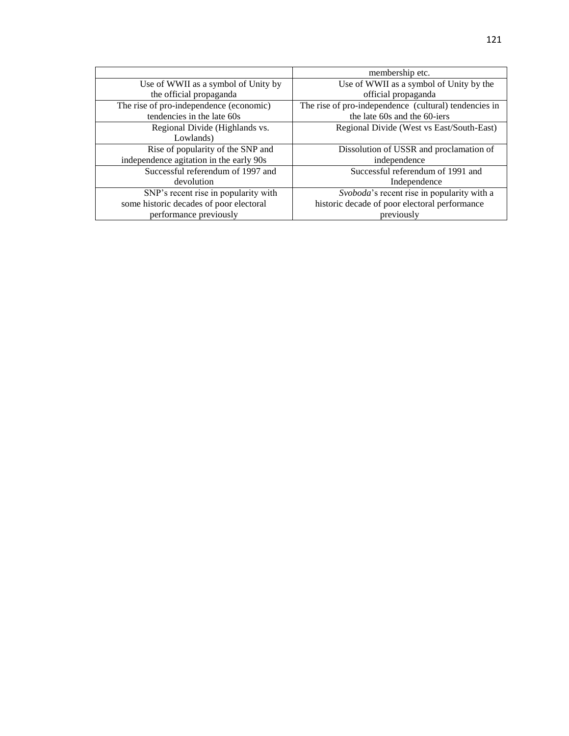| | |
|---|---|
| | membership etc. |
| Use of WWII as a symbol of Unity by the official propaganda | Use of WWII as a symbol of Unity by the official propaganda |
| The rise of pro-independence (economic) tendencies in the late 60s | The rise of pro-independence (cultural) tendencies in the late 60s and the 60-iers |
| Regional Divide (Highlands vs. Lowlands) | Regional Divide (West vs East/South-East) |
| Rise of popularity of the SNP and independence agitation in the early 90s | Dissolution of USSR and proclamation of independence |
| Successful referendum of 1997 and devolution | Successful referendum of 1991 and Independence |
| SNP's recent rise in popularity with some historic decades of poor electoral performance previously | *Svoboda*'s recent rise in popularity with a historic decade of poor electoral performance previously |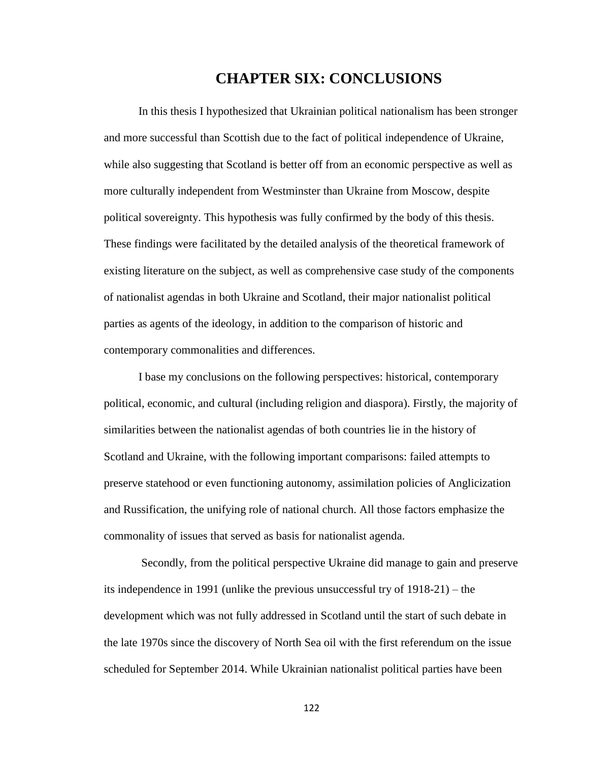# CHAPTER SIX: CONCLUSIONS

In this thesis I hypothesized that Ukrainian political nationalism has been stronger and more successful than Scottish due to the fact of political independence of Ukraine, while also suggesting that Scotland is better off from an economic perspective as well as more culturally independent from Westminster than Ukraine from Moscow, despite political sovereignty. This hypothesis was fully confirmed by the body of this thesis. These findings were facilitated by the detailed analysis of the theoretical framework of existing literature on the subject, as well as comprehensive case study of the components of nationalist agendas in both Ukraine and Scotland, their major nationalist political parties as agents of the ideology, in addition to the comparison of historic and contemporary commonalities and differences.

I base my conclusions on the following perspectives: historical, contemporary political, economic, and cultural (including religion and diaspora). Firstly, the majority of similarities between the nationalist agendas of both countries lie in the history of Scotland and Ukraine, with the following important comparisons: failed attempts to preserve statehood or even functioning autonomy, assimilation policies of Anglicization and Russification, the unifying role of national church. All those factors emphasize the commonality of issues that served as basis for nationalist agenda.

Secondly, from the political perspective Ukraine did manage to gain and preserve its independence in 1991 (unlike the previous unsuccessful try of 1918-21) – the development which was not fully addressed in Scotland until the start of such debate in the late 1970s since the discovery of North Sea oil with the first referendum on the issue scheduled for September 2014. While Ukrainian nationalist political parties have been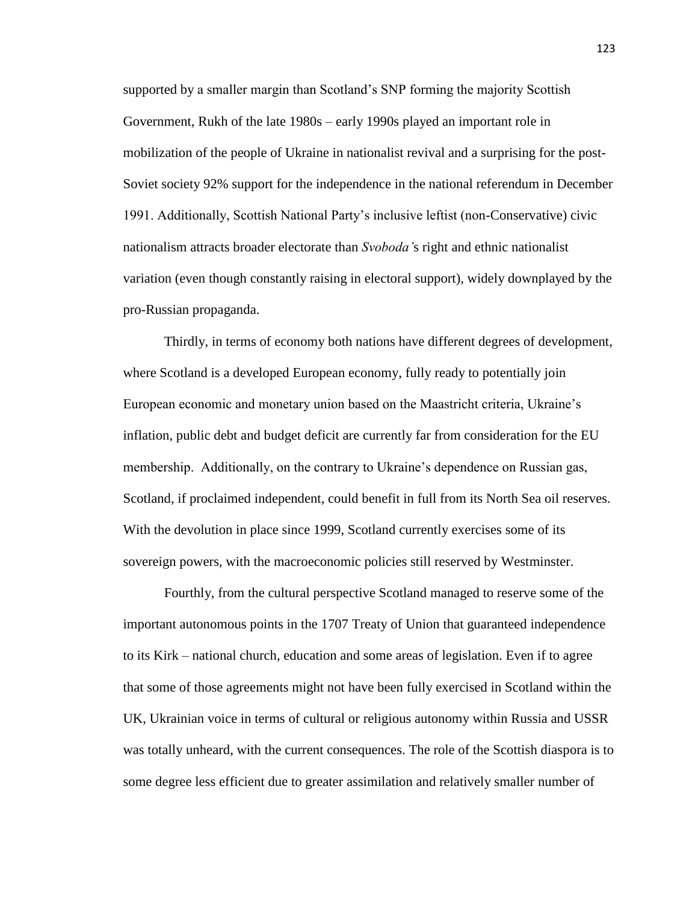supported by a smaller margin than Scotland's SNP forming the majority Scottish Government, Rukh of the late 1980s – early 1990s played an important role in mobilization of the people of Ukraine in nationalist revival and a surprising for the post-Soviet society 92% support for the independence in the national referendum in December 1991. Additionally, Scottish National Party's inclusive leftist (non-Conservative) civic nationalism attracts broader electorate than *Svoboda'*s right and ethnic nationalist variation (even though constantly raising in electoral support), widely downplayed by the pro-Russian propaganda.

Thirdly, in terms of economy both nations have different degrees of development, where Scotland is a developed European economy, fully ready to potentially join European economic and monetary union based on the Maastricht criteria, Ukraine's inflation, public debt and budget deficit are currently far from consideration for the EU membership. Additionally, on the contrary to Ukraine's dependence on Russian gas, Scotland, if proclaimed independent, could benefit in full from its North Sea oil reserves. With the devolution in place since 1999, Scotland currently exercises some of its sovereign powers, with the macroeconomic policies still reserved by Westminster.

Fourthly, from the cultural perspective Scotland managed to reserve some of the important autonomous points in the 1707 Treaty of Union that guaranteed independence to its Kirk – national church, education and some areas of legislation. Even if to agree that some of those agreements might not have been fully exercised in Scotland within the UK, Ukrainian voice in terms of cultural or religious autonomy within Russia and USSR was totally unheard, with the current consequences. The role of the Scottish diaspora is to some degree less efficient due to greater assimilation and relatively smaller number of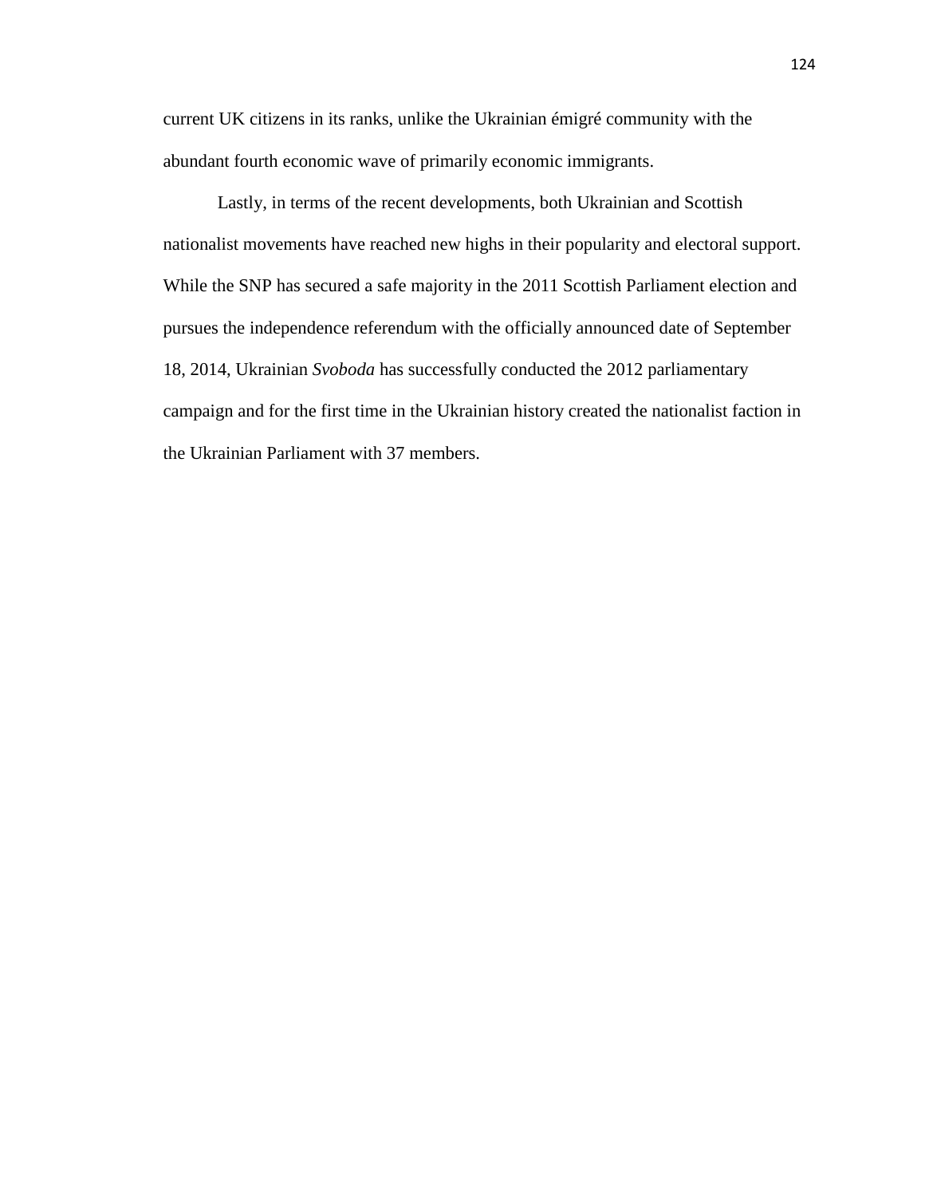current UK citizens in its ranks, unlike the Ukrainian émigré community with the abundant fourth economic wave of primarily economic immigrants.

Lastly, in terms of the recent developments, both Ukrainian and Scottish nationalist movements have reached new highs in their popularity and electoral support. While the SNP has secured a safe majority in the 2011 Scottish Parliament election and pursues the independence referendum with the officially announced date of September 18, 2014, Ukrainian *Svoboda* has successfully conducted the 2012 parliamentary campaign and for the first time in the Ukrainian history created the nationalist faction in the Ukrainian Parliament with 37 members.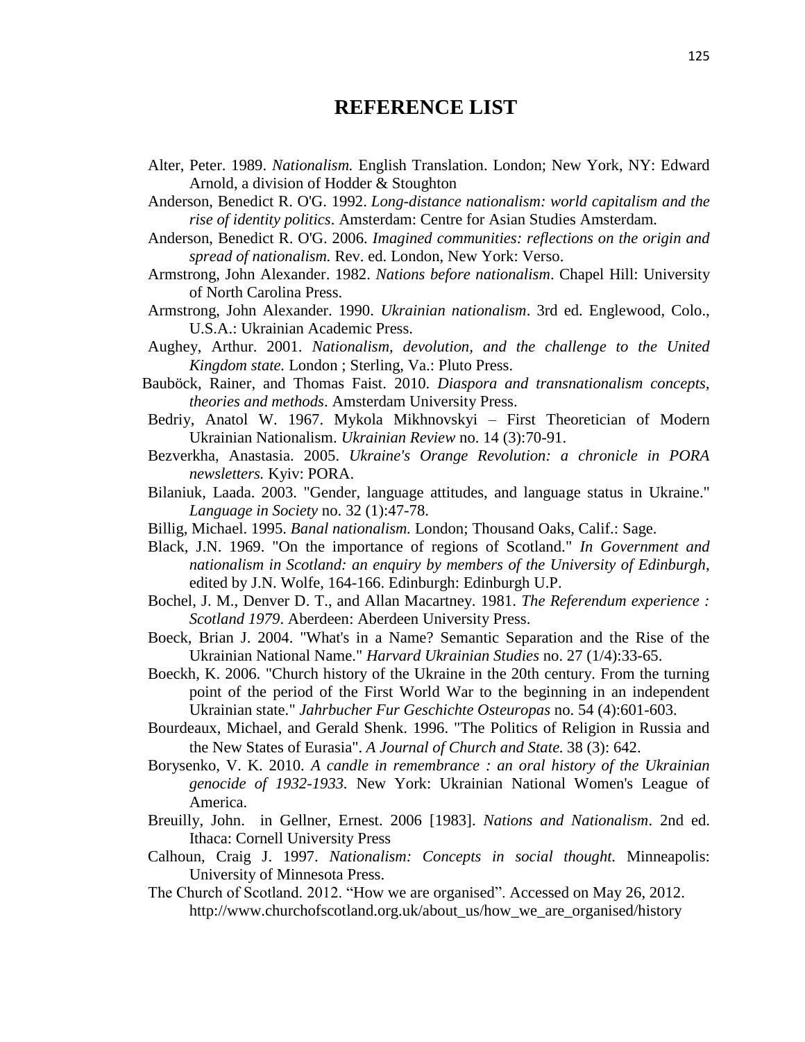# REFERENCE LIST

Alter, Peter. 1989. *Nationalism.* English Translation. London; New York, NY: Edward Arnold, a division of Hodder & Stoughton

Anderson, Benedict R. O'G. 1992. *Long-distance nationalism: world capitalism and the rise of identity politics*. Amsterdam: Centre for Asian Studies Amsterdam.

Anderson, Benedict R. O'G. 2006. *Imagined communities: reflections on the origin and spread of nationalism.* Rev. ed. London, New York: Verso.

Armstrong, John Alexander. 1982. *Nations before nationalism*. Chapel Hill: University of North Carolina Press.

Armstrong, John Alexander. 1990. *Ukrainian nationalism*. 3rd ed. Englewood, Colo., U.S.A.: Ukrainian Academic Press.

Aughey, Arthur. 2001. *Nationalism, devolution, and the challenge to the United Kingdom state.* London ; Sterling, Va.: Pluto Press.

Bauböck, Rainer, and Thomas Faist. 2010. *Diaspora and transnationalism concepts, theories and methods*. Amsterdam University Press.

Bedriy, Anatol W. 1967. Mykola Mikhnovskyi – First Theoretician of Modern Ukrainian Nationalism. *Ukrainian Review* no. 14 (3):70-91.

Bezverkha, Anastasia. 2005. *Ukraine's Orange Revolution: a chronicle in PORA newsletters.* Kyiv: PORA.

Bilaniuk, Laada. 2003. "Gender, language attitudes, and language status in Ukraine." *Language in Society* no. 32 (1):47-78.

Billig, Michael. 1995. *Banal nationalism.* London; Thousand Oaks, Calif.: Sage.

Black, J.N. 1969. "On the importance of regions of Scotland." *In Government and nationalism in Scotland: an enquiry by members of the University of Edinburgh*, edited by J.N. Wolfe, 164-166. Edinburgh: Edinburgh U.P.

Bochel, J. M., Denver D. T., and Allan Macartney. 1981. *The Referendum experience : Scotland 1979*. Aberdeen: Aberdeen University Press.

Boeck, Brian J. 2004. "What's in a Name? Semantic Separation and the Rise of the Ukrainian National Name." *Harvard Ukrainian Studies* no. 27 (1/4):33-65.

Boeckh, K. 2006. "Church history of the Ukraine in the 20th century. From the turning point of the period of the First World War to the beginning in an independent Ukrainian state." *Jahrbucher Fur Geschichte Osteuropas* no. 54 (4):601-603.

Bourdeaux, Michael, and Gerald Shenk. 1996. "The Politics of Religion in Russia and the New States of Eurasia". *A Journal of Church and State.* 38 (3): 642.

Borysenko, V. K. 2010. *A candle in remembrance : an oral history of the Ukrainian genocide of 1932-1933.* New York: Ukrainian National Women's League of America.

Breuilly, John. in Gellner, Ernest. 2006 [1983]. *Nations and Nationalism*. 2nd ed. Ithaca: Cornell University Press

Calhoun, Craig J. 1997. *Nationalism: Concepts in social thought.* Minneapolis: University of Minnesota Press.

The Church of Scotland. 2012. "How we are organised". Accessed on May 26, 2012. http://www.churchofscotland.org.uk/about_us/how_we_are_organised/history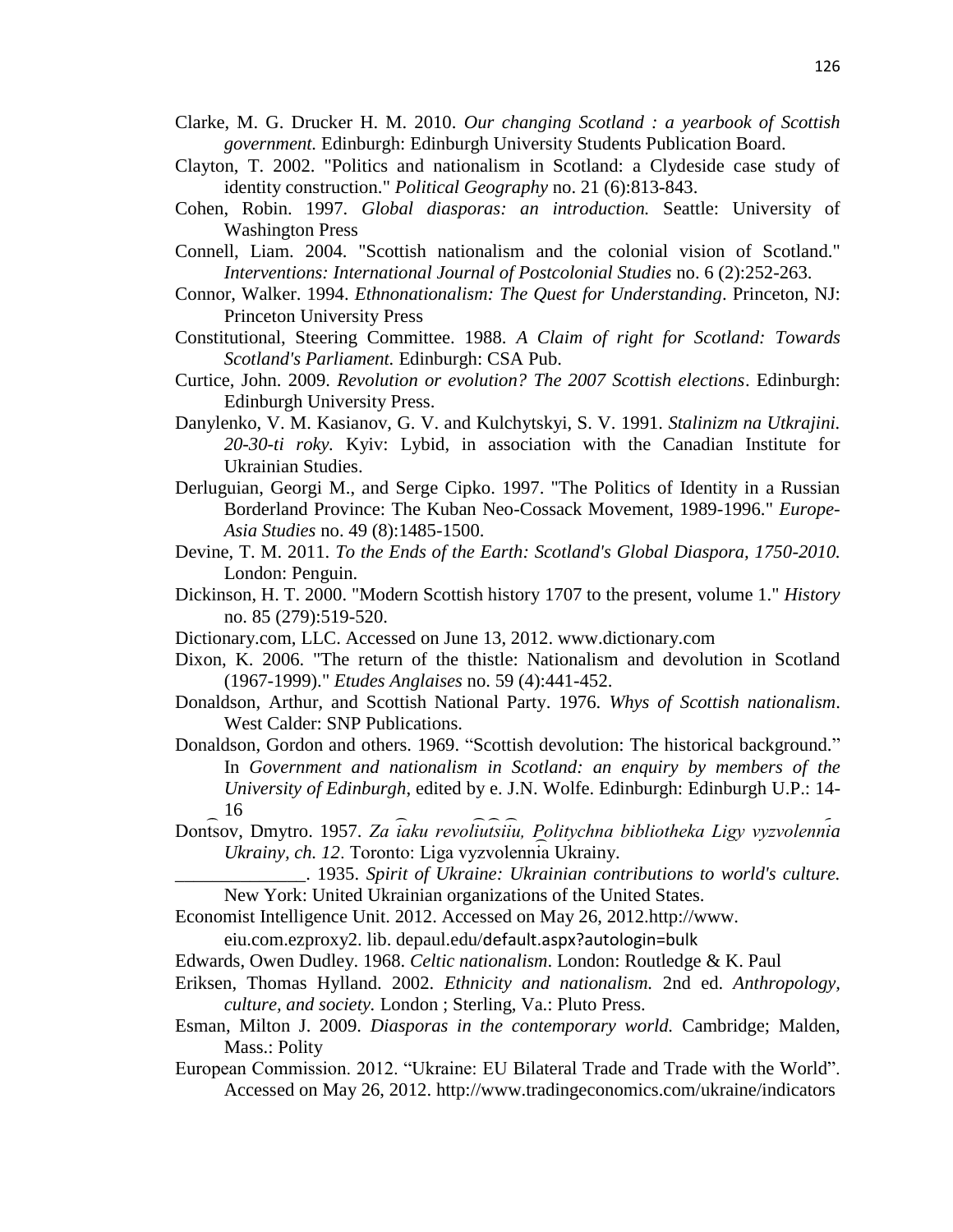Clarke, M. G. Drucker H. M. 2010. *Our changing Scotland : a yearbook of Scottish government.* Edinburgh: Edinburgh University Students Publication Board.

Clayton, T. 2002. "Politics and nationalism in Scotland: a Clydeside case study of identity construction." *Political Geography* no. 21 (6):813-843.

Cohen, Robin. 1997. *Global diasporas: an introduction.* Seattle: University of Washington Press

Connell, Liam. 2004. "Scottish nationalism and the colonial vision of Scotland." *Interventions: International Journal of Postcolonial Studies* no. 6 (2):252-263.

Connor, Walker. 1994. *Ethnonationalism: The Quest for Understanding*. Princeton, NJ: Princeton University Press

Constitutional, Steering Committee. 1988. *A Claim of right for Scotland: Towards Scotland's Parliament.* Edinburgh: CSA Pub.

Curtice, John. 2009. *Revolution or evolution? The 2007 Scottish elections*. Edinburgh: Edinburgh University Press.

Danylenko, V. M. Kasianov, G. V. and Kulchytskyi, S. V. 1991. *Stalinizm na Utkrajini. 20-30-ti roky.* Kyiv: Lybid, in association with the Canadian Institute for Ukrainian Studies.

Derluguian, Georgi M., and Serge Cipko. 1997. "The Politics of Identity in a Russian Borderland Province: The Kuban Neo-Cossack Movement, 1989-1996." *Europe-Asia Studies* no. 49 (8):1485-1500.

Devine, T. M. 2011. *To the Ends of the Earth: Scotland's Global Diaspora, 1750-2010.* London: Penguin.

Dickinson, H. T. 2000. "Modern Scottish history 1707 to the present, volume 1." *History* no. 85 (279):519-520.

Dictionary.com, LLC. Accessed on June 13, 2012. www.dictionary.com

Dixon, K. 2006. "The return of the thistle: Nationalism and devolution in Scotland (1967-1999)." *Etudes Anglaises* no. 59 (4):441-452.

Donaldson, Arthur, and Scottish National Party. 1976. *Whys of Scottish nationalism*. West Calder: SNP Publications.

Donaldson, Gordon and others. 1969. "Scottish devolution: The historical background." In *Government and nationalism in Scotland: an enquiry by members of the University of Edinburgh*, edited by e. J.N. Wolfe. Edinburgh: Edinburgh U.P.: 14-16

Dont͡sov, Dmytro. 1957. *Za i͡aku revoli͡ut͡sii͡u, Politychna bibliotheka Ligy vyzvolenni͡a Ukrainy, ch. 12*. Toronto: Liga vyzvolenni͡a Ukrainy.

______________. 1935. *Spirit of Ukraine: Ukrainian contributions to world's culture.* New York: United Ukrainian organizations of the United States.

Economist Intelligence Unit. 2012. Accessed on May 26, 2012.http://www. eiu.com.ezproxy2. lib. depaul.edu/default.aspx?autologin=bulk

Edwards, Owen Dudley. 1968. *Celtic nationalism*. London: Routledge & K. Paul

Eriksen, Thomas Hylland. 2002. *Ethnicity and nationalism.* 2nd ed. *Anthropology, culture, and society.* London ; Sterling, Va.: Pluto Press.

Esman, Milton J. 2009. *Diasporas in the contemporary world.* Cambridge; Malden, Mass.: Polity

European Commission. 2012. "Ukraine: EU Bilateral Trade and Trade with the World". Accessed on May 26, 2012. http://www.tradingeconomics.com/ukraine/indicators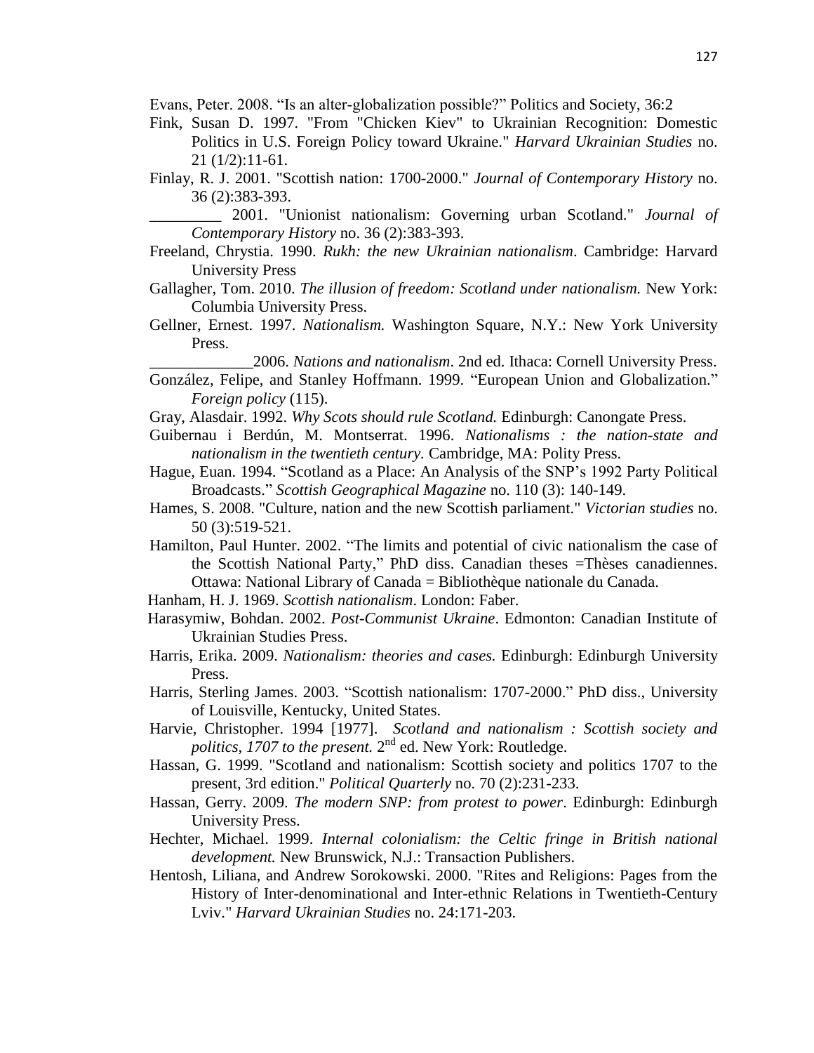Evans, Peter. 2008. “Is an alter-globalization possible?” Politics and Society, 36:2

Fink, Susan D. 1997. "From "Chicken Kiev" to Ukrainian Recognition: Domestic Politics in U.S. Foreign Policy toward Ukraine." *Harvard Ukrainian Studies* no. 21 (1/2):11-61.

Finlay, R. J. 2001. "Scottish nation: 1700-2000." *Journal of Contemporary History* no. 36 (2):383-393.

_________ 2001. "Unionist nationalism: Governing urban Scotland." *Journal of Contemporary History* no. 36 (2):383-393.

Freeland, Chrystia. 1990. *Rukh: the new Ukrainian nationalism*. Cambridge: Harvard University Press

Gallagher, Tom. 2010. *The illusion of freedom: Scotland under nationalism.* New York: Columbia University Press.

Gellner, Ernest. 1997. *Nationalism.* Washington Square, N.Y.: New York University Press.

_____________2006. *Nations and nationalism*. 2nd ed. Ithaca: Cornell University Press.

González, Felipe, and Stanley Hoffmann. 1999. “European Union and Globalization.” *Foreign policy* (115).

Gray, Alasdair. 1992. *Why Scots should rule Scotland.* Edinburgh: Canongate Press.

Guibernau i Berdún, M. Montserrat. 1996. *Nationalisms : the nation-state and nationalism in the twentieth century.* Cambridge, MA: Polity Press.

Hague, Euan. 1994. “Scotland as a Place: An Analysis of the SNP’s 1992 Party Political Broadcasts.” *Scottish Geographical Magazine* no. 110 (3): 140-149.

Hames, S. 2008. "Culture, nation and the new Scottish parliament." *Victorian studies* no. 50 (3):519-521.

Hamilton, Paul Hunter. 2002. “The limits and potential of civic nationalism the case of the Scottish National Party,” PhD diss. Canadian theses =Thèses canadiennes. Ottawa: National Library of Canada = Bibliothèque nationale du Canada.

Hanham, H. J. 1969. *Scottish nationalism*. London: Faber.

Harasymiw, Bohdan. 2002. *Post-Communist Ukraine*. Edmonton: Canadian Institute of Ukrainian Studies Press.

Harris, Erika. 2009. *Nationalism: theories and cases.* Edinburgh: Edinburgh University Press.

Harris, Sterling James. 2003. “Scottish nationalism: 1707-2000.” PhD diss., University of Louisville, Kentucky, United States.

Harvie, Christopher. 1994 [1977]. *Scotland and nationalism : Scottish society and politics, 1707 to the present.* 2nd ed. New York: Routledge.

Hassan, G. 1999. "Scotland and nationalism: Scottish society and politics 1707 to the present, 3rd edition." *Political Quarterly* no. 70 (2):231-233.

Hassan, Gerry. 2009. *The modern SNP: from protest to power*. Edinburgh: Edinburgh University Press.

Hechter, Michael. 1999. *Internal colonialism: the Celtic fringe in British national development.* New Brunswick, N.J.: Transaction Publishers.

Hentosh, Liliana, and Andrew Sorokowski. 2000. "Rites and Religions: Pages from the History of Inter-denominational and Inter-ethnic Relations in Twentieth-Century Lviv." *Harvard Ukrainian Studies* no. 24:171-203.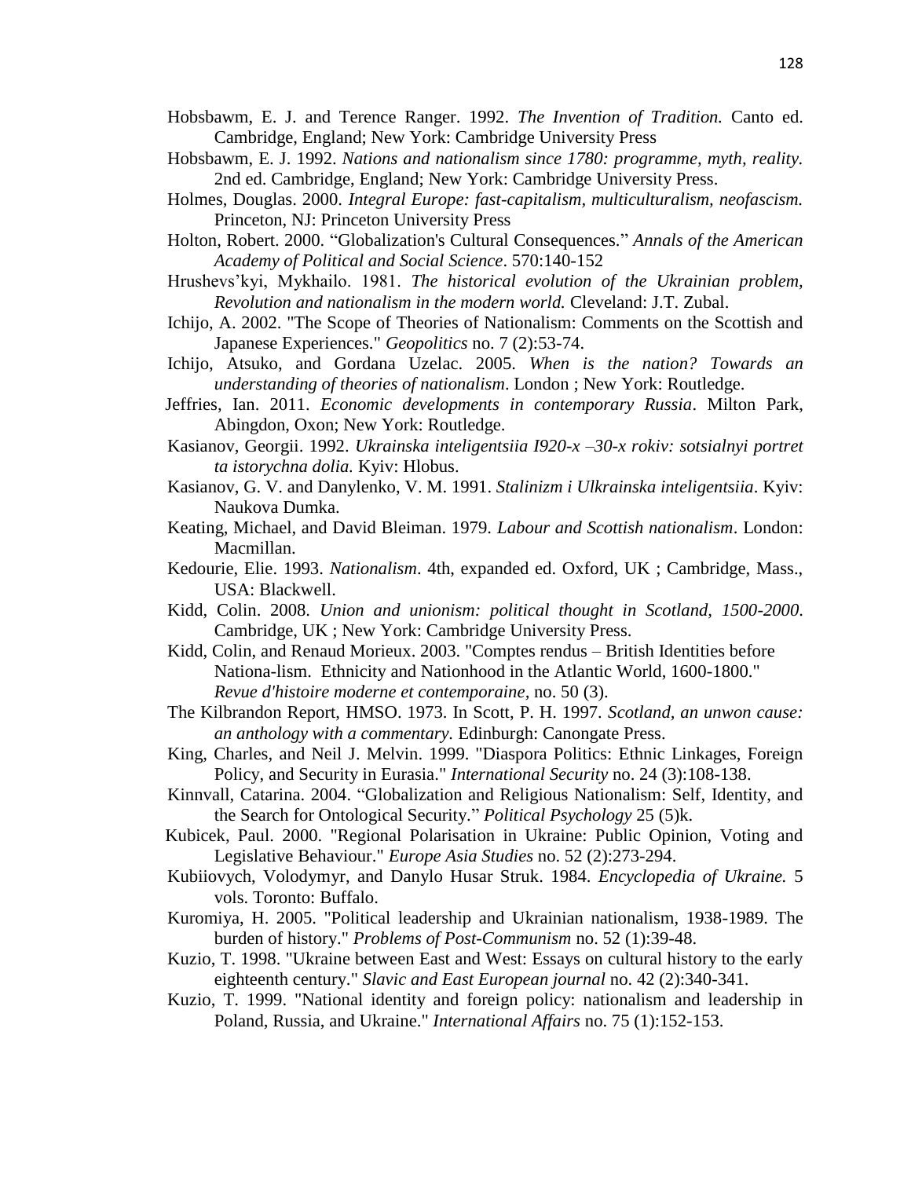Hobsbawm, E. J. and Terence Ranger. 1992. *The Invention of Tradition.* Canto ed. Cambridge, England; New York: Cambridge University Press

Hobsbawm, E. J. 1992. *Nations and nationalism since 1780: programme, myth, reality.* 2nd ed. Cambridge, England; New York: Cambridge University Press.

Holmes, Douglas. 2000. *Integral Europe: fast-capitalism, multiculturalism, neofascism.* Princeton, NJ: Princeton University Press

Holton, Robert. 2000. "Globalization's Cultural Consequences." *Annals of the American Academy of Political and Social Science*. 570:140-152

Hrushevs'kyi, Mykhailo. 1981. *The historical evolution of the Ukrainian problem, Revolution and nationalism in the modern world.* Cleveland: J.T. Zubal.

Ichijo, A. 2002. "The Scope of Theories of Nationalism: Comments on the Scottish and Japanese Experiences." *Geopolitics* no. 7 (2):53-74.

Ichijo, Atsuko, and Gordana Uzelac. 2005. *When is the nation? Towards an understanding of theories of nationalism*. London ; New York: Routledge.

Jeffries, Ian. 2011. *Economic developments in contemporary Russia*. Milton Park, Abingdon, Oxon; New York: Routledge.

Kasianov, Georgii. 1992. *Ukrainska inteligentsiia I920-x –30-x rokiv: sotsialnyi portret ta istorychna dolia.* Kyiv: Hlobus.

Kasianov, G. V. and Danylenko, V. M. 1991. *Stalinizm i Ulkrainska inteligentsiia*. Kyiv: Naukova Dumka.

Keating, Michael, and David Bleiman. 1979. *Labour and Scottish nationalism*. London: Macmillan.

Kedourie, Elie. 1993. *Nationalism*. 4th, expanded ed. Oxford, UK ; Cambridge, Mass., USA: Blackwell.

Kidd, Colin. 2008. *Union and unionism: political thought in Scotland, 1500-2000*. Cambridge, UK ; New York: Cambridge University Press.

Kidd, Colin, and Renaud Morieux. 2003. "Comptes rendus – British Identities before Nationa-lism. Ethnicity and Nationhood in the Atlantic World, 1600-1800." *Revue d'histoire moderne et contemporaine,* no. 50 (3).

The Kilbrandon Report, HMSO. 1973. In Scott, P. H. 1997. *Scotland, an unwon cause: an anthology with a commentary.* Edinburgh: Canongate Press.

King, Charles, and Neil J. Melvin. 1999. "Diaspora Politics: Ethnic Linkages, Foreign Policy, and Security in Eurasia." *International Security* no. 24 (3):108-138.

Kinnvall, Catarina. 2004. "Globalization and Religious Nationalism: Self, Identity, and the Search for Ontological Security." *Political Psychology* 25 (5)k.

Kubicek, Paul. 2000. "Regional Polarisation in Ukraine: Public Opinion, Voting and Legislative Behaviour." *Europe Asia Studies* no. 52 (2):273-294.

Kubiiovych, Volodymyr, and Danylo Husar Struk. 1984. *Encyclopedia of Ukraine.* 5 vols. Toronto: Buffalo.

Kuromiya, H. 2005. "Political leadership and Ukrainian nationalism, 1938-1989. The burden of history." *Problems of Post-Communism* no. 52 (1):39-48.

Kuzio, T. 1998. "Ukraine between East and West: Essays on cultural history to the early eighteenth century." *Slavic and East European journal* no. 42 (2):340-341.

Kuzio, T. 1999. "National identity and foreign policy: nationalism and leadership in Poland, Russia, and Ukraine." *International Affairs* no. 75 (1):152-153.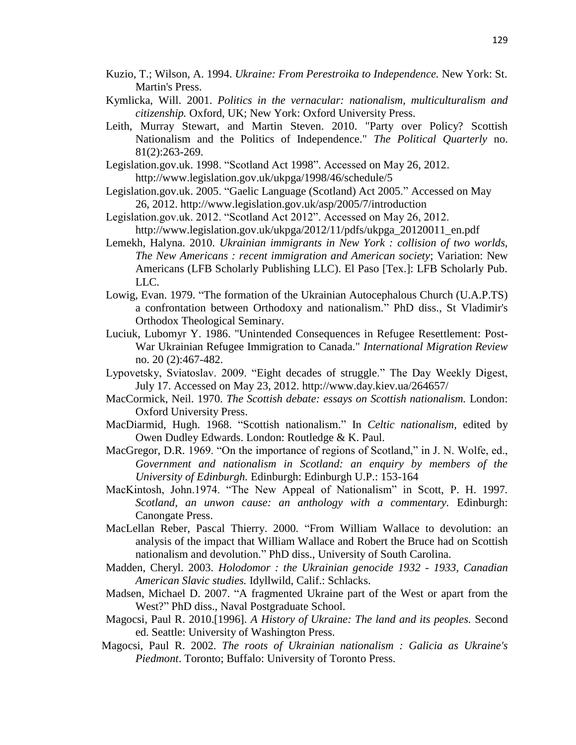Kuzio, T.; Wilson, A. 1994. *Ukraine: From Perestroika to Independence.* New York: St. Martin's Press.

Kymlicka, Will. 2001. *Politics in the vernacular: nationalism, multiculturalism and citizenship.* Oxford, UK; New York: Oxford University Press.

Leith, Murray Stewart, and Martin Steven. 2010. "Party over Policy? Scottish Nationalism and the Politics of Independence." *The Political Quarterly* no. 81(2):263-269.

Legislation.gov.uk. 1998. "Scotland Act 1998". Accessed on May 26, 2012. http://www.legislation.gov.uk/ukpga/1998/46/schedule/5

Legislation.gov.uk. 2005. "Gaelic Language (Scotland) Act 2005." Accessed on May 26, 2012. http://www.legislation.gov.uk/asp/2005/7/introduction

Legislation.gov.uk. 2012. "Scotland Act 2012". Accessed on May 26, 2012. http://www.legislation.gov.uk/ukpga/2012/11/pdfs/ukpga_20120011_en.pdf

Lemekh, Halyna. 2010. *Ukrainian immigrants in New York : collision of two worlds, The New Americans : recent immigration and American society*; Variation: New Americans (LFB Scholarly Publishing LLC). El Paso [Tex.]: LFB Scholarly Pub. LLC.

Lowig, Evan. 1979. "The formation of the Ukrainian Autocephalous Church (U.A.P.TS) a confrontation between Orthodoxy and nationalism." PhD diss., St Vladimir's Orthodox Theological Seminary.

Luciuk, Lubomyr Y. 1986. "Unintended Consequences in Refugee Resettlement: Post-War Ukrainian Refugee Immigration to Canada." *International Migration Review* no. 20 (2):467-482.

Lypovetsky, Sviatoslav. 2009. "Eight decades of struggle." The Day Weekly Digest, July 17. Accessed on May 23, 2012. http://www.day.kiev.ua/264657/

MacCormick, Neil. 1970. *The Scottish debate: essays on Scottish nationalism.* London: Oxford University Press.

MacDiarmid, Hugh. 1968. "Scottish nationalism." In *Celtic nationalism,* edited by Owen Dudley Edwards. London: Routledge & K. Paul.

MacGregor, D.R. 1969. "On the importance of regions of Scotland," in J. N. Wolfe, ed., *Government and nationalism in Scotland: an enquiry by members of the University of Edinburgh.* Edinburgh: Edinburgh U.P.: 153-164

MacKintosh, John.1974. "The New Appeal of Nationalism" in Scott, P. H. 1997. *Scotland, an unwon cause: an anthology with a commentary.* Edinburgh: Canongate Press.

MacLellan Reber, Pascal Thierry. 2000. "From William Wallace to devolution: an analysis of the impact that William Wallace and Robert the Bruce had on Scottish nationalism and devolution." PhD diss., University of South Carolina.

Madden, Cheryl. 2003. *Holodomor : the Ukrainian genocide 1932 - 1933, Canadian American Slavic studies.* Idyllwild, Calif.: Schlacks.

Madsen, Michael D. 2007. "A fragmented Ukraine part of the West or apart from the West?" PhD diss., Naval Postgraduate School.

Magocsi, Paul R. 2010.[1996]. *A History of Ukraine: The land and its peoples.* Second ed. Seattle: University of Washington Press.

Magocsi, Paul R. 2002. *The roots of Ukrainian nationalism : Galicia as Ukraine's Piedmont*. Toronto; Buffalo: University of Toronto Press.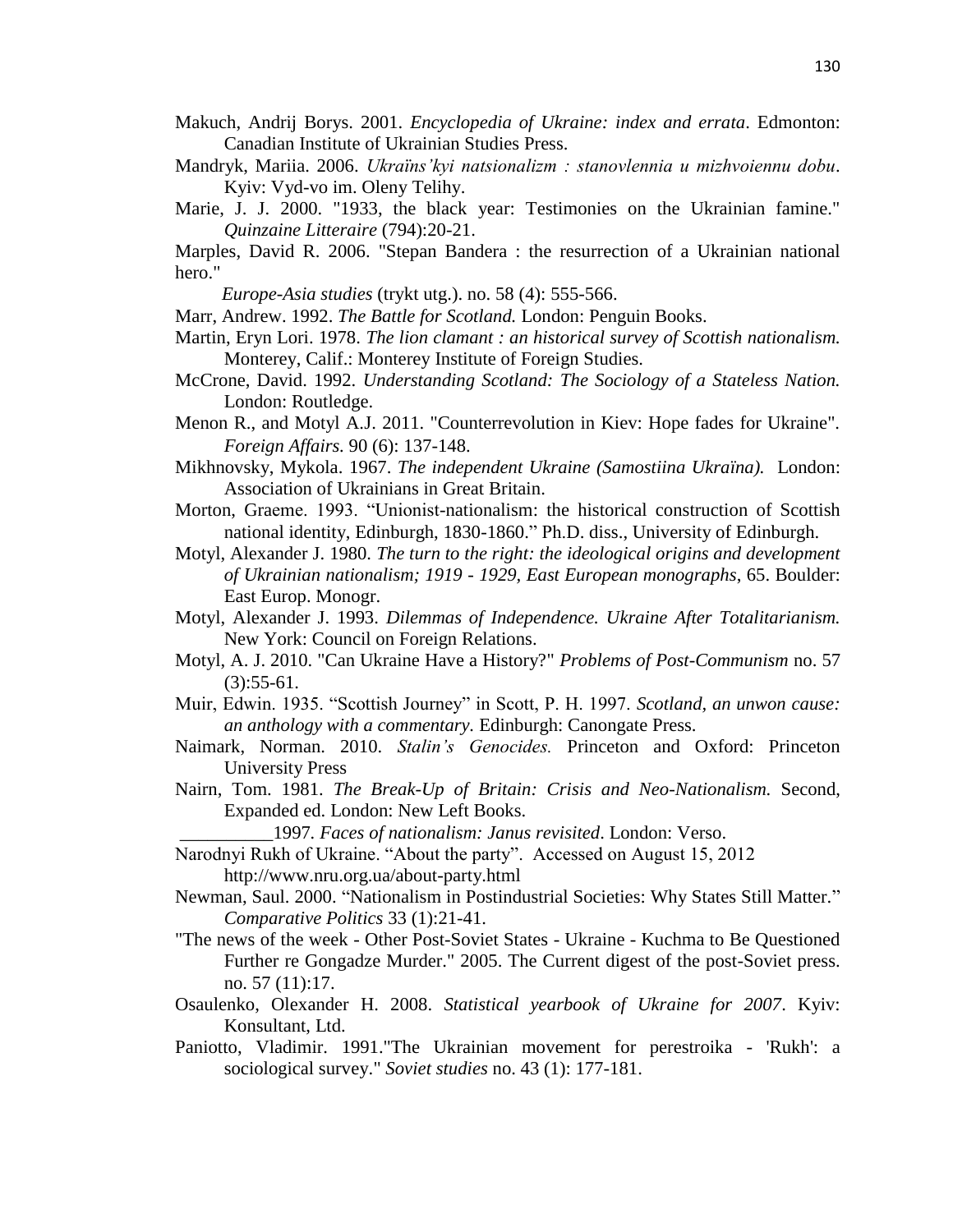Makuch, Andrij Borys. 2001. *Encyclopedia of Ukraine: index and errata*. Edmonton: Canadian Institute of Ukrainian Studies Press.

Mandryk, Mariia. 2006. *Ukraïns'kyi natsionalizm : stanovlennia u mizhvoiennu dobu*. Kyiv: Vyd-vo im. Oleny Telihy.

Marie, J. J. 2000. "1933, the black year: Testimonies on the Ukrainian famine." *Quinzaine Litteraire* (794):20-21.

Marples, David R. 2006. "Stepan Bandera : the resurrection of a Ukrainian national hero."

*Europe-Asia studies* (trykt utg.). no. 58 (4): 555-566.

Marr, Andrew. 1992. *The Battle for Scotland.* London: Penguin Books.

Martin, Eryn Lori. 1978. *The lion clamant : an historical survey of Scottish nationalism.* Monterey, Calif.: Monterey Institute of Foreign Studies.

McCrone, David. 1992. *Understanding Scotland: The Sociology of a Stateless Nation.* London: Routledge.

Menon R., and Motyl A.J. 2011. "Counterrevolution in Kiev: Hope fades for Ukraine". *Foreign Affairs.* 90 (6): 137-148.

Mikhnovsky, Mykola. 1967. *The independent Ukraine (Samostiina Ukraïna).* London: Association of Ukrainians in Great Britain.

Morton, Graeme. 1993. "Unionist-nationalism: the historical construction of Scottish national identity, Edinburgh, 1830-1860." Ph.D. diss., University of Edinburgh.

Motyl, Alexander J. 1980. *The turn to the right: the ideological origins and development of Ukrainian nationalism; 1919 - 1929, East European monographs*, 65. Boulder: East Europ. Monogr.

Motyl, Alexander J. 1993. *Dilemmas of Independence. Ukraine After Totalitarianism.* New York: Council on Foreign Relations.

Motyl, A. J. 2010. "Can Ukraine Have a History?" *Problems of Post-Communism* no. 57 (3):55-61.

Muir, Edwin. 1935. "Scottish Journey" in Scott, P. H. 1997. *Scotland, an unwon cause: an anthology with a commentary.* Edinburgh: Canongate Press.

Naimark, Norman. 2010. *Stalin's Genocides.* Princeton and Oxford: Princeton University Press

Nairn, Tom. 1981. *The Break-Up of Britain: Crisis and Neo-Nationalism.* Second, Expanded ed. London: New Left Books.

\_\_\_\_\_\_\_\_\_\_1997. *Faces of nationalism: Janus revisited*. London: Verso.

Narodnyi Rukh of Ukraine. "About the party". Accessed on August 15, 2012 http://www.nru.org.ua/about-party.html

Newman, Saul. 2000. "Nationalism in Postindustrial Societies: Why States Still Matter." *Comparative Politics* 33 (1):21-41.

"The news of the week - Other Post-Soviet States - Ukraine - Kuchma to Be Questioned Further re Gongadze Murder." 2005. The Current digest of the post-Soviet press. no. 57 (11):17.

Osaulenko, Olexander H. 2008. *Statistical yearbook of Ukraine for 2007*. Kyiv: Konsultant, Ltd.

Paniotto, Vladimir. 1991."The Ukrainian movement for perestroika - 'Rukh': a sociological survey." *Soviet studies* no. 43 (1): 177-181.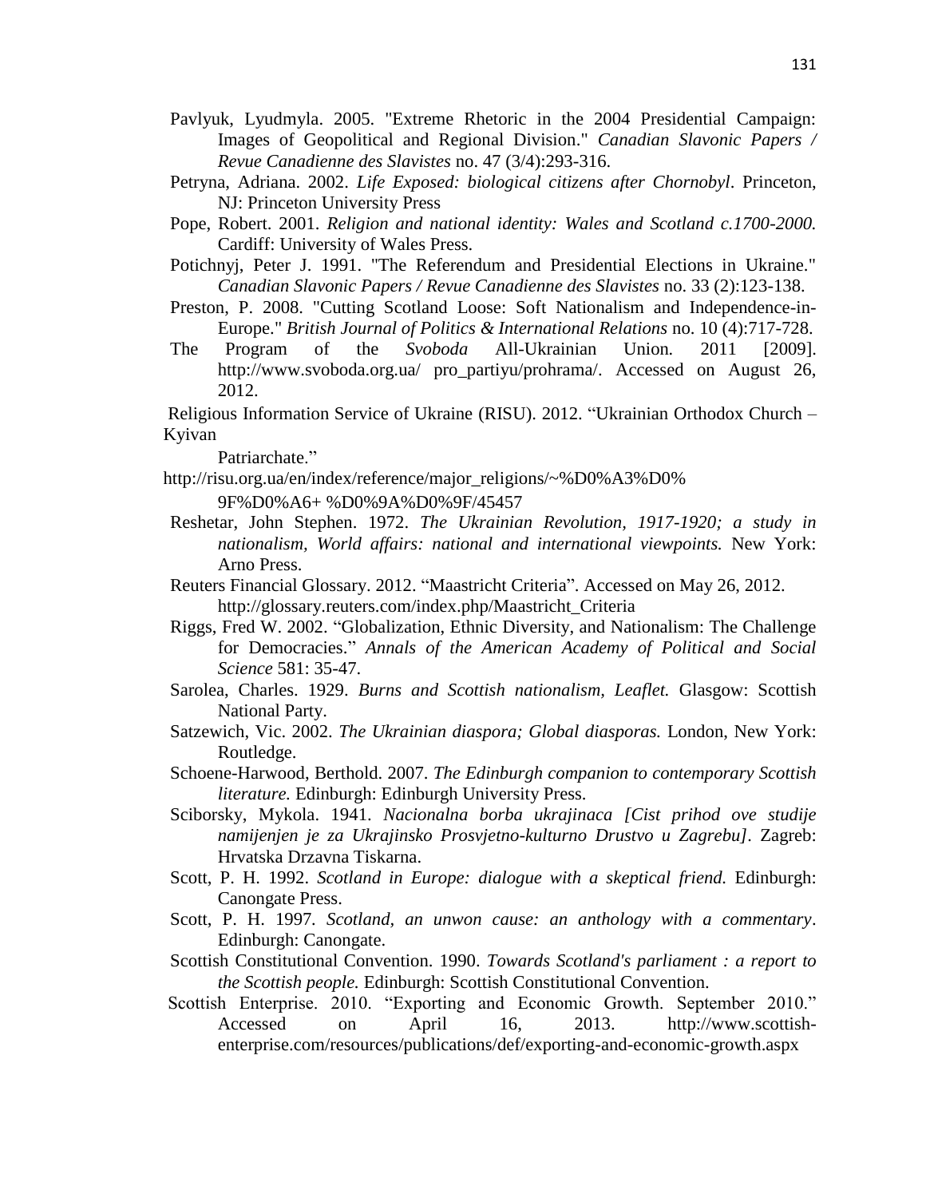Pavlyuk, Lyudmyla. 2005. "Extreme Rhetoric in the 2004 Presidential Campaign: Images of Geopolitical and Regional Division." *Canadian Slavonic Papers / Revue Canadienne des Slavistes* no. 47 (3/4):293-316.

Petryna, Adriana. 2002. *Life Exposed: biological citizens after Chornobyl*. Princeton, NJ: Princeton University Press

Pope, Robert. 2001. *Religion and national identity: Wales and Scotland c.1700-2000.* Cardiff: University of Wales Press.

Potichnyj, Peter J. 1991. "The Referendum and Presidential Elections in Ukraine." *Canadian Slavonic Papers / Revue Canadienne des Slavistes* no. 33 (2):123-138.

Preston, P. 2008. "Cutting Scotland Loose: Soft Nationalism and Independence-in-Europe." *British Journal of Politics & International Relations* no. 10 (4):717-728.

The Program of the *Svoboda* All-Ukrainian Union. 2011 [2009]. http://www.svoboda.org.ua/ pro_partiyu/prohrama/. Accessed on August 26, 2012.

Religious Information Service of Ukraine (RISU). 2012. "Ukrainian Orthodox Church – Kyivan Patriarchate." http://risu.org.ua/en/index/reference/major_religions/~%D0%A3%D0%9F%D0%A6+ %D0%9A%D0%9F/45457

Reshetar, John Stephen. 1972. *The Ukrainian Revolution, 1917-1920; a study in nationalism, World affairs: national and international viewpoints.* New York: Arno Press.

Reuters Financial Glossary. 2012. "Maastricht Criteria". Accessed on May 26, 2012. http://glossary.reuters.com/index.php/Maastricht_Criteria

Riggs, Fred W. 2002. "Globalization, Ethnic Diversity, and Nationalism: The Challenge for Democracies." *Annals of the American Academy of Political and Social Science* 581: 35-47.

Sarolea, Charles. 1929. *Burns and Scottish nationalism, Leaflet.* Glasgow: Scottish National Party.

Satzewich, Vic. 2002. *The Ukrainian diaspora; Global diasporas.* London, New York: Routledge.

Schoene-Harwood, Berthold. 2007. *The Edinburgh companion to contemporary Scottish literature.* Edinburgh: Edinburgh University Press.

Sciborsky, Mykola. 1941. *Nacionalna borba ukrajinaca [Cist prihod ove studije namijenjen je za Ukrajinsko Prosvjetno-kulturno Drustvo u Zagrebu].* Zagreb: Hrvatska Drzavna Tiskarna.

Scott, P. H. 1992. *Scotland in Europe: dialogue with a skeptical friend.* Edinburgh: Canongate Press.

Scott, P. H. 1997. *Scotland, an unwon cause: an anthology with a commentary*. Edinburgh: Canongate.

Scottish Constitutional Convention. 1990. *Towards Scotland's parliament : a report to the Scottish people.* Edinburgh: Scottish Constitutional Convention.

Scottish Enterprise. 2010. "Exporting and Economic Growth. September 2010." Accessed on April 16, 2013. http://www.scottish-enterprise.com/resources/publications/def/exporting-and-economic-growth.aspx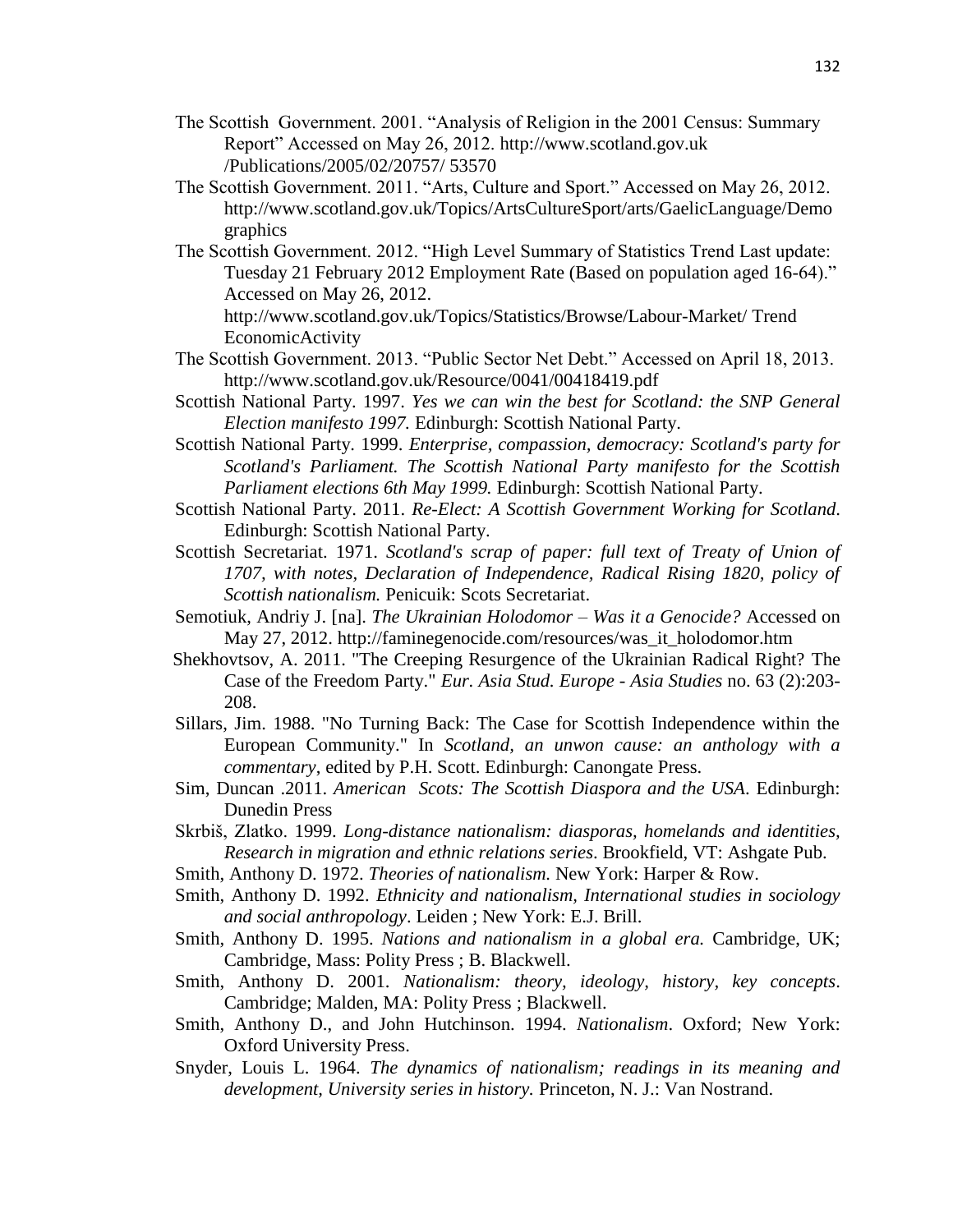The Scottish Government. 2001. "Analysis of Religion in the 2001 Census: Summary Report" Accessed on May 26, 2012. http://www.scotland.gov.uk /Publications/2005/02/20757/ 53570

The Scottish Government. 2011. "Arts, Culture and Sport." Accessed on May 26, 2012. http://www.scotland.gov.uk/Topics/ArtsCultureSport/arts/GaelicLanguage/Demographics

The Scottish Government. 2012. "High Level Summary of Statistics Trend Last update: Tuesday 21 February 2012 Employment Rate (Based on population aged 16-64)." Accessed on May 26, 2012. http://www.scotland.gov.uk/Topics/Statistics/Browse/Labour-Market/ Trend EconomicActivity

The Scottish Government. 2013. "Public Sector Net Debt." Accessed on April 18, 2013. http://www.scotland.gov.uk/Resource/0041/00418419.pdf

Scottish National Party. 1997. *Yes we can win the best for Scotland: the SNP General Election manifesto 1997.* Edinburgh: Scottish National Party.

Scottish National Party. 1999. *Enterprise, compassion, democracy: Scotland's party for Scotland's Parliament. The Scottish National Party manifesto for the Scottish Parliament elections 6th May 1999.* Edinburgh: Scottish National Party.

Scottish National Party. 2011. *Re-Elect: A Scottish Government Working for Scotland.* Edinburgh: Scottish National Party.

Scottish Secretariat. 1971. *Scotland's scrap of paper: full text of Treaty of Union of 1707, with notes, Declaration of Independence, Radical Rising 1820, policy of Scottish nationalism.* Penicuik: Scots Secretariat.

Semotiuk, Andriy J. [na]. *The Ukrainian Holodomor – Was it a Genocide?* Accessed on May 27, 2012. http://faminegenocide.com/resources/was_it_holodomor.htm

Shekhovtsov, A. 2011. "The Creeping Resurgence of the Ukrainian Radical Right? The Case of the Freedom Party." *Eur. Asia Stud. Europe - Asia Studies* no. 63 (2):203-208.

Sillars, Jim. 1988. "No Turning Back: The Case for Scottish Independence within the European Community." In *Scotland, an unwon cause: an anthology with a commentary*, edited by P.H. Scott. Edinburgh: Canongate Press.

Sim, Duncan .2011. *American Scots: The Scottish Diaspora and the USA*. Edinburgh: Dunedin Press

Skrbiš, Zlatko. 1999. *Long-distance nationalism: diasporas, homelands and identities, Research in migration and ethnic relations series*. Brookfield, VT: Ashgate Pub.

Smith, Anthony D. 1972. *Theories of nationalism.* New York: Harper & Row.

Smith, Anthony D. 1992. *Ethnicity and nationalism, International studies in sociology and social anthropology*. Leiden ; New York: E.J. Brill.

Smith, Anthony D. 1995. *Nations and nationalism in a global era.* Cambridge, UK; Cambridge, Mass: Polity Press ; B. Blackwell.

Smith, Anthony D. 2001. *Nationalism: theory, ideology, history, key concepts*. Cambridge; Malden, MA: Polity Press ; Blackwell.

Smith, Anthony D., and John Hutchinson. 1994. *Nationalism*. Oxford; New York: Oxford University Press.

Snyder, Louis L. 1964. *The dynamics of nationalism; readings in its meaning and development, University series in history.* Princeton, N. J.: Van Nostrand.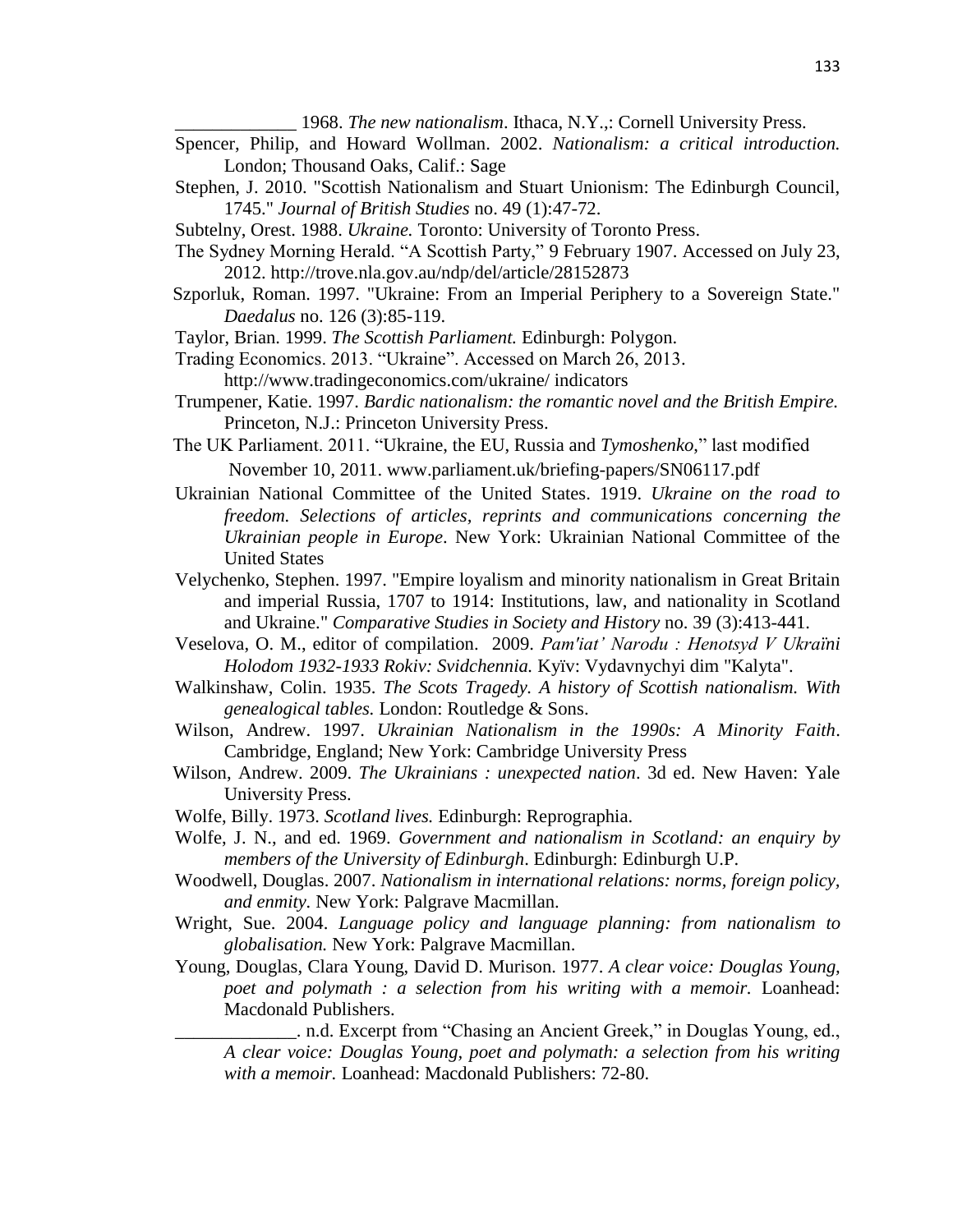_____________ 1968. *The new nationalism*. Ithaca, N.Y.,: Cornell University Press.

Spencer, Philip, and Howard Wollman. 2002. *Nationalism: a critical introduction.* London; Thousand Oaks, Calif.: Sage

Stephen, J. 2010. "Scottish Nationalism and Stuart Unionism: The Edinburgh Council, 1745." *Journal of British Studies* no. 49 (1):47-72.

Subtelny, Orest. 1988. *Ukraine.* Toronto: University of Toronto Press.

The Sydney Morning Herald. "A Scottish Party," 9 February 1907. Accessed on July 23, 2012. http://trove.nla.gov.au/ndp/del/article/28152873

Szporluk, Roman. 1997. "Ukraine: From an Imperial Periphery to a Sovereign State." *Daedalus* no. 126 (3):85-119.

Taylor, Brian. 1999. *The Scottish Parliament.* Edinburgh: Polygon.

Trading Economics. 2013. "Ukraine". Accessed on March 26, 2013. http://www.tradingeconomics.com/ukraine/ indicators

Trumpener, Katie. 1997. *Bardic nationalism: the romantic novel and the British Empire.* Princeton, N.J.: Princeton University Press.

The UK Parliament. 2011. "Ukraine, the EU, Russia and *Tymoshenko*," last modified November 10, 2011. www.parliament.uk/briefing-papers/SN06117.pdf

Ukrainian National Committee of the United States. 1919. *Ukraine on the road to freedom. Selections of articles, reprints and communications concerning the Ukrainian people in Europe*. New York: Ukrainian National Committee of the United States

Velychenko, Stephen. 1997. "Empire loyalism and minority nationalism in Great Britain and imperial Russia, 1707 to 1914: Institutions, law, and nationality in Scotland and Ukraine." *Comparative Studies in Society and History* no. 39 (3):413-441.

Veselova, O. M., editor of compilation. 2009. *Pam'iat' Narodu : Henotsyd V Ukraïni Holodom 1932-1933 Rokiv: Svidchennia.* Kyïv: Vydavnychyi dim "Kalyta".

Walkinshaw, Colin. 1935. *The Scots Tragedy. A history of Scottish nationalism. With genealogical tables.* London: Routledge & Sons.

Wilson, Andrew. 1997. *Ukrainian Nationalism in the 1990s: A Minority Faith*. Cambridge, England; New York: Cambridge University Press

Wilson, Andrew. 2009. *The Ukrainians : unexpected nation*. 3d ed. New Haven: Yale University Press.

Wolfe, Billy. 1973. *Scotland lives.* Edinburgh: Reprographia.

Wolfe, J. N., and ed. 1969. *Government and nationalism in Scotland: an enquiry by members of the University of Edinburgh*. Edinburgh: Edinburgh U.P.

Woodwell, Douglas. 2007. *Nationalism in international relations: norms, foreign policy, and enmity*. New York: Palgrave Macmillan.

Wright, Sue. 2004. *Language policy and language planning: from nationalism to globalisation.* New York: Palgrave Macmillan.

Young, Douglas, Clara Young, David D. Murison. 1977. *A clear voice: Douglas Young, poet and polymath : a selection from his writing with a memoir.* Loanhead: Macdonald Publishers.

_____________. n.d. Excerpt from "Chasing an Ancient Greek," in Douglas Young, ed., *A clear voice: Douglas Young, poet and polymath: a selection from his writing with a memoir.* Loanhead: Macdonald Publishers: 72-80.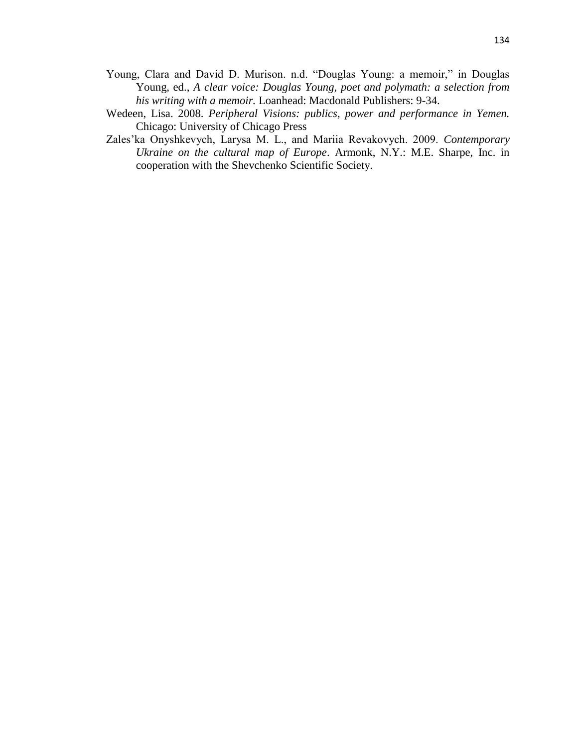Young, Clara and David D. Murison. n.d. “Douglas Young: a memoir,” in Douglas Young, ed., *A clear voice: Douglas Young, poet and polymath: a selection from his writing with a memoir.* Loanhead: Macdonald Publishers: 9-34.

Wedeen, Lisa. 2008. *Peripheral Visions: publics, power and performance in Yemen.* Chicago: University of Chicago Press

Zales’ka Onyshkevych, Larysa M. L., and Mariia Revakovych. 2009. *Contemporary Ukraine on the cultural map of Europe*. Armonk, N.Y.: M.E. Sharpe, Inc. in cooperation with the Shevchenko Scientific Society.